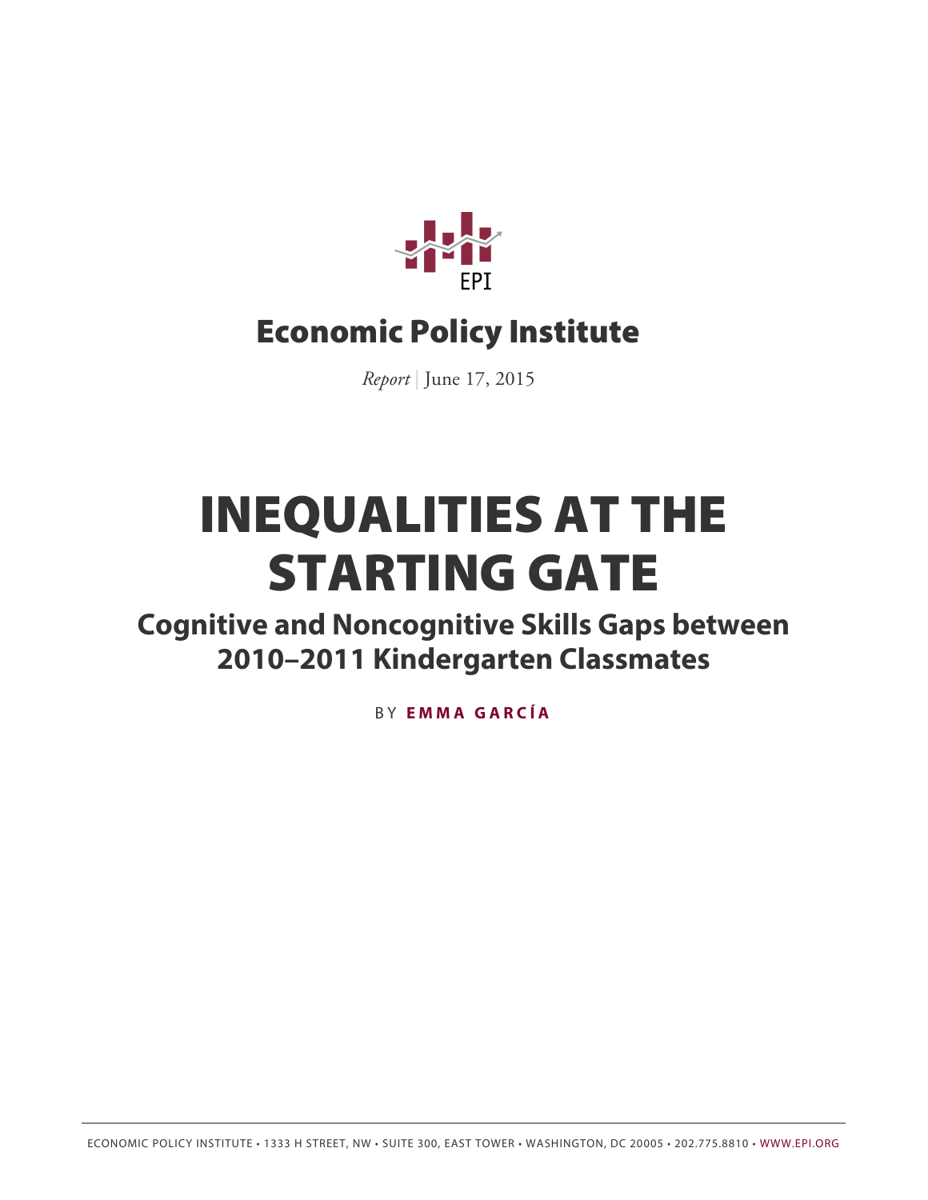Economic Policy Institute

*Report* | June 17, 2015

# INEQUALITIES AT THE STARTING GATE

## Cognitive and Noncognitive Skills Gaps between 2010–2011 Kindergarten Classmates

BY **EMMA GARCÍA**

ECONOMIC POLICY INSTITUTE • 1333 H STREET, NW • SUITE 300, EAST TOWER • WASHINGTON, DC 20005 • 202.775.8810 • WWW.EPI.ORG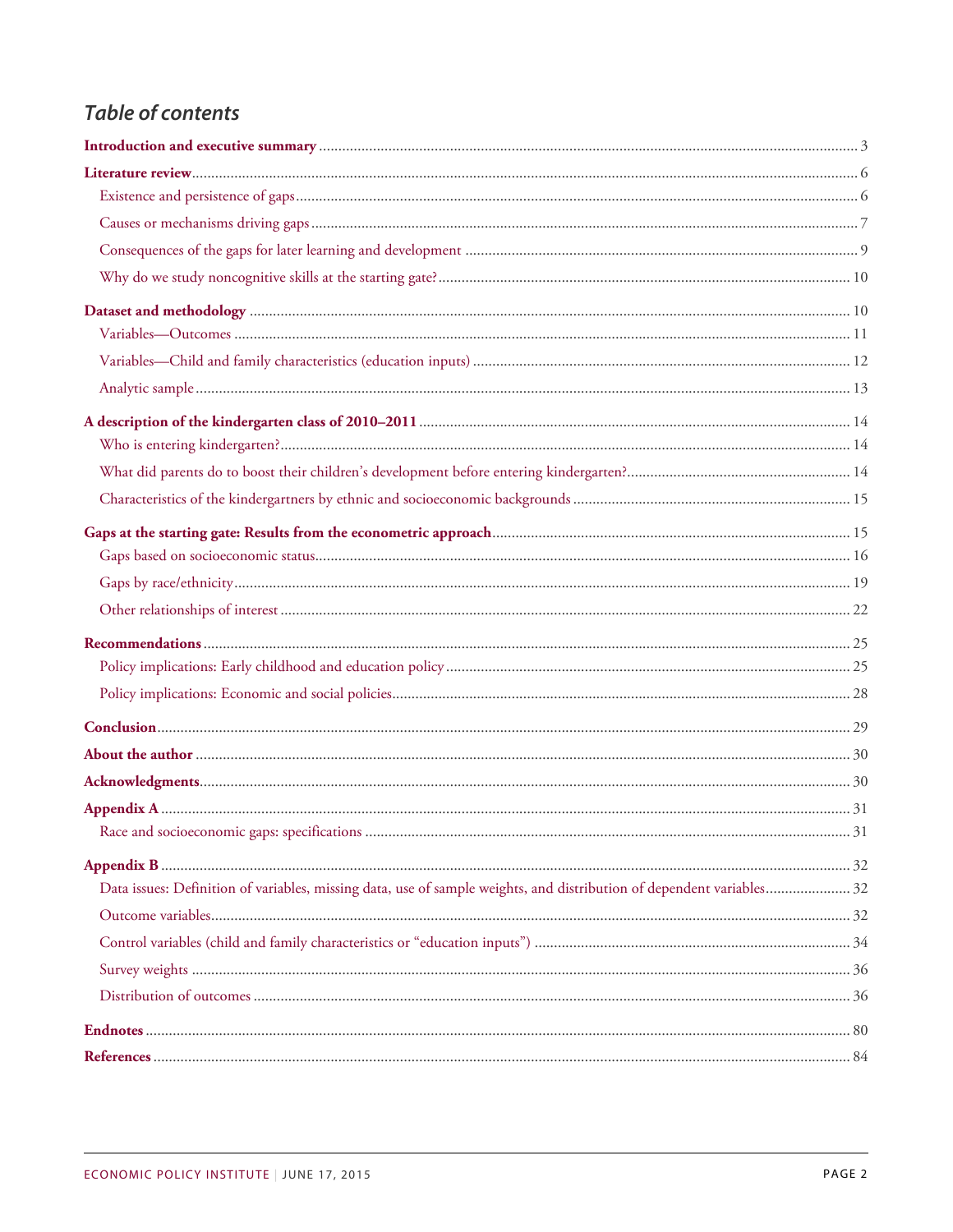## *Table of contents*

**Introduction and executive summary** ... 3

**Literature review** ... 6

- Existence and persistence of gaps ... 6
- Causes or mechanisms driving gaps ... 7
- Consequences of the gaps for later learning and development ... 9
- Why do we study noncognitive skills at the starting gate? ... 10

**Dataset and methodology** ... 10

- Variables—Outcomes ... 11
- Variables—Child and family characteristics (education inputs) ... 12
- Analytic sample ... 13

**A description of the kindergarten class of 2010–2011** ... 14

- Who is entering kindergarten? ... 14
- What did parents do to boost their children's development before entering kindergarten? ... 14
- Characteristics of the kindergartners by ethnic and socioeconomic backgrounds ... 15

**Gaps at the starting gate: Results from the econometric approach** ... 15

- Gaps based on socioeconomic status ... 16
- Gaps by race/ethnicity ... 19
- Other relationships of interest ... 22

**Recommendations** ... 25

- Policy implications: Early childhood and education policy ... 25
- Policy implications: Economic and social policies ... 28

**Conclusion** ... 29

**About the author** ... 30

**Acknowledgments** ... 30

**Appendix A** ... 31

- Race and socioeconomic gaps: specifications ... 31

**Appendix B** ... 32

- Data issues: Definition of variables, missing data, use of sample weights, and distribution of dependent variables ... 32
- Outcome variables ... 32
- Control variables (child and family characteristics or "education inputs") ... 34
- Survey weights ... 36
- Distribution of outcomes ... 36

**Endnotes** ... 80

**References** ... 84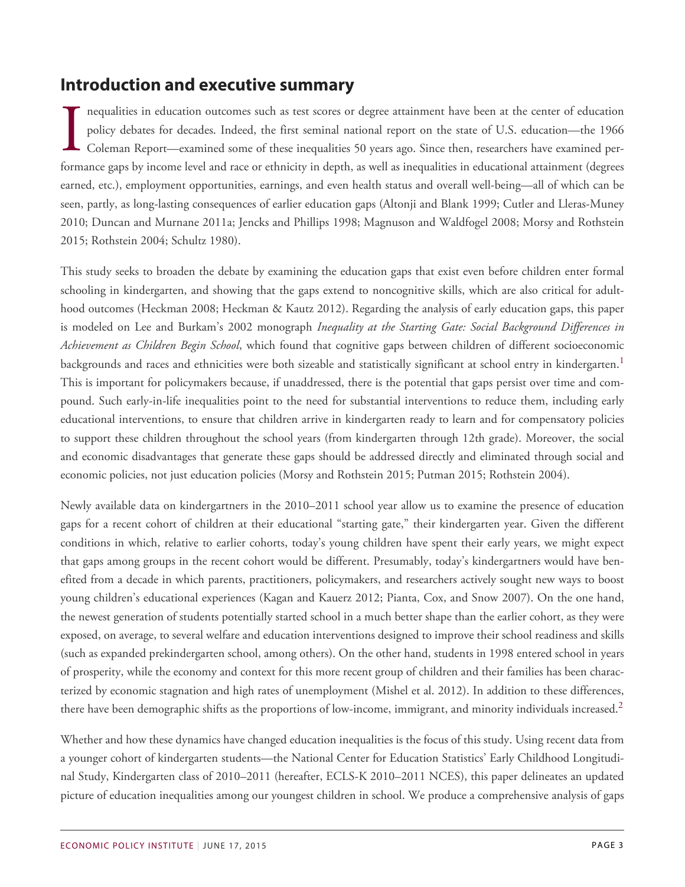## Introduction and executive summary

Inequalities in education outcomes such as test scores or degree attainment have been at the center of education policy debates for decades. Indeed, the first seminal national report on the state of U.S. education—the 1966 Coleman Report—examined some of these inequalities 50 years ago. Since then, researchers have examined performance gaps by income level and race or ethnicity in depth, as well as inequalities in educational attainment (degrees earned, etc.), employment opportunities, earnings, and even health status and overall well-being—all of which can be seen, partly, as long-lasting consequences of earlier education gaps (Altonji and Blank 1999; Cutler and Lleras-Muney 2010; Duncan and Murnane 2011a; Jencks and Phillips 1998; Magnuson and Waldfogel 2008; Morsy and Rothstein 2015; Rothstein 2004; Schultz 1980).

This study seeks to broaden the debate by examining the education gaps that exist even before children enter formal schooling in kindergarten, and showing that the gaps extend to noncognitive skills, which are also critical for adulthood outcomes (Heckman 2008; Heckman & Kautz 2012). Regarding the analysis of early education gaps, this paper is modeled on Lee and Burkam's 2002 monograph *Inequality at the Starting Gate: Social Background Differences in Achievement as Children Begin School*, which found that cognitive gaps between children of different socioeconomic backgrounds and races and ethnicities were both sizeable and statistically significant at school entry in kindergarten.[1] This is important for policymakers because, if unaddressed, there is the potential that gaps persist over time and compound. Such early-in-life inequalities point to the need for substantial interventions to reduce them, including early educational interventions, to ensure that children arrive in kindergarten ready to learn and for compensatory policies to support these children throughout the school years (from kindergarten through 12th grade). Moreover, the social and economic disadvantages that generate these gaps should be addressed directly and eliminated through social and economic policies, not just education policies (Morsy and Rothstein 2015; Putman 2015; Rothstein 2004).

Newly available data on kindergartners in the 2010–2011 school year allow us to examine the presence of education gaps for a recent cohort of children at their educational "starting gate," their kindergarten year. Given the different conditions in which, relative to earlier cohorts, today's young children have spent their early years, we might expect that gaps among groups in the recent cohort would be different. Presumably, today's kindergartners would have benefited from a decade in which parents, practitioners, policymakers, and researchers actively sought new ways to boost young children's educational experiences (Kagan and Kauerz 2012; Pianta, Cox, and Snow 2007). On the one hand, the newest generation of students potentially started school in a much better shape than the earlier cohort, as they were exposed, on average, to several welfare and education interventions designed to improve their school readiness and skills (such as expanded prekindergarten school, among others). On the other hand, students in 1998 entered school in years of prosperity, while the economy and context for this more recent group of children and their families has been characterized by economic stagnation and high rates of unemployment (Mishel et al. 2012). In addition to these differences, there have been demographic shifts as the proportions of low-income, immigrant, and minority individuals increased.[2]

Whether and how these dynamics have changed education inequalities is the focus of this study. Using recent data from a younger cohort of kindergarten students—the National Center for Education Statistics' Early Childhood Longitudinal Study, Kindergarten class of 2010–2011 (hereafter, ECLS-K 2010–2011 NCES), this paper delineates an updated picture of education inequalities among our youngest children in school. We produce a comprehensive analysis of gaps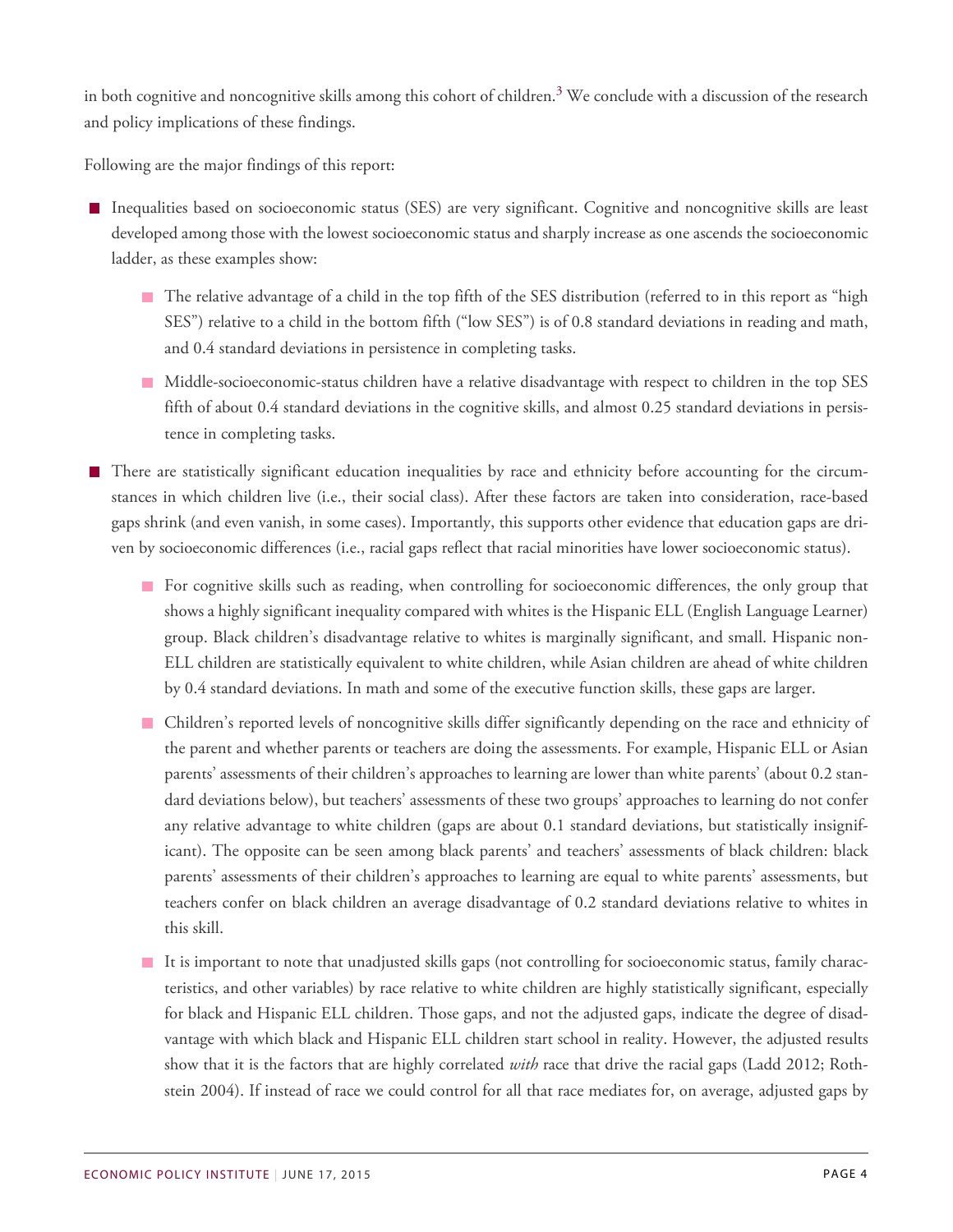in both cognitive and noncognitive skills among this cohort of children.[3] We conclude with a discussion of the research and policy implications of these findings.

Following are the major findings of this report:

- Inequalities based on socioeconomic status (SES) are very significant. Cognitive and noncognitive skills are least developed among those with the lowest socioeconomic status and sharply increase as one ascends the socioeconomic ladder, as these examples show:
  - The relative advantage of a child in the top fifth of the SES distribution (referred to in this report as "high SES") relative to a child in the bottom fifth ("low SES") is of 0.8 standard deviations in reading and math, and 0.4 standard deviations in persistence in completing tasks.
  - Middle-socioeconomic-status children have a relative disadvantage with respect to children in the top SES fifth of about 0.4 standard deviations in the cognitive skills, and almost 0.25 standard deviations in persistence in completing tasks.
- There are statistically significant education inequalities by race and ethnicity before accounting for the circumstances in which children live (i.e., their social class). After these factors are taken into consideration, race-based gaps shrink (and even vanish, in some cases). Importantly, this supports other evidence that education gaps are driven by socioeconomic differences (i.e., racial gaps reflect that racial minorities have lower socioeconomic status).
  - For cognitive skills such as reading, when controlling for socioeconomic differences, the only group that shows a highly significant inequality compared with whites is the Hispanic ELL (English Language Learner) group. Black children's disadvantage relative to whites is marginally significant, and small. Hispanic non-ELL children are statistically equivalent to white children, while Asian children are ahead of white children by 0.4 standard deviations. In math and some of the executive function skills, these gaps are larger.
  - Children's reported levels of noncognitive skills differ significantly depending on the race and ethnicity of the parent and whether parents or teachers are doing the assessments. For example, Hispanic ELL or Asian parents' assessments of their children's approaches to learning are lower than white parents' (about 0.2 standard deviations below), but teachers' assessments of these two groups' approaches to learning do not confer any relative advantage to white children (gaps are about 0.1 standard deviations, but statistically insignificant). The opposite can be seen among black parents' and teachers' assessments of black children: black parents' assessments of their children's approaches to learning are equal to white parents' assessments, but teachers confer on black children an average disadvantage of 0.2 standard deviations relative to whites in this skill.
  - It is important to note that unadjusted skills gaps (not controlling for socioeconomic status, family characteristics, and other variables) by race relative to white children are highly statistically significant, especially for black and Hispanic ELL children. Those gaps, and not the adjusted gaps, indicate the degree of disadvantage with which black and Hispanic ELL children start school in reality. However, the adjusted results show that it is the factors that are highly correlated *with* race that drive the racial gaps (Ladd 2012; Rothstein 2004). If instead of race we could control for all that race mediates for, on average, adjusted gaps by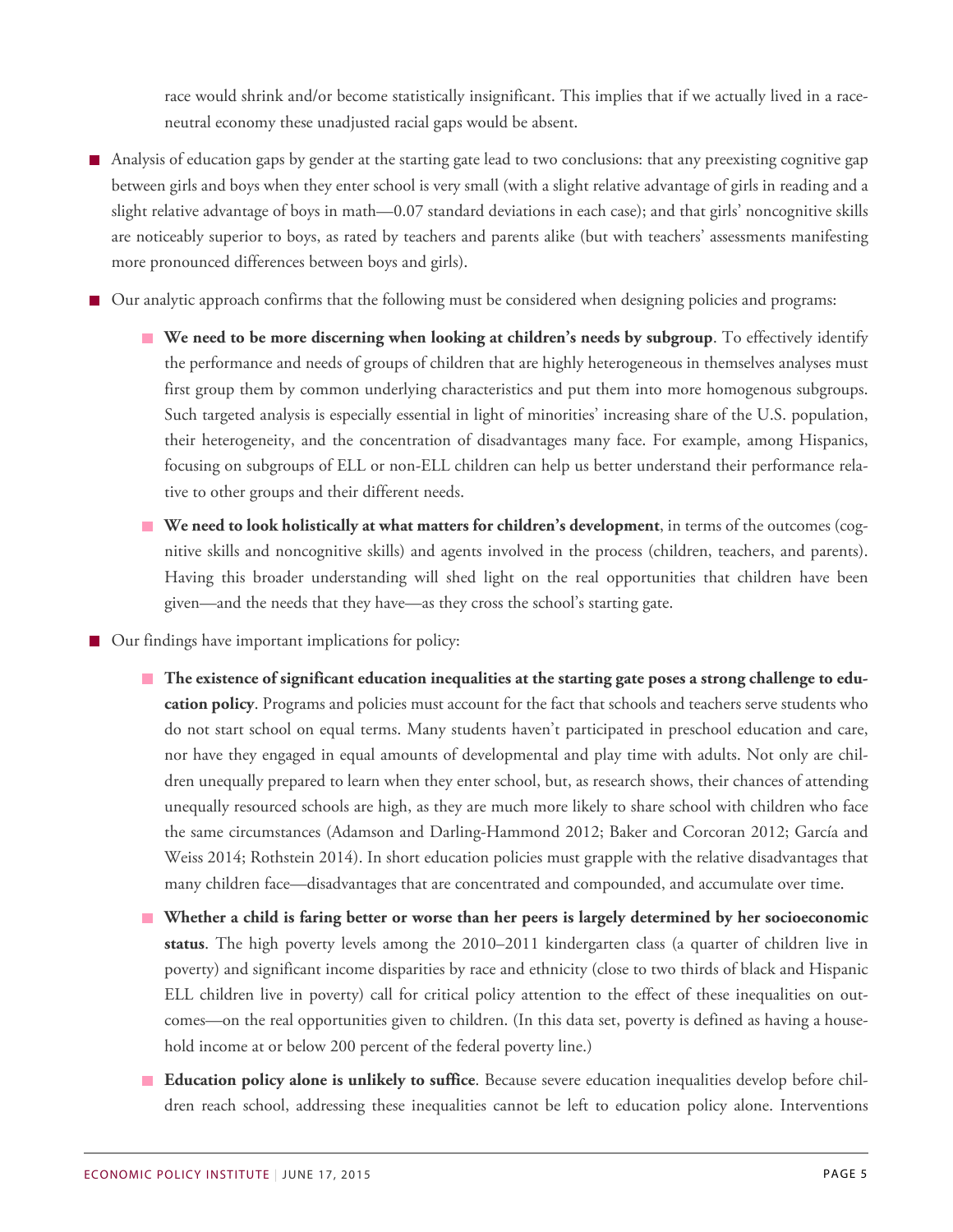race would shrink and/or become statistically insignificant. This implies that if we actually lived in a race-neutral economy these unadjusted racial gaps would be absent.

- Analysis of education gaps by gender at the starting gate lead to two conclusions: that any preexisting cognitive gap between girls and boys when they enter school is very small (with a slight relative advantage of girls in reading and a slight relative advantage of boys in math—0.07 standard deviations in each case); and that girls' noncognitive skills are noticeably superior to boys, as rated by teachers and parents alike (but with teachers' assessments manifesting more pronounced differences between boys and girls).

- Our analytic approach confirms that the following must be considered when designing policies and programs:

  - **We need to be more discerning when looking at children's needs by subgroup**. To effectively identify the performance and needs of groups of children that are highly heterogeneous in themselves analyses must first group them by common underlying characteristics and put them into more homogenous subgroups. Such targeted analysis is especially essential in light of minorities' increasing share of the U.S. population, their heterogeneity, and the concentration of disadvantages many face. For example, among Hispanics, focusing on subgroups of ELL or non-ELL children can help us better understand their performance relative to other groups and their different needs.

  - **We need to look holistically at what matters for children's development**, in terms of the outcomes (cognitive skills and noncognitive skills) and agents involved in the process (children, teachers, and parents). Having this broader understanding will shed light on the real opportunities that children have been given—and the needs that they have—as they cross the school's starting gate.

- Our findings have important implications for policy:

  - **The existence of significant education inequalities at the starting gate poses a strong challenge to education policy**. Programs and policies must account for the fact that schools and teachers serve students who do not start school on equal terms. Many students haven't participated in preschool education and care, nor have they engaged in equal amounts of developmental and play time with adults. Not only are children unequally prepared to learn when they enter school, but, as research shows, their chances of attending unequally resourced schools are high, as they are much more likely to share school with children who face the same circumstances (Adamson and Darling-Hammond 2012; Baker and Corcoran 2012; García and Weiss 2014; Rothstein 2014). In short education policies must grapple with the relative disadvantages that many children face—disadvantages that are concentrated and compounded, and accumulate over time.

  - **Whether a child is faring better or worse than her peers is largely determined by her socioeconomic status**. The high poverty levels among the 2010–2011 kindergarten class (a quarter of children live in poverty) and significant income disparities by race and ethnicity (close to two thirds of black and Hispanic ELL children live in poverty) call for critical policy attention to the effect of these inequalities on outcomes—on the real opportunities given to children. (In this data set, poverty is defined as having a household income at or below 200 percent of the federal poverty line.)

  - **Education policy alone is unlikely to suffice**. Because severe education inequalities develop before children reach school, addressing these inequalities cannot be left to education policy alone. Interventions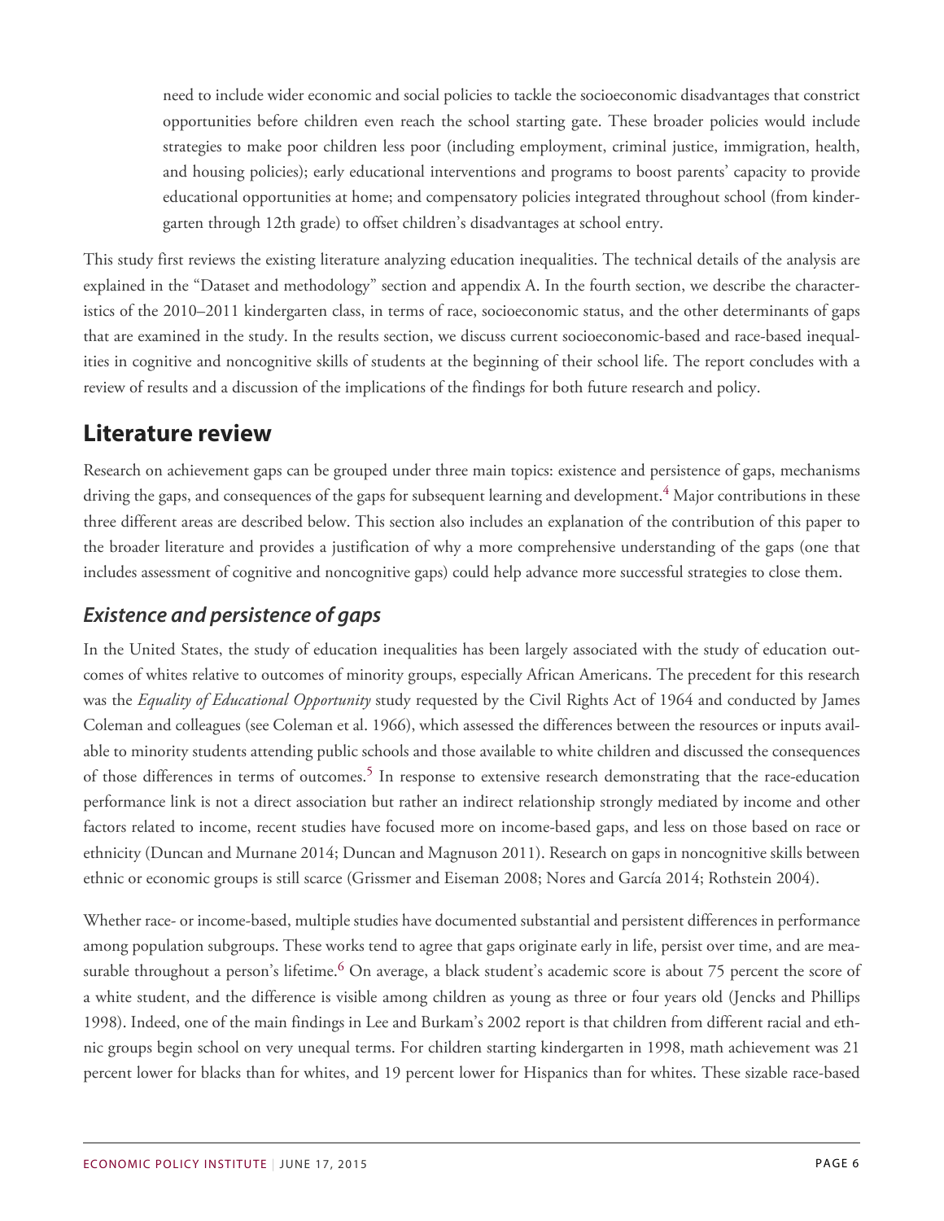need to include wider economic and social policies to tackle the socioeconomic disadvantages that constrict opportunities before children even reach the school starting gate. These broader policies would include strategies to make poor children less poor (including employment, criminal justice, immigration, health, and housing policies); early educational interventions and programs to boost parents' capacity to provide educational opportunities at home; and compensatory policies integrated throughout school (from kindergarten through 12th grade) to offset children's disadvantages at school entry.

This study first reviews the existing literature analyzing education inequalities. The technical details of the analysis are explained in the "Dataset and methodology" section and appendix A. In the fourth section, we describe the characteristics of the 2010–2011 kindergarten class, in terms of race, socioeconomic status, and the other determinants of gaps that are examined in the study. In the results section, we discuss current socioeconomic-based and race-based inequalities in cognitive and noncognitive skills of students at the beginning of their school life. The report concludes with a review of results and a discussion of the implications of the findings for both future research and policy.

## Literature review

Research on achievement gaps can be grouped under three main topics: existence and persistence of gaps, mechanisms driving the gaps, and consequences of the gaps for subsequent learning and development.[4] Major contributions in these three different areas are described below. This section also includes an explanation of the contribution of this paper to the broader literature and provides a justification of why a more comprehensive understanding of the gaps (one that includes assessment of cognitive and noncognitive gaps) could help advance more successful strategies to close them.

### *Existence and persistence of gaps*

In the United States, the study of education inequalities has been largely associated with the study of education outcomes of whites relative to outcomes of minority groups, especially African Americans. The precedent for this research was the *Equality of Educational Opportunity* study requested by the Civil Rights Act of 1964 and conducted by James Coleman and colleagues (see Coleman et al. 1966), which assessed the differences between the resources or inputs available to minority students attending public schools and those available to white children and discussed the consequences of those differences in terms of outcomes.[5] In response to extensive research demonstrating that the race-education performance link is not a direct association but rather an indirect relationship strongly mediated by income and other factors related to income, recent studies have focused more on income-based gaps, and less on those based on race or ethnicity (Duncan and Murnane 2014; Duncan and Magnuson 2011). Research on gaps in noncognitive skills between ethnic or economic groups is still scarce (Grissmer and Eiseman 2008; Nores and García 2014; Rothstein 2004).

Whether race- or income-based, multiple studies have documented substantial and persistent differences in performance among population subgroups. These works tend to agree that gaps originate early in life, persist over time, and are measurable throughout a person's lifetime.[6] On average, a black student's academic score is about 75 percent the score of a white student, and the difference is visible among children as young as three or four years old (Jencks and Phillips 1998). Indeed, one of the main findings in Lee and Burkam's 2002 report is that children from different racial and ethnic groups begin school on very unequal terms. For children starting kindergarten in 1998, math achievement was 21 percent lower for blacks than for whites, and 19 percent lower for Hispanics than for whites. These sizable race-based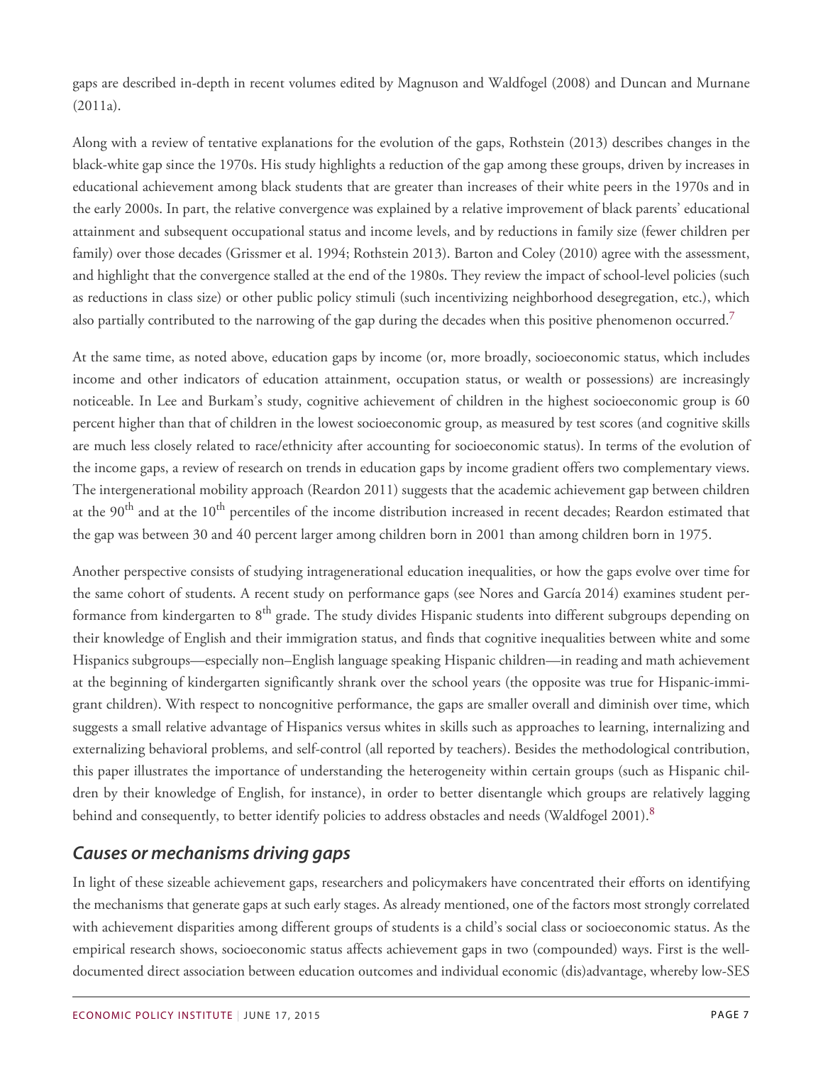gaps are described in-depth in recent volumes edited by Magnuson and Waldfogel (2008) and Duncan and Murnane (2011a).

Along with a review of tentative explanations for the evolution of the gaps, Rothstein (2013) describes changes in the black-white gap since the 1970s. His study highlights a reduction of the gap among these groups, driven by increases in educational achievement among black students that are greater than increases of their white peers in the 1970s and in the early 2000s. In part, the relative convergence was explained by a relative improvement of black parents' educational attainment and subsequent occupational status and income levels, and by reductions in family size (fewer children per family) over those decades (Grissmer et al. 1994; Rothstein 2013). Barton and Coley (2010) agree with the assessment, and highlight that the convergence stalled at the end of the 1980s. They review the impact of school-level policies (such as reductions in class size) or other public policy stimuli (such incentivizing neighborhood desegregation, etc.), which also partially contributed to the narrowing of the gap during the decades when this positive phenomenon occurred.[7]

At the same time, as noted above, education gaps by income (or, more broadly, socioeconomic status, which includes income and other indicators of education attainment, occupation status, or wealth or possessions) are increasingly noticeable. In Lee and Burkam's study, cognitive achievement of children in the highest socioeconomic group is 60 percent higher than that of children in the lowest socioeconomic group, as measured by test scores (and cognitive skills are much less closely related to race/ethnicity after accounting for socioeconomic status). In terms of the evolution of the income gaps, a review of research on trends in education gaps by income gradient offers two complementary views. The intergenerational mobility approach (Reardon 2011) suggests that the academic achievement gap between children at the 90th and at the 10th percentiles of the income distribution increased in recent decades; Reardon estimated that the gap was between 30 and 40 percent larger among children born in 2001 than among children born in 1975.

Another perspective consists of studying intragenerational education inequalities, or how the gaps evolve over time for the same cohort of students. A recent study on performance gaps (see Nores and García 2014) examines student performance from kindergarten to 8th grade. The study divides Hispanic students into different subgroups depending on their knowledge of English and their immigration status, and finds that cognitive inequalities between white and some Hispanics subgroups—especially non–English language speaking Hispanic children—in reading and math achievement at the beginning of kindergarten significantly shrank over the school years (the opposite was true for Hispanic-immigrant children). With respect to noncognitive performance, the gaps are smaller overall and diminish over time, which suggests a small relative advantage of Hispanics versus whites in skills such as approaches to learning, internalizing and externalizing behavioral problems, and self-control (all reported by teachers). Besides the methodological contribution, this paper illustrates the importance of understanding the heterogeneity within certain groups (such as Hispanic children by their knowledge of English, for instance), in order to better disentangle which groups are relatively lagging behind and consequently, to better identify policies to address obstacles and needs (Waldfogel 2001).[8]

## *Causes or mechanisms driving gaps*

In light of these sizeable achievement gaps, researchers and policymakers have concentrated their efforts on identifying the mechanisms that generate gaps at such early stages. As already mentioned, one of the factors most strongly correlated with achievement disparities among different groups of students is a child's social class or socioeconomic status. As the empirical research shows, socioeconomic status affects achievement gaps in two (compounded) ways. First is the well-documented direct association between education outcomes and individual economic (dis)advantage, whereby low-SES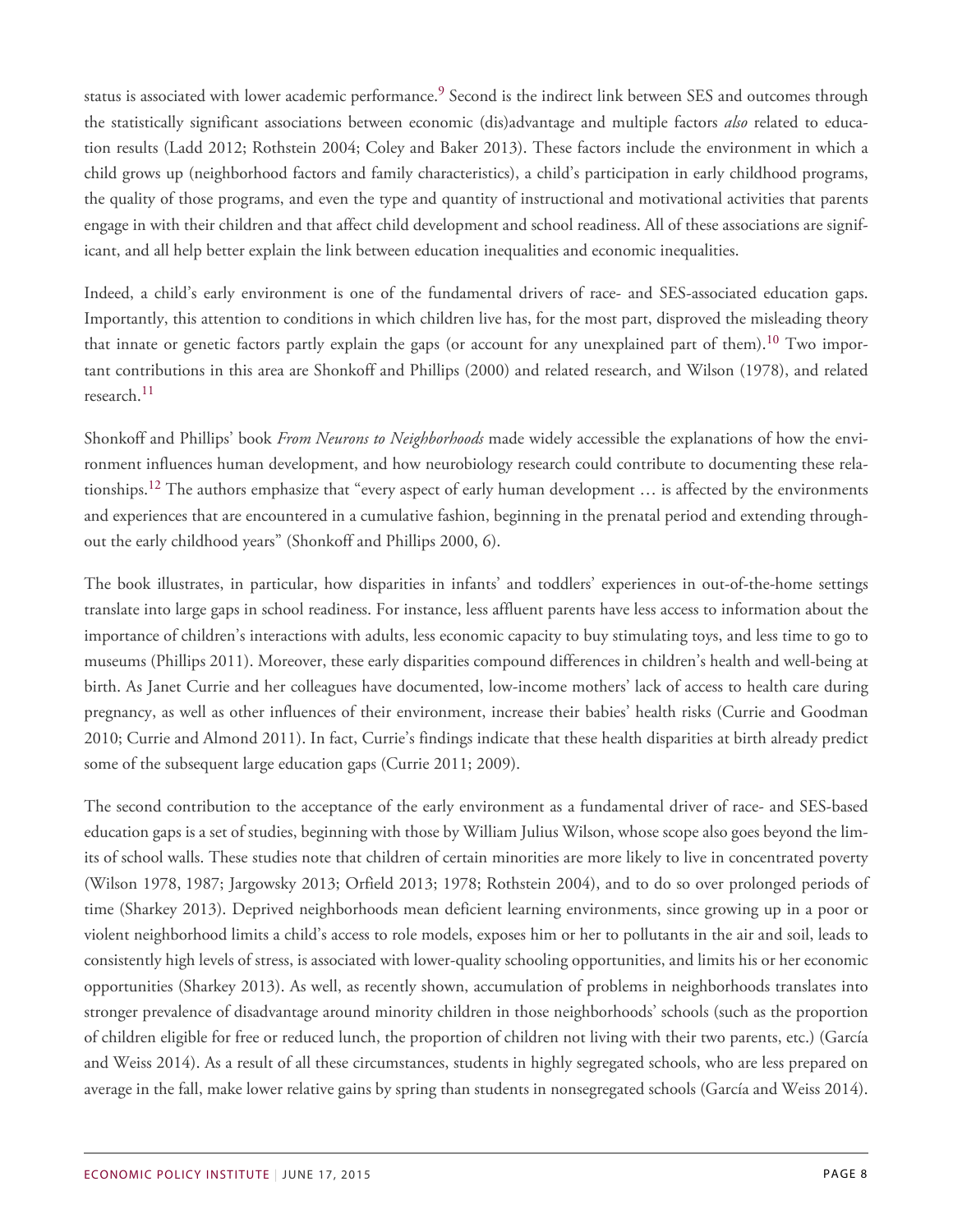status is associated with lower academic performance.[9] Second is the indirect link between SES and outcomes through the statistically significant associations between economic (dis)advantage and multiple factors *also* related to education results (Ladd 2012; Rothstein 2004; Coley and Baker 2013). These factors include the environment in which a child grows up (neighborhood factors and family characteristics), a child's participation in early childhood programs, the quality of those programs, and even the type and quantity of instructional and motivational activities that parents engage in with their children and that affect child development and school readiness. All of these associations are significant, and all help better explain the link between education inequalities and economic inequalities.

Indeed, a child's early environment is one of the fundamental drivers of race- and SES-associated education gaps. Importantly, this attention to conditions in which children live has, for the most part, disproved the misleading theory that innate or genetic factors partly explain the gaps (or account for any unexplained part of them).[10] Two important contributions in this area are Shonkoff and Phillips (2000) and related research, and Wilson (1978), and related research.[11]

Shonkoff and Phillips' book *From Neurons to Neighborhoods* made widely accessible the explanations of how the environment influences human development, and how neurobiology research could contribute to documenting these relationships.[12] The authors emphasize that "every aspect of early human development … is affected by the environments and experiences that are encountered in a cumulative fashion, beginning in the prenatal period and extending throughout the early childhood years" (Shonkoff and Phillips 2000, 6).

The book illustrates, in particular, how disparities in infants' and toddlers' experiences in out-of-the-home settings translate into large gaps in school readiness. For instance, less affluent parents have less access to information about the importance of children's interactions with adults, less economic capacity to buy stimulating toys, and less time to go to museums (Phillips 2011). Moreover, these early disparities compound differences in children's health and well-being at birth. As Janet Currie and her colleagues have documented, low-income mothers' lack of access to health care during pregnancy, as well as other influences of their environment, increase their babies' health risks (Currie and Goodman 2010; Currie and Almond 2011). In fact, Currie's findings indicate that these health disparities at birth already predict some of the subsequent large education gaps (Currie 2011; 2009).

The second contribution to the acceptance of the early environment as a fundamental driver of race- and SES-based education gaps is a set of studies, beginning with those by William Julius Wilson, whose scope also goes beyond the limits of school walls. These studies note that children of certain minorities are more likely to live in concentrated poverty (Wilson 1978, 1987; Jargowsky 2013; Orfield 2013; 1978; Rothstein 2004), and to do so over prolonged periods of time (Sharkey 2013). Deprived neighborhoods mean deficient learning environments, since growing up in a poor or violent neighborhood limits a child's access to role models, exposes him or her to pollutants in the air and soil, leads to consistently high levels of stress, is associated with lower-quality schooling opportunities, and limits his or her economic opportunities (Sharkey 2013). As well, as recently shown, accumulation of problems in neighborhoods translates into stronger prevalence of disadvantage around minority children in those neighborhoods' schools (such as the proportion of children eligible for free or reduced lunch, the proportion of children not living with their two parents, etc.) (García and Weiss 2014). As a result of all these circumstances, students in highly segregated schools, who are less prepared on average in the fall, make lower relative gains by spring than students in nonsegregated schools (García and Weiss 2014).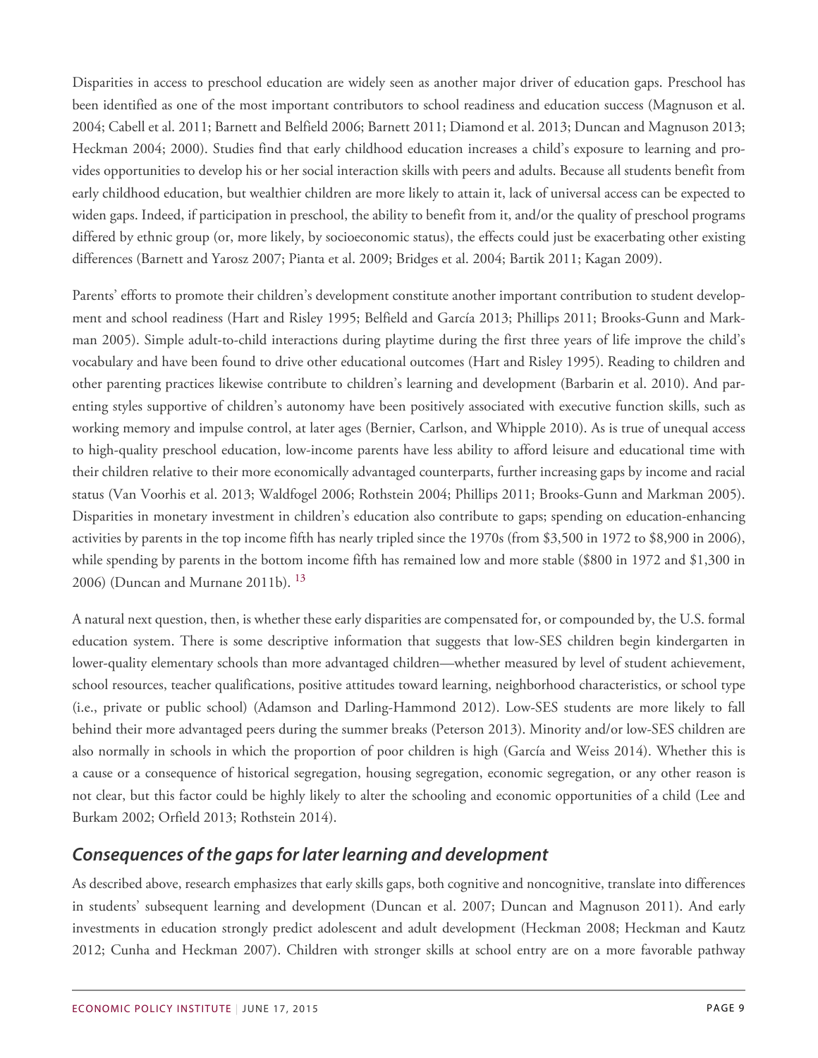Disparities in access to preschool education are widely seen as another major driver of education gaps. Preschool has been identified as one of the most important contributors to school readiness and education success (Magnuson et al. 2004; Cabell et al. 2011; Barnett and Belfield 2006; Barnett 2011; Diamond et al. 2013; Duncan and Magnuson 2013; Heckman 2004; 2000). Studies find that early childhood education increases a child's exposure to learning and provides opportunities to develop his or her social interaction skills with peers and adults. Because all students benefit from early childhood education, but wealthier children are more likely to attain it, lack of universal access can be expected to widen gaps. Indeed, if participation in preschool, the ability to benefit from it, and/or the quality of preschool programs differed by ethnic group (or, more likely, by socioeconomic status), the effects could just be exacerbating other existing differences (Barnett and Yarosz 2007; Pianta et al. 2009; Bridges et al. 2004; Bartik 2011; Kagan 2009).

Parents' efforts to promote their children's development constitute another important contribution to student development and school readiness (Hart and Risley 1995; Belfield and García 2013; Phillips 2011; Brooks-Gunn and Markman 2005). Simple adult-to-child interactions during playtime during the first three years of life improve the child's vocabulary and have been found to drive other educational outcomes (Hart and Risley 1995). Reading to children and other parenting practices likewise contribute to children's learning and development (Barbarin et al. 2010). And parenting styles supportive of children's autonomy have been positively associated with executive function skills, such as working memory and impulse control, at later ages (Bernier, Carlson, and Whipple 2010). As is true of unequal access to high-quality preschool education, low-income parents have less ability to afford leisure and educational time with their children relative to their more economically advantaged counterparts, further increasing gaps by income and racial status (Van Voorhis et al. 2013; Waldfogel 2006; Rothstein 2004; Phillips 2011; Brooks-Gunn and Markman 2005). Disparities in monetary investment in children's education also contribute to gaps; spending on education-enhancing activities by parents in the top income fifth has nearly tripled since the 1970s (from $3,500 in 1972 to $8,900 in 2006), while spending by parents in the bottom income fifth has remained low and more stable ($800 in 1972 and $1,300 in 2006) (Duncan and Murnane 2011b). [13]

A natural next question, then, is whether these early disparities are compensated for, or compounded by, the U.S. formal education system. There is some descriptive information that suggests that low-SES children begin kindergarten in lower-quality elementary schools than more advantaged children—whether measured by level of student achievement, school resources, teacher qualifications, positive attitudes toward learning, neighborhood characteristics, or school type (i.e., private or public school) (Adamson and Darling-Hammond 2012). Low-SES students are more likely to fall behind their more advantaged peers during the summer breaks (Peterson 2013). Minority and/or low-SES children are also normally in schools in which the proportion of poor children is high (García and Weiss 2014). Whether this is a cause or a consequence of historical segregation, housing segregation, economic segregation, or any other reason is not clear, but this factor could be highly likely to alter the schooling and economic opportunities of a child (Lee and Burkam 2002; Orfield 2013; Rothstein 2014).

### *Consequences of the gaps for later learning and development*

As described above, research emphasizes that early skills gaps, both cognitive and noncognitive, translate into differences in students' subsequent learning and development (Duncan et al. 2007; Duncan and Magnuson 2011). And early investments in education strongly predict adolescent and adult development (Heckman 2008; Heckman and Kautz 2012; Cunha and Heckman 2007). Children with stronger skills at school entry are on a more favorable pathway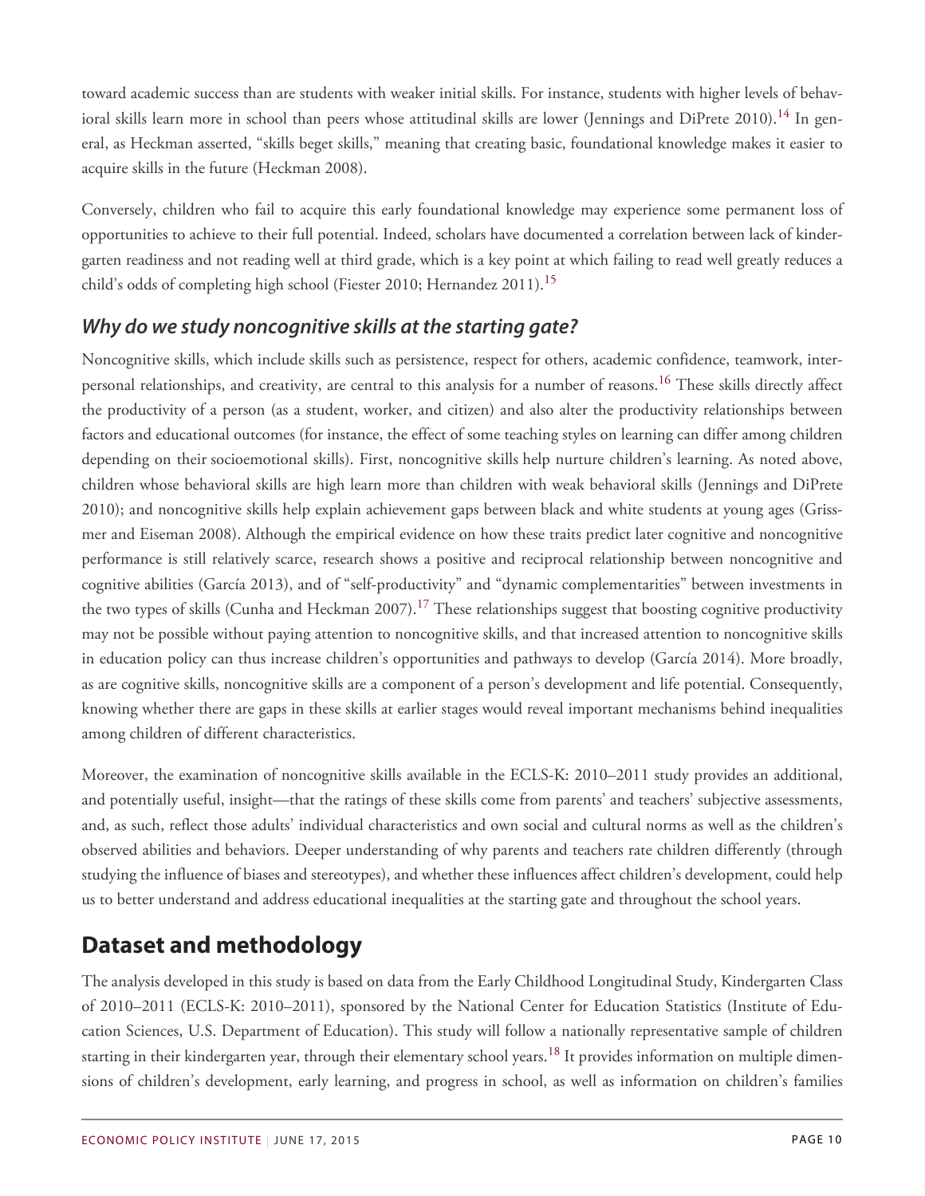toward academic success than are students with weaker initial skills. For instance, students with higher levels of behavioral skills learn more in school than peers whose attitudinal skills are lower (Jennings and DiPrete 2010).[14] In general, as Heckman asserted, "skills beget skills," meaning that creating basic, foundational knowledge makes it easier to acquire skills in the future (Heckman 2008).

Conversely, children who fail to acquire this early foundational knowledge may experience some permanent loss of opportunities to achieve to their full potential. Indeed, scholars have documented a correlation between lack of kindergarten readiness and not reading well at third grade, which is a key point at which failing to read well greatly reduces a child's odds of completing high school (Fiester 2010; Hernandez 2011).[15]

### *Why do we study noncognitive skills at the starting gate?*

Noncognitive skills, which include skills such as persistence, respect for others, academic confidence, teamwork, interpersonal relationships, and creativity, are central to this analysis for a number of reasons.[16] These skills directly affect the productivity of a person (as a student, worker, and citizen) and also alter the productivity relationships between factors and educational outcomes (for instance, the effect of some teaching styles on learning can differ among children depending on their socioemotional skills). First, noncognitive skills help nurture children's learning. As noted above, children whose behavioral skills are high learn more than children with weak behavioral skills (Jennings and DiPrete 2010); and noncognitive skills help explain achievement gaps between black and white students at young ages (Grissmer and Eiseman 2008). Although the empirical evidence on how these traits predict later cognitive and noncognitive performance is still relatively scarce, research shows a positive and reciprocal relationship between noncognitive and cognitive abilities (García 2013), and of "self-productivity" and "dynamic complementarities" between investments in the two types of skills (Cunha and Heckman 2007).[17] These relationships suggest that boosting cognitive productivity may not be possible without paying attention to noncognitive skills, and that increased attention to noncognitive skills in education policy can thus increase children's opportunities and pathways to develop (García 2014). More broadly, as are cognitive skills, noncognitive skills are a component of a person's development and life potential. Consequently, knowing whether there are gaps in these skills at earlier stages would reveal important mechanisms behind inequalities among children of different characteristics.

Moreover, the examination of noncognitive skills available in the ECLS-K: 2010–2011 study provides an additional, and potentially useful, insight—that the ratings of these skills come from parents' and teachers' subjective assessments, and, as such, reflect those adults' individual characteristics and own social and cultural norms as well as the children's observed abilities and behaviors. Deeper understanding of why parents and teachers rate children differently (through studying the influence of biases and stereotypes), and whether these influences affect children's development, could help us to better understand and address educational inequalities at the starting gate and throughout the school years.

## Dataset and methodology

The analysis developed in this study is based on data from the Early Childhood Longitudinal Study, Kindergarten Class of 2010–2011 (ECLS-K: 2010–2011), sponsored by the National Center for Education Statistics (Institute of Education Sciences, U.S. Department of Education). This study will follow a nationally representative sample of children starting in their kindergarten year, through their elementary school years.[18] It provides information on multiple dimensions of children's development, early learning, and progress in school, as well as information on children's families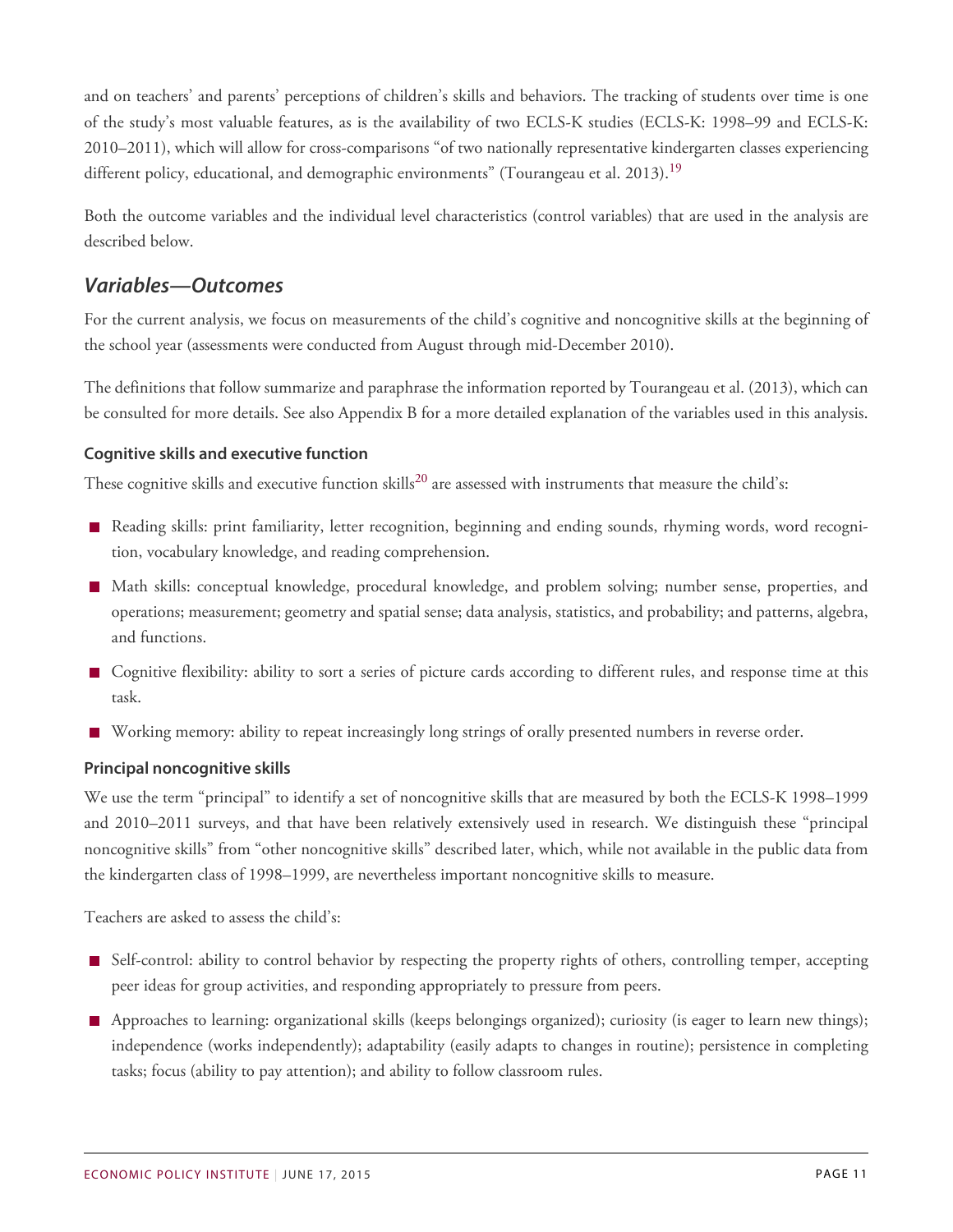and on teachers' and parents' perceptions of children's skills and behaviors. The tracking of students over time is one of the study's most valuable features, as is the availability of two ECLS-K studies (ECLS-K: 1998–99 and ECLS-K: 2010–2011), which will allow for cross-comparisons "of two nationally representative kindergarten classes experiencing different policy, educational, and demographic environments" (Tourangeau et al. 2013).[19]

Both the outcome variables and the individual level characteristics (control variables) that are used in the analysis are described below.

## *Variables—Outcomes*

For the current analysis, we focus on measurements of the child's cognitive and noncognitive skills at the beginning of the school year (assessments were conducted from August through mid-December 2010).

The definitions that follow summarize and paraphrase the information reported by Tourangeau et al. (2013), which can be consulted for more details. See also Appendix B for a more detailed explanation of the variables used in this analysis.

### Cognitive skills and executive function

These cognitive skills and executive function skills[20] are assessed with instruments that measure the child's:

- Reading skills: print familiarity, letter recognition, beginning and ending sounds, rhyming words, word recognition, vocabulary knowledge, and reading comprehension.
- Math skills: conceptual knowledge, procedural knowledge, and problem solving; number sense, properties, and operations; measurement; geometry and spatial sense; data analysis, statistics, and probability; and patterns, algebra, and functions.
- Cognitive flexibility: ability to sort a series of picture cards according to different rules, and response time at this task.
- Working memory: ability to repeat increasingly long strings of orally presented numbers in reverse order.

### Principal noncognitive skills

We use the term "principal" to identify a set of noncognitive skills that are measured by both the ECLS-K 1998–1999 and 2010–2011 surveys, and that have been relatively extensively used in research. We distinguish these "principal noncognitive skills" from "other noncognitive skills" described later, which, while not available in the public data from the kindergarten class of 1998–1999, are nevertheless important noncognitive skills to measure.

Teachers are asked to assess the child's:

- Self-control: ability to control behavior by respecting the property rights of others, controlling temper, accepting peer ideas for group activities, and responding appropriately to pressure from peers.
- Approaches to learning: organizational skills (keeps belongings organized); curiosity (is eager to learn new things); independence (works independently); adaptability (easily adapts to changes in routine); persistence in completing tasks; focus (ability to pay attention); and ability to follow classroom rules.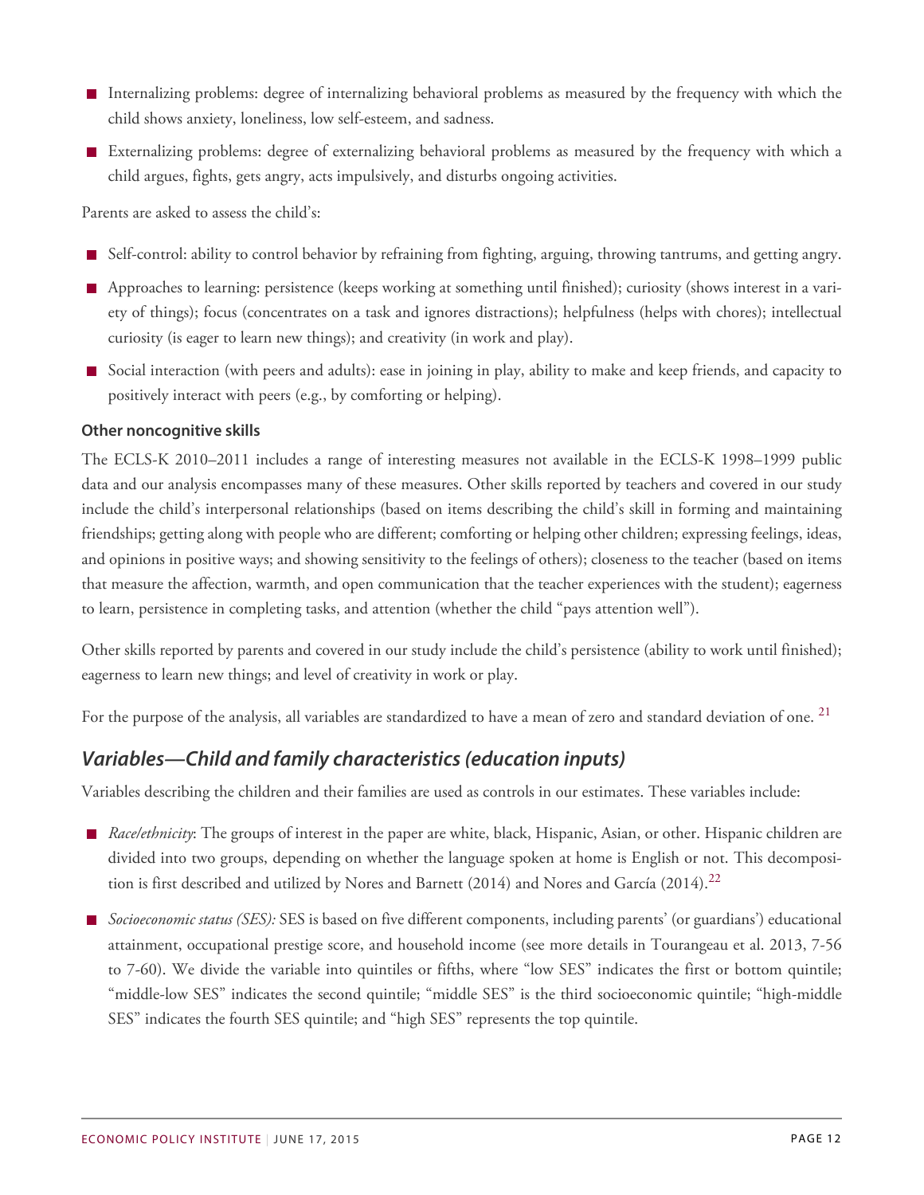- Internalizing problems: degree of internalizing behavioral problems as measured by the frequency with which the child shows anxiety, loneliness, low self-esteem, and sadness.
- Externalizing problems: degree of externalizing behavioral problems as measured by the frequency with which a child argues, fights, gets angry, acts impulsively, and disturbs ongoing activities.

Parents are asked to assess the child's:

- Self-control: ability to control behavior by refraining from fighting, arguing, throwing tantrums, and getting angry.
- Approaches to learning: persistence (keeps working at something until finished); curiosity (shows interest in a variety of things); focus (concentrates on a task and ignores distractions); helpfulness (helps with chores); intellectual curiosity (is eager to learn new things); and creativity (in work and play).
- Social interaction (with peers and adults): ease in joining in play, ability to make and keep friends, and capacity to positively interact with peers (e.g., by comforting or helping).

**Other noncognitive skills**

The ECLS-K 2010–2011 includes a range of interesting measures not available in the ECLS-K 1998–1999 public data and our analysis encompasses many of these measures. Other skills reported by teachers and covered in our study include the child's interpersonal relationships (based on items describing the child's skill in forming and maintaining friendships; getting along with people who are different; comforting or helping other children; expressing feelings, ideas, and opinions in positive ways; and showing sensitivity to the feelings of others); closeness to the teacher (based on items that measure the affection, warmth, and open communication that the teacher experiences with the student); eagerness to learn, persistence in completing tasks, and attention (whether the child "pays attention well").

Other skills reported by parents and covered in our study include the child's persistence (ability to work until finished); eagerness to learn new things; and level of creativity in work or play.

For the purpose of the analysis, all variables are standardized to have a mean of zero and standard deviation of one. [21]

## *Variables—Child and family characteristics (education inputs)*

Variables describing the children and their families are used as controls in our estimates. These variables include:

- *Race/ethnicity*: The groups of interest in the paper are white, black, Hispanic, Asian, or other. Hispanic children are divided into two groups, depending on whether the language spoken at home is English or not. This decomposition is first described and utilized by Nores and Barnett (2014) and Nores and García (2014).[22]
- *Socioeconomic status (SES):* SES is based on five different components, including parents' (or guardians') educational attainment, occupational prestige score, and household income (see more details in Tourangeau et al. 2013, 7-56 to 7-60). We divide the variable into quintiles or fifths, where "low SES" indicates the first or bottom quintile; "middle-low SES" indicates the second quintile; "middle SES" is the third socioeconomic quintile; "high-middle SES" indicates the fourth SES quintile; and "high SES" represents the top quintile.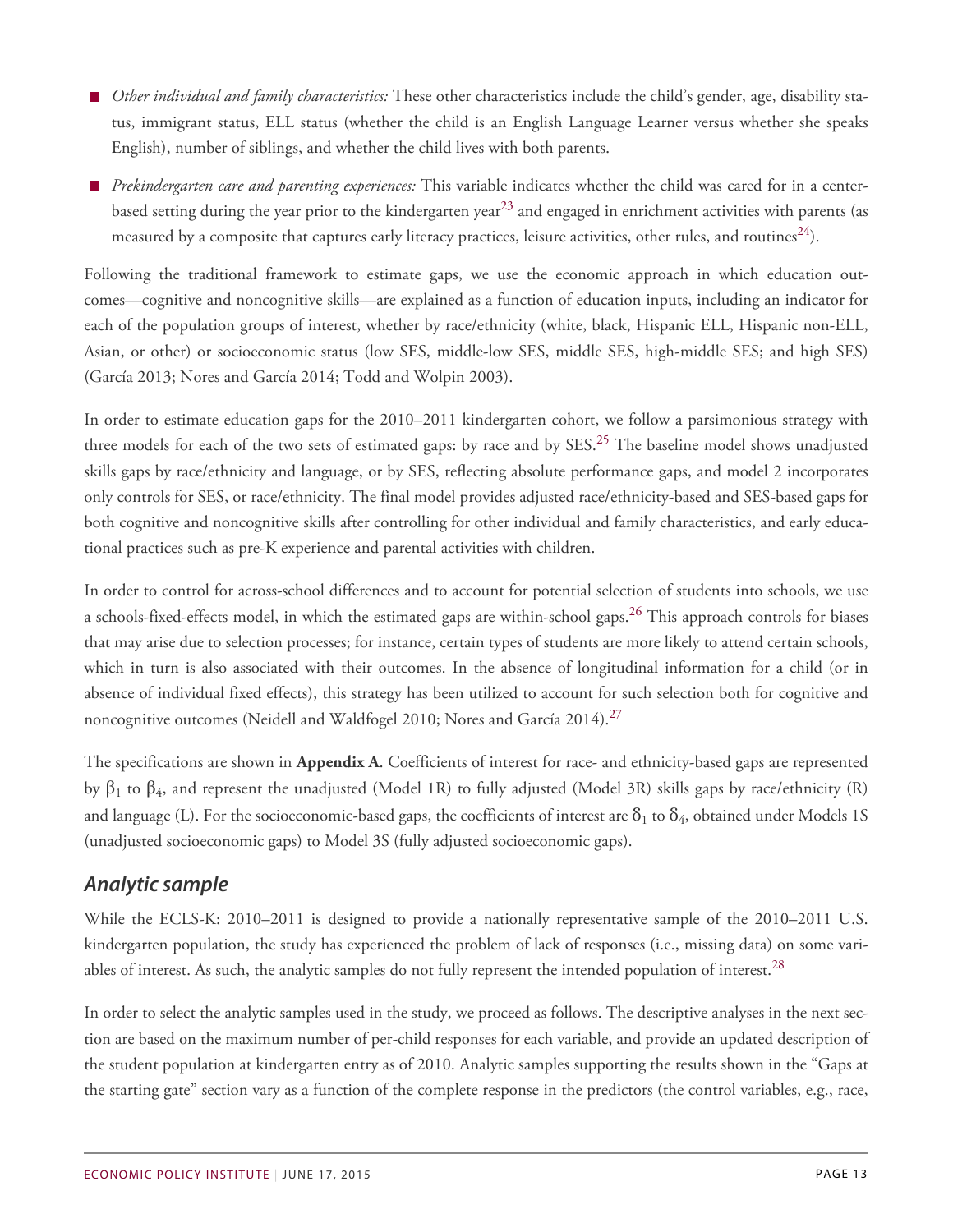- *Other individual and family characteristics:* These other characteristics include the child's gender, age, disability status, immigrant status, ELL status (whether the child is an English Language Learner versus whether she speaks English), number of siblings, and whether the child lives with both parents.
- *Prekindergarten care and parenting experiences:* This variable indicates whether the child was cared for in a center-based setting during the year prior to the kindergarten year[23] and engaged in enrichment activities with parents (as measured by a composite that captures early literacy practices, leisure activities, other rules, and routines[24]).

Following the traditional framework to estimate gaps, we use the economic approach in which education outcomes—cognitive and noncognitive skills—are explained as a function of education inputs, including an indicator for each of the population groups of interest, whether by race/ethnicity (white, black, Hispanic ELL, Hispanic non-ELL, Asian, or other) or socioeconomic status (low SES, middle-low SES, middle SES, high-middle SES; and high SES) (García 2013; Nores and García 2014; Todd and Wolpin 2003).

In order to estimate education gaps for the 2010–2011 kindergarten cohort, we follow a parsimonious strategy with three models for each of the two sets of estimated gaps: by race and by SES.[25] The baseline model shows unadjusted skills gaps by race/ethnicity and language, or by SES, reflecting absolute performance gaps, and model 2 incorporates only controls for SES, or race/ethnicity. The final model provides adjusted race/ethnicity-based and SES-based gaps for both cognitive and noncognitive skills after controlling for other individual and family characteristics, and early educational practices such as pre-K experience and parental activities with children.

In order to control for across-school differences and to account for potential selection of students into schools, we use a schools-fixed-effects model, in which the estimated gaps are within-school gaps.[26] This approach controls for biases that may arise due to selection processes; for instance, certain types of students are more likely to attend certain schools, which in turn is also associated with their outcomes. In the absence of longitudinal information for a child (or in absence of individual fixed effects), this strategy has been utilized to account for such selection both for cognitive and noncognitive outcomes (Neidell and Waldfogel 2010; Nores and García 2014).[27]

The specifications are shown in **Appendix A**. Coefficients of interest for race- and ethnicity-based gaps are represented by $\beta_1$ to $\beta_4$, and represent the unadjusted (Model 1R) to fully adjusted (Model 3R) skills gaps by race/ethnicity (R) and language (L). For the socioeconomic-based gaps, the coefficients of interest are $\delta_1$ to $\delta_4$, obtained under Models 1S (unadjusted socioeconomic gaps) to Model 3S (fully adjusted socioeconomic gaps).

## *Analytic sample*

While the ECLS-K: 2010–2011 is designed to provide a nationally representative sample of the 2010–2011 U.S. kindergarten population, the study has experienced the problem of lack of responses (i.e., missing data) on some variables of interest. As such, the analytic samples do not fully represent the intended population of interest.[28]

In order to select the analytic samples used in the study, we proceed as follows. The descriptive analyses in the next section are based on the maximum number of per-child responses for each variable, and provide an updated description of the student population at kindergarten entry as of 2010. Analytic samples supporting the results shown in the "Gaps at the starting gate" section vary as a function of the complete response in the predictors (the control variables, e.g., race,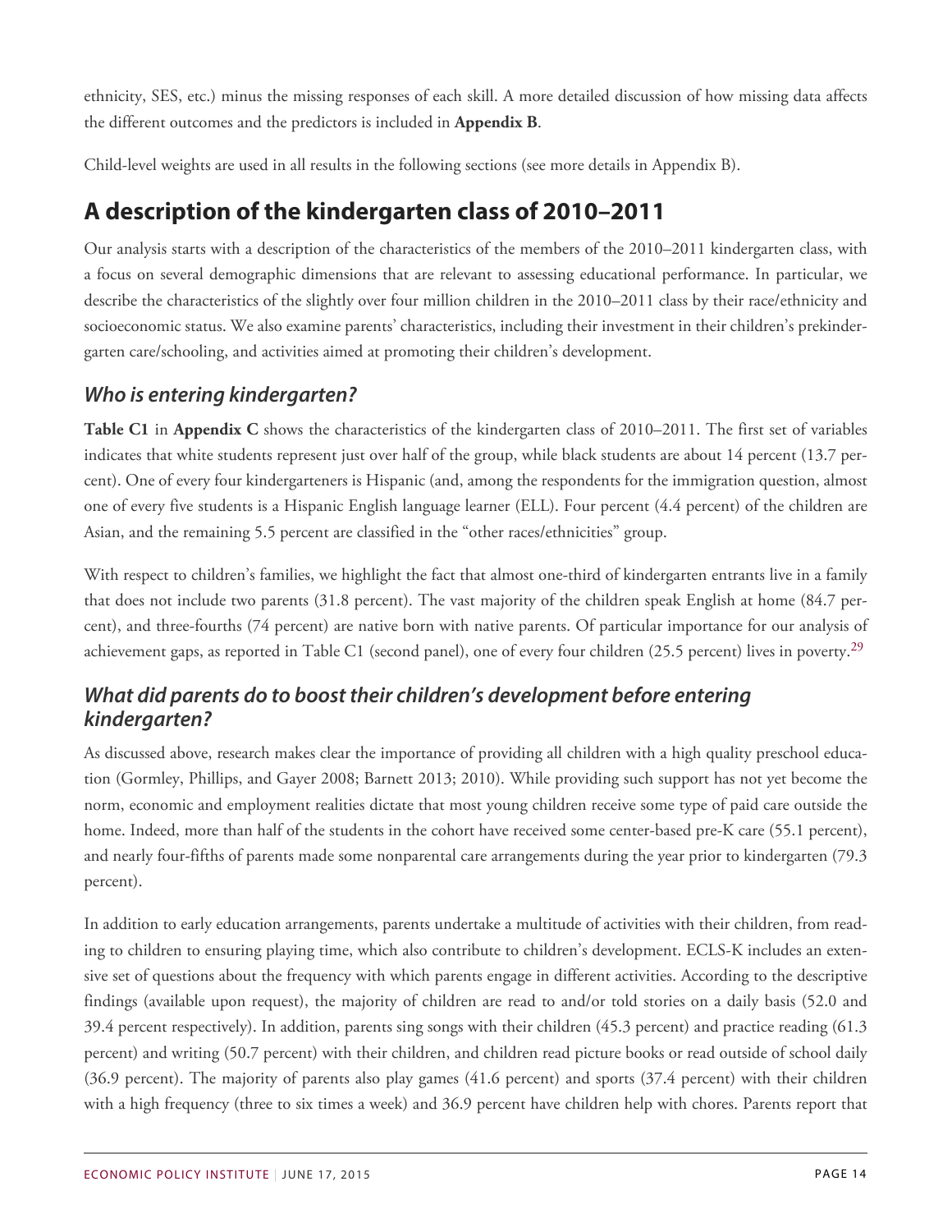ethnicity, SES, etc.) minus the missing responses of each skill. A more detailed discussion of how missing data affects the different outcomes and the predictors is included in **Appendix B**.

Child-level weights are used in all results in the following sections (see more details in Appendix B).

## A description of the kindergarten class of 2010–2011

Our analysis starts with a description of the characteristics of the members of the 2010–2011 kindergarten class, with a focus on several demographic dimensions that are relevant to assessing educational performance. In particular, we describe the characteristics of the slightly over four million children in the 2010–2011 class by their race/ethnicity and socioeconomic status. We also examine parents' characteristics, including their investment in their children's prekindergarten care/schooling, and activities aimed at promoting their children's development.

### *Who is entering kindergarten?*

**Table C1** in **Appendix C** shows the characteristics of the kindergarten class of 2010–2011. The first set of variables indicates that white students represent just over half of the group, while black students are about 14 percent (13.7 percent). One of every four kindergarteners is Hispanic (and, among the respondents for the immigration question, almost one of every five students is a Hispanic English language learner (ELL). Four percent (4.4 percent) of the children are Asian, and the remaining 5.5 percent are classified in the "other races/ethnicities" group.

With respect to children's families, we highlight the fact that almost one-third of kindergarten entrants live in a family that does not include two parents (31.8 percent). The vast majority of the children speak English at home (84.7 percent), and three-fourths (74 percent) are native born with native parents. Of particular importance for our analysis of achievement gaps, as reported in Table C1 (second panel), one of every four children (25.5 percent) lives in poverty.[29]

### *What did parents do to boost their children's development before entering kindergarten?*

As discussed above, research makes clear the importance of providing all children with a high quality preschool education (Gormley, Phillips, and Gayer 2008; Barnett 2013; 2010). While providing such support has not yet become the norm, economic and employment realities dictate that most young children receive some type of paid care outside the home. Indeed, more than half of the students in the cohort have received some center-based pre-K care (55.1 percent), and nearly four-fifths of parents made some nonparental care arrangements during the year prior to kindergarten (79.3 percent).

In addition to early education arrangements, parents undertake a multitude of activities with their children, from reading to children to ensuring playing time, which also contribute to children's development. ECLS-K includes an extensive set of questions about the frequency with which parents engage in different activities. According to the descriptive findings (available upon request), the majority of children are read to and/or told stories on a daily basis (52.0 and 39.4 percent respectively). In addition, parents sing songs with their children (45.3 percent) and practice reading (61.3 percent) and writing (50.7 percent) with their children, and children read picture books or read outside of school daily (36.9 percent). The majority of parents also play games (41.6 percent) and sports (37.4 percent) with their children with a high frequency (three to six times a week) and 36.9 percent have children help with chores. Parents report that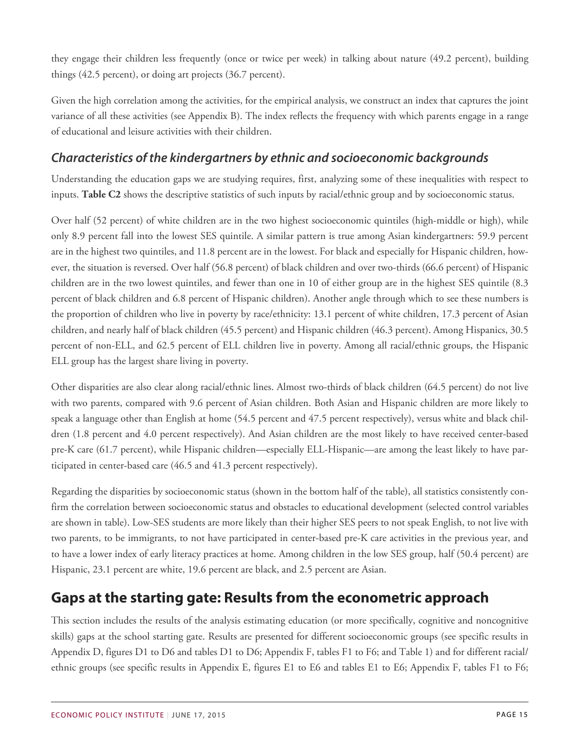they engage their children less frequently (once or twice per week) in talking about nature (49.2 percent), building things (42.5 percent), or doing art projects (36.7 percent).

Given the high correlation among the activities, for the empirical analysis, we construct an index that captures the joint variance of all these activities (see Appendix B). The index reflects the frequency with which parents engage in a range of educational and leisure activities with their children.

### *Characteristics of the kindergartners by ethnic and socioeconomic backgrounds*

Understanding the education gaps we are studying requires, first, analyzing some of these inequalities with respect to inputs. **Table C2** shows the descriptive statistics of such inputs by racial/ethnic group and by socioeconomic status.

Over half (52 percent) of white children are in the two highest socioeconomic quintiles (high-middle or high), while only 8.9 percent fall into the lowest SES quintile. A similar pattern is true among Asian kindergartners: 59.9 percent are in the highest two quintiles, and 11.8 percent are in the lowest. For black and especially for Hispanic children, however, the situation is reversed. Over half (56.8 percent) of black children and over two-thirds (66.6 percent) of Hispanic children are in the two lowest quintiles, and fewer than one in 10 of either group are in the highest SES quintile (8.3 percent of black children and 6.8 percent of Hispanic children). Another angle through which to see these numbers is the proportion of children who live in poverty by race/ethnicity: 13.1 percent of white children, 17.3 percent of Asian children, and nearly half of black children (45.5 percent) and Hispanic children (46.3 percent). Among Hispanics, 30.5 percent of non-ELL, and 62.5 percent of ELL children live in poverty. Among all racial/ethnic groups, the Hispanic ELL group has the largest share living in poverty.

Other disparities are also clear along racial/ethnic lines. Almost two-thirds of black children (64.5 percent) do not live with two parents, compared with 9.6 percent of Asian children. Both Asian and Hispanic children are more likely to speak a language other than English at home (54.5 percent and 47.5 percent respectively), versus white and black children (1.8 percent and 4.0 percent respectively). And Asian children are the most likely to have received center-based pre-K care (61.7 percent), while Hispanic children—especially ELL-Hispanic—are among the least likely to have participated in center-based care (46.5 and 41.3 percent respectively).

Regarding the disparities by socioeconomic status (shown in the bottom half of the table), all statistics consistently confirm the correlation between socioeconomic status and obstacles to educational development (selected control variables are shown in table). Low-SES students are more likely than their higher SES peers to not speak English, to not live with two parents, to be immigrants, to not have participated in center-based pre-K care activities in the previous year, and to have a lower index of early literacy practices at home. Among children in the low SES group, half (50.4 percent) are Hispanic, 23.1 percent are white, 19.6 percent are black, and 2.5 percent are Asian.

## Gaps at the starting gate: Results from the econometric approach

This section includes the results of the analysis estimating education (or more specifically, cognitive and noncognitive skills) gaps at the school starting gate. Results are presented for different socioeconomic groups (see specific results in Appendix D, figures D1 to D6 and tables D1 to D6; Appendix F, tables F1 to F6; and Table 1) and for different racial/ethnic groups (see specific results in Appendix E, figures E1 to E6 and tables E1 to E6; Appendix F, tables F1 to F6;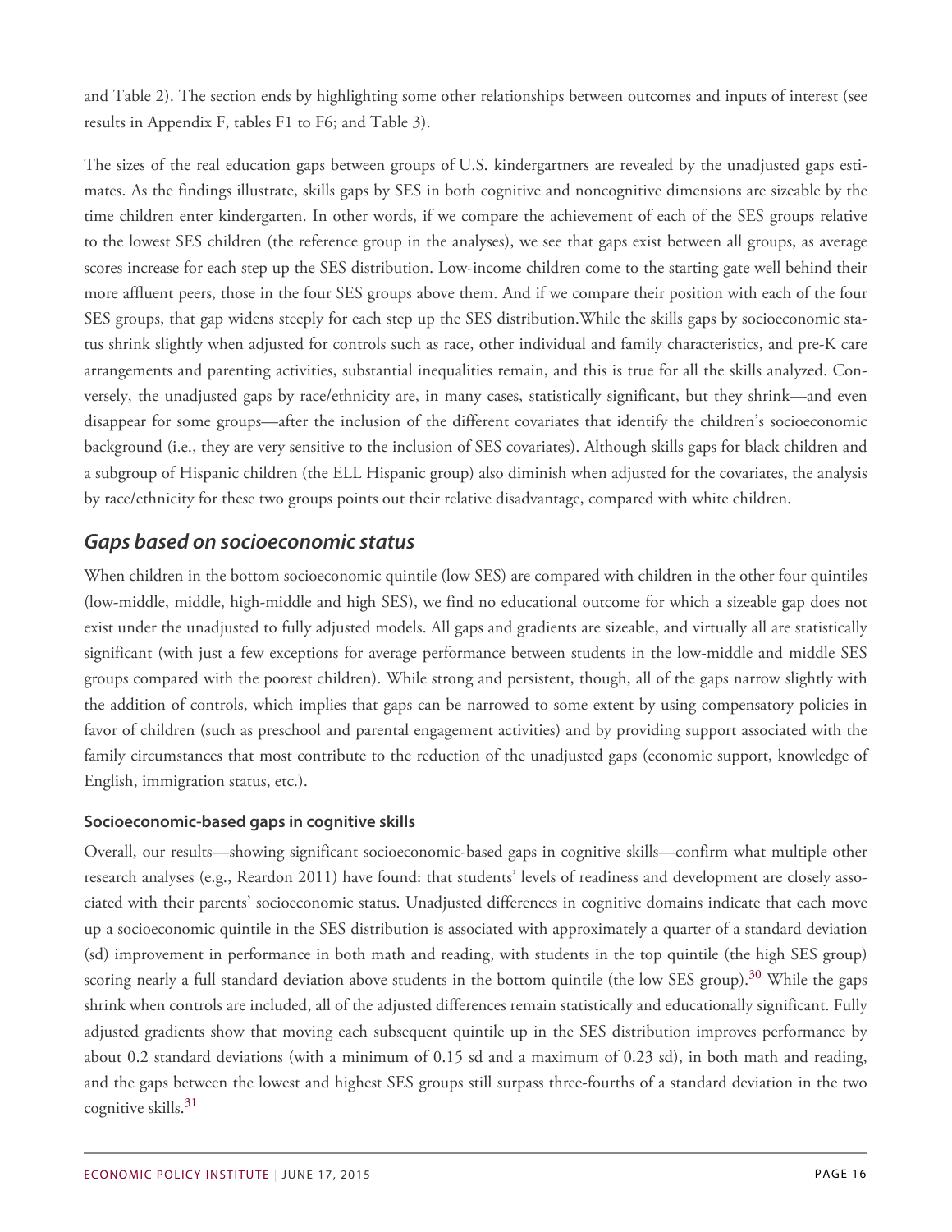and Table 2). The section ends by highlighting some other relationships between outcomes and inputs of interest (see results in Appendix F, tables F1 to F6; and Table 3).

The sizes of the real education gaps between groups of U.S. kindergartners are revealed by the unadjusted gaps estimates. As the findings illustrate, skills gaps by SES in both cognitive and noncognitive dimensions are sizeable by the time children enter kindergarten. In other words, if we compare the achievement of each of the SES groups relative to the lowest SES children (the reference group in the analyses), we see that gaps exist between all groups, as average scores increase for each step up the SES distribution. Low-income children come to the starting gate well behind their more affluent peers, those in the four SES groups above them. And if we compare their position with each of the four SES groups, that gap widens steeply for each step up the SES distribution.While the skills gaps by socioeconomic status shrink slightly when adjusted for controls such as race, other individual and family characteristics, and pre-K care arrangements and parenting activities, substantial inequalities remain, and this is true for all the skills analyzed. Conversely, the unadjusted gaps by race/ethnicity are, in many cases, statistically significant, but they shrink—and even disappear for some groups—after the inclusion of the different covariates that identify the children's socioeconomic background (i.e., they are very sensitive to the inclusion of SES covariates). Although skills gaps for black children and a subgroup of Hispanic children (the ELL Hispanic group) also diminish when adjusted for the covariates, the analysis by race/ethnicity for these two groups points out their relative disadvantage, compared with white children.

## *Gaps based on socioeconomic status*

When children in the bottom socioeconomic quintile (low SES) are compared with children in the other four quintiles (low-middle, middle, high-middle and high SES), we find no educational outcome for which a sizeable gap does not exist under the unadjusted to fully adjusted models. All gaps and gradients are sizeable, and virtually all are statistically significant (with just a few exceptions for average performance between students in the low-middle and middle SES groups compared with the poorest children). While strong and persistent, though, all of the gaps narrow slightly with the addition of controls, which implies that gaps can be narrowed to some extent by using compensatory policies in favor of children (such as preschool and parental engagement activities) and by providing support associated with the family circumstances that most contribute to the reduction of the unadjusted gaps (economic support, knowledge of English, immigration status, etc.).

### Socioeconomic-based gaps in cognitive skills

Overall, our results—showing significant socioeconomic-based gaps in cognitive skills—confirm what multiple other research analyses (e.g., Reardon 2011) have found: that students' levels of readiness and development are closely associated with their parents' socioeconomic status. Unadjusted differences in cognitive domains indicate that each move up a socioeconomic quintile in the SES distribution is associated with approximately a quarter of a standard deviation (sd) improvement in performance in both math and reading, with students in the top quintile (the high SES group) scoring nearly a full standard deviation above students in the bottom quintile (the low SES group).[30] While the gaps shrink when controls are included, all of the adjusted differences remain statistically and educationally significant. Fully adjusted gradients show that moving each subsequent quintile up in the SES distribution improves performance by about 0.2 standard deviations (with a minimum of 0.15 sd and a maximum of 0.23 sd), in both math and reading, and the gaps between the lowest and highest SES groups still surpass three-fourths of a standard deviation in the two cognitive skills.[31]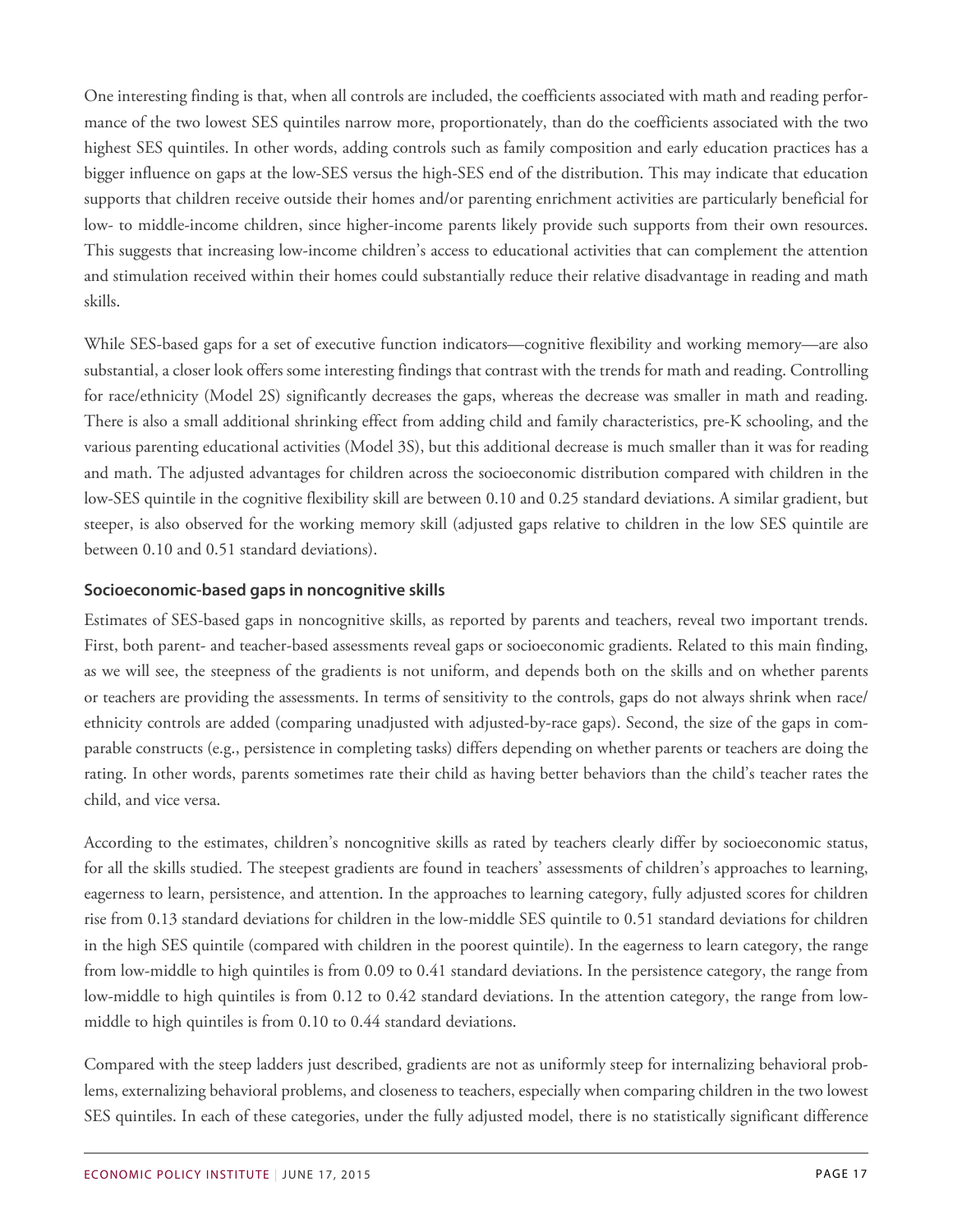One interesting finding is that, when all controls are included, the coefficients associated with math and reading performance of the two lowest SES quintiles narrow more, proportionately, than do the coefficients associated with the two highest SES quintiles. In other words, adding controls such as family composition and early education practices has a bigger influence on gaps at the low-SES versus the high-SES end of the distribution. This may indicate that education supports that children receive outside their homes and/or parenting enrichment activities are particularly beneficial for low- to middle-income children, since higher-income parents likely provide such supports from their own resources. This suggests that increasing low-income children's access to educational activities that can complement the attention and stimulation received within their homes could substantially reduce their relative disadvantage in reading and math skills.

While SES-based gaps for a set of executive function indicators—cognitive flexibility and working memory—are also substantial, a closer look offers some interesting findings that contrast with the trends for math and reading. Controlling for race/ethnicity (Model 2S) significantly decreases the gaps, whereas the decrease was smaller in math and reading. There is also a small additional shrinking effect from adding child and family characteristics, pre-K schooling, and the various parenting educational activities (Model 3S), but this additional decrease is much smaller than it was for reading and math. The adjusted advantages for children across the socioeconomic distribution compared with children in the low-SES quintile in the cognitive flexibility skill are between 0.10 and 0.25 standard deviations. A similar gradient, but steeper, is also observed for the working memory skill (adjusted gaps relative to children in the low SES quintile are between 0.10 and 0.51 standard deviations).

### Socioeconomic-based gaps in noncognitive skills

Estimates of SES-based gaps in noncognitive skills, as reported by parents and teachers, reveal two important trends. First, both parent- and teacher-based assessments reveal gaps or socioeconomic gradients. Related to this main finding, as we will see, the steepness of the gradients is not uniform, and depends both on the skills and on whether parents or teachers are providing the assessments. In terms of sensitivity to the controls, gaps do not always shrink when race/ethnicity controls are added (comparing unadjusted with adjusted-by-race gaps). Second, the size of the gaps in comparable constructs (e.g., persistence in completing tasks) differs depending on whether parents or teachers are doing the rating. In other words, parents sometimes rate their child as having better behaviors than the child's teacher rates the child, and vice versa.

According to the estimates, children's noncognitive skills as rated by teachers clearly differ by socioeconomic status, for all the skills studied. The steepest gradients are found in teachers' assessments of children's approaches to learning, eagerness to learn, persistence, and attention. In the approaches to learning category, fully adjusted scores for children rise from 0.13 standard deviations for children in the low-middle SES quintile to 0.51 standard deviations for children in the high SES quintile (compared with children in the poorest quintile). In the eagerness to learn category, the range from low-middle to high quintiles is from 0.09 to 0.41 standard deviations. In the persistence category, the range from low-middle to high quintiles is from 0.12 to 0.42 standard deviations. In the attention category, the range from low-middle to high quintiles is from 0.10 to 0.44 standard deviations.

Compared with the steep ladders just described, gradients are not as uniformly steep for internalizing behavioral problems, externalizing behavioral problems, and closeness to teachers, especially when comparing children in the two lowest SES quintiles. In each of these categories, under the fully adjusted model, there is no statistically significant difference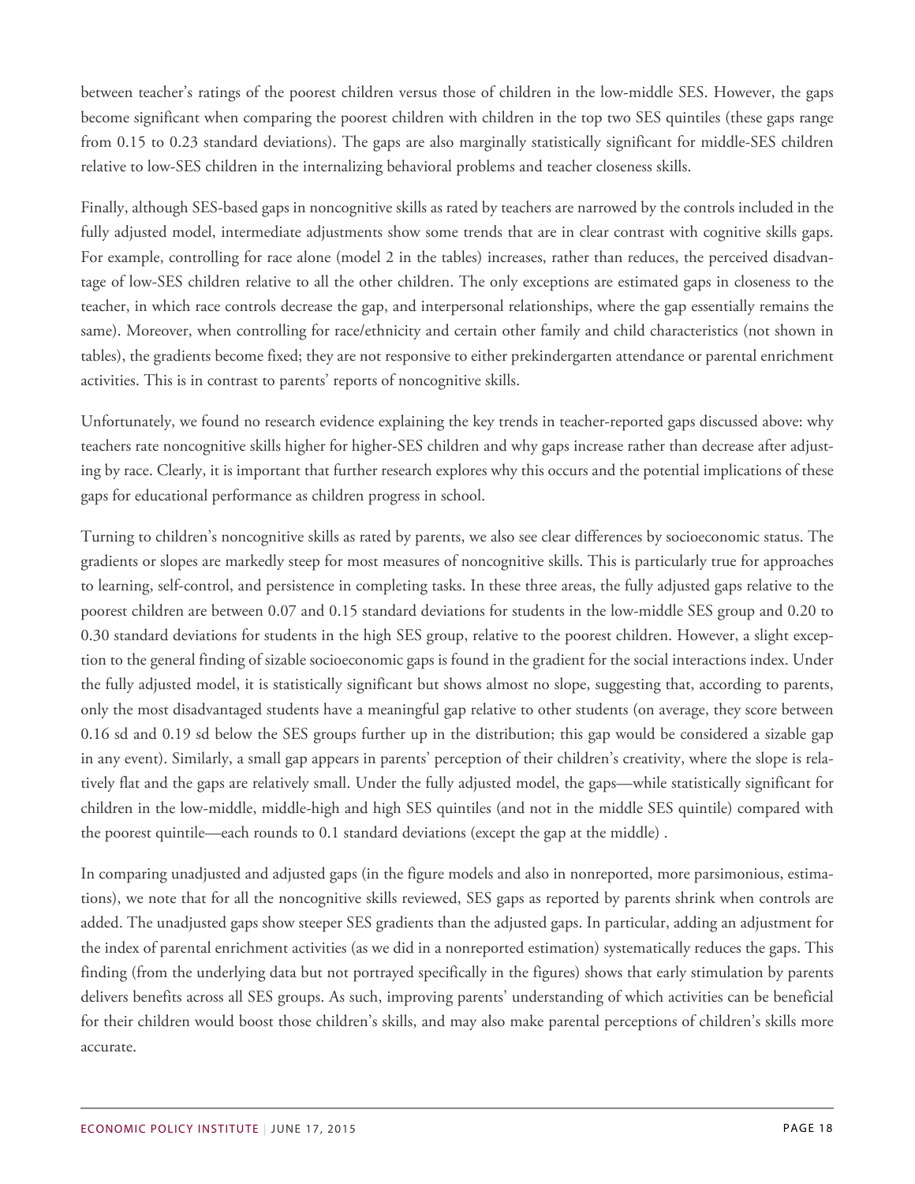between teacher's ratings of the poorest children versus those of children in the low-middle SES. However, the gaps become significant when comparing the poorest children with children in the top two SES quintiles (these gaps range from 0.15 to 0.23 standard deviations). The gaps are also marginally statistically significant for middle-SES children relative to low-SES children in the internalizing behavioral problems and teacher closeness skills.

Finally, although SES-based gaps in noncognitive skills as rated by teachers are narrowed by the controls included in the fully adjusted model, intermediate adjustments show some trends that are in clear contrast with cognitive skills gaps. For example, controlling for race alone (model 2 in the tables) increases, rather than reduces, the perceived disadvantage of low-SES children relative to all the other children. The only exceptions are estimated gaps in closeness to the teacher, in which race controls decrease the gap, and interpersonal relationships, where the gap essentially remains the same). Moreover, when controlling for race/ethnicity and certain other family and child characteristics (not shown in tables), the gradients become fixed; they are not responsive to either prekindergarten attendance or parental enrichment activities. This is in contrast to parents' reports of noncognitive skills.

Unfortunately, we found no research evidence explaining the key trends in teacher-reported gaps discussed above: why teachers rate noncognitive skills higher for higher-SES children and why gaps increase rather than decrease after adjusting by race. Clearly, it is important that further research explores why this occurs and the potential implications of these gaps for educational performance as children progress in school.

Turning to children's noncognitive skills as rated by parents, we also see clear differences by socioeconomic status. The gradients or slopes are markedly steep for most measures of noncognitive skills. This is particularly true for approaches to learning, self-control, and persistence in completing tasks. In these three areas, the fully adjusted gaps relative to the poorest children are between 0.07 and 0.15 standard deviations for students in the low-middle SES group and 0.20 to 0.30 standard deviations for students in the high SES group, relative to the poorest children. However, a slight exception to the general finding of sizable socioeconomic gaps is found in the gradient for the social interactions index. Under the fully adjusted model, it is statistically significant but shows almost no slope, suggesting that, according to parents, only the most disadvantaged students have a meaningful gap relative to other students (on average, they score between 0.16 sd and 0.19 sd below the SES groups further up in the distribution; this gap would be considered a sizable gap in any event). Similarly, a small gap appears in parents' perception of their children's creativity, where the slope is relatively flat and the gaps are relatively small. Under the fully adjusted model, the gaps—while statistically significant for children in the low-middle, middle-high and high SES quintiles (and not in the middle SES quintile) compared with the poorest quintile—each rounds to 0.1 standard deviations (except the gap at the middle) .

In comparing unadjusted and adjusted gaps (in the figure models and also in nonreported, more parsimonious, estimations), we note that for all the noncognitive skills reviewed, SES gaps as reported by parents shrink when controls are added. The unadjusted gaps show steeper SES gradients than the adjusted gaps. In particular, adding an adjustment for the index of parental enrichment activities (as we did in a nonreported estimation) systematically reduces the gaps. This finding (from the underlying data but not portrayed specifically in the figures) shows that early stimulation by parents delivers benefits across all SES groups. As such, improving parents' understanding of which activities can be beneficial for their children would boost those children's skills, and may also make parental perceptions of children's skills more accurate.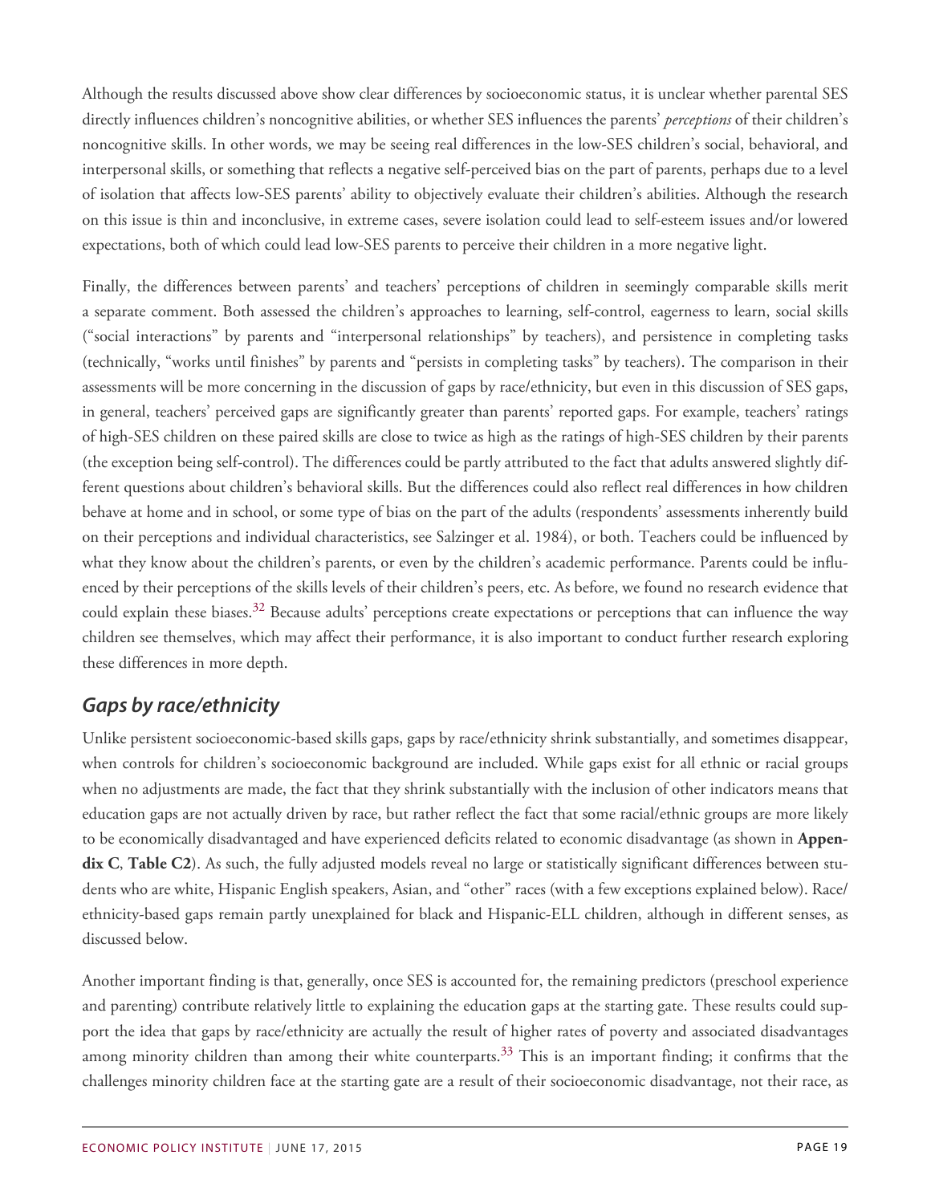Although the results discussed above show clear differences by socioeconomic status, it is unclear whether parental SES directly influences children's noncognitive abilities, or whether SES influences the parents' *perceptions* of their children's noncognitive skills. In other words, we may be seeing real differences in the low-SES children's social, behavioral, and interpersonal skills, or something that reflects a negative self-perceived bias on the part of parents, perhaps due to a level of isolation that affects low-SES parents' ability to objectively evaluate their children's abilities. Although the research on this issue is thin and inconclusive, in extreme cases, severe isolation could lead to self-esteem issues and/or lowered expectations, both of which could lead low-SES parents to perceive their children in a more negative light.

Finally, the differences between parents' and teachers' perceptions of children in seemingly comparable skills merit a separate comment. Both assessed the children's approaches to learning, self-control, eagerness to learn, social skills ("social interactions" by parents and "interpersonal relationships" by teachers), and persistence in completing tasks (technically, "works until finishes" by parents and "persists in completing tasks" by teachers). The comparison in their assessments will be more concerning in the discussion of gaps by race/ethnicity, but even in this discussion of SES gaps, in general, teachers' perceived gaps are significantly greater than parents' reported gaps. For example, teachers' ratings of high-SES children on these paired skills are close to twice as high as the ratings of high-SES children by their parents (the exception being self-control). The differences could be partly attributed to the fact that adults answered slightly different questions about children's behavioral skills. But the differences could also reflect real differences in how children behave at home and in school, or some type of bias on the part of the adults (respondents' assessments inherently build on their perceptions and individual characteristics, see Salzinger et al. 1984), or both. Teachers could be influenced by what they know about the children's parents, or even by the children's academic performance. Parents could be influenced by their perceptions of the skills levels of their children's peers, etc. As before, we found no research evidence that could explain these biases.[32] Because adults' perceptions create expectations or perceptions that can influence the way children see themselves, which may affect their performance, it is also important to conduct further research exploring these differences in more depth.

## *Gaps by race/ethnicity*

Unlike persistent socioeconomic-based skills gaps, gaps by race/ethnicity shrink substantially, and sometimes disappear, when controls for children's socioeconomic background are included. While gaps exist for all ethnic or racial groups when no adjustments are made, the fact that they shrink substantially with the inclusion of other indicators means that education gaps are not actually driven by race, but rather reflect the fact that some racial/ethnic groups are more likely to be economically disadvantaged and have experienced deficits related to economic disadvantage (as shown in **Appendix C**, **Table C2**). As such, the fully adjusted models reveal no large or statistically significant differences between students who are white, Hispanic English speakers, Asian, and "other" races (with a few exceptions explained below). Race/ethnicity-based gaps remain partly unexplained for black and Hispanic-ELL children, although in different senses, as discussed below.

Another important finding is that, generally, once SES is accounted for, the remaining predictors (preschool experience and parenting) contribute relatively little to explaining the education gaps at the starting gate. These results could support the idea that gaps by race/ethnicity are actually the result of higher rates of poverty and associated disadvantages among minority children than among their white counterparts.[33] This is an important finding; it confirms that the challenges minority children face at the starting gate are a result of their socioeconomic disadvantage, not their race, as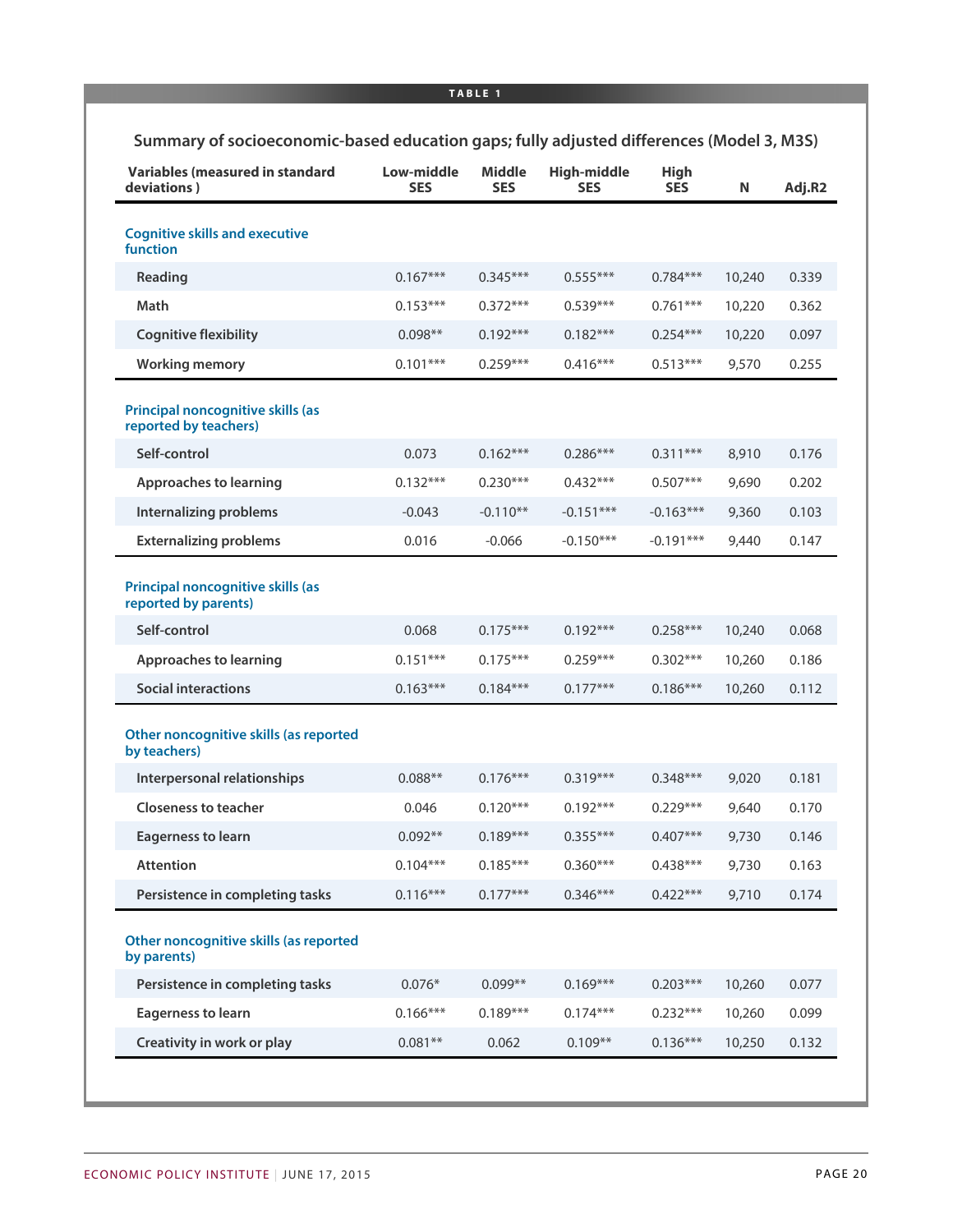**TABLE 1**

### Summary of socioeconomic-based education gaps; fully adjusted differences (Model 3, M3S)

| Variables (measured in standard deviations ) | Low-middle SES | Middle SES | High-middle SES | High SES | N | Adj.R2 |
|---|---|---|---|---|---|---|
| **Cognitive skills and executive function** | | | | | | |
| Reading | 0.167*** | 0.345*** | 0.555*** | 0.784*** | 10,240 | 0.339 |
| Math | 0.153*** | 0.372*** | 0.539*** | 0.761*** | 10,220 | 0.362 |
| Cognitive flexibility | 0.098** | 0.192*** | 0.182*** | 0.254*** | 10,220 | 0.097 |
| Working memory | 0.101*** | 0.259*** | 0.416*** | 0.513*** | 9,570 | 0.255 |
| **Principal noncognitive skills (as reported by teachers)** | | | | | | |
| Self-control | 0.073 | 0.162*** | 0.286*** | 0.311*** | 8,910 | 0.176 |
| Approaches to learning | 0.132*** | 0.230*** | 0.432*** | 0.507*** | 9,690 | 0.202 |
| Internalizing problems | -0.043 | -0.110** | -0.151*** | -0.163*** | 9,360 | 0.103 |
| Externalizing problems | 0.016 | -0.066 | -0.150*** | -0.191*** | 9,440 | 0.147 |
| **Principal noncognitive skills (as reported by parents)** | | | | | | |
| Self-control | 0.068 | 0.175*** | 0.192*** | 0.258*** | 10,240 | 0.068 |
| Approaches to learning | 0.151*** | 0.175*** | 0.259*** | 0.302*** | 10,260 | 0.186 |
| Social interactions | 0.163*** | 0.184*** | 0.177*** | 0.186*** | 10,260 | 0.112 |
| **Other noncognitive skills (as reported by teachers)** | | | | | | |
| Interpersonal relationships | 0.088** | 0.176*** | 0.319*** | 0.348*** | 9,020 | 0.181 |
| Closeness to teacher | 0.046 | 0.120*** | 0.192*** | 0.229*** | 9,640 | 0.170 |
| Eagerness to learn | 0.092** | 0.189*** | 0.355*** | 0.407*** | 9,730 | 0.146 |
| Attention | 0.104*** | 0.185*** | 0.360*** | 0.438*** | 9,730 | 0.163 |
| Persistence in completing tasks | 0.116*** | 0.177*** | 0.346*** | 0.422*** | 9,710 | 0.174 |
| **Other noncognitive skills (as reported by parents)** | | | | | | |
| Persistence in completing tasks | 0.076* | 0.099** | 0.169*** | 0.203*** | 10,260 | 0.077 |
| Eagerness to learn | 0.166*** | 0.189*** | 0.174*** | 0.232*** | 10,260 | 0.099 |
| Creativity in work or play | 0.081** | 0.062 | 0.109** | 0.136*** | 10,250 | 0.132 |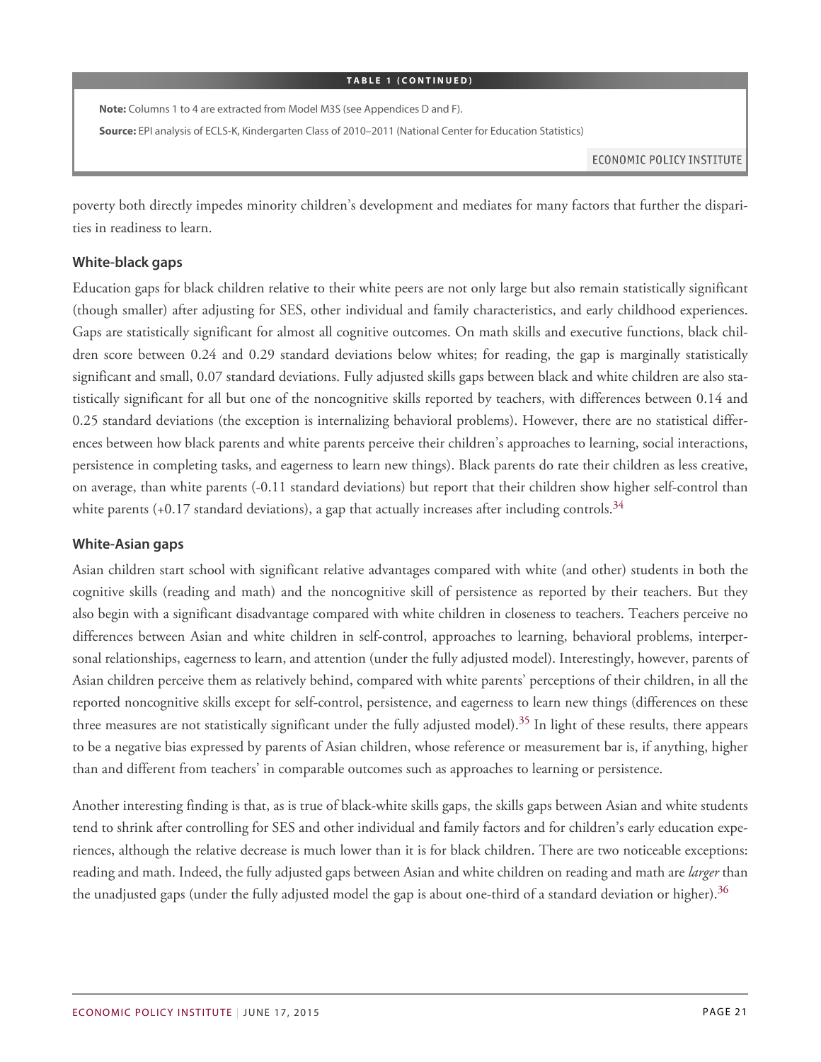**TABLE 1 (CONTINUED)**

**Note:** Columns 1 to 4 are extracted from Model M3S (see Appendices D and F).

**Source:** EPI analysis of ECLS-K, Kindergarten Class of 2010–2011 (National Center for Education Statistics)

poverty both directly impedes minority children's development and mediates for many factors that further the disparities in readiness to learn.

### White-black gaps

Education gaps for black children relative to their white peers are not only large but also remain statistically significant (though smaller) after adjusting for SES, other individual and family characteristics, and early childhood experiences. Gaps are statistically significant for almost all cognitive outcomes. On math skills and executive functions, black children score between 0.24 and 0.29 standard deviations below whites; for reading, the gap is marginally statistically significant and small, 0.07 standard deviations. Fully adjusted skills gaps between black and white children are also statistically significant for all but one of the noncognitive skills reported by teachers, with differences between 0.14 and 0.25 standard deviations (the exception is internalizing behavioral problems). However, there are no statistical differences between how black parents and white parents perceive their children's approaches to learning, social interactions, persistence in completing tasks, and eagerness to learn new things). Black parents do rate their children as less creative, on average, than white parents (-0.11 standard deviations) but report that their children show higher self-control than white parents (+0.17 standard deviations), a gap that actually increases after including controls.[34]

### White-Asian gaps

Asian children start school with significant relative advantages compared with white (and other) students in both the cognitive skills (reading and math) and the noncognitive skill of persistence as reported by their teachers. But they also begin with a significant disadvantage compared with white children in closeness to teachers. Teachers perceive no differences between Asian and white children in self-control, approaches to learning, behavioral problems, interpersonal relationships, eagerness to learn, and attention (under the fully adjusted model). Interestingly, however, parents of Asian children perceive them as relatively behind, compared with white parents' perceptions of their children, in all the reported noncognitive skills except for self-control, persistence, and eagerness to learn new things (differences on these three measures are not statistically significant under the fully adjusted model).[35] In light of these results, there appears to be a negative bias expressed by parents of Asian children, whose reference or measurement bar is, if anything, higher than and different from teachers' in comparable outcomes such as approaches to learning or persistence.

Another interesting finding is that, as is true of black-white skills gaps, the skills gaps between Asian and white students tend to shrink after controlling for SES and other individual and family factors and for children's early education experiences, although the relative decrease is much lower than it is for black children. There are two noticeable exceptions: reading and math. Indeed, the fully adjusted gaps between Asian and white children on reading and math are *larger* than the unadjusted gaps (under the fully adjusted model the gap is about one-third of a standard deviation or higher).[36]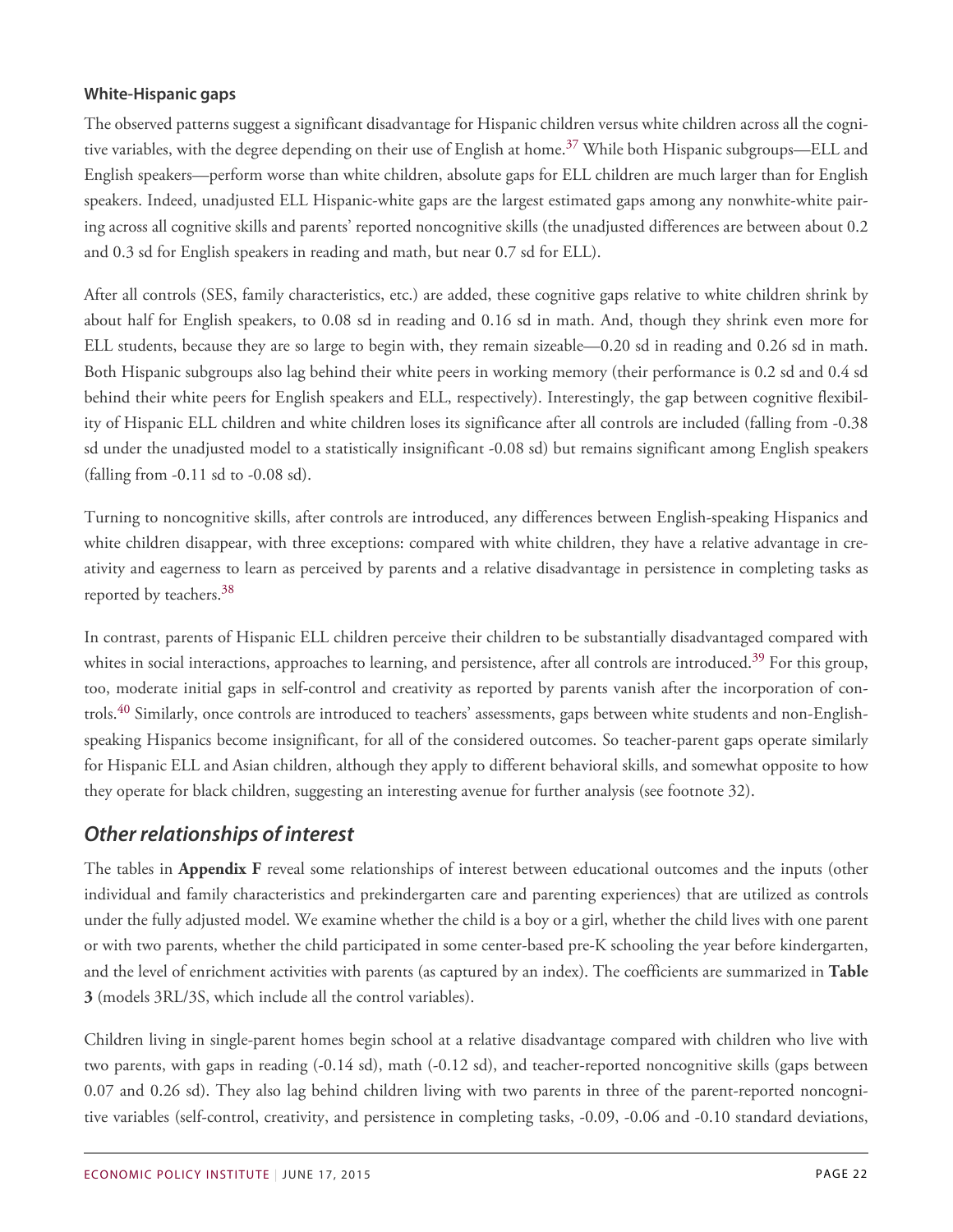### White-Hispanic gaps

The observed patterns suggest a significant disadvantage for Hispanic children versus white children across all the cognitive variables, with the degree depending on their use of English at home.[37] While both Hispanic subgroups—ELL and English speakers—perform worse than white children, absolute gaps for ELL children are much larger than for English speakers. Indeed, unadjusted ELL Hispanic-white gaps are the largest estimated gaps among any nonwhite-white pairing across all cognitive skills and parents' reported noncognitive skills (the unadjusted differences are between about 0.2 and 0.3 sd for English speakers in reading and math, but near 0.7 sd for ELL).

After all controls (SES, family characteristics, etc.) are added, these cognitive gaps relative to white children shrink by about half for English speakers, to 0.08 sd in reading and 0.16 sd in math. And, though they shrink even more for ELL students, because they are so large to begin with, they remain sizeable—0.20 sd in reading and 0.26 sd in math. Both Hispanic subgroups also lag behind their white peers in working memory (their performance is 0.2 sd and 0.4 sd behind their white peers for English speakers and ELL, respectively). Interestingly, the gap between cognitive flexibility of Hispanic ELL children and white children loses its significance after all controls are included (falling from -0.38 sd under the unadjusted model to a statistically insignificant -0.08 sd) but remains significant among English speakers (falling from -0.11 sd to -0.08 sd).

Turning to noncognitive skills, after controls are introduced, any differences between English-speaking Hispanics and white children disappear, with three exceptions: compared with white children, they have a relative advantage in creativity and eagerness to learn as perceived by parents and a relative disadvantage in persistence in completing tasks as reported by teachers.[38]

In contrast, parents of Hispanic ELL children perceive their children to be substantially disadvantaged compared with whites in social interactions, approaches to learning, and persistence, after all controls are introduced.[39] For this group, too, moderate initial gaps in self-control and creativity as reported by parents vanish after the incorporation of controls.[40] Similarly, once controls are introduced to teachers' assessments, gaps between white students and non-English-speaking Hispanics become insignificant, for all of the considered outcomes. So teacher-parent gaps operate similarly for Hispanic ELL and Asian children, although they apply to different behavioral skills, and somewhat opposite to how they operate for black children, suggesting an interesting avenue for further analysis (see footnote 32).

## *Other relationships of interest*

The tables in **Appendix F** reveal some relationships of interest between educational outcomes and the inputs (other individual and family characteristics and prekindergarten care and parenting experiences) that are utilized as controls under the fully adjusted model. We examine whether the child is a boy or a girl, whether the child lives with one parent or with two parents, whether the child participated in some center-based pre-K schooling the year before kindergarten, and the level of enrichment activities with parents (as captured by an index). The coefficients are summarized in **Table 3** (models 3RL/3S, which include all the control variables).

Children living in single-parent homes begin school at a relative disadvantage compared with children who live with two parents, with gaps in reading (-0.14 sd), math (-0.12 sd), and teacher-reported noncognitive skills (gaps between 0.07 and 0.26 sd). They also lag behind children living with two parents in three of the parent-reported noncognitive variables (self-control, creativity, and persistence in completing tasks, -0.09, -0.06 and -0.10 standard deviations,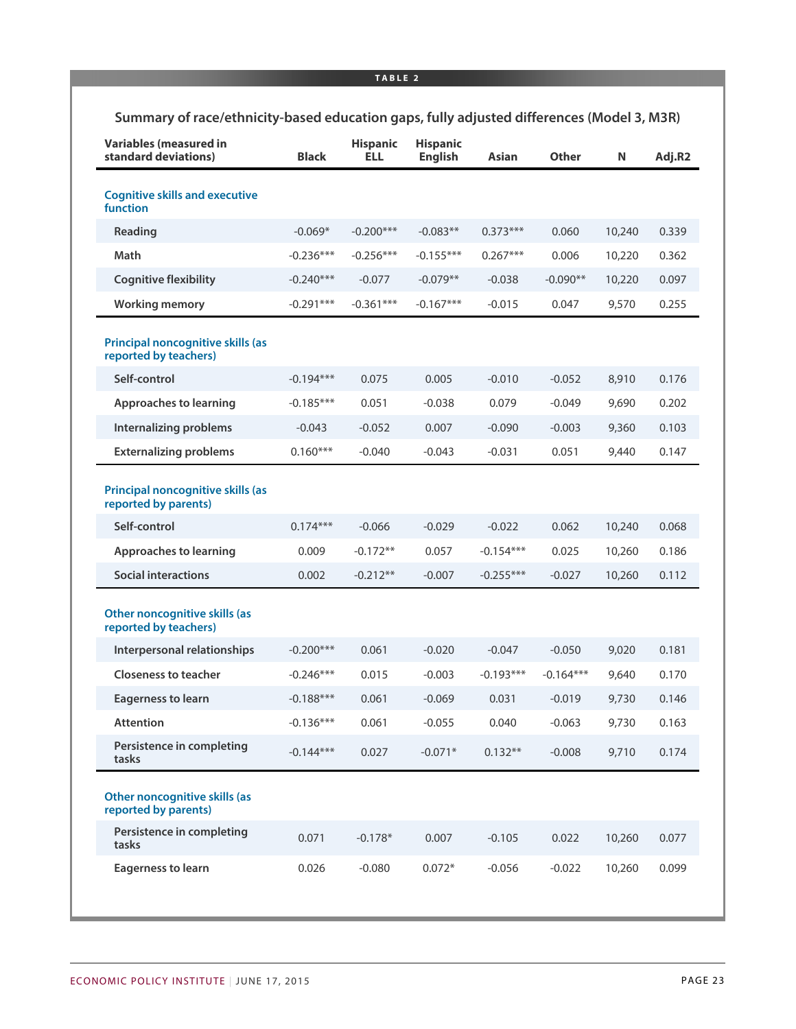**TABLE 2**

## Summary of race/ethnicity-based education gaps, fully adjusted differences (Model 3, M3R)

| Variables (measured in standard deviations) | Black | Hispanic ELL | Hispanic English | Asian | Other | N | Adj.R2 |
|---|---|---|---|---|---|---|---|
| **Cognitive skills and executive function** | | | | | | | |
| Reading | -0.069* | -0.200*** | -0.083** | 0.373*** | 0.060 | 10,240 | 0.339 |
| Math | -0.236*** | -0.256*** | -0.155*** | 0.267*** | 0.006 | 10,220 | 0.362 |
| Cognitive flexibility | -0.240*** | -0.077 | -0.079** | -0.038 | -0.090** | 10,220 | 0.097 |
| Working memory | -0.291*** | -0.361*** | -0.167*** | -0.015 | 0.047 | 9,570 | 0.255 |
| **Principal noncognitive skills (as reported by teachers)** | | | | | | | |
| Self-control | -0.194*** | 0.075 | 0.005 | -0.010 | -0.052 | 8,910 | 0.176 |
| Approaches to learning | -0.185*** | 0.051 | -0.038 | 0.079 | -0.049 | 9,690 | 0.202 |
| Internalizing problems | -0.043 | -0.052 | 0.007 | -0.090 | -0.003 | 9,360 | 0.103 |
| Externalizing problems | 0.160*** | -0.040 | -0.043 | -0.031 | 0.051 | 9,440 | 0.147 |
| **Principal noncognitive skills (as reported by parents)** | | | | | | | |
| Self-control | 0.174*** | -0.066 | -0.029 | -0.022 | 0.062 | 10,240 | 0.068 |
| Approaches to learning | 0.009 | -0.172** | 0.057 | -0.154*** | 0.025 | 10,260 | 0.186 |
| Social interactions | 0.002 | -0.212** | -0.007 | -0.255*** | -0.027 | 10,260 | 0.112 |
| **Other noncognitive skills (as reported by teachers)** | | | | | | | |
| Interpersonal relationships | -0.200*** | 0.061 | -0.020 | -0.047 | -0.050 | 9,020 | 0.181 |
| Closeness to teacher | -0.246*** | 0.015 | -0.003 | -0.193*** | -0.164*** | 9,640 | 0.170 |
| Eagerness to learn | -0.188*** | 0.061 | -0.069 | 0.031 | -0.019 | 9,730 | 0.146 |
| Attention | -0.136*** | 0.061 | -0.055 | 0.040 | -0.063 | 9,730 | 0.163 |
| Persistence in completing tasks | -0.144*** | 0.027 | -0.071* | 0.132** | -0.008 | 9,710 | 0.174 |
| **Other noncognitive skills (as reported by parents)** | | | | | | | |
| Persistence in completing tasks | 0.071 | -0.178* | 0.007 | -0.105 | 0.022 | 10,260 | 0.077 |
| Eagerness to learn | 0.026 | -0.080 | 0.072* | -0.056 | -0.022 | 10,260 | 0.099 |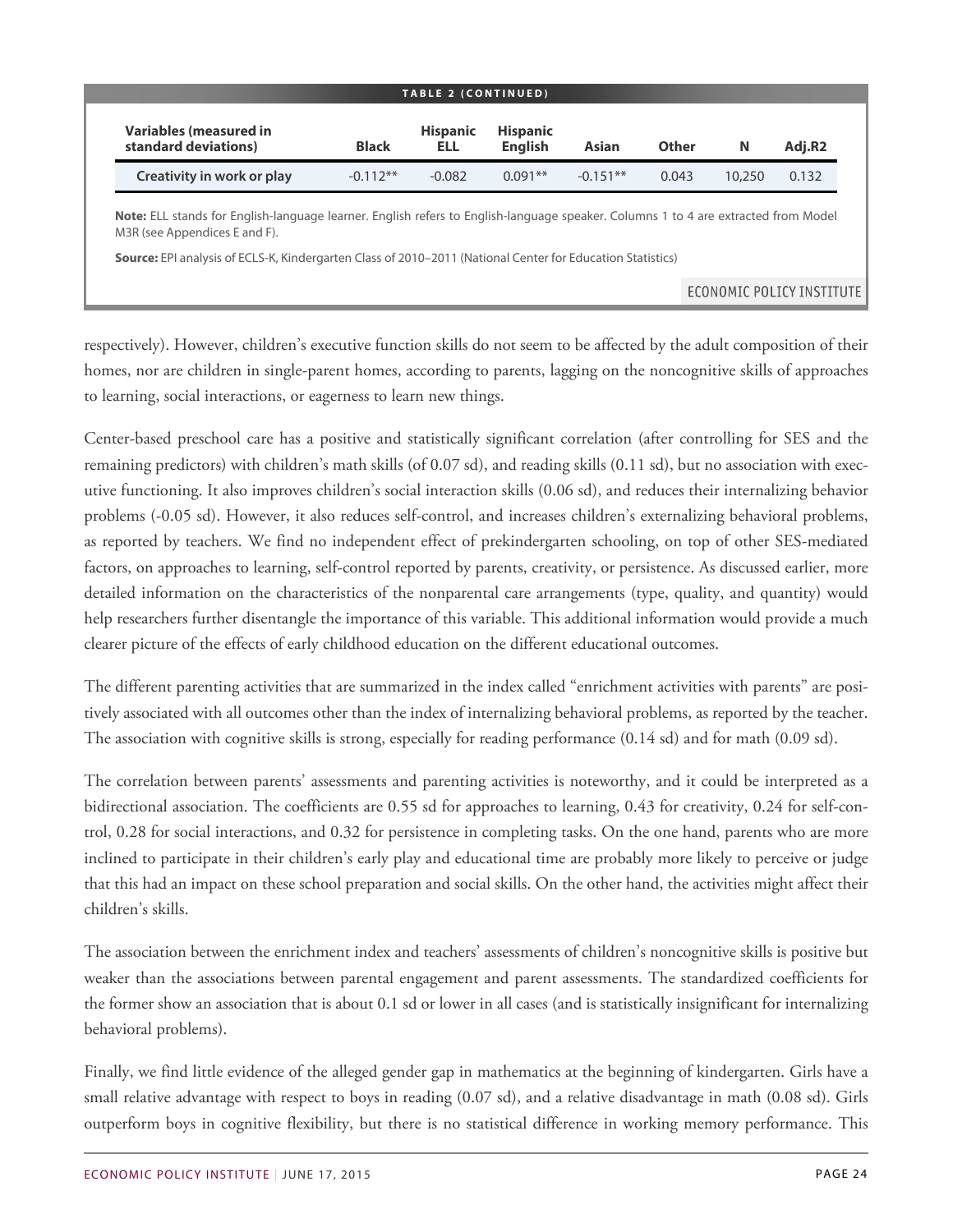**TABLE 2 (CONTINUED)**

| Variables (measured in standard deviations) | Black | Hispanic ELL | Hispanic English | Asian | Other | N | Adj.R2 |
|---|---|---|---|---|---|---|---|
| Creativity in work or play | -0.112** | -0.082 | 0.091** | -0.151** | 0.043 | 10,250 | 0.132 |

**Note:** ELL stands for English-language learner. English refers to English-language speaker. Columns 1 to 4 are extracted from Model M3R (see Appendices E and F).

**Source:** EPI analysis of ECLS-K, Kindergarten Class of 2010–2011 (National Center for Education Statistics)

ECONOMIC POLICY INSTITUTE

respectively). However, children's executive function skills do not seem to be affected by the adult composition of their homes, nor are children in single-parent homes, according to parents, lagging on the noncognitive skills of approaches to learning, social interactions, or eagerness to learn new things.

Center-based preschool care has a positive and statistically significant correlation (after controlling for SES and the remaining predictors) with children's math skills (of 0.07 sd), and reading skills (0.11 sd), but no association with executive functioning. It also improves children's social interaction skills (0.06 sd), and reduces their internalizing behavior problems (-0.05 sd). However, it also reduces self-control, and increases children's externalizing behavioral problems, as reported by teachers. We find no independent effect of prekindergarten schooling, on top of other SES-mediated factors, on approaches to learning, self-control reported by parents, creativity, or persistence. As discussed earlier, more detailed information on the characteristics of the nonparental care arrangements (type, quality, and quantity) would help researchers further disentangle the importance of this variable. This additional information would provide a much clearer picture of the effects of early childhood education on the different educational outcomes.

The different parenting activities that are summarized in the index called "enrichment activities with parents" are positively associated with all outcomes other than the index of internalizing behavioral problems, as reported by the teacher. The association with cognitive skills is strong, especially for reading performance (0.14 sd) and for math (0.09 sd).

The correlation between parents' assessments and parenting activities is noteworthy, and it could be interpreted as a bidirectional association. The coefficients are 0.55 sd for approaches to learning, 0.43 for creativity, 0.24 for self-control, 0.28 for social interactions, and 0.32 for persistence in completing tasks. On the one hand, parents who are more inclined to participate in their children's early play and educational time are probably more likely to perceive or judge that this had an impact on these school preparation and social skills. On the other hand, the activities might affect their children's skills.

The association between the enrichment index and teachers' assessments of children's noncognitive skills is positive but weaker than the associations between parental engagement and parent assessments. The standardized coefficients for the former show an association that is about 0.1 sd or lower in all cases (and is statistically insignificant for internalizing behavioral problems).

Finally, we find little evidence of the alleged gender gap in mathematics at the beginning of kindergarten. Girls have a small relative advantage with respect to boys in reading (0.07 sd), and a relative disadvantage in math (0.08 sd). Girls outperform boys in cognitive flexibility, but there is no statistical difference in working memory performance. This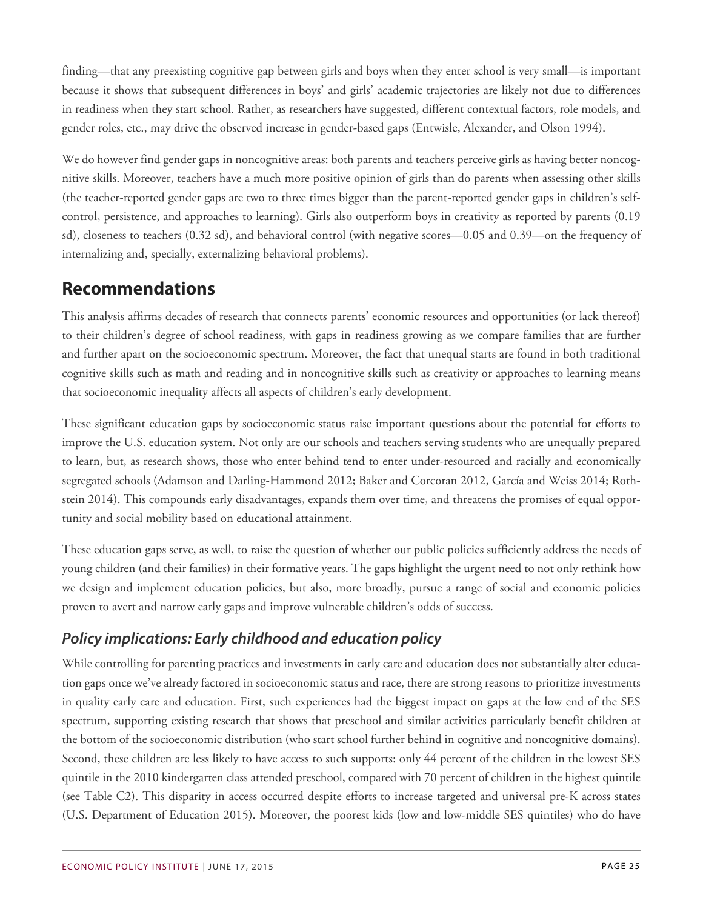finding—that any preexisting cognitive gap between girls and boys when they enter school is very small—is important because it shows that subsequent differences in boys' and girls' academic trajectories are likely not due to differences in readiness when they start school. Rather, as researchers have suggested, different contextual factors, role models, and gender roles, etc., may drive the observed increase in gender-based gaps (Entwisle, Alexander, and Olson 1994).

We do however find gender gaps in noncognitive areas: both parents and teachers perceive girls as having better noncognitive skills. Moreover, teachers have a much more positive opinion of girls than do parents when assessing other skills (the teacher-reported gender gaps are two to three times bigger than the parent-reported gender gaps in children's self-control, persistence, and approaches to learning). Girls also outperform boys in creativity as reported by parents (0.19 sd), closeness to teachers (0.32 sd), and behavioral control (with negative scores—0.05 and 0.39—on the frequency of internalizing and, specially, externalizing behavioral problems).

## Recommendations

This analysis affirms decades of research that connects parents' economic resources and opportunities (or lack thereof) to their children's degree of school readiness, with gaps in readiness growing as we compare families that are further and further apart on the socioeconomic spectrum. Moreover, the fact that unequal starts are found in both traditional cognitive skills such as math and reading and in noncognitive skills such as creativity or approaches to learning means that socioeconomic inequality affects all aspects of children's early development.

These significant education gaps by socioeconomic status raise important questions about the potential for efforts to improve the U.S. education system. Not only are our schools and teachers serving students who are unequally prepared to learn, but, as research shows, those who enter behind tend to enter under-resourced and racially and economically segregated schools (Adamson and Darling-Hammond 2012; Baker and Corcoran 2012, García and Weiss 2014; Rothstein 2014). This compounds early disadvantages, expands them over time, and threatens the promises of equal opportunity and social mobility based on educational attainment.

These education gaps serve, as well, to raise the question of whether our public policies sufficiently address the needs of young children (and their families) in their formative years. The gaps highlight the urgent need to not only rethink how we design and implement education policies, but also, more broadly, pursue a range of social and economic policies proven to avert and narrow early gaps and improve vulnerable children's odds of success.

### *Policy implications: Early childhood and education policy*

While controlling for parenting practices and investments in early care and education does not substantially alter education gaps once we've already factored in socioeconomic status and race, there are strong reasons to prioritize investments in quality early care and education. First, such experiences had the biggest impact on gaps at the low end of the SES spectrum, supporting existing research that shows that preschool and similar activities particularly benefit children at the bottom of the socioeconomic distribution (who start school further behind in cognitive and noncognitive domains). Second, these children are less likely to have access to such supports: only 44 percent of the children in the lowest SES quintile in the 2010 kindergarten class attended preschool, compared with 70 percent of children in the highest quintile (see Table C2). This disparity in access occurred despite efforts to increase targeted and universal pre-K across states (U.S. Department of Education 2015). Moreover, the poorest kids (low and low-middle SES quintiles) who do have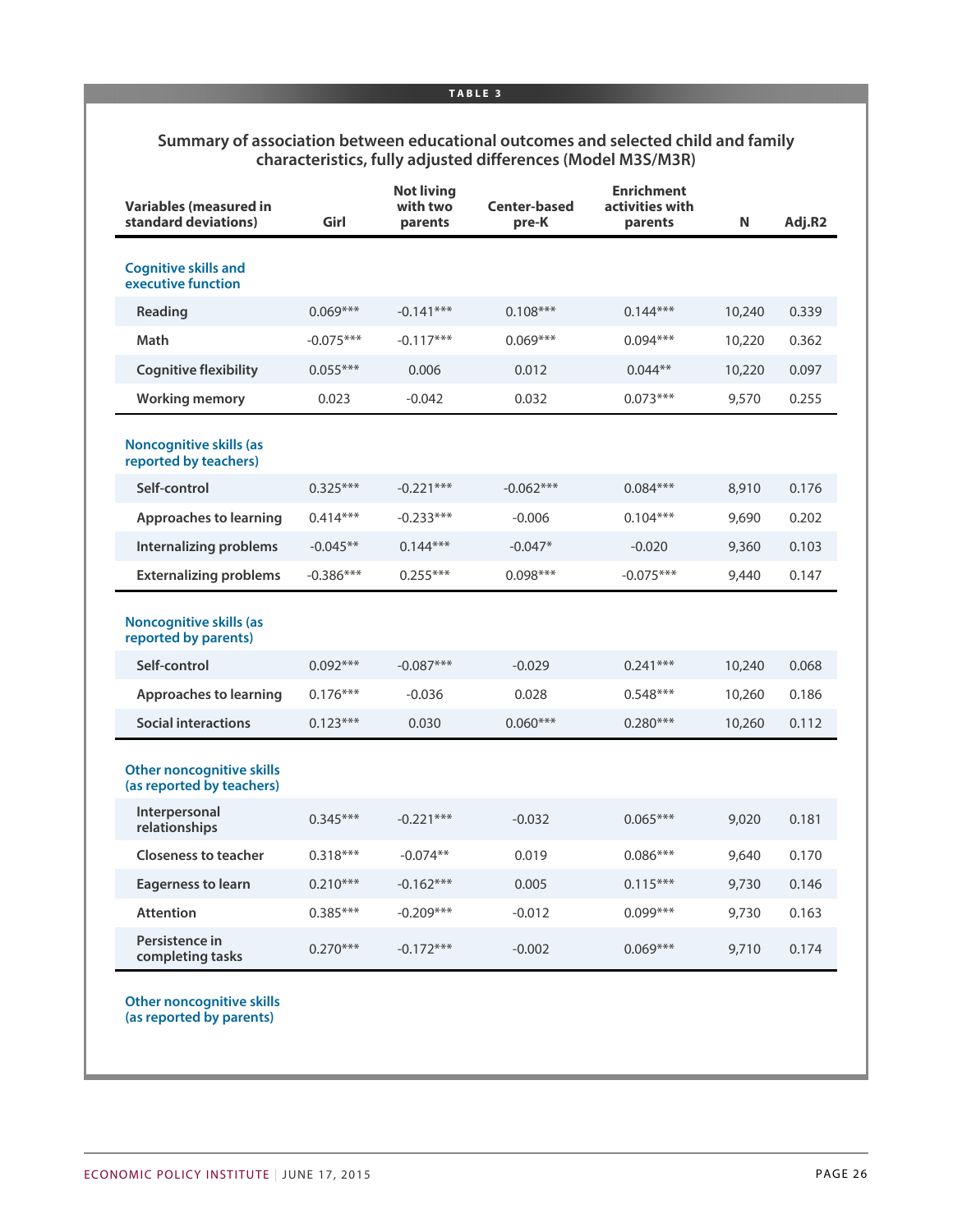**TABLE 3**

**Summary of association between educational outcomes and selected child and family characteristics, fully adjusted differences (Model M3S/M3R)**

| Variables (measured in standard deviations) | Girl | Not living with two parents | Center-based pre-K | Enrichment activities with parents | N | Adj.R2 |
|---|---|---|---|---|---|---|
| **Cognitive skills and executive function** | | | | | | |
| Reading | 0.069*** | -0.141*** | 0.108*** | 0.144*** | 10,240 | 0.339 |
| Math | -0.075*** | -0.117*** | 0.069*** | 0.094*** | 10,220 | 0.362 |
| Cognitive flexibility | 0.055*** | 0.006 | 0.012 | 0.044** | 10,220 | 0.097 |
| Working memory | 0.023 | -0.042 | 0.032 | 0.073*** | 9,570 | 0.255 |
| **Noncognitive skills (as reported by teachers)** | | | | | | |
| Self-control | 0.325*** | -0.221*** | -0.062*** | 0.084*** | 8,910 | 0.176 |
| Approaches to learning | 0.414*** | -0.233*** | -0.006 | 0.104*** | 9,690 | 0.202 |
| Internalizing problems | -0.045** | 0.144*** | -0.047* | -0.020 | 9,360 | 0.103 |
| Externalizing problems | -0.386*** | 0.255*** | 0.098*** | -0.075*** | 9,440 | 0.147 |
| **Noncognitive skills (as reported by parents)** | | | | | | |
| Self-control | 0.092*** | -0.087*** | -0.029 | 0.241*** | 10,240 | 0.068 |
| Approaches to learning | 0.176*** | -0.036 | 0.028 | 0.548*** | 10,260 | 0.186 |
| Social interactions | 0.123*** | 0.030 | 0.060*** | 0.280*** | 10,260 | 0.112 |
| **Other noncognitive skills (as reported by teachers)** | | | | | | |
| Interpersonal relationships | 0.345*** | -0.221*** | -0.032 | 0.065*** | 9,020 | 0.181 |
| Closeness to teacher | 0.318*** | -0.074** | 0.019 | 0.086*** | 9,640 | 0.170 |
| Eagerness to learn | 0.210*** | -0.162*** | 0.005 | 0.115*** | 9,730 | 0.146 |
| Attention | 0.385*** | -0.209*** | -0.012 | 0.099*** | 9,730 | 0.163 |
| Persistence in completing tasks | 0.270*** | -0.172*** | -0.002 | 0.069*** | 9,710 | 0.174 |
| **Other noncognitive skills (as reported by parents)** | | | | | | |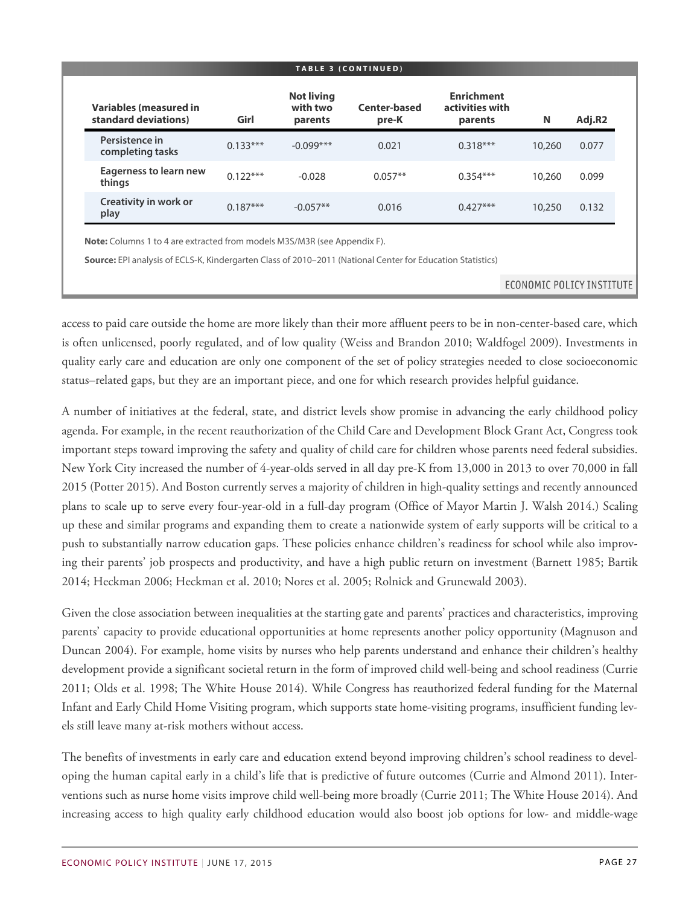**TABLE 3 (CONTINUED)**

| Variables (measured in standard deviations) | Girl | Not living with two parents | Center-based pre-K | Enrichment activities with parents | N | Adj.R2 |
|---|---|---|---|---|---|---|
| Persistence in completing tasks | 0.133*** | -0.099*** | 0.021 | 0.318*** | 10,260 | 0.077 |
| Eagerness to learn new things | 0.122*** | -0.028 | 0.057** | 0.354*** | 10,260 | 0.099 |
| Creativity in work or play | 0.187*** | -0.057** | 0.016 | 0.427*** | 10,250 | 0.132 |

**Note:** Columns 1 to 4 are extracted from models M3S/M3R (see Appendix F).

**Source:** EPI analysis of ECLS-K, Kindergarten Class of 2010–2011 (National Center for Education Statistics)

access to paid care outside the home are more likely than their more affluent peers to be in non-center-based care, which is often unlicensed, poorly regulated, and of low quality (Weiss and Brandon 2010; Waldfogel 2009). Investments in quality early care and education are only one component of the set of policy strategies needed to close socioeconomic status–related gaps, but they are an important piece, and one for which research provides helpful guidance.

A number of initiatives at the federal, state, and district levels show promise in advancing the early childhood policy agenda. For example, in the recent reauthorization of the Child Care and Development Block Grant Act, Congress took important steps toward improving the safety and quality of child care for children whose parents need federal subsidies. New York City increased the number of 4-year-olds served in all day pre-K from 13,000 in 2013 to over 70,000 in fall 2015 (Potter 2015). And Boston currently serves a majority of children in high-quality settings and recently announced plans to scale up to serve every four-year-old in a full-day program (Office of Mayor Martin J. Walsh 2014.) Scaling up these and similar programs and expanding them to create a nationwide system of early supports will be critical to a push to substantially narrow education gaps. These policies enhance children's readiness for school while also improving their parents' job prospects and productivity, and have a high public return on investment (Barnett 1985; Bartik 2014; Heckman 2006; Heckman et al. 2010; Nores et al. 2005; Rolnick and Grunewald 2003).

Given the close association between inequalities at the starting gate and parents' practices and characteristics, improving parents' capacity to provide educational opportunities at home represents another policy opportunity (Magnuson and Duncan 2004). For example, home visits by nurses who help parents understand and enhance their children's healthy development provide a significant societal return in the form of improved child well-being and school readiness (Currie 2011; Olds et al. 1998; The White House 2014). While Congress has reauthorized federal funding for the Maternal Infant and Early Child Home Visiting program, which supports state home-visiting programs, insufficient funding levels still leave many at-risk mothers without access.

The benefits of investments in early care and education extend beyond improving children's school readiness to developing the human capital early in a child's life that is predictive of future outcomes (Currie and Almond 2011). Interventions such as nurse home visits improve child well-being more broadly (Currie 2011; The White House 2014). And increasing access to high quality early childhood education would also boost job options for low- and middle-wage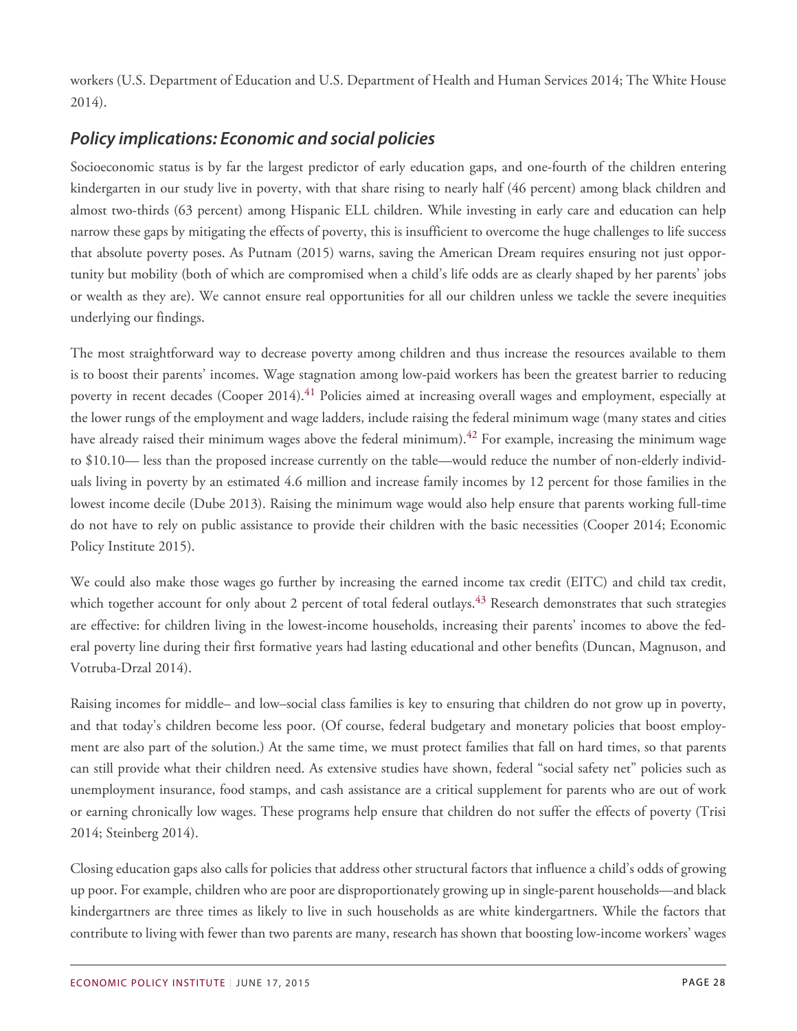workers (U.S. Department of Education and U.S. Department of Health and Human Services 2014; The White House 2014).

## *Policy implications: Economic and social policies*

Socioeconomic status is by far the largest predictor of early education gaps, and one-fourth of the children entering kindergarten in our study live in poverty, with that share rising to nearly half (46 percent) among black children and almost two-thirds (63 percent) among Hispanic ELL children. While investing in early care and education can help narrow these gaps by mitigating the effects of poverty, this is insufficient to overcome the huge challenges to life success that absolute poverty poses. As Putnam (2015) warns, saving the American Dream requires ensuring not just opportunity but mobility (both of which are compromised when a child's life odds are as clearly shaped by her parents' jobs or wealth as they are). We cannot ensure real opportunities for all our children unless we tackle the severe inequities underlying our findings.

The most straightforward way to decrease poverty among children and thus increase the resources available to them is to boost their parents' incomes. Wage stagnation among low-paid workers has been the greatest barrier to reducing poverty in recent decades (Cooper 2014).[41] Policies aimed at increasing overall wages and employment, especially at the lower rungs of the employment and wage ladders, include raising the federal minimum wage (many states and cities have already raised their minimum wages above the federal minimum).[42] For example, increasing the minimum wage to $10.10— less than the proposed increase currently on the table—would reduce the number of non-elderly individuals living in poverty by an estimated 4.6 million and increase family incomes by 12 percent for those families in the lowest income decile (Dube 2013). Raising the minimum wage would also help ensure that parents working full-time do not have to rely on public assistance to provide their children with the basic necessities (Cooper 2014; Economic Policy Institute 2015).

We could also make those wages go further by increasing the earned income tax credit (EITC) and child tax credit, which together account for only about 2 percent of total federal outlays.[43] Research demonstrates that such strategies are effective: for children living in the lowest-income households, increasing their parents' incomes to above the federal poverty line during their first formative years had lasting educational and other benefits (Duncan, Magnuson, and Votruba-Drzal 2014).

Raising incomes for middle– and low–social class families is key to ensuring that children do not grow up in poverty, and that today's children become less poor. (Of course, federal budgetary and monetary policies that boost employment are also part of the solution.) At the same time, we must protect families that fall on hard times, so that parents can still provide what their children need. As extensive studies have shown, federal "social safety net" policies such as unemployment insurance, food stamps, and cash assistance are a critical supplement for parents who are out of work or earning chronically low wages. These programs help ensure that children do not suffer the effects of poverty (Trisi 2014; Steinberg 2014).

Closing education gaps also calls for policies that address other structural factors that influence a child's odds of growing up poor. For example, children who are poor are disproportionately growing up in single-parent households—and black kindergartners are three times as likely to live in such households as are white kindergartners. While the factors that contribute to living with fewer than two parents are many, research has shown that boosting low-income workers' wages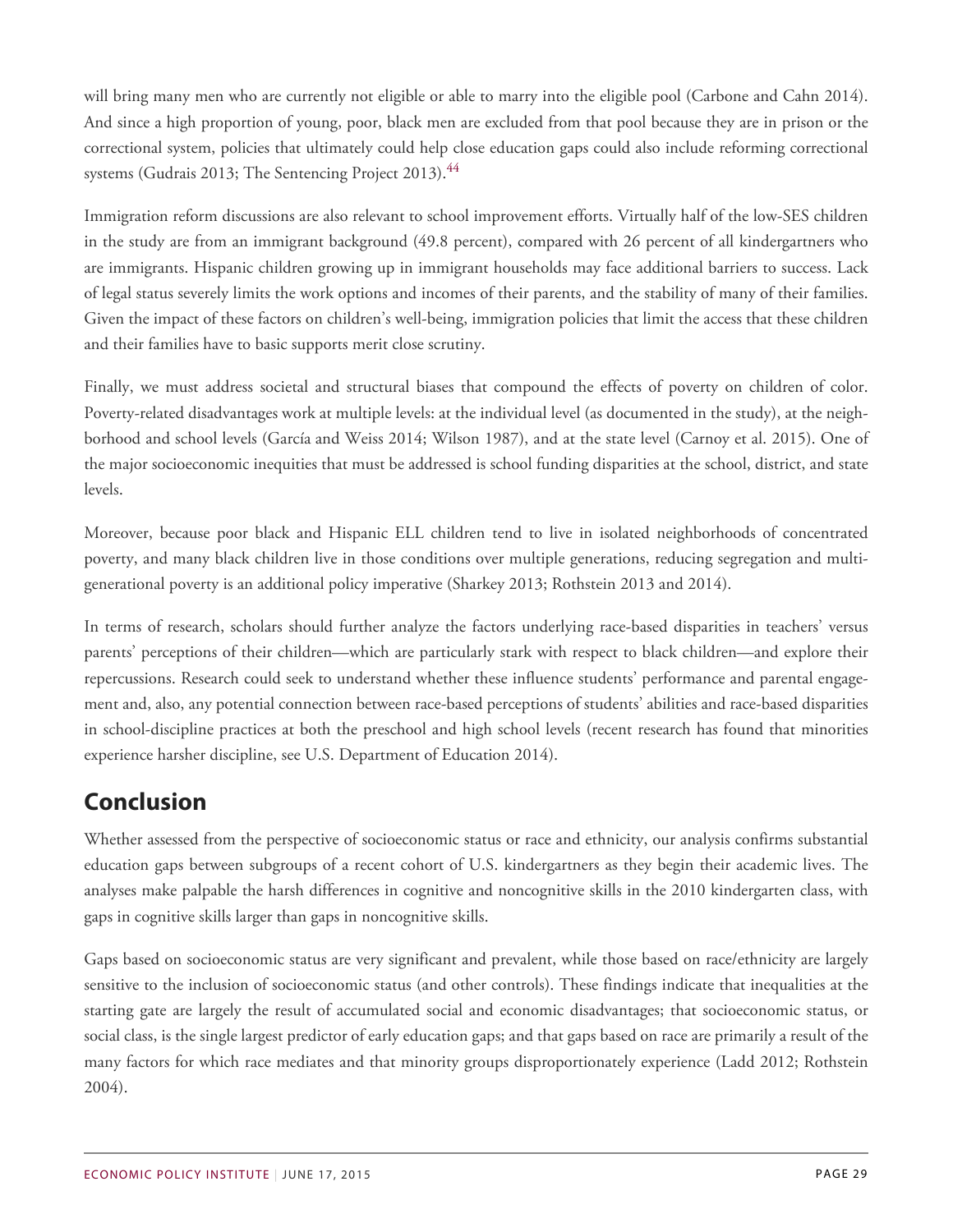will bring many men who are currently not eligible or able to marry into the eligible pool (Carbone and Cahn 2014). And since a high proportion of young, poor, black men are excluded from that pool because they are in prison or the correctional system, policies that ultimately could help close education gaps could also include reforming correctional systems (Gudrais 2013; The Sentencing Project 2013).[44]

Immigration reform discussions are also relevant to school improvement efforts. Virtually half of the low-SES children in the study are from an immigrant background (49.8 percent), compared with 26 percent of all kindergartners who are immigrants. Hispanic children growing up in immigrant households may face additional barriers to success. Lack of legal status severely limits the work options and incomes of their parents, and the stability of many of their families. Given the impact of these factors on children's well-being, immigration policies that limit the access that these children and their families have to basic supports merit close scrutiny.

Finally, we must address societal and structural biases that compound the effects of poverty on children of color. Poverty-related disadvantages work at multiple levels: at the individual level (as documented in the study), at the neighborhood and school levels (García and Weiss 2014; Wilson 1987), and at the state level (Carnoy et al. 2015). One of the major socioeconomic inequities that must be addressed is school funding disparities at the school, district, and state levels.

Moreover, because poor black and Hispanic ELL children tend to live in isolated neighborhoods of concentrated poverty, and many black children live in those conditions over multiple generations, reducing segregation and multigenerational poverty is an additional policy imperative (Sharkey 2013; Rothstein 2013 and 2014).

In terms of research, scholars should further analyze the factors underlying race-based disparities in teachers' versus parents' perceptions of their children—which are particularly stark with respect to black children—and explore their repercussions. Research could seek to understand whether these influence students' performance and parental engagement and, also, any potential connection between race-based perceptions of students' abilities and race-based disparities in school-discipline practices at both the preschool and high school levels (recent research has found that minorities experience harsher discipline, see U.S. Department of Education 2014).

## Conclusion

Whether assessed from the perspective of socioeconomic status or race and ethnicity, our analysis confirms substantial education gaps between subgroups of a recent cohort of U.S. kindergartners as they begin their academic lives. The analyses make palpable the harsh differences in cognitive and noncognitive skills in the 2010 kindergarten class, with gaps in cognitive skills larger than gaps in noncognitive skills.

Gaps based on socioeconomic status are very significant and prevalent, while those based on race/ethnicity are largely sensitive to the inclusion of socioeconomic status (and other controls). These findings indicate that inequalities at the starting gate are largely the result of accumulated social and economic disadvantages; that socioeconomic status, or social class, is the single largest predictor of early education gaps; and that gaps based on race are primarily a result of the many factors for which race mediates and that minority groups disproportionately experience (Ladd 2012; Rothstein 2004).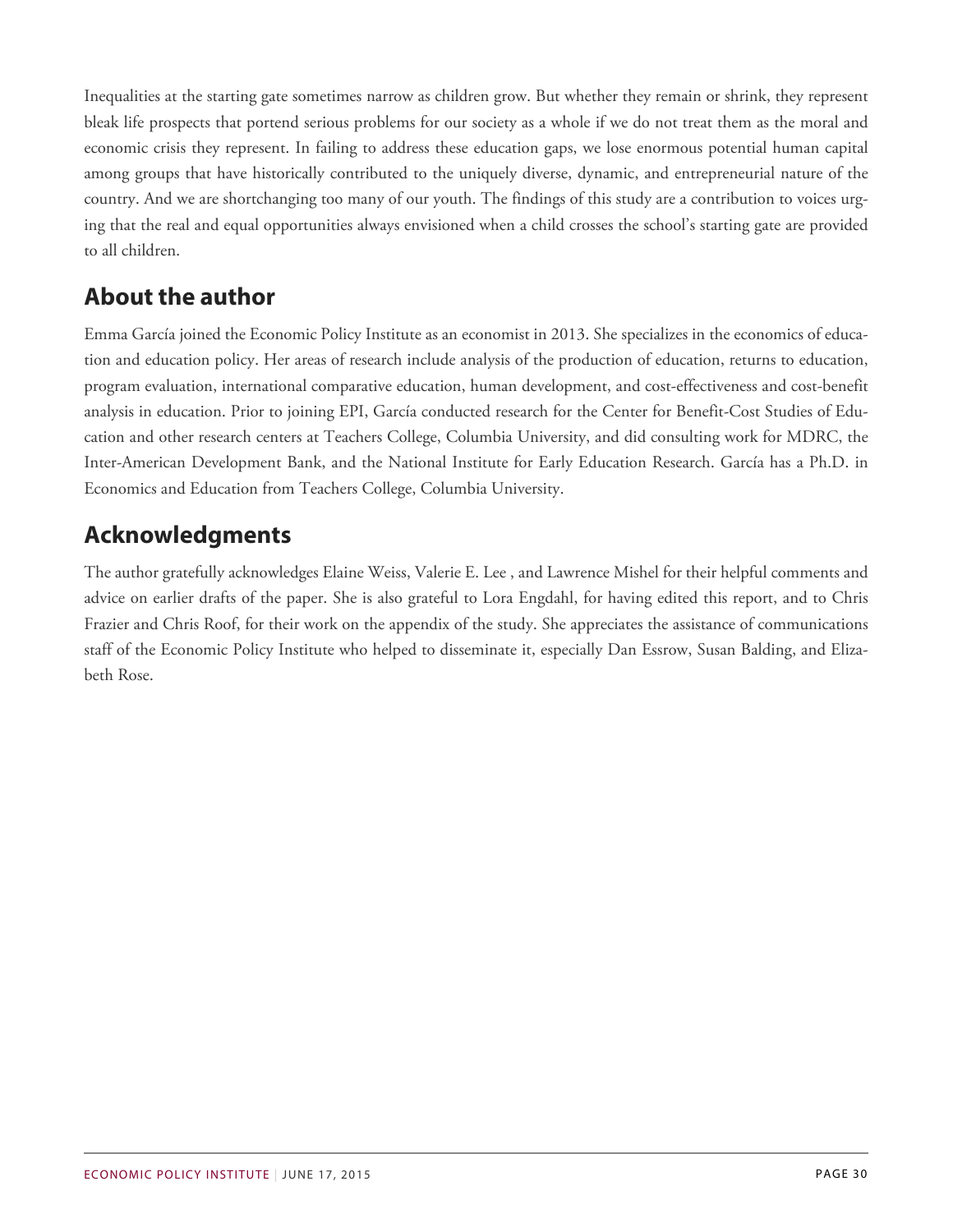Inequalities at the starting gate sometimes narrow as children grow. But whether they remain or shrink, they represent bleak life prospects that portend serious problems for our society as a whole if we do not treat them as the moral and economic crisis they represent. In failing to address these education gaps, we lose enormous potential human capital among groups that have historically contributed to the uniquely diverse, dynamic, and entrepreneurial nature of the country. And we are shortchanging too many of our youth. The findings of this study are a contribution to voices urging that the real and equal opportunities always envisioned when a child crosses the school's starting gate are provided to all children.

## About the author

Emma García joined the Economic Policy Institute as an economist in 2013. She specializes in the economics of education and education policy. Her areas of research include analysis of the production of education, returns to education, program evaluation, international comparative education, human development, and cost-effectiveness and cost-benefit analysis in education. Prior to joining EPI, García conducted research for the Center for Benefit-Cost Studies of Education and other research centers at Teachers College, Columbia University, and did consulting work for MDRC, the Inter-American Development Bank, and the National Institute for Early Education Research. García has a Ph.D. in Economics and Education from Teachers College, Columbia University.

## Acknowledgments

The author gratefully acknowledges Elaine Weiss, Valerie E. Lee , and Lawrence Mishel for their helpful comments and advice on earlier drafts of the paper. She is also grateful to Lora Engdahl, for having edited this report, and to Chris Frazier and Chris Roof, for their work on the appendix of the study. She appreciates the assistance of communications staff of the Economic Policy Institute who helped to disseminate it, especially Dan Essrow, Susan Balding, and Elizabeth Rose.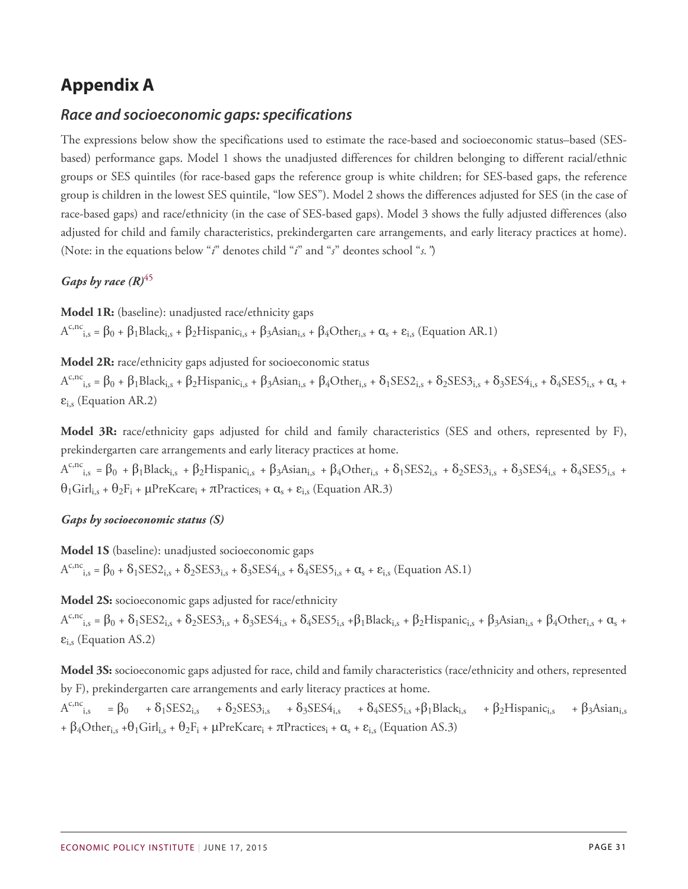# Appendix A

## *Race and socioeconomic gaps: specifications*

The expressions below show the specifications used to estimate the race-based and socioeconomic status–based (SES-based) performance gaps. Model 1 shows the unadjusted differences for children belonging to different racial/ethnic groups or SES quintiles (for race-based gaps the reference group is white children; for SES-based gaps, the reference group is children in the lowest SES quintile, "low SES"). Model 2 shows the differences adjusted for SES (in the case of race-based gaps) and race/ethnicity (in the case of SES-based gaps). Model 3 shows the fully adjusted differences (also adjusted for child and family characteristics, prekindergarten care arrangements, and early literacy practices at home). (Note: in the equations below "*i*" denotes child "*i*" and "*s*" deontes school "*s.*")

### *Gaps by race (R)*[45]

**Model 1R:** (baseline): unadjusted race/ethnicity gaps

$A^{c,nc}_{i,s} = \beta_0 + \beta_1 Black_{i,s} + \beta_2 Hispanic_{i,s} + \beta_3 Asian_{i,s} + \beta_4 Other_{i,s} + \alpha_s + \varepsilon_{i,s}$ (Equation AR.1)

**Model 2R:** race/ethnicity gaps adjusted for socioeconomic status

$A^{c,nc}_{i,s} = \beta_0 + \beta_1 Black_{i,s} + \beta_2 Hispanic_{i,s} + \beta_3 Asian_{i,s} + \beta_4 Other_{i,s} + \delta_1 SES2_{i,s} + \delta_2 SES3_{i,s} + \delta_3 SES4_{i,s} + \delta_4 SES5_{i,s} + \alpha_s + \varepsilon_{i,s}$ (Equation AR.2)

**Model 3R:** race/ethnicity gaps adjusted for child and family characteristics (SES and others, represented by F), prekindergarten care arrangements and early literacy practices at home.

$A^{c,nc}_{i,s} = \beta_0 + \beta_1 Black_{i,s} + \beta_2 Hispanic_{i,s} + \beta_3 Asian_{i,s} + \beta_4 Other_{i,s} + \delta_1 SES2_{i,s} + \delta_2 SES3_{i,s} + \delta_3 SES4_{i,s} + \delta_4 SES5_{i,s} + \theta_1 Girl_{i,s} + \theta_2 F_i + \mu PreKcare_i + \pi Practices_i + \alpha_s + \varepsilon_{i,s}$ (Equation AR.3)

### *Gaps by socioeconomic status (S)*

**Model 1S** (baseline): unadjusted socioeconomic gaps

$A^{c,nc}_{i,s} = \beta_0 + \delta_1 SES2_{i,s} + \delta_2 SES3_{i,s} + \delta_3 SES4_{i,s} + \delta_4 SES5_{i,s} + \alpha_s + \varepsilon_{i,s}$ (Equation AS.1)

**Model 2S:** socioeconomic gaps adjusted for race/ethnicity

$A^{c,nc}_{i,s} = \beta_0 + \delta_1 SES2_{i,s} + \delta_2 SES3_{i,s} + \delta_3 SES4_{i,s} + \delta_4 SES5_{i,s} + \beta_1 Black_{i,s} + \beta_2 Hispanic_{i,s} + \beta_3 Asian_{i,s} + \beta_4 Other_{i,s} + \alpha_s + \varepsilon_{i,s}$ (Equation AS.2)

**Model 3S:** socioeconomic gaps adjusted for race, child and family characteristics (race/ethnicity and others, represented by F), prekindergarten care arrangements and early literacy practices at home.

$A^{c,nc}_{i,s} = \beta_0 + \delta_1 SES2_{i,s} + \delta_2 SES3_{i,s} + \delta_3 SES4_{i,s} + \delta_4 SES5_{i,s} + \beta_1 Black_{i,s} + \beta_2 Hispanic_{i,s} + \beta_3 Asian_{i,s} + \beta_4 Other_{i,s} + \theta_1 Girl_{i,s} + \theta_2 F_i + \mu PreKcare_i + \pi Practices_i + \alpha_s + \varepsilon_{i,s}$ (Equation AS.3)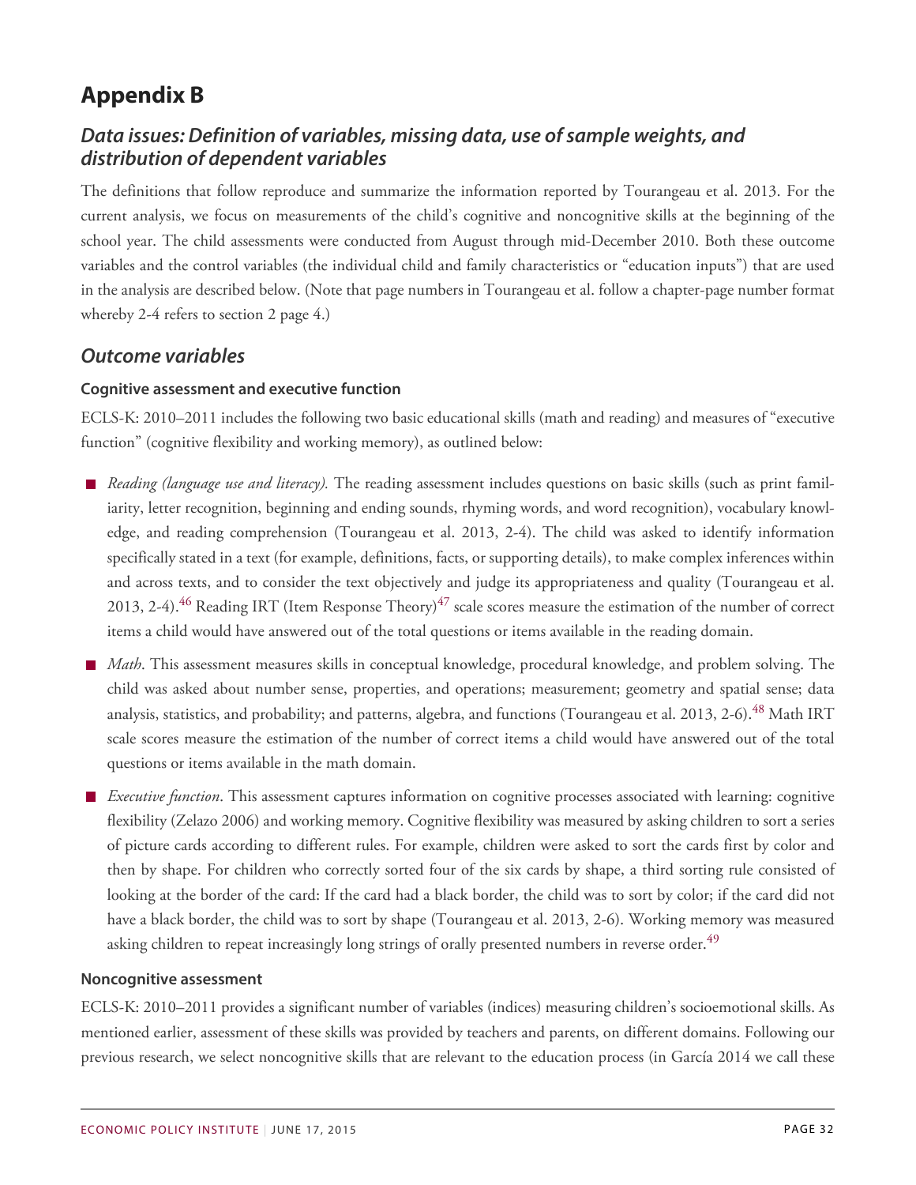# Appendix B

## Data issues: Definition of variables, missing data, use of sample weights, and distribution of dependent variables

The definitions that follow reproduce and summarize the information reported by Tourangeau et al. 2013. For the current analysis, we focus on measurements of the child's cognitive and noncognitive skills at the beginning of the school year. The child assessments were conducted from August through mid-December 2010. Both these outcome variables and the control variables (the individual child and family characteristics or "education inputs") that are used in the analysis are described below. (Note that page numbers in Tourangeau et al. follow a chapter-page number format whereby 2-4 refers to section 2 page 4.)

## Outcome variables

### Cognitive assessment and executive function

ECLS-K: 2010–2011 includes the following two basic educational skills (math and reading) and measures of "executive function" (cognitive flexibility and working memory), as outlined below:

- *Reading (language use and literacy).* The reading assessment includes questions on basic skills (such as print familiarity, letter recognition, beginning and ending sounds, rhyming words, and word recognition), vocabulary knowledge, and reading comprehension (Tourangeau et al. 2013, 2-4). The child was asked to identify information specifically stated in a text (for example, definitions, facts, or supporting details), to make complex inferences within and across texts, and to consider the text objectively and judge its appropriateness and quality (Tourangeau et al. 2013, 2-4).[46] Reading IRT (Item Response Theory)[47] scale scores measure the estimation of the number of correct items a child would have answered out of the total questions or items available in the reading domain.
- *Math*. This assessment measures skills in conceptual knowledge, procedural knowledge, and problem solving. The child was asked about number sense, properties, and operations; measurement; geometry and spatial sense; data analysis, statistics, and probability; and patterns, algebra, and functions (Tourangeau et al. 2013, 2-6).[48] Math IRT scale scores measure the estimation of the number of correct items a child would have answered out of the total questions or items available in the math domain.
- *Executive function*. This assessment captures information on cognitive processes associated with learning: cognitive flexibility (Zelazo 2006) and working memory. Cognitive flexibility was measured by asking children to sort a series of picture cards according to different rules. For example, children were asked to sort the cards first by color and then by shape. For children who correctly sorted four of the six cards by shape, a third sorting rule consisted of looking at the border of the card: If the card had a black border, the child was to sort by color; if the card did not have a black border, the child was to sort by shape (Tourangeau et al. 2013, 2-6). Working memory was measured asking children to repeat increasingly long strings of orally presented numbers in reverse order.[49]

### Noncognitive assessment

ECLS-K: 2010–2011 provides a significant number of variables (indices) measuring children's socioemotional skills. As mentioned earlier, assessment of these skills was provided by teachers and parents, on different domains. Following our previous research, we select noncognitive skills that are relevant to the education process (in García 2014 we call these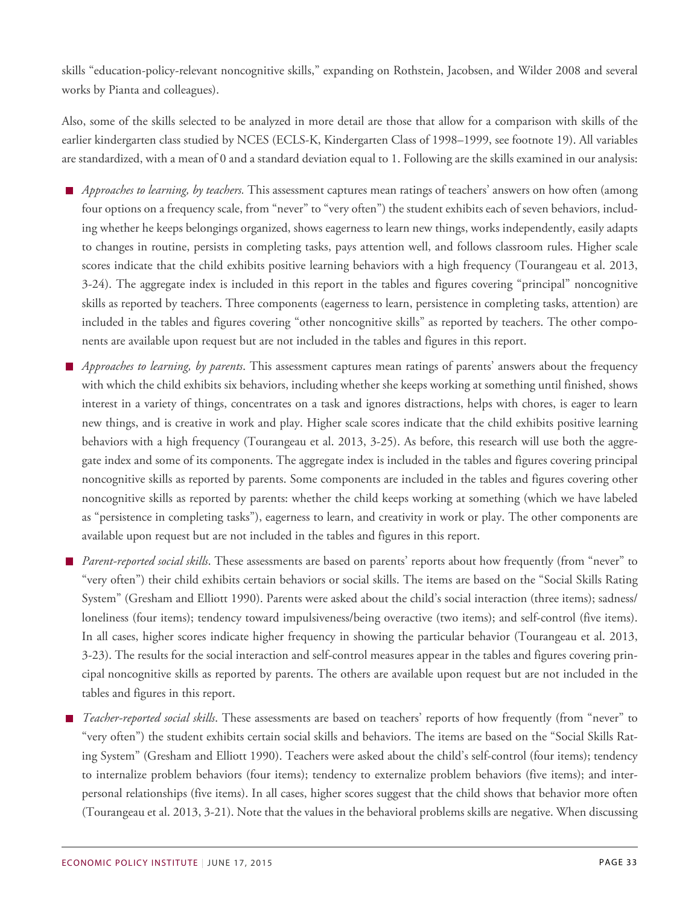skills "education-policy-relevant noncognitive skills," expanding on Rothstein, Jacobsen, and Wilder 2008 and several works by Pianta and colleagues).

Also, some of the skills selected to be analyzed in more detail are those that allow for a comparison with skills of the earlier kindergarten class studied by NCES (ECLS-K, Kindergarten Class of 1998–1999, see footnote 19). All variables are standardized, with a mean of 0 and a standard deviation equal to 1. Following are the skills examined in our analysis:

- *Approaches to learning, by teachers.* This assessment captures mean ratings of teachers' answers on how often (among four options on a frequency scale, from "never" to "very often") the student exhibits each of seven behaviors, including whether he keeps belongings organized, shows eagerness to learn new things, works independently, easily adapts to changes in routine, persists in completing tasks, pays attention well, and follows classroom rules. Higher scale scores indicate that the child exhibits positive learning behaviors with a high frequency (Tourangeau et al. 2013, 3-24). The aggregate index is included in this report in the tables and figures covering "principal" noncognitive skills as reported by teachers. Three components (eagerness to learn, persistence in completing tasks, attention) are included in the tables and figures covering "other noncognitive skills" as reported by teachers. The other components are available upon request but are not included in the tables and figures in this report.
- *Approaches to learning, by parents*. This assessment captures mean ratings of parents' answers about the frequency with which the child exhibits six behaviors, including whether she keeps working at something until finished, shows interest in a variety of things, concentrates on a task and ignores distractions, helps with chores, is eager to learn new things, and is creative in work and play. Higher scale scores indicate that the child exhibits positive learning behaviors with a high frequency (Tourangeau et al. 2013, 3-25). As before, this research will use both the aggregate index and some of its components. The aggregate index is included in the tables and figures covering principal noncognitive skills as reported by parents. Some components are included in the tables and figures covering other noncognitive skills as reported by parents: whether the child keeps working at something (which we have labeled as "persistence in completing tasks"), eagerness to learn, and creativity in work or play. The other components are available upon request but are not included in the tables and figures in this report.
- *Parent-reported social skills*. These assessments are based on parents' reports about how frequently (from "never" to "very often") their child exhibits certain behaviors or social skills. The items are based on the "Social Skills Rating System" (Gresham and Elliott 1990). Parents were asked about the child's social interaction (three items); sadness/loneliness (four items); tendency toward impulsiveness/being overactive (two items); and self-control (five items). In all cases, higher scores indicate higher frequency in showing the particular behavior (Tourangeau et al. 2013, 3-23). The results for the social interaction and self-control measures appear in the tables and figures covering principal noncognitive skills as reported by parents. The others are available upon request but are not included in the tables and figures in this report.
- *Teacher-reported social skills*. These assessments are based on teachers' reports of how frequently (from "never" to "very often") the student exhibits certain social skills and behaviors. The items are based on the "Social Skills Rating System" (Gresham and Elliott 1990). Teachers were asked about the child's self-control (four items); tendency to internalize problem behaviors (four items); tendency to externalize problem behaviors (five items); and interpersonal relationships (five items). In all cases, higher scores suggest that the child shows that behavior more often (Tourangeau et al. 2013, 3-21). Note that the values in the behavioral problems skills are negative. When discussing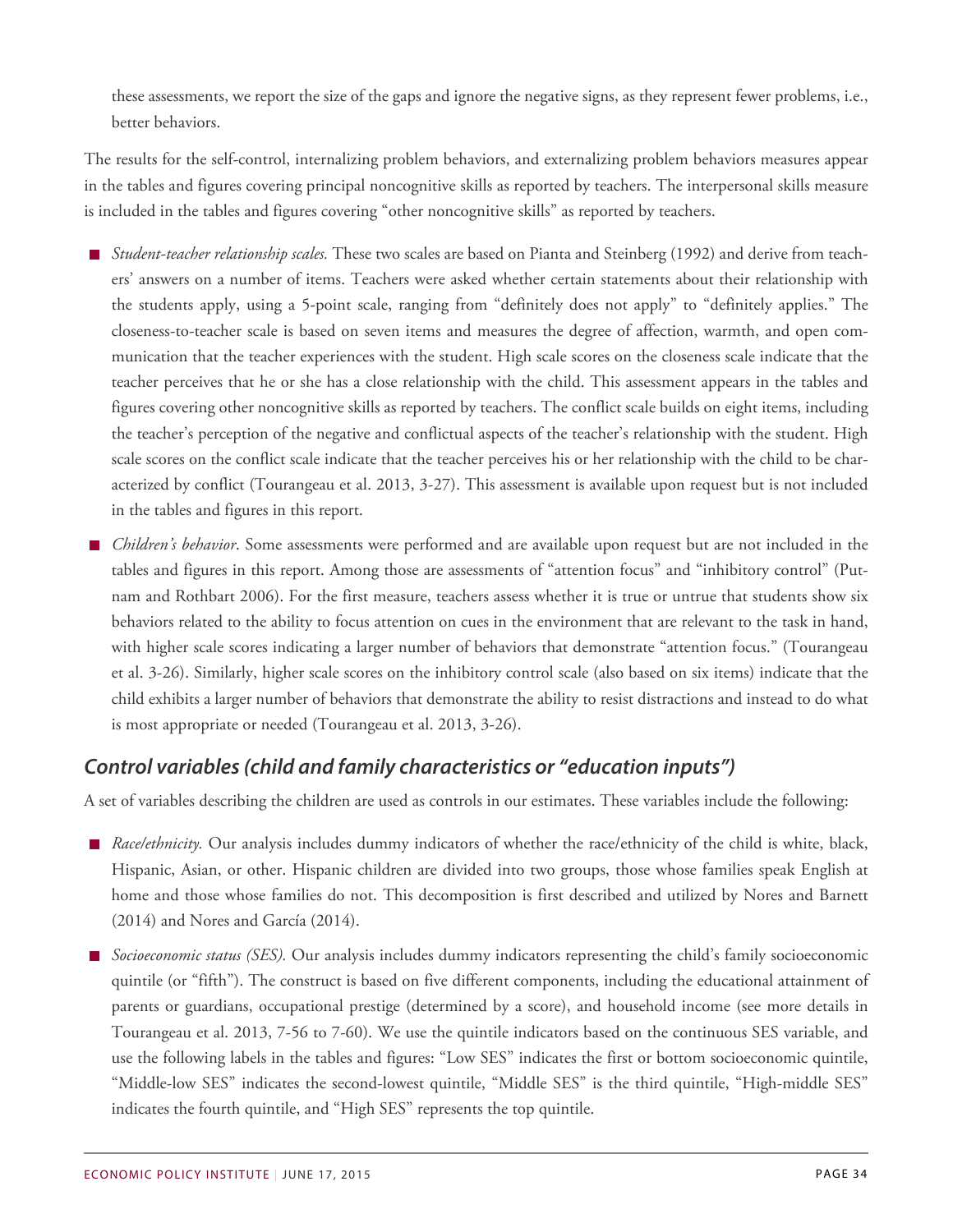these assessments, we report the size of the gaps and ignore the negative signs, as they represent fewer problems, i.e., better behaviors.

The results for the self-control, internalizing problem behaviors, and externalizing problem behaviors measures appear in the tables and figures covering principal noncognitive skills as reported by teachers. The interpersonal skills measure is included in the tables and figures covering "other noncognitive skills" as reported by teachers.

- *Student-teacher relationship scales.* These two scales are based on Pianta and Steinberg (1992) and derive from teachers' answers on a number of items. Teachers were asked whether certain statements about their relationship with the students apply, using a 5-point scale, ranging from "definitely does not apply" to "definitely applies." The closeness-to-teacher scale is based on seven items and measures the degree of affection, warmth, and open communication that the teacher experiences with the student. High scale scores on the closeness scale indicate that the teacher perceives that he or she has a close relationship with the child. This assessment appears in the tables and figures covering other noncognitive skills as reported by teachers. The conflict scale builds on eight items, including the teacher's perception of the negative and conflictual aspects of the teacher's relationship with the student. High scale scores on the conflict scale indicate that the teacher perceives his or her relationship with the child to be characterized by conflict (Tourangeau et al. 2013, 3-27). This assessment is available upon request but is not included in the tables and figures in this report.
- *Children's behavior*. Some assessments were performed and are available upon request but are not included in the tables and figures in this report. Among those are assessments of "attention focus" and "inhibitory control" (Putnam and Rothbart 2006). For the first measure, teachers assess whether it is true or untrue that students show six behaviors related to the ability to focus attention on cues in the environment that are relevant to the task in hand, with higher scale scores indicating a larger number of behaviors that demonstrate "attention focus." (Tourangeau et al. 3-26). Similarly, higher scale scores on the inhibitory control scale (also based on six items) indicate that the child exhibits a larger number of behaviors that demonstrate the ability to resist distractions and instead to do what is most appropriate or needed (Tourangeau et al. 2013, 3-26).

## *Control variables (child and family characteristics or "education inputs")*

A set of variables describing the children are used as controls in our estimates. These variables include the following:

- *Race/ethnicity.* Our analysis includes dummy indicators of whether the race/ethnicity of the child is white, black, Hispanic, Asian, or other. Hispanic children are divided into two groups, those whose families speak English at home and those whose families do not. This decomposition is first described and utilized by Nores and Barnett (2014) and Nores and García (2014).
- *Socioeconomic status (SES).* Our analysis includes dummy indicators representing the child's family socioeconomic quintile (or "fifth"). The construct is based on five different components, including the educational attainment of parents or guardians, occupational prestige (determined by a score), and household income (see more details in Tourangeau et al. 2013, 7-56 to 7-60). We use the quintile indicators based on the continuous SES variable, and use the following labels in the tables and figures: "Low SES" indicates the first or bottom socioeconomic quintile, "Middle-low SES" indicates the second-lowest quintile, "Middle SES" is the third quintile, "High-middle SES" indicates the fourth quintile, and "High SES" represents the top quintile.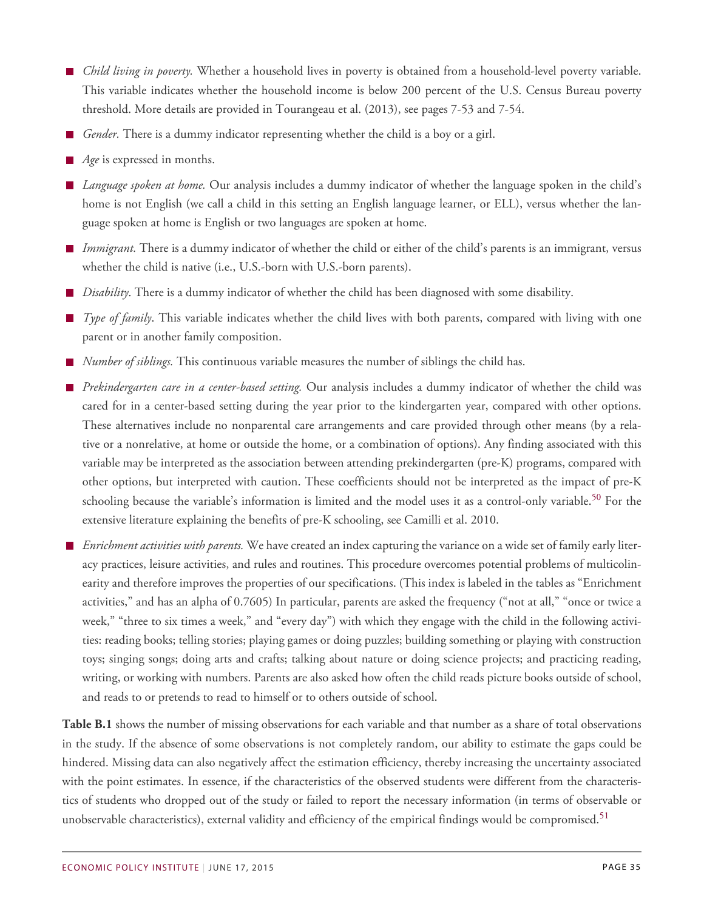- *Child living in poverty.* Whether a household lives in poverty is obtained from a household-level poverty variable. This variable indicates whether the household income is below 200 percent of the U.S. Census Bureau poverty threshold. More details are provided in Tourangeau et al. (2013), see pages 7-53 and 7-54.
- *Gender.* There is a dummy indicator representing whether the child is a boy or a girl.
- *Age* is expressed in months.
- *Language spoken at home.* Our analysis includes a dummy indicator of whether the language spoken in the child's home is not English (we call a child in this setting an English language learner, or ELL), versus whether the language spoken at home is English or two languages are spoken at home.
- *Immigrant.* There is a dummy indicator of whether the child or either of the child's parents is an immigrant, versus whether the child is native (i.e., U.S.-born with U.S.-born parents).
- *Disability*. There is a dummy indicator of whether the child has been diagnosed with some disability.
- *Type of family*. This variable indicates whether the child lives with both parents, compared with living with one parent or in another family composition.
- *Number of siblings.* This continuous variable measures the number of siblings the child has.
- *Prekindergarten care in a center-based setting.* Our analysis includes a dummy indicator of whether the child was cared for in a center-based setting during the year prior to the kindergarten year, compared with other options. These alternatives include no nonparental care arrangements and care provided through other means (by a relative or a nonrelative, at home or outside the home, or a combination of options). Any finding associated with this variable may be interpreted as the association between attending prekindergarten (pre-K) programs, compared with other options, but interpreted with caution. These coefficients should not be interpreted as the impact of pre-K schooling because the variable's information is limited and the model uses it as a control-only variable.[50] For the extensive literature explaining the benefits of pre-K schooling, see Camilli et al. 2010.
- *Enrichment activities with parents.* We have created an index capturing the variance on a wide set of family early literacy practices, leisure activities, and rules and routines. This procedure overcomes potential problems of multicolinearity and therefore improves the properties of our specifications. (This index is labeled in the tables as "Enrichment activities," and has an alpha of 0.7605) In particular, parents are asked the frequency ("not at all," "once or twice a week," "three to six times a week," and "every day") with which they engage with the child in the following activities: reading books; telling stories; playing games or doing puzzles; building something or playing with construction toys; singing songs; doing arts and crafts; talking about nature or doing science projects; and practicing reading, writing, or working with numbers. Parents are also asked how often the child reads picture books outside of school, and reads to or pretends to read to himself or to others outside of school.

**Table B.1** shows the number of missing observations for each variable and that number as a share of total observations in the study. If the absence of some observations is not completely random, our ability to estimate the gaps could be hindered. Missing data can also negatively affect the estimation efficiency, thereby increasing the uncertainty associated with the point estimates. In essence, if the characteristics of the observed students were different from the characteristics of students who dropped out of the study or failed to report the necessary information (in terms of observable or unobservable characteristics), external validity and efficiency of the empirical findings would be compromised.[51]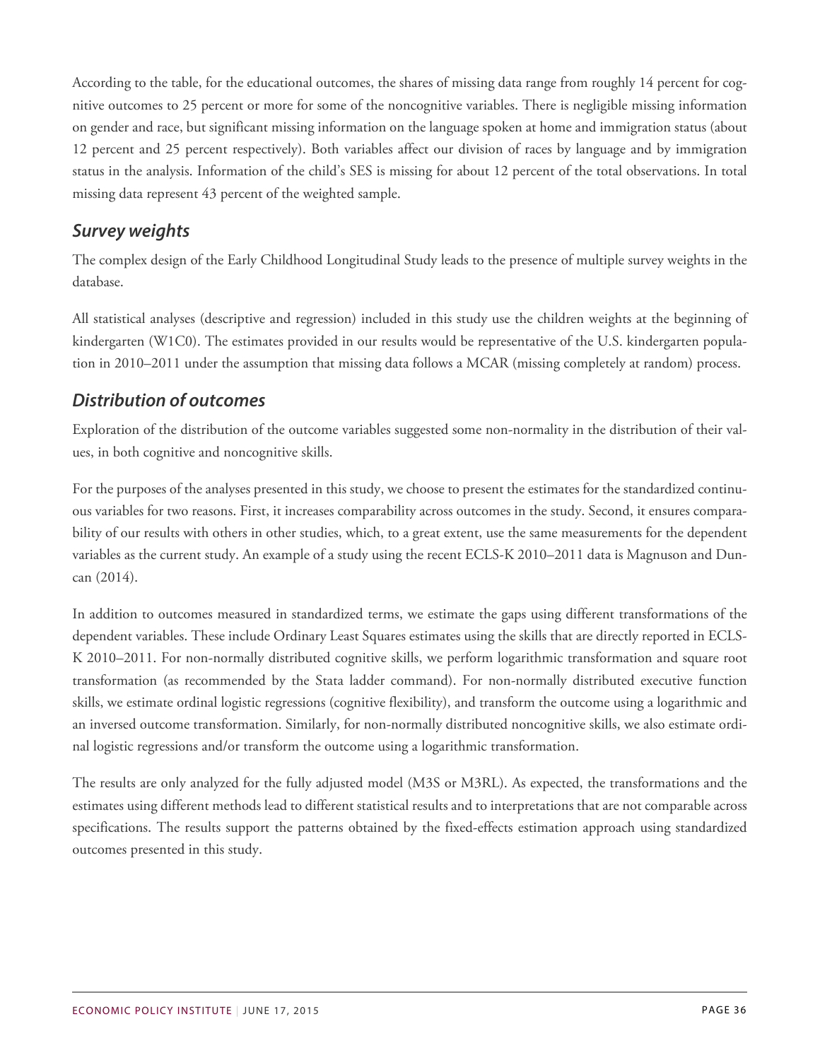According to the table, for the educational outcomes, the shares of missing data range from roughly 14 percent for cognitive outcomes to 25 percent or more for some of the noncognitive variables. There is negligible missing information on gender and race, but significant missing information on the language spoken at home and immigration status (about 12 percent and 25 percent respectively). Both variables affect our division of races by language and by immigration status in the analysis. Information of the child's SES is missing for about 12 percent of the total observations. In total missing data represent 43 percent of the weighted sample.

### *Survey weights*

The complex design of the Early Childhood Longitudinal Study leads to the presence of multiple survey weights in the database.

All statistical analyses (descriptive and regression) included in this study use the children weights at the beginning of kindergarten (W1C0). The estimates provided in our results would be representative of the U.S. kindergarten population in 2010–2011 under the assumption that missing data follows a MCAR (missing completely at random) process.

### *Distribution of outcomes*

Exploration of the distribution of the outcome variables suggested some non-normality in the distribution of their values, in both cognitive and noncognitive skills.

For the purposes of the analyses presented in this study, we choose to present the estimates for the standardized continuous variables for two reasons. First, it increases comparability across outcomes in the study. Second, it ensures comparability of our results with others in other studies, which, to a great extent, use the same measurements for the dependent variables as the current study. An example of a study using the recent ECLS-K 2010–2011 data is Magnuson and Duncan (2014).

In addition to outcomes measured in standardized terms, we estimate the gaps using different transformations of the dependent variables. These include Ordinary Least Squares estimates using the skills that are directly reported in ECLS-K 2010–2011. For non-normally distributed cognitive skills, we perform logarithmic transformation and square root transformation (as recommended by the Stata ladder command). For non-normally distributed executive function skills, we estimate ordinal logistic regressions (cognitive flexibility), and transform the outcome using a logarithmic and an inversed outcome transformation. Similarly, for non-normally distributed noncognitive skills, we also estimate ordinal logistic regressions and/or transform the outcome using a logarithmic transformation.

The results are only analyzed for the fully adjusted model (M3S or M3RL). As expected, the transformations and the estimates using different methods lead to different statistical results and to interpretations that are not comparable across specifications. The results support the patterns obtained by the fixed-effects estimation approach using standardized outcomes presented in this study.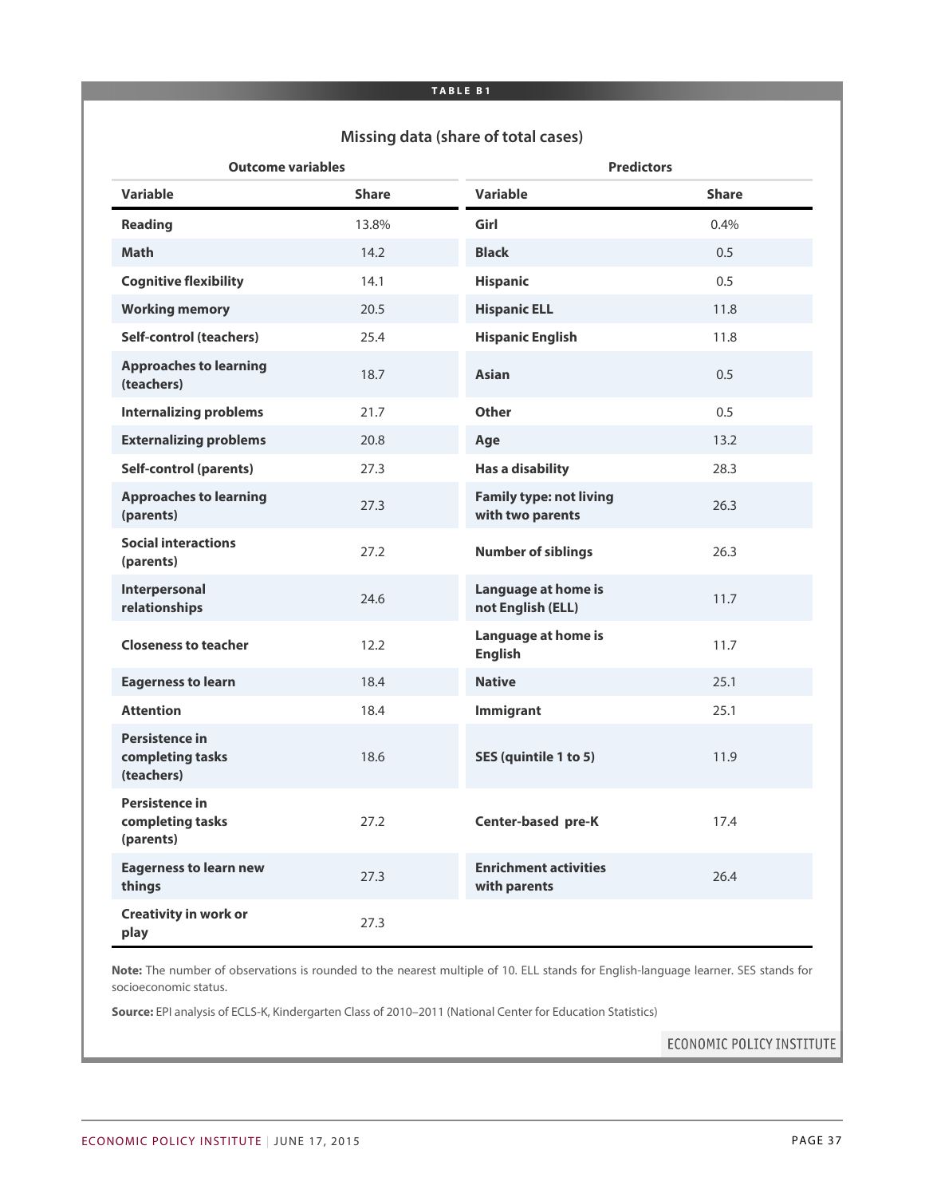**TABLE B1**

## Missing data (share of total cases)

| Outcome variables | | Predictors | |
|---|---|---|---|
| **Variable** | **Share** | **Variable** | **Share** |
| **Reading** | 13.8% | **Girl** | 0.4% |
| **Math** | 14.2 | **Black** | 0.5 |
| **Cognitive flexibility** | 14.1 | **Hispanic** | 0.5 |
| **Working memory** | 20.5 | **Hispanic ELL** | 11.8 |
| **Self-control (teachers)** | 25.4 | **Hispanic English** | 11.8 |
| **Approaches to learning (teachers)** | 18.7 | **Asian** | 0.5 |
| **Internalizing problems** | 21.7 | **Other** | 0.5 |
| **Externalizing problems** | 20.8 | **Age** | 13.2 |
| **Self-control (parents)** | 27.3 | **Has a disability** | 28.3 |
| **Approaches to learning (parents)** | 27.3 | **Family type: not living with two parents** | 26.3 |
| **Social interactions (parents)** | 27.2 | **Number of siblings** | 26.3 |
| **Interpersonal relationships** | 24.6 | **Language at home is not English (ELL)** | 11.7 |
| **Closeness to teacher** | 12.2 | **Language at home is English** | 11.7 |
| **Eagerness to learn** | 18.4 | **Native** | 25.1 |
| **Attention** | 18.4 | **Immigrant** | 25.1 |
| **Persistence in completing tasks (teachers)** | 18.6 | **SES (quintile 1 to 5)** | 11.9 |
| **Persistence in completing tasks (parents)** | 27.2 | **Center-based pre-K** | 17.4 |
| **Eagerness to learn new things** | 27.3 | **Enrichment activities with parents** | 26.4 |
| **Creativity in work or play** | 27.3 | | |

**Note:** The number of observations is rounded to the nearest multiple of 10. ELL stands for English-language learner. SES stands for socioeconomic status.

**Source:** EPI analysis of ECLS-K, Kindergarten Class of 2010–2011 (National Center for Education Statistics)

ECONOMIC POLICY INSTITUTE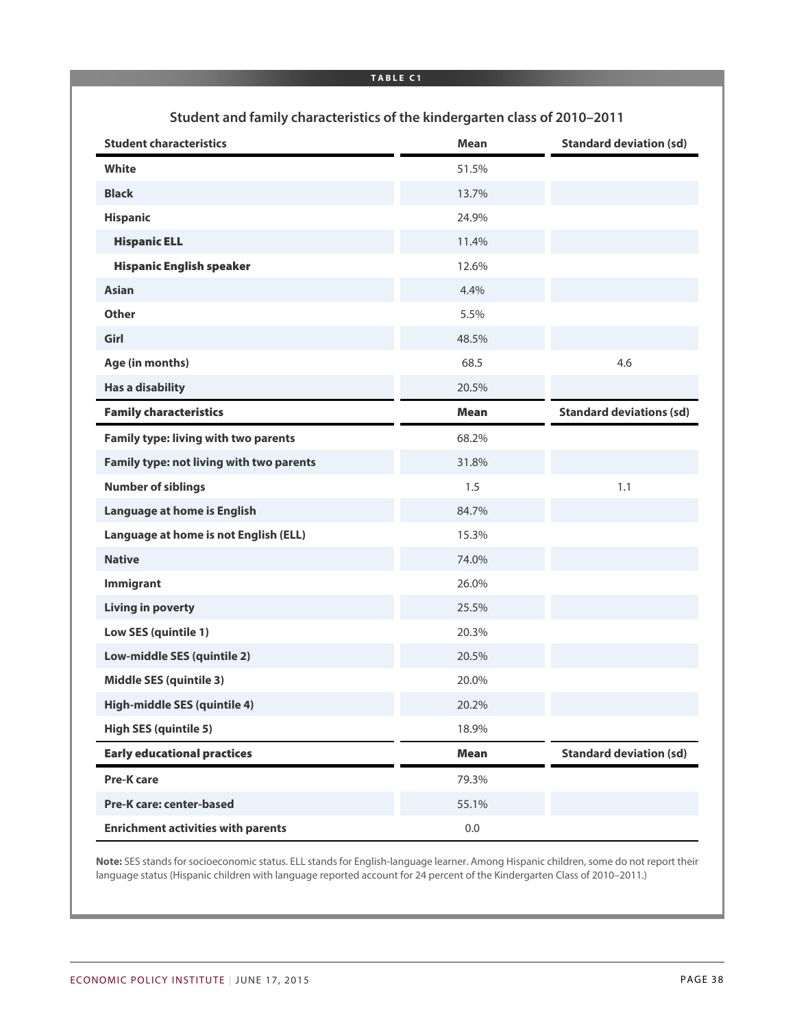**TABLE C1**

## Student and family characteristics of the kindergarten class of 2010–2011

| Student characteristics | Mean | Standard deviation (sd) |
|---|---|---|
| **White** | 51.5% | |
| **Black** | 13.7% | |
| **Hispanic** | 24.9% | |
| **Hispanic ELL** | 11.4% | |
| **Hispanic English speaker** | 12.6% | |
| **Asian** | 4.4% | |
| **Other** | 5.5% | |
| **Girl** | 48.5% | |
| **Age (in months)** | 68.5 | 4.6 |
| **Has a disability** | 20.5% | |
| **Family characteristics** | **Mean** | **Standard deviations (sd)** |
| **Family type: living with two parents** | 68.2% | |
| **Family type: not living with two parents** | 31.8% | |
| **Number of siblings** | 1.5 | 1.1 |
| **Language at home is English** | 84.7% | |
| **Language at home is not English (ELL)** | 15.3% | |
| **Native** | 74.0% | |
| **Immigrant** | 26.0% | |
| **Living in poverty** | 25.5% | |
| **Low SES (quintile 1)** | 20.3% | |
| **Low-middle SES (quintile 2)** | 20.5% | |
| **Middle SES (quintile 3)** | 20.0% | |
| **High-middle SES (quintile 4)** | 20.2% | |
| **High SES (quintile 5)** | 18.9% | |
| **Early educational practices** | **Mean** | **Standard deviation (sd)** |
| **Pre-K care** | 79.3% | |
| **Pre-K care: center-based** | 55.1% | |
| **Enrichment activities with parents** | 0.0 | |

**Note:** SES stands for socioeconomic status. ELL stands for English-language learner. Among Hispanic children, some do not report their language status (Hispanic children with language reported account for 24 percent of the Kindergarten Class of 2010–2011.)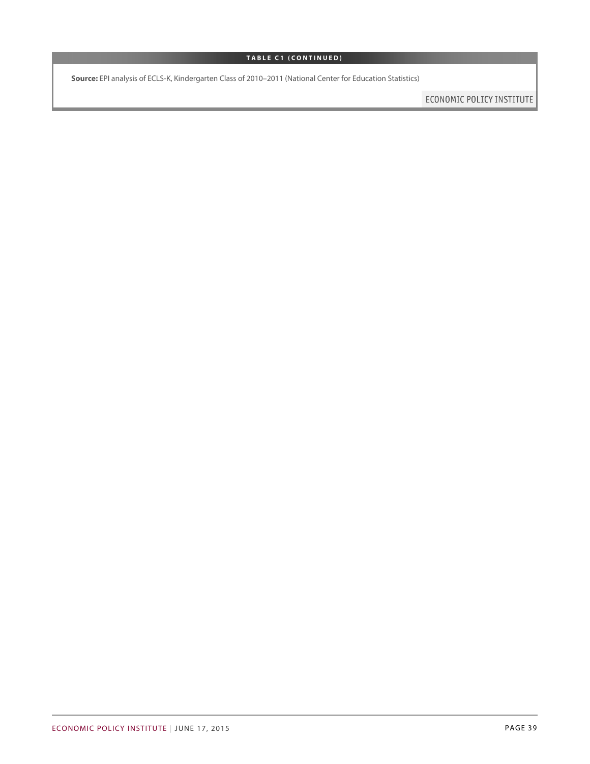**TABLE C1 (CONTINUED)**

**Source:** EPI analysis of ECLS-K, Kindergarten Class of 2010–2011 (National Center for Education Statistics)

ECONOMIC POLICY INSTITUTE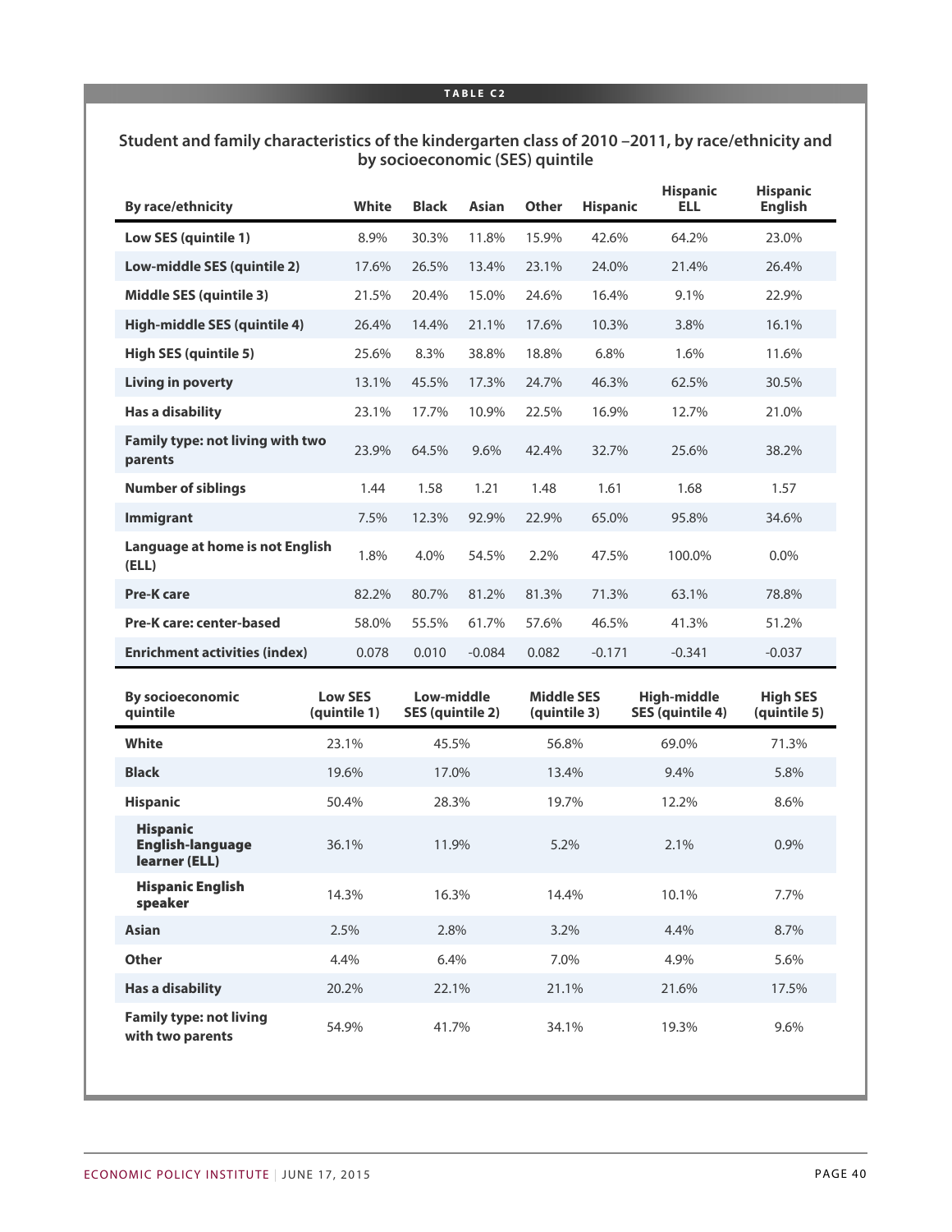**TABLE C2**

**Student and family characteristics of the kindergarten class of 2010 –2011, by race/ethnicity and by socioeconomic (SES) quintile**

| By race/ethnicity | White | Black | Asian | Other | Hispanic | Hispanic ELL | Hispanic English |
|---|---|---|---|---|---|---|---|
| Low SES (quintile 1) | 8.9% | 30.3% | 11.8% | 15.9% | 42.6% | 64.2% | 23.0% |
| Low-middle SES (quintile 2) | 17.6% | 26.5% | 13.4% | 23.1% | 24.0% | 21.4% | 26.4% |
| Middle SES (quintile 3) | 21.5% | 20.4% | 15.0% | 24.6% | 16.4% | 9.1% | 22.9% |
| High-middle SES (quintile 4) | 26.4% | 14.4% | 21.1% | 17.6% | 10.3% | 3.8% | 16.1% |
| High SES (quintile 5) | 25.6% | 8.3% | 38.8% | 18.8% | 6.8% | 1.6% | 11.6% |
| Living in poverty | 13.1% | 45.5% | 17.3% | 24.7% | 46.3% | 62.5% | 30.5% |
| Has a disability | 23.1% | 17.7% | 10.9% | 22.5% | 16.9% | 12.7% | 21.0% |
| Family type: not living with two parents | 23.9% | 64.5% | 9.6% | 42.4% | 32.7% | 25.6% | 38.2% |
| Number of siblings | 1.44 | 1.58 | 1.21 | 1.48 | 1.61 | 1.68 | 1.57 |
| Immigrant | 7.5% | 12.3% | 92.9% | 22.9% | 65.0% | 95.8% | 34.6% |
| Language at home is not English (ELL) | 1.8% | 4.0% | 54.5% | 2.2% | 47.5% | 100.0% | 0.0% |
| Pre-K care | 82.2% | 80.7% | 81.2% | 81.3% | 71.3% | 63.1% | 78.8% |
| Pre-K care: center-based | 58.0% | 55.5% | 61.7% | 57.6% | 46.5% | 41.3% | 51.2% |
| Enrichment activities (index) | 0.078 | 0.010 | -0.084 | 0.082 | -0.171 | -0.341 | -0.037 |

| By socioeconomic quintile | Low SES (quintile 1) | Low-middle SES (quintile 2) | Middle SES (quintile 3) | High-middle SES (quintile 4) | High SES (quintile 5) |
|---|---|---|---|---|---|
| White | 23.1% | 45.5% | 56.8% | 69.0% | 71.3% |
| Black | 19.6% | 17.0% | 13.4% | 9.4% | 5.8% |
| Hispanic | 50.4% | 28.3% | 19.7% | 12.2% | 8.6% |
| Hispanic English-language learner (ELL) | 36.1% | 11.9% | 5.2% | 2.1% | 0.9% |
| Hispanic English speaker | 14.3% | 16.3% | 14.4% | 10.1% | 7.7% |
| Asian | 2.5% | 2.8% | 3.2% | 4.4% | 8.7% |
| Other | 4.4% | 6.4% | 7.0% | 4.9% | 5.6% |
| Has a disability | 20.2% | 22.1% | 21.1% | 21.6% | 17.5% |
| Family type: not living with two parents | 54.9% | 41.7% | 34.1% | 19.3% | 9.6% |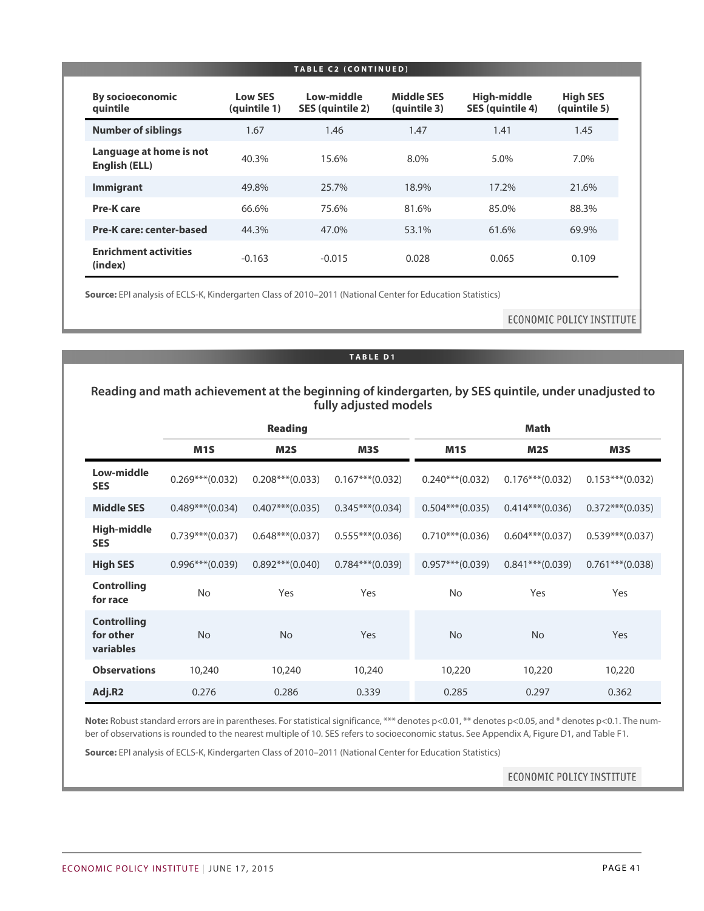**TABLE C2 (CONTINUED)**

| By socioeconomic quintile | Low SES (quintile 1) | Low-middle SES (quintile 2) | Middle SES (quintile 3) | High-middle SES (quintile 4) | High SES (quintile 5) |
|---|---|---|---|---|---|
| **Number of siblings** | 1.67 | 1.46 | 1.47 | 1.41 | 1.45 |
| **Language at home is not English (ELL)** | 40.3% | 15.6% | 8.0% | 5.0% | 7.0% |
| **Immigrant** | 49.8% | 25.7% | 18.9% | 17.2% | 21.6% |
| **Pre-K care** | 66.6% | 75.6% | 81.6% | 85.0% | 88.3% |
| **Pre-K care: center-based** | 44.3% | 47.0% | 53.1% | 61.6% | 69.9% |
| **Enrichment activities (index)** | -0.163 | -0.015 | 0.028 | 0.065 | 0.109 |

**Source:** EPI analysis of ECLS-K, Kindergarten Class of 2010–2011 (National Center for Education Statistics)

ECONOMIC POLICY INSTITUTE

**TABLE D1**

## Reading and math achievement at the beginning of kindergarten, by SES quintile, under unadjusted to fully adjusted models

| | Reading | | | Math | | |
|---|---|---|---|---|---|---|
| | **M1S** | **M2S** | **M3S** | **M1S** | **M2S** | **M3S** |
| **Low-middle SES** | 0.269***(0.032) | 0.208***(0.033) | 0.167***(0.032) | 0.240***(0.032) | 0.176***(0.032) | 0.153***(0.032) |
| **Middle SES** | 0.489***(0.034) | 0.407***(0.035) | 0.345***(0.034) | 0.504***(0.035) | 0.414***(0.036) | 0.372***(0.035) |
| **High-middle SES** | 0.739***(0.037) | 0.648***(0.037) | 0.555***(0.036) | 0.710***(0.036) | 0.604***(0.037) | 0.539***(0.037) |
| **High SES** | 0.996***(0.039) | 0.892***(0.040) | 0.784***(0.039) | 0.957***(0.039) | 0.841***(0.039) | 0.761***(0.038) |
| **Controlling for race** | No | Yes | Yes | No | Yes | Yes |
| **Controlling for other variables** | No | No | Yes | No | No | Yes |
| **Observations** | 10,240 | 10,240 | 10,240 | 10,220 | 10,220 | 10,220 |
| **Adj.R2** | 0.276 | 0.286 | 0.339 | 0.285 | 0.297 | 0.362 |

**Note:** Robust standard errors are in parentheses. For statistical significance, *** denotes p<0.01, ** denotes p<0.05, and * denotes p<0.1. The number of observations is rounded to the nearest multiple of 10. SES refers to socioeconomic status. See Appendix A, Figure D1, and Table F1.

**Source:** EPI analysis of ECLS-K, Kindergarten Class of 2010–2011 (National Center for Education Statistics)

ECONOMIC POLICY INSTITUTE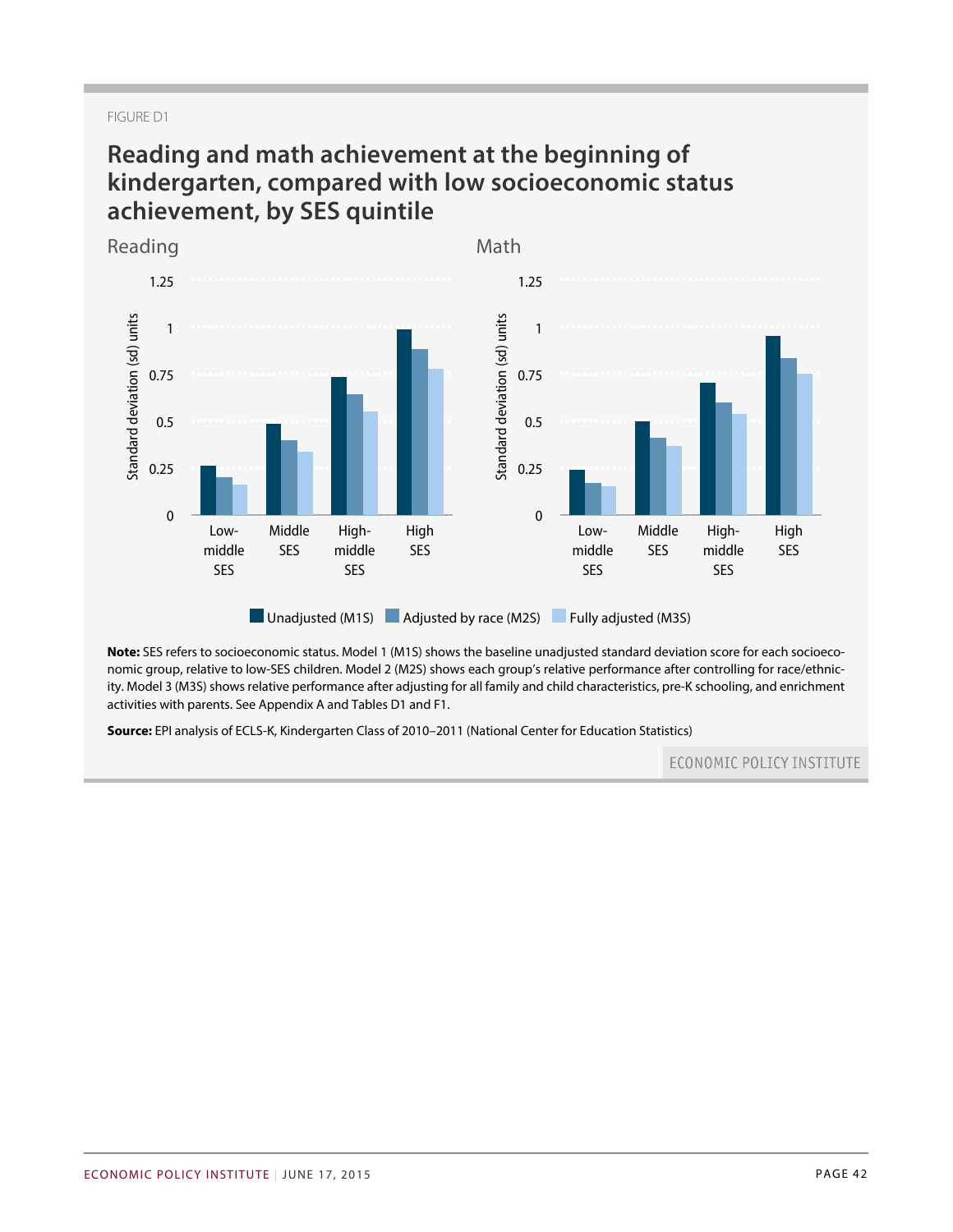FIGURE D1

## Reading and math achievement at the beginning of kindergarten, compared with low socioeconomic status achievement, by SES quintile

Reading

Math

**Note:** SES refers to socioeconomic status. Model 1 (M1S) shows the baseline unadjusted standard deviation score for each socioeconomic group, relative to low-SES children. Model 2 (M2S) shows each group's relative performance after controlling for race/ethnicity. Model 3 (M3S) shows relative performance after adjusting for all family and child characteristics, pre-K schooling, and enrichment activities with parents. See Appendix A and Tables D1 and F1.

**Source:** EPI analysis of ECLS-K, Kindergarten Class of 2010–2011 (National Center for Education Statistics)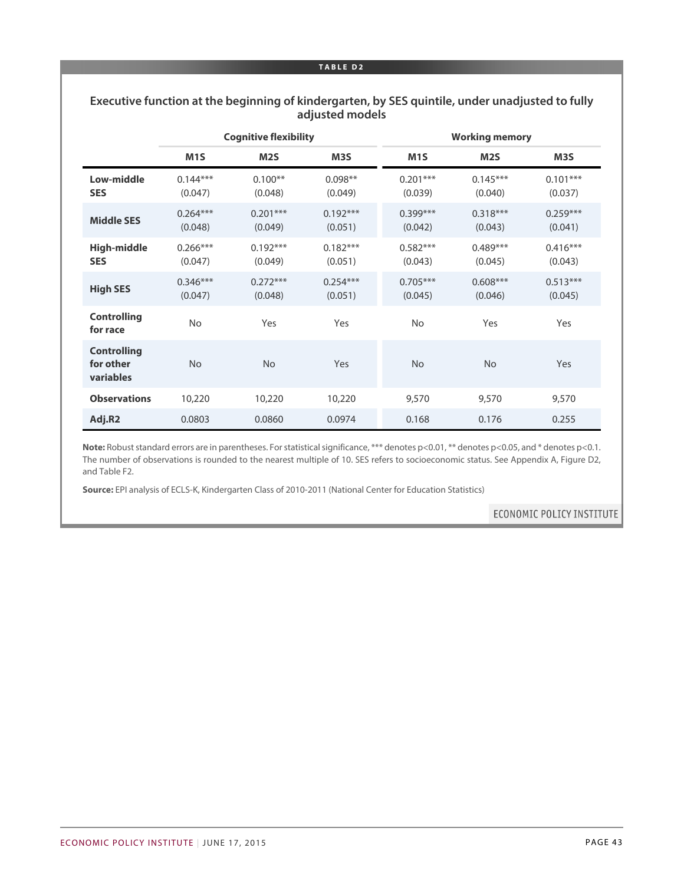**TABLE D2**

## Executive function at the beginning of kindergarten, by SES quintile, under unadjusted to fully adjusted models

| | Cognitive flexibility | | | Working memory | | |
|---|---|---|---|---|---|---|
| | M1S | M2S | M3S | M1S | M2S | M3S |
| **Low-middle SES** | 0.144***<br>(0.047) | 0.100**<br>(0.048) | 0.098**<br>(0.049) | 0.201***<br>(0.039) | 0.145***<br>(0.040) | 0.101***<br>(0.037) |
| **Middle SES** | 0.264***<br>(0.048) | 0.201***<br>(0.049) | 0.192***<br>(0.051) | 0.399***<br>(0.042) | 0.318***<br>(0.043) | 0.259***<br>(0.041) |
| **High-middle SES** | 0.266***<br>(0.047) | 0.192***<br>(0.049) | 0.182***<br>(0.051) | 0.582***<br>(0.043) | 0.489***<br>(0.045) | 0.416***<br>(0.043) |
| **High SES** | 0.346***<br>(0.047) | 0.272***<br>(0.048) | 0.254***<br>(0.051) | 0.705***<br>(0.045) | 0.608***<br>(0.046) | 0.513***<br>(0.045) |
| **Controlling for race** | No | Yes | Yes | No | Yes | Yes |
| **Controlling for other variables** | No | No | Yes | No | No | Yes |
| **Observations** | 10,220 | 10,220 | 10,220 | 9,570 | 9,570 | 9,570 |
| **Adj.R2** | 0.0803 | 0.0860 | 0.0974 | 0.168 | 0.176 | 0.255 |

**Note:** Robust standard errors are in parentheses. For statistical significance, *** denotes $p<0.01$, ** denotes $p<0.05$, and * denotes $p<0.1$. The number of observations is rounded to the nearest multiple of 10. SES refers to socioeconomic status. See Appendix A, Figure D2, and Table F2.

**Source:** EPI analysis of ECLS-K, Kindergarten Class of 2010-2011 (National Center for Education Statistics)

ECONOMIC POLICY INSTITUTE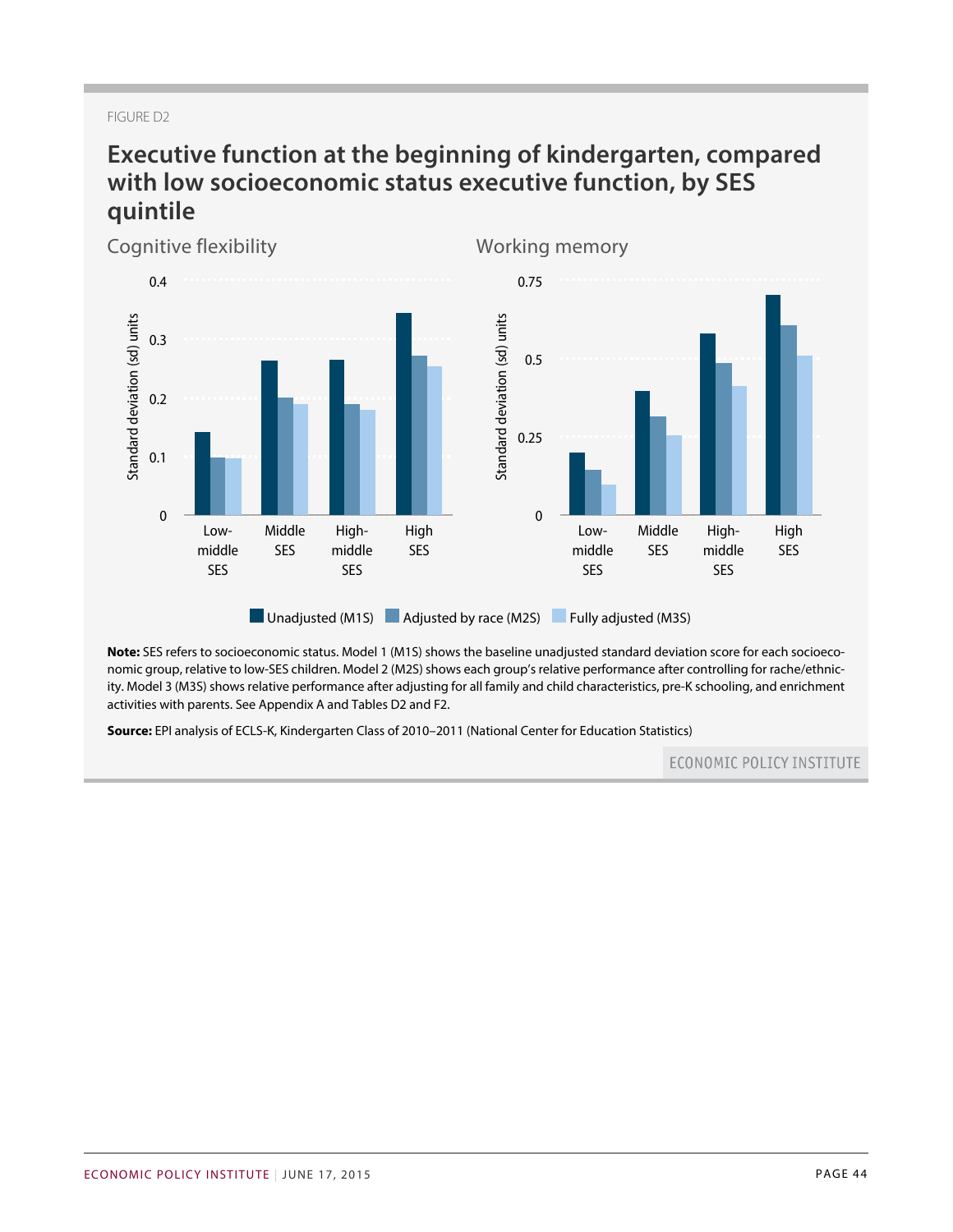FIGURE D2

## Executive function at the beginning of kindergarten, compared with low socioeconomic status executive function, by SES quintile

Cognitive flexibility

Working memory

Unadjusted (M1S) | Adjusted by race (M2S) | Fully adjusted (M3S)

**Note:** SES refers to socioeconomic status. Model 1 (M1S) shows the baseline unadjusted standard deviation score for each socioeconomic group, relative to low-SES children. Model 2 (M2S) shows each group's relative performance after controlling for rache/ethnicity. Model 3 (M3S) shows relative performance after adjusting for all family and child characteristics, pre-K schooling, and enrichment activities with parents. See Appendix A and Tables D2 and F2.

**Source:** EPI analysis of ECLS-K, Kindergarten Class of 2010–2011 (National Center for Education Statistics)

ECONOMIC POLICY INSTITUTE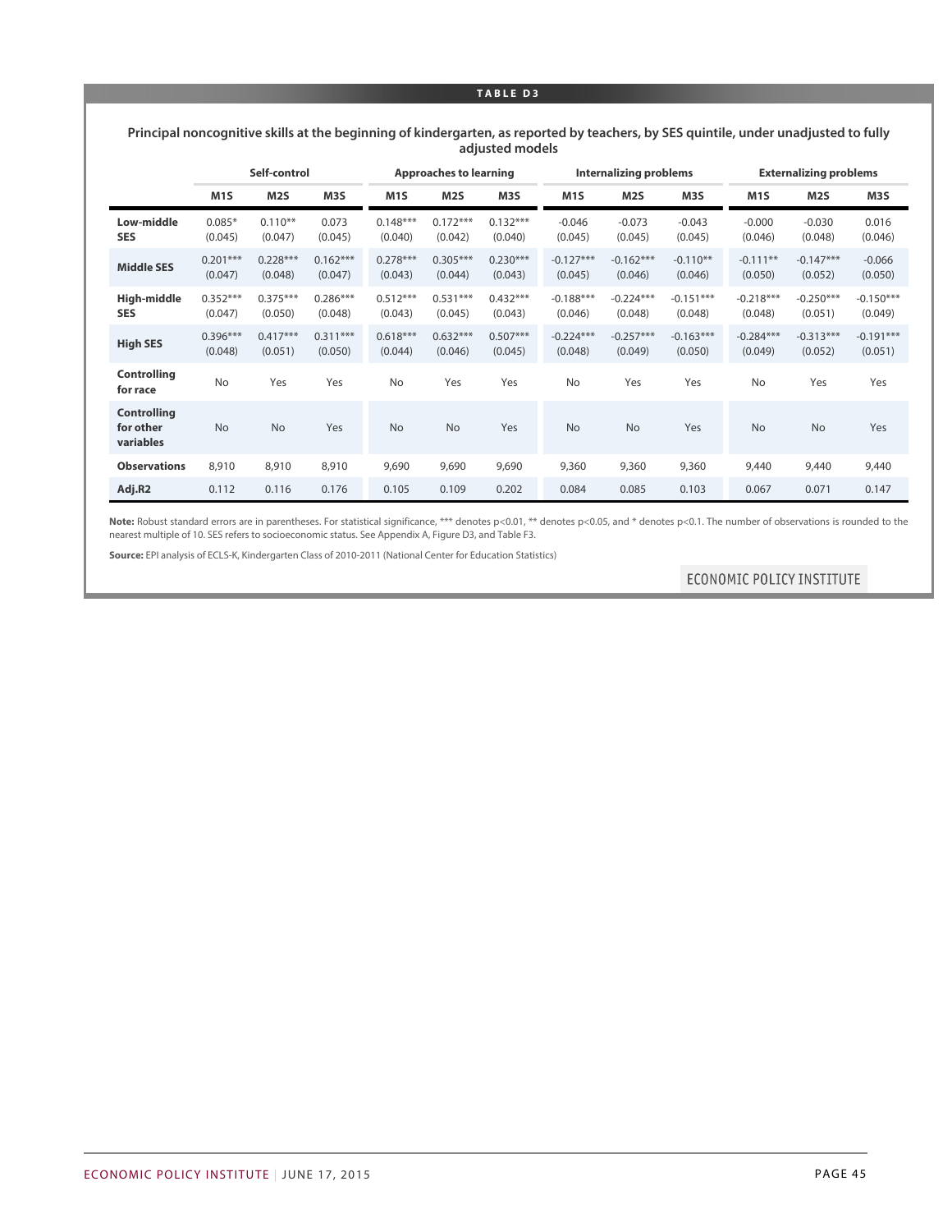**TABLE D3**

**Principal noncognitive skills at the beginning of kindergarten, as reported by teachers, by SES quintile, under unadjusted to fully adjusted models**

| | Self-control | | | Approaches to learning | | | Internalizing problems | | | Externalizing problems | | |
|---|---|---|---|---|---|---|---|---|---|---|---|---|
| | **M1S** | **M2S** | **M3S** | **M1S** | **M2S** | **M3S** | **M1S** | **M2S** | **M3S** | **M1S** | **M2S** | **M3S** |
| **Low-middle SES** | 0.085* (0.045) | 0.110** (0.047) | 0.073 (0.045) | 0.148*** (0.040) | 0.172*** (0.042) | 0.132*** (0.040) | -0.046 (0.045) | -0.073 (0.045) | -0.043 (0.045) | -0.000 (0.046) | -0.030 (0.048) | 0.016 (0.046) |
| **Middle SES** | 0.201*** (0.047) | 0.228*** (0.048) | 0.162*** (0.047) | 0.278*** (0.043) | 0.305*** (0.044) | 0.230*** (0.043) | -0.127*** (0.045) | -0.162*** (0.046) | -0.110** (0.046) | -0.111** (0.050) | -0.147*** (0.052) | -0.066 (0.050) |
| **High-middle SES** | 0.352*** (0.047) | 0.375*** (0.050) | 0.286*** (0.048) | 0.512*** (0.043) | 0.531*** (0.045) | 0.432*** (0.043) | -0.188*** (0.046) | -0.224*** (0.048) | -0.151*** (0.048) | -0.218*** (0.048) | -0.250*** (0.051) | -0.150*** (0.049) |
| **High SES** | 0.396*** (0.048) | 0.417*** (0.051) | 0.311*** (0.050) | 0.618*** (0.044) | 0.632*** (0.046) | 0.507*** (0.045) | -0.224*** (0.048) | -0.257*** (0.049) | -0.163*** (0.050) | -0.284*** (0.049) | -0.313*** (0.052) | -0.191*** (0.051) |
| **Controlling for race** | No | Yes | Yes | No | Yes | Yes | No | Yes | Yes | No | Yes | Yes |
| **Controlling for other variables** | No | No | Yes | No | No | Yes | No | No | Yes | No | No | Yes |
| **Observations** | 8,910 | 8,910 | 8,910 | 9,690 | 9,690 | 9,690 | 9,360 | 9,360 | 9,360 | 9,440 | 9,440 | 9,440 |
| **Adj.R2** | 0.112 | 0.116 | 0.176 | 0.105 | 0.109 | 0.202 | 0.084 | 0.085 | 0.103 | 0.067 | 0.071 | 0.147 |

**Note:** Robust standard errors are in parentheses. For statistical significance, *** denotes $p<0.01$, ** denotes $p<0.05$, and * denotes $p<0.1$. The number of observations is rounded to the nearest multiple of 10. SES refers to socioeconomic status. See Appendix A, Figure D3, and Table F3.

**Source:** EPI analysis of ECLS-K, Kindergarten Class of 2010-2011 (National Center for Education Statistics)

ECONOMIC POLICY INSTITUTE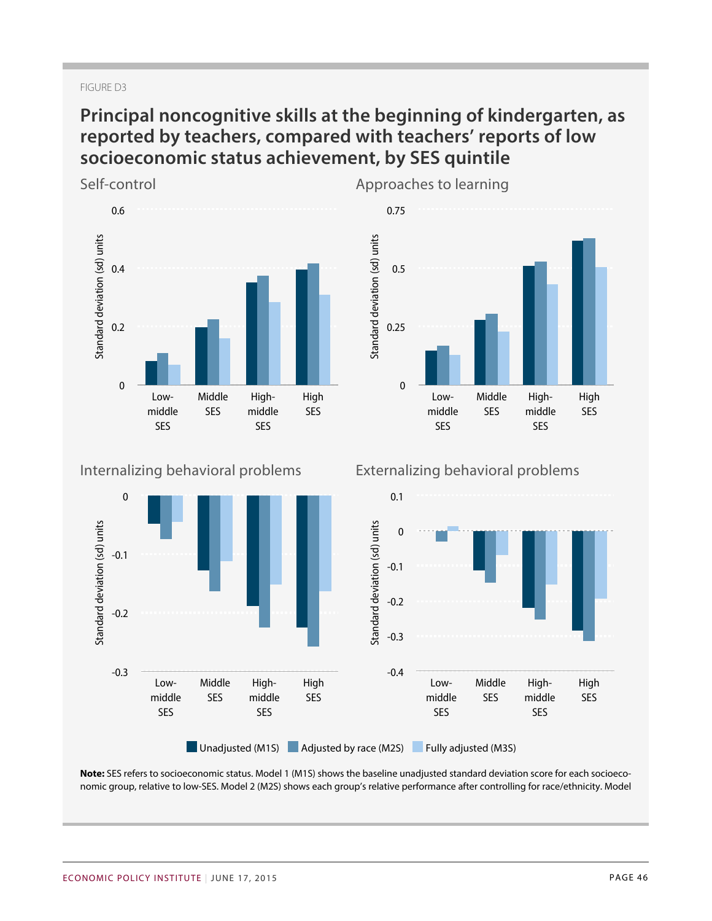FIGURE D3

## Principal noncognitive skills at the beginning of kindergarten, as reported by teachers, compared with teachers' reports of low socioeconomic status achievement, by SES quintile

Self-control

Approaches to learning

Internalizing behavioral problems

Externalizing behavioral problems

Unadjusted (M1S) | Adjusted by race (M2S) | Fully adjusted (M3S)

**Note:** SES refers to socioeconomic status. Model 1 (M1S) shows the baseline unadjusted standard deviation score for each socioeconomic group, relative to low-SES. Model 2 (M2S) shows each group's relative performance after controlling for race/ethnicity. Model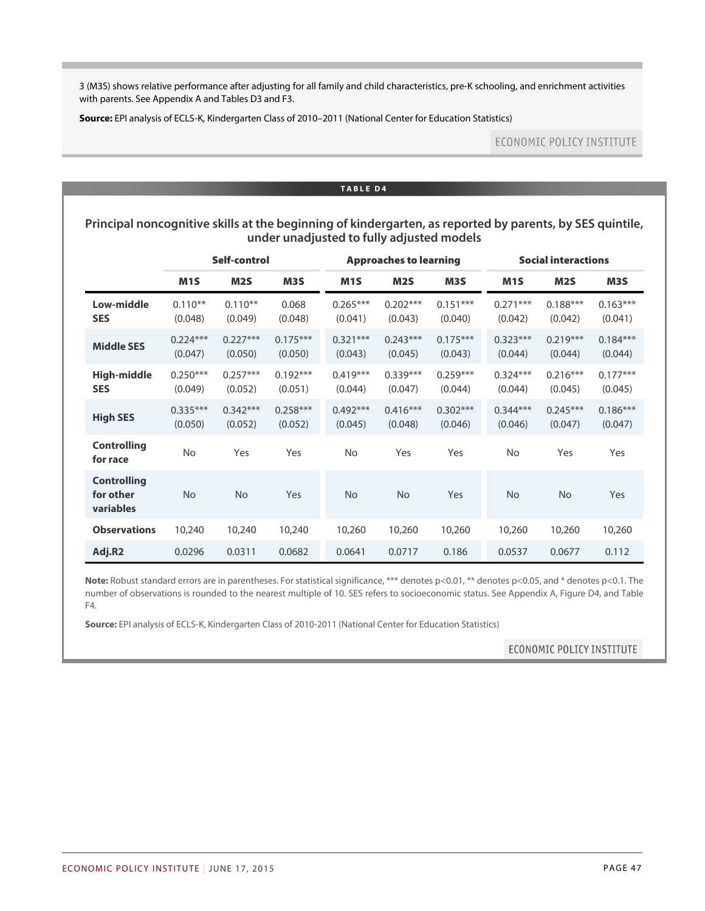3 (M3S) shows relative performance after adjusting for all family and child characteristics, pre-K schooling, and enrichment activities with parents. See Appendix A and Tables D3 and F3.

**Source:** EPI analysis of ECLS-K, Kindergarten Class of 2010–2011 (National Center for Education Statistics)

ECONOMIC POLICY INSTITUTE

**TABLE D4**

## Principal noncognitive skills at the beginning of kindergarten, as reported by parents, by SES quintile, under unadjusted to fully adjusted models

| | Self-control | | | Approaches to learning | | | Social interactions | | |
|---|---|---|---|---|---|---|---|---|---|
| | **M1S** | **M2S** | **M3S** | **M1S** | **M2S** | **M3S** | **M1S** | **M2S** | **M3S** |
| **Low-middle SES** | 0.110** (0.048) | 0.110** (0.049) | 0.068 (0.048) | 0.265*** (0.041) | 0.202*** (0.043) | 0.151*** (0.040) | 0.271*** (0.042) | 0.188*** (0.042) | 0.163*** (0.041) |
| **Middle SES** | 0.224*** (0.047) | 0.227*** (0.050) | 0.175*** (0.050) | 0.321*** (0.043) | 0.243*** (0.045) | 0.175*** (0.043) | 0.323*** (0.044) | 0.219*** (0.044) | 0.184*** (0.044) |
| **High-middle SES** | 0.250*** (0.049) | 0.257*** (0.052) | 0.192*** (0.051) | 0.419*** (0.044) | 0.339*** (0.047) | 0.259*** (0.044) | 0.324*** (0.044) | 0.216*** (0.045) | 0.177*** (0.045) |
| **High SES** | 0.335*** (0.050) | 0.342*** (0.052) | 0.258*** (0.052) | 0.492*** (0.045) | 0.416*** (0.048) | 0.302*** (0.046) | 0.344*** (0.046) | 0.245*** (0.047) | 0.186*** (0.047) |
| **Controlling for race** | No | Yes | Yes | No | Yes | Yes | No | Yes | Yes |
| **Controlling for other variables** | No | No | Yes | No | No | Yes | No | No | Yes |
| **Observations** | 10,240 | 10,240 | 10,240 | 10,260 | 10,260 | 10,260 | 10,260 | 10,260 | 10,260 |
| **Adj.R2** | 0.0296 | 0.0311 | 0.0682 | 0.0641 | 0.0717 | 0.186 | 0.0537 | 0.0677 | 0.112 |

**Note:** Robust standard errors are in parentheses. For statistical significance, *** denotes p<0.01, ** denotes p<0.05, and * denotes p<0.1. The number of observations is rounded to the nearest multiple of 10. SES refers to socioeconomic status. See Appendix A, Figure D4, and Table F4.

**Source:** EPI analysis of ECLS-K, Kindergarten Class of 2010-2011 (National Center for Education Statistics)

ECONOMIC POLICY INSTITUTE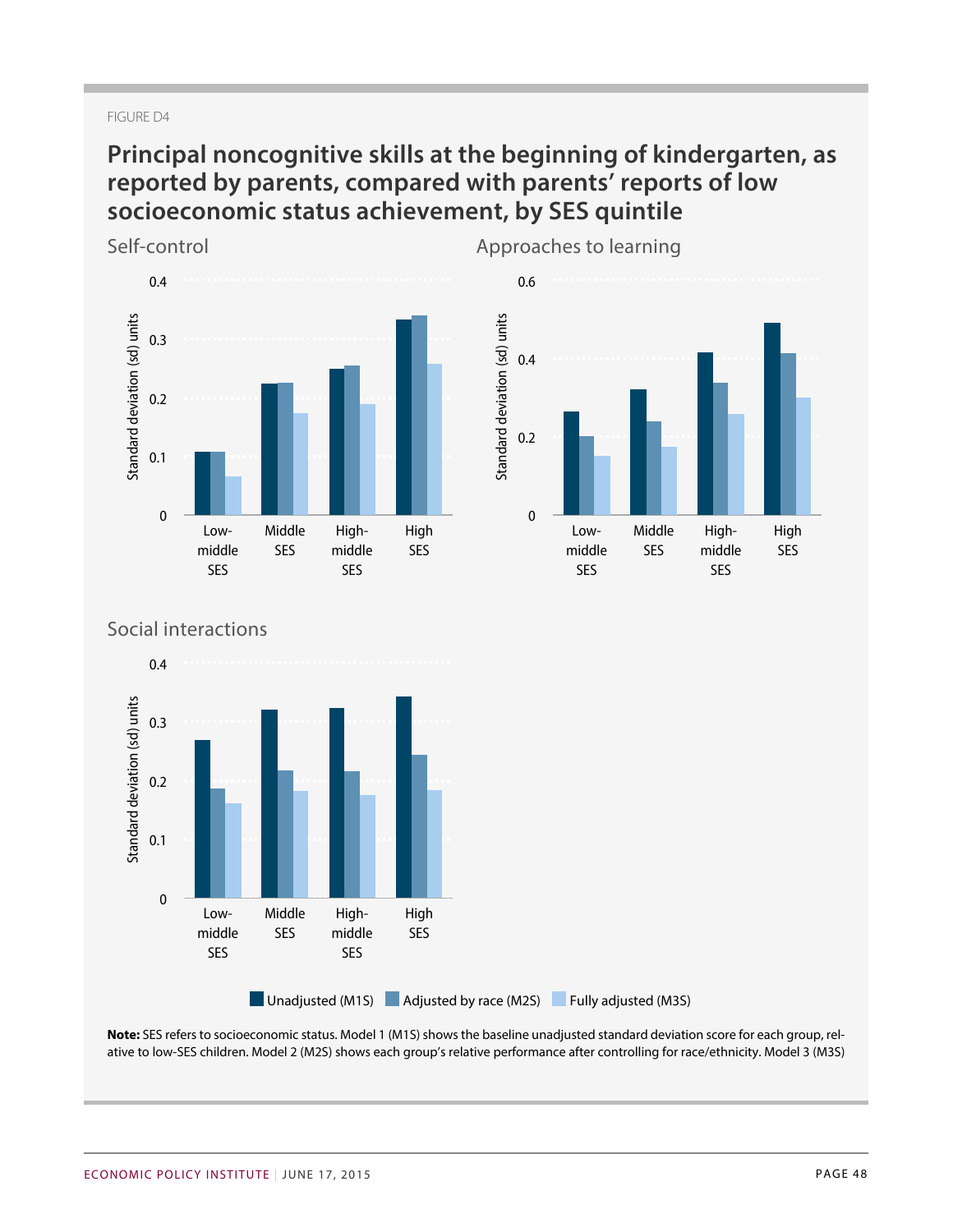FIGURE D4

## Principal noncognitive skills at the beginning of kindergarten, as reported by parents, compared with parents' reports of low socioeconomic status achievement, by SES quintile

### Self-control

Standard deviation (sd) units

0.4
0.3
0.2
0.1
0

Low-middle SES | Middle SES | High-middle SES | High SES

### Approaches to learning

Standard deviation (sd) units

0.6
0.4
0.2
0

Low-middle SES | Middle SES | High-middle SES | High SES

### Social interactions

Standard deviation (sd) units

0.4
0.3
0.2
0.1
0

Low-middle SES | Middle SES | High-middle SES | High SES

Unadjusted (M1S) | Adjusted by race (M2S) | Fully adjusted (M3S)

**Note:** SES refers to socioeconomic status. Model 1 (M1S) shows the baseline unadjusted standard deviation score for each group, relative to low-SES children. Model 2 (M2S) shows each group's relative performance after controlling for race/ethnicity. Model 3 (M3S)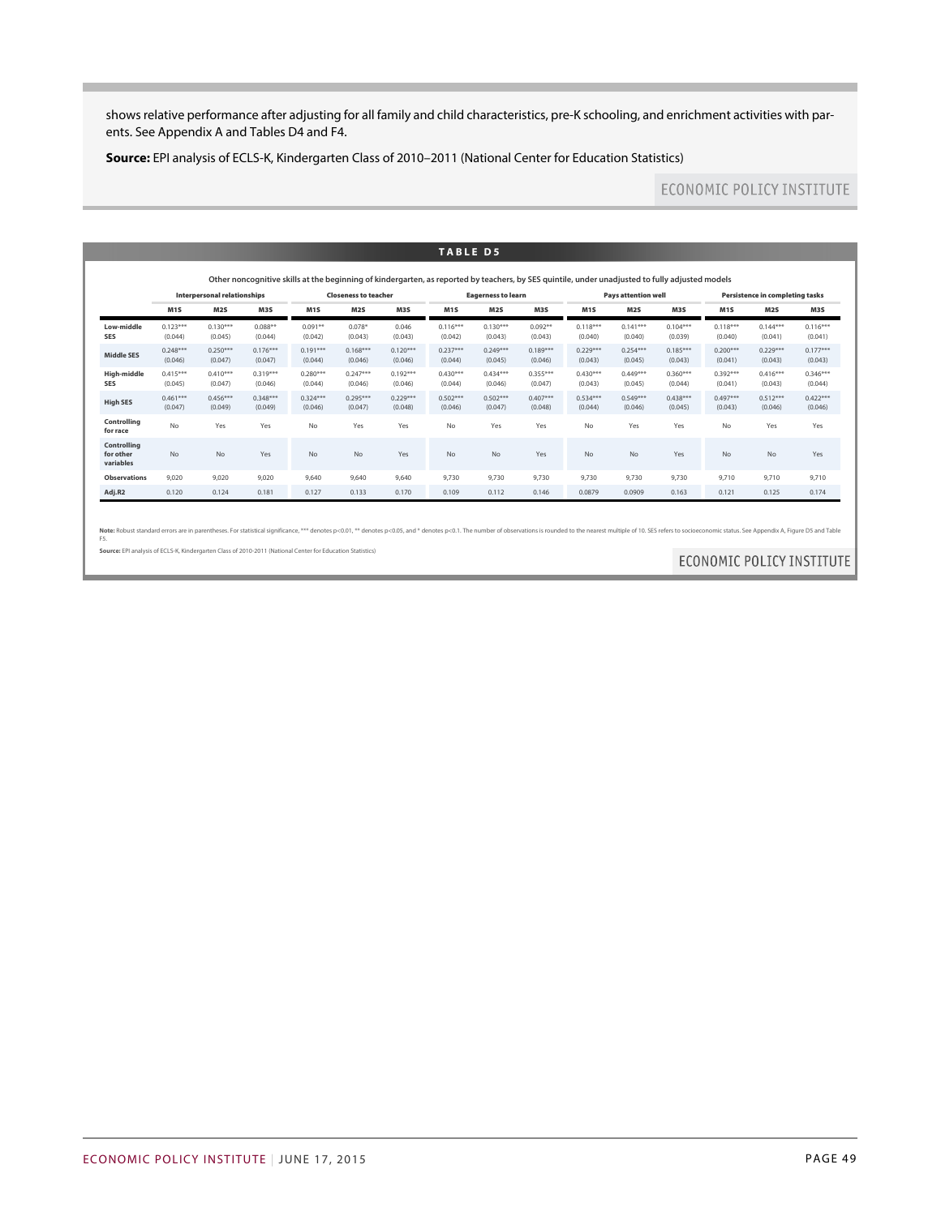shows relative performance after adjusting for all family and child characteristics, pre-K schooling, and enrichment activities with parents. See Appendix A and Tables D4 and F4.

**Source:** EPI analysis of ECLS-K, Kindergarten Class of 2010–2011 (National Center for Education Statistics)

ECONOMIC POLICY INSTITUTE

**TABLE D5**

Other noncognitive skills at the beginning of kindergarten, as reported by teachers, by SES quintile, under unadjusted to fully adjusted models

| | Interpersonal relationships | | | Closeness to teacher | | | Eagerness to learn | | | Pays attention well | | | Persistence in completing tasks | | |
|---|---|---|---|---|---|---|---|---|---|---|---|---|---|---|---|
| | M1S | M2S | M3S | M1S | M2S | M3S | M1S | M2S | M3S | M1S | M2S | M3S | M1S | M2S | M3S |
| **Low-middle SES** | 0.123*** (0.044) | 0.130*** (0.045) | 0.088** (0.044) | 0.091** (0.042) | 0.078* (0.043) | 0.046 (0.043) | 0.116*** (0.042) | 0.130*** (0.043) | 0.092** (0.043) | 0.118*** (0.040) | 0.141*** (0.040) | 0.104*** (0.039) | 0.118*** (0.040) | 0.144*** (0.041) | 0.116*** (0.041) |
| **Middle SES** | 0.248*** (0.046) | 0.250*** (0.047) | 0.176*** (0.047) | 0.191*** (0.044) | 0.168*** (0.046) | 0.120*** (0.046) | 0.237*** (0.044) | 0.249*** (0.045) | 0.189*** (0.046) | 0.229*** (0.043) | 0.254*** (0.045) | 0.185*** (0.043) | 0.200*** (0.041) | 0.229*** (0.043) | 0.177*** (0.043) |
| **High-middle SES** | 0.415*** (0.045) | 0.410*** (0.047) | 0.319*** (0.046) | 0.280*** (0.044) | 0.247*** (0.046) | 0.192*** (0.046) | 0.430*** (0.044) | 0.434*** (0.046) | 0.355*** (0.047) | 0.430*** (0.043) | 0.449*** (0.045) | 0.360*** (0.044) | 0.392*** (0.041) | 0.416*** (0.043) | 0.346*** (0.044) |
| **High SES** | 0.461*** (0.047) | 0.456*** (0.049) | 0.348*** (0.049) | 0.324*** (0.046) | 0.295*** (0.047) | 0.229*** (0.048) | 0.502*** (0.046) | 0.502*** (0.047) | 0.407*** (0.048) | 0.534*** (0.044) | 0.549*** (0.046) | 0.438*** (0.045) | 0.497*** (0.043) | 0.512*** (0.046) | 0.422*** (0.046) |
| **Controlling for race** | No | Yes | Yes | No | Yes | Yes | No | Yes | Yes | No | Yes | Yes | No | Yes | Yes |
| **Controlling for other variables** | No | No | Yes | No | No | Yes | No | No | Yes | No | No | Yes | No | No | Yes |
| **Observations** | 9,020 | 9,020 | 9,020 | 9,640 | 9,640 | 9,640 | 9,730 | 9,730 | 9,730 | 9,730 | 9,730 | 9,730 | 9,710 | 9,710 | 9,710 |
| **Adj.R2** | 0.120 | 0.124 | 0.181 | 0.127 | 0.133 | 0.170 | 0.109 | 0.112 | 0.146 | 0.0879 | 0.0909 | 0.163 | 0.121 | 0.125 | 0.174 |

**Note:** Robust standard errors are in parentheses. For statistical significance, *** denotes p<0.01, ** denotes p<0.05, and * denotes p<0.1. The number of observations is rounded to the nearest multiple of 10. SES refers to socioeconomic status. See Appendix A, Figure D5 and Table F5.

**Source:** EPI analysis of ECLS-K, Kindergarten Class of 2010-2011 (National Center for Education Statistics)

ECONOMIC POLICY INSTITUTE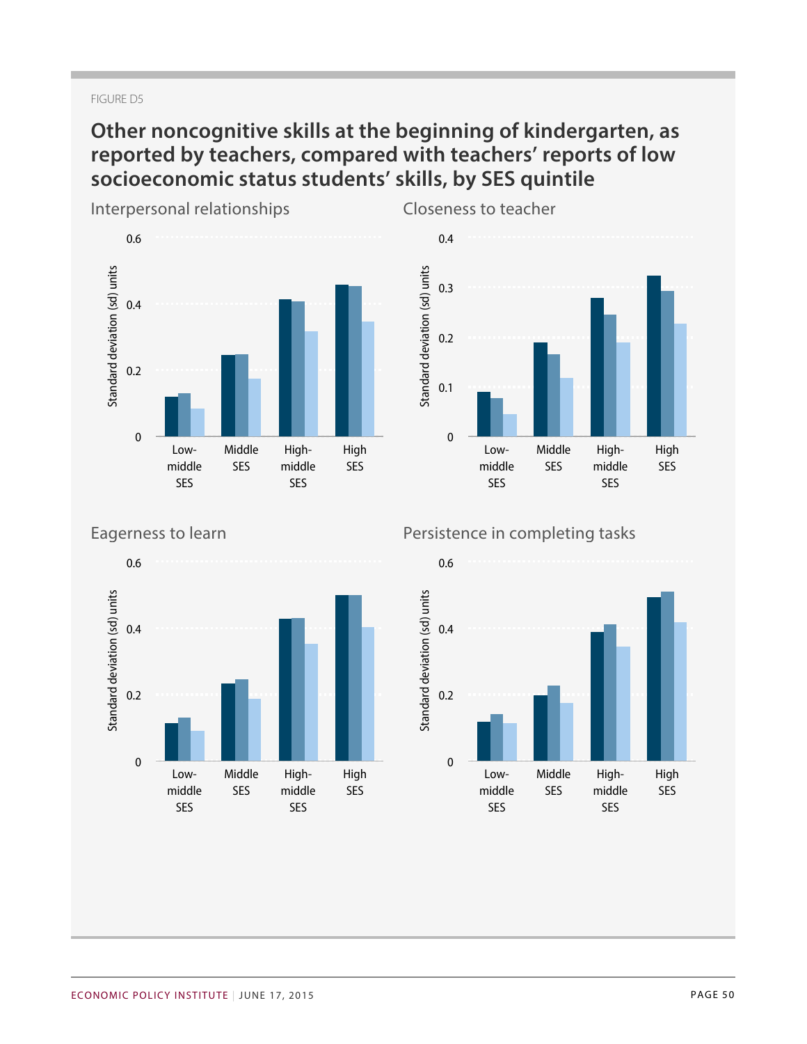FIGURE D5

## Other noncognitive skills at the beginning of kindergarten, as reported by teachers, compared with teachers' reports of low socioeconomic status students' skills, by SES quintile

### Interpersonal relationships

Standard deviation (sd) units

0.6
0.4
0.2
0

Low-middle SES | Middle SES | High-middle SES | High SES

### Closeness to teacher

Standard deviation (sd) units

0.4
0.3
0.2
0.1
0

Low-middle SES | Middle SES | High-middle SES | High SES

### Eagerness to learn

Standard deviation (sd) units

0.6
0.4
0.2
0

Low-middle SES | Middle SES | High-middle SES | High SES

### Persistence in completing tasks

Standard deviation (sd) units

0.6
0.4
0.2
0

Low-middle SES | Middle SES | High-middle SES | High SES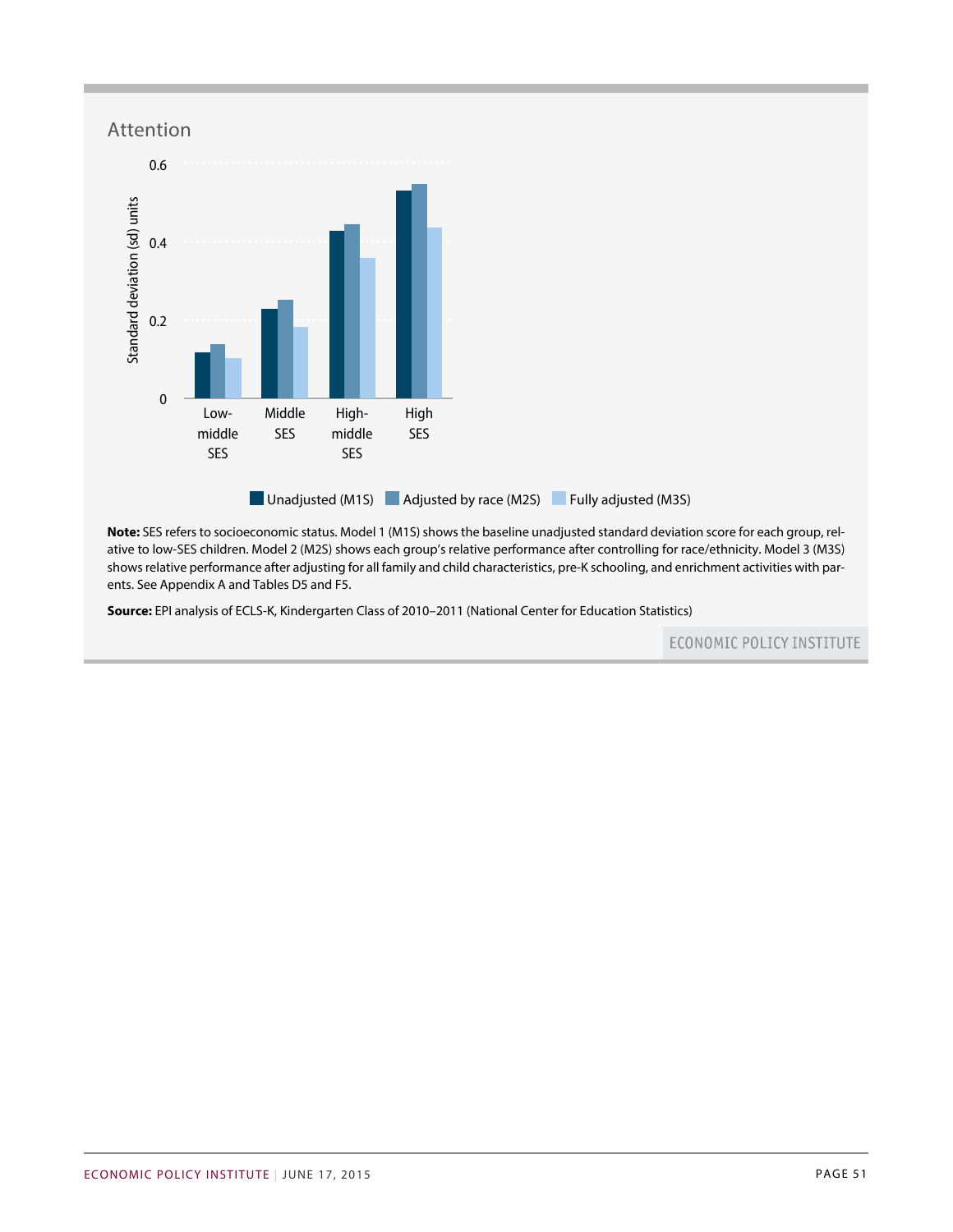## Attention

Standard deviation (sd) units

0.6

0.4

0.2

0

Low-middle SES | Middle SES | High-middle SES | High SES

Unadjusted (M1S) | Adjusted by race (M2S) | Fully adjusted (M3S)

**Note:** SES refers to socioeconomic status. Model 1 (M1S) shows the baseline unadjusted standard deviation score for each group, relative to low-SES children. Model 2 (M2S) shows each group's relative performance after controlling for race/ethnicity. Model 3 (M3S) shows relative performance after adjusting for all family and child characteristics, pre-K schooling, and enrichment activities with parents. See Appendix A and Tables D5 and F5.

**Source:** EPI analysis of ECLS-K, Kindergarten Class of 2010–2011 (National Center for Education Statistics)

ECONOMIC POLICY INSTITUTE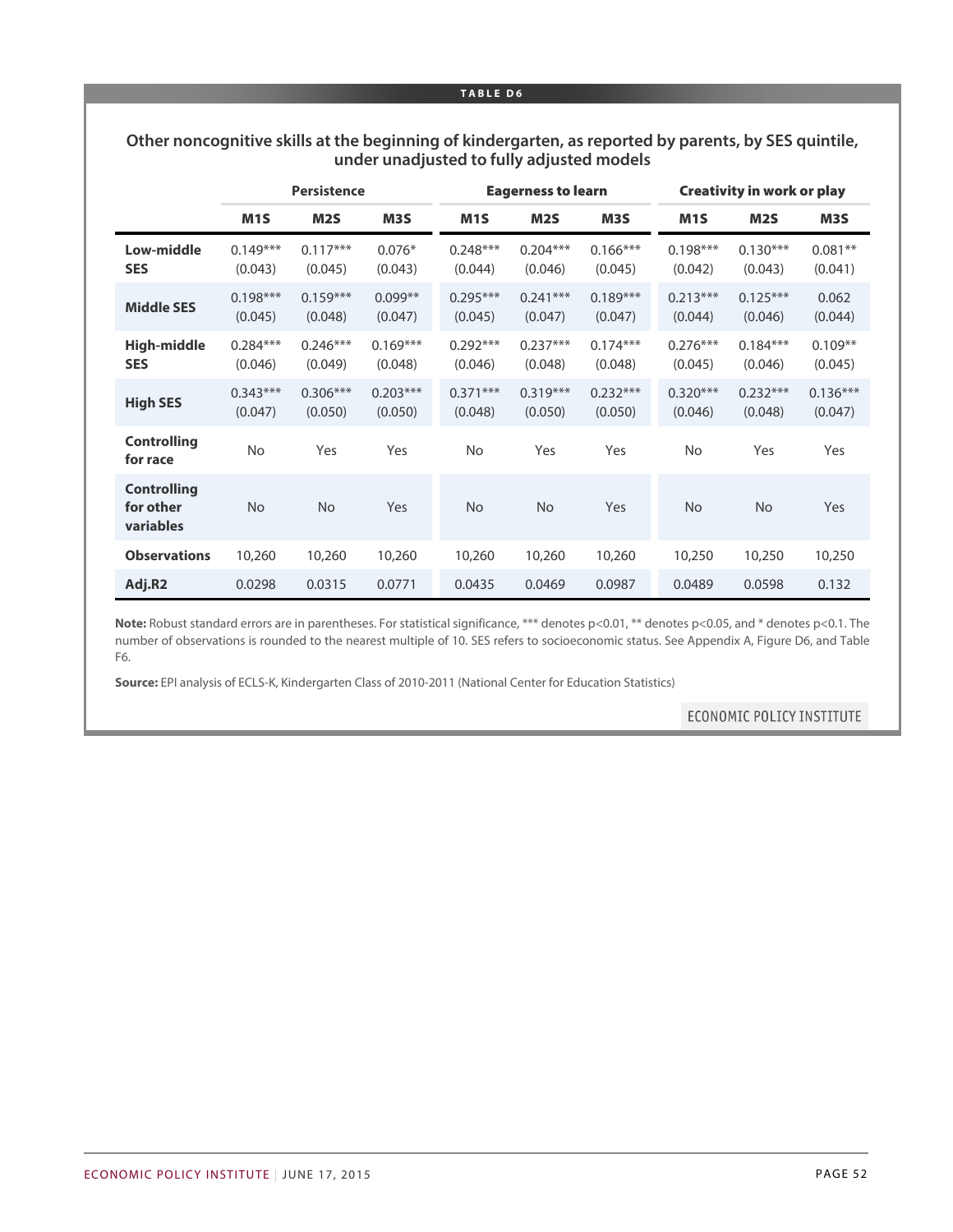**TABLE D6**

## Other noncognitive skills at the beginning of kindergarten, as reported by parents, by SES quintile, under unadjusted to fully adjusted models

| | Persistence | | | Eagerness to learn | | | Creativity in work or play | | |
|---|---|---|---|---|---|---|---|---|---|
| | **M1S** | **M2S** | **M3S** | **M1S** | **M2S** | **M3S** | **M1S** | **M2S** | **M3S** |
| **Low-middle SES** | 0.149*** (0.043) | 0.117*** (0.045) | 0.076* (0.043) | 0.248*** (0.044) | 0.204*** (0.046) | 0.166*** (0.045) | 0.198*** (0.042) | 0.130*** (0.043) | 0.081** (0.041) |
| **Middle SES** | 0.198*** (0.045) | 0.159*** (0.048) | 0.099** (0.047) | 0.295*** (0.045) | 0.241*** (0.047) | 0.189*** (0.047) | 0.213*** (0.044) | 0.125*** (0.046) | 0.062 (0.044) |
| **High-middle SES** | 0.284*** (0.046) | 0.246*** (0.049) | 0.169*** (0.048) | 0.292*** (0.046) | 0.237*** (0.048) | 0.174*** (0.048) | 0.276*** (0.045) | 0.184*** (0.046) | 0.109** (0.045) |
| **High SES** | 0.343*** (0.047) | 0.306*** (0.050) | 0.203*** (0.050) | 0.371*** (0.048) | 0.319*** (0.050) | 0.232*** (0.050) | 0.320*** (0.046) | 0.232*** (0.048) | 0.136*** (0.047) |
| **Controlling for race** | No | Yes | Yes | No | Yes | Yes | No | Yes | Yes |
| **Controlling for other variables** | No | No | Yes | No | No | Yes | No | No | Yes |
| **Observations** | 10,260 | 10,260 | 10,260 | 10,260 | 10,260 | 10,260 | 10,250 | 10,250 | 10,250 |
| **Adj.R2** | 0.0298 | 0.0315 | 0.0771 | 0.0435 | 0.0469 | 0.0987 | 0.0489 | 0.0598 | 0.132 |

**Note:** Robust standard errors are in parentheses. For statistical significance, *** denotes p<0.01, ** denotes p<0.05, and * denotes p<0.1. The number of observations is rounded to the nearest multiple of 10. SES refers to socioeconomic status. See Appendix A, Figure D6, and Table F6.

**Source:** EPI analysis of ECLS-K, Kindergarten Class of 2010-2011 (National Center for Education Statistics)

ECONOMIC POLICY INSTITUTE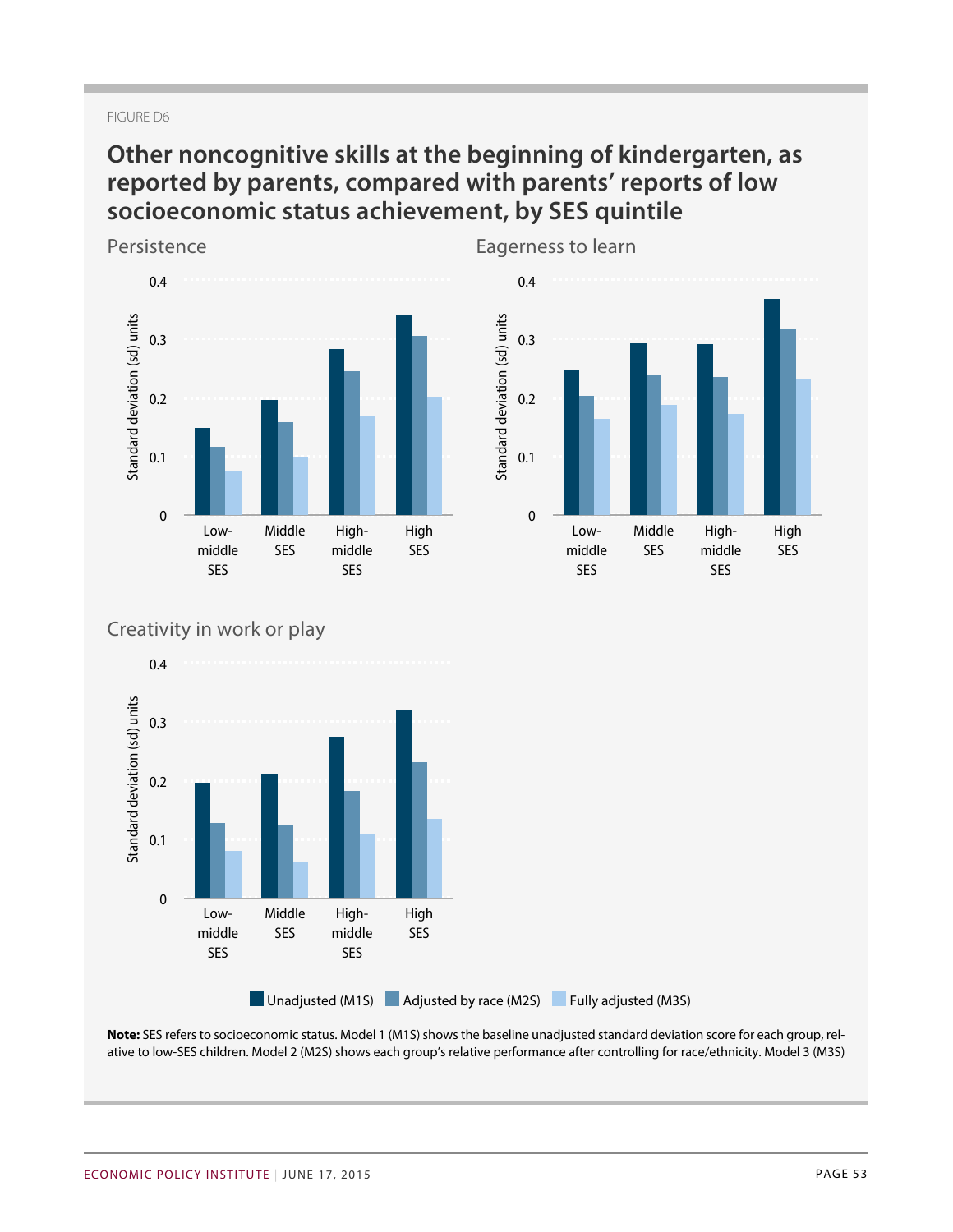FIGURE D6

## Other noncognitive skills at the beginning of kindergarten, as reported by parents, compared with parents' reports of low socioeconomic status achievement, by SES quintile

Persistence

Eagerness to learn

Creativity in work or play

Unadjusted (M1S) | Adjusted by race (M2S) | Fully adjusted (M3S)

**Note:** SES refers to socioeconomic status. Model 1 (M1S) shows the baseline unadjusted standard deviation score for each group, relative to low-SES children. Model 2 (M2S) shows each group's relative performance after controlling for race/ethnicity. Model 3 (M3S)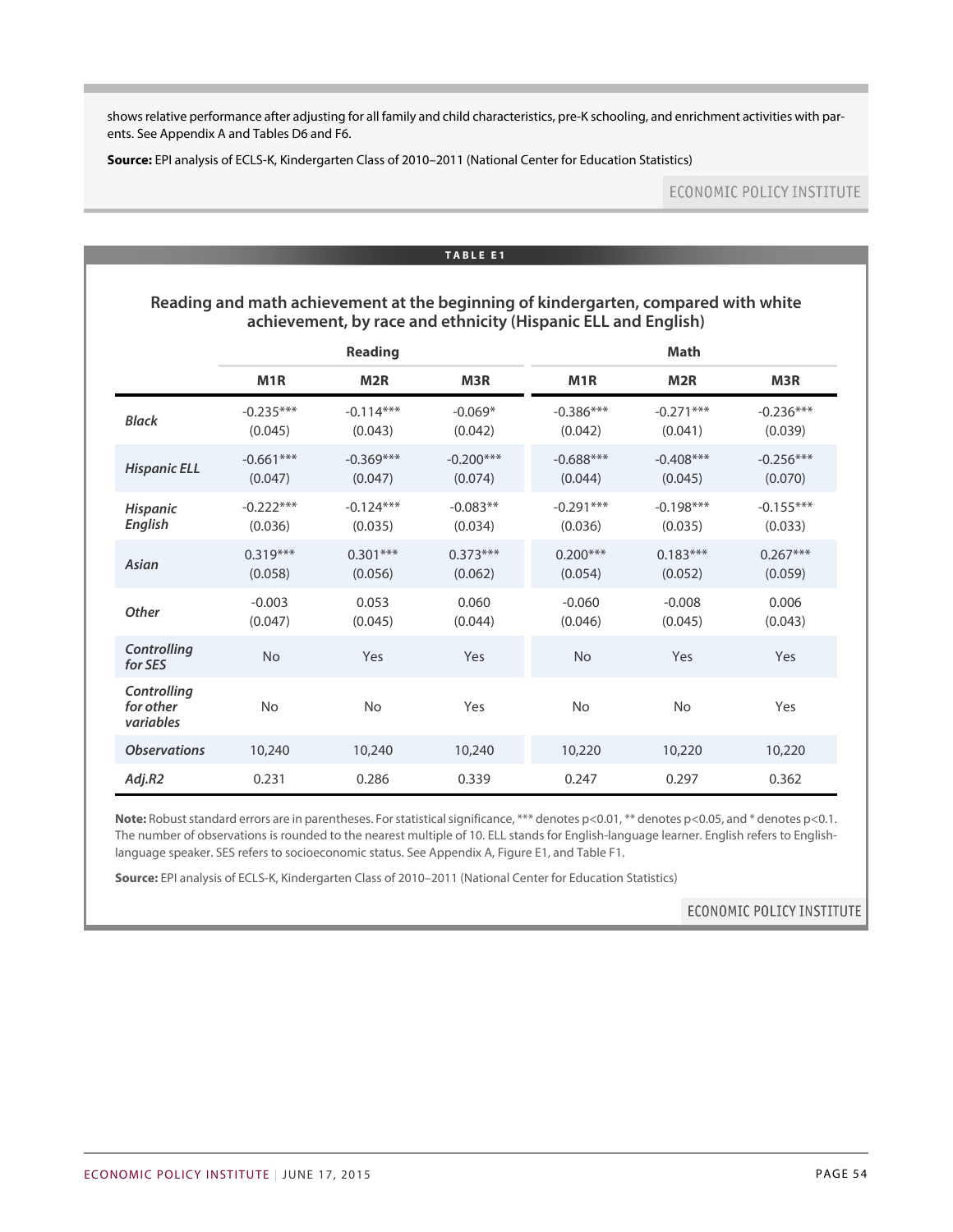shows relative performance after adjusting for all family and child characteristics, pre-K schooling, and enrichment activities with parents. See Appendix A and Tables D6 and F6.

**Source:** EPI analysis of ECLS-K, Kindergarten Class of 2010–2011 (National Center for Education Statistics)

**TABLE E1**

### Reading and math achievement at the beginning of kindergarten, compared with white achievement, by race and ethnicity (Hispanic ELL and English)

| | Reading | | | Math | | |
|---|---|---|---|---|---|---|
| | **M1R** | **M2R** | **M3R** | **M1R** | **M2R** | **M3R** |
| ***Black*** | -0.235*** (0.045) | -0.114*** (0.043) | -0.069* (0.042) | -0.386*** (0.042) | -0.271*** (0.041) | -0.236*** (0.039) |
| ***Hispanic ELL*** | -0.661*** (0.047) | -0.369*** (0.047) | -0.200*** (0.074) | -0.688*** (0.044) | -0.408*** (0.045) | -0.256*** (0.070) |
| ***Hispanic English*** | -0.222*** (0.036) | -0.124*** (0.035) | -0.083** (0.034) | -0.291*** (0.036) | -0.198*** (0.035) | -0.155*** (0.033) |
| ***Asian*** | 0.319*** (0.058) | 0.301*** (0.056) | 0.373*** (0.062) | 0.200*** (0.054) | 0.183*** (0.052) | 0.267*** (0.059) |
| ***Other*** | -0.003 (0.047) | 0.053 (0.045) | 0.060 (0.044) | -0.060 (0.046) | -0.008 (0.045) | 0.006 (0.043) |
| ***Controlling for SES*** | No | Yes | Yes | No | Yes | Yes |
| ***Controlling for other variables*** | No | No | Yes | No | No | Yes |
| ***Observations*** | 10,240 | 10,240 | 10,240 | 10,220 | 10,220 | 10,220 |
| ***Adj.R2*** | 0.231 | 0.286 | 0.339 | 0.247 | 0.297 | 0.362 |

**Note:** Robust standard errors are in parentheses. For statistical significance, *** denotes p<0.01, ** denotes p<0.05, and * denotes p<0.1. The number of observations is rounded to the nearest multiple of 10. ELL stands for English-language learner. English refers to English-language speaker. SES refers to socioeconomic status. See Appendix A, Figure E1, and Table F1.

**Source:** EPI analysis of ECLS-K, Kindergarten Class of 2010–2011 (National Center for Education Statistics)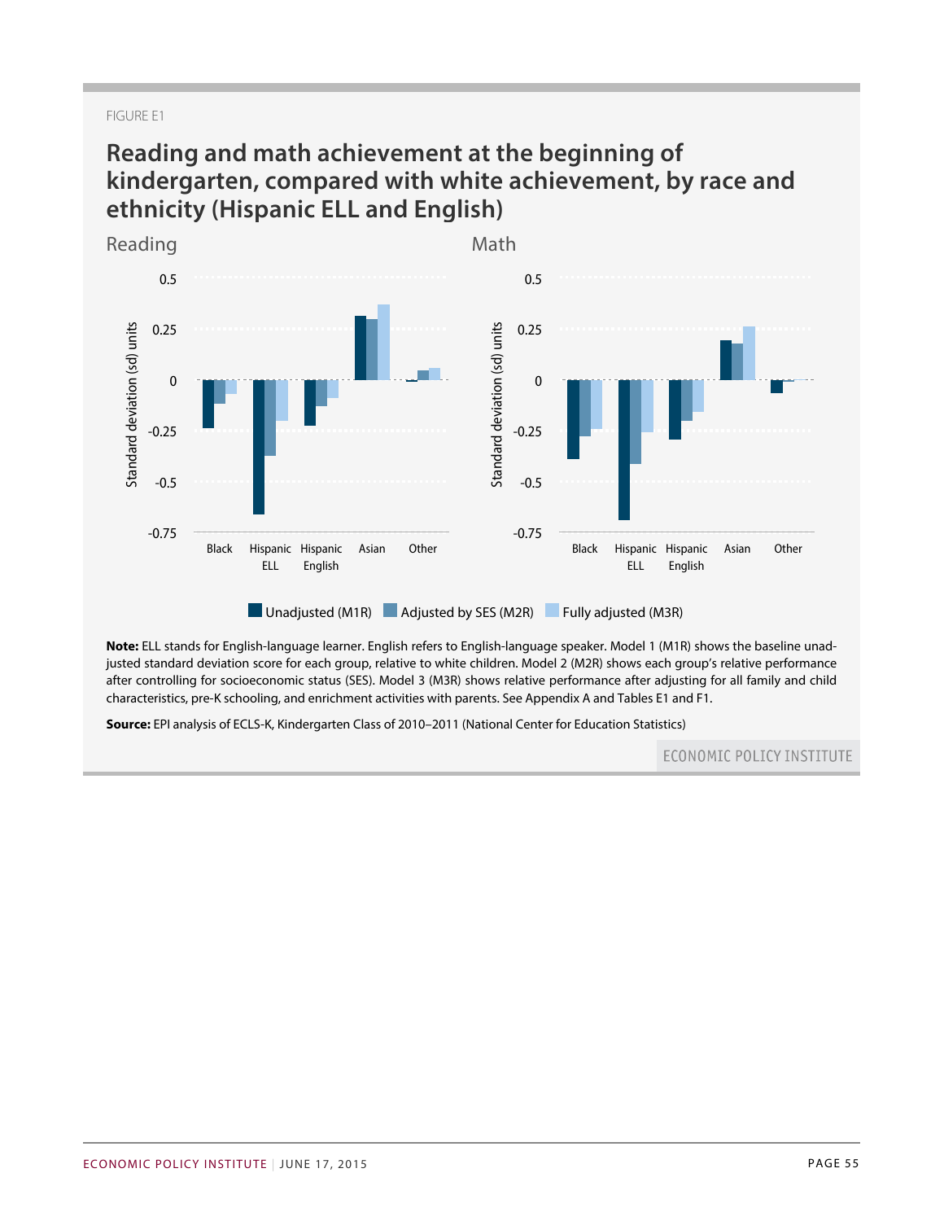FIGURE E1

## Reading and math achievement at the beginning of kindergarten, compared with white achievement, by race and ethnicity (Hispanic ELL and English)

Reading

Math

Unadjusted (M1R) | Adjusted by SES (M2R) | Fully adjusted (M3R)

**Note:** ELL stands for English-language learner. English refers to English-language speaker. Model 1 (M1R) shows the baseline unadjusted standard deviation score for each group, relative to white children. Model 2 (M2R) shows each group's relative performance after controlling for socioeconomic status (SES). Model 3 (M3R) shows relative performance after adjusting for all family and child characteristics, pre-K schooling, and enrichment activities with parents. See Appendix A and Tables E1 and F1.

**Source:** EPI analysis of ECLS-K, Kindergarten Class of 2010–2011 (National Center for Education Statistics)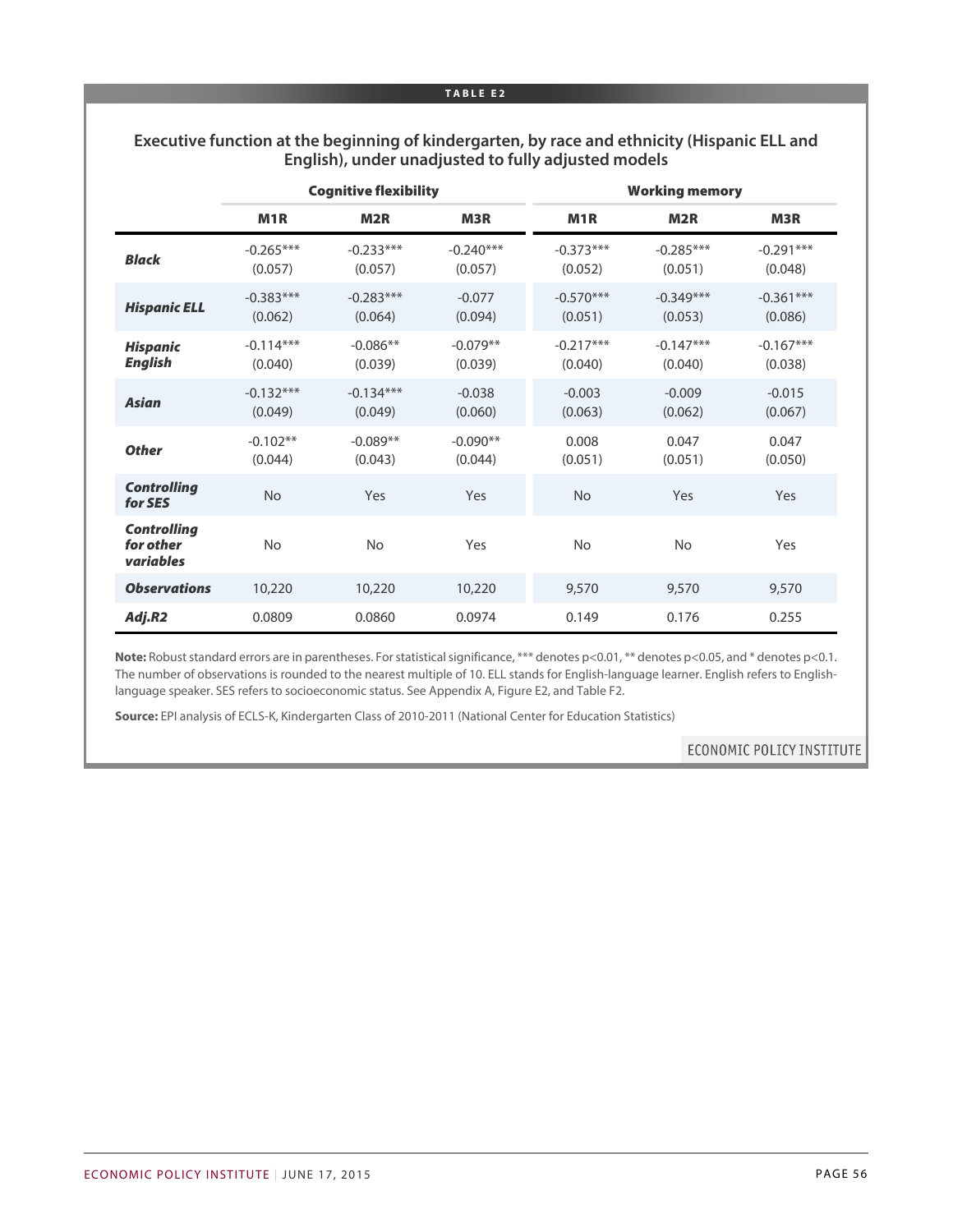**TABLE E2**

## Executive function at the beginning of kindergarten, by race and ethnicity (Hispanic ELL and English), under unadjusted to fully adjusted models

| | Cognitive flexibility | | | Working memory | | |
|---|---|---|---|---|---|---|
| | **M1R** | **M2R** | **M3R** | **M1R** | **M2R** | **M3R** |
| ***Black*** | -0.265***<br>(0.057) | -0.233***<br>(0.057) | -0.240***<br>(0.057) | -0.373***<br>(0.052) | -0.285***<br>(0.051) | -0.291***<br>(0.048) |
| ***Hispanic ELL*** | -0.383***<br>(0.062) | -0.283***<br>(0.064) | -0.077<br>(0.094) | -0.570***<br>(0.051) | -0.349***<br>(0.053) | -0.361***<br>(0.086) |
| ***Hispanic English*** | -0.114***<br>(0.040) | -0.086**<br>(0.039) | -0.079**<br>(0.039) | -0.217***<br>(0.040) | -0.147***<br>(0.040) | -0.167***<br>(0.038) |
| ***Asian*** | -0.132***<br>(0.049) | -0.134***<br>(0.049) | -0.038<br>(0.060) | -0.003<br>(0.063) | -0.009<br>(0.062) | -0.015<br>(0.067) |
| ***Other*** | -0.102**<br>(0.044) | -0.089**<br>(0.043) | -0.090**<br>(0.044) | 0.008<br>(0.051) | 0.047<br>(0.051) | 0.047<br>(0.050) |
| ***Controlling for SES*** | No | Yes | Yes | No | Yes | Yes |
| ***Controlling for other variables*** | No | No | Yes | No | No | Yes |
| ***Observations*** | 10,220 | 10,220 | 10,220 | 9,570 | 9,570 | 9,570 |
| ***Adj.R2*** | 0.0809 | 0.0860 | 0.0974 | 0.149 | 0.176 | 0.255 |

**Note:** Robust standard errors are in parentheses. For statistical significance, *** denotes p<0.01, ** denotes p<0.05, and * denotes p<0.1. The number of observations is rounded to the nearest multiple of 10. ELL stands for English-language learner. English refers to English-language speaker. SES refers to socioeconomic status. See Appendix A, Figure E2, and Table F2.

**Source:** EPI analysis of ECLS-K, Kindergarten Class of 2010-2011 (National Center for Education Statistics)

ECONOMIC POLICY INSTITUTE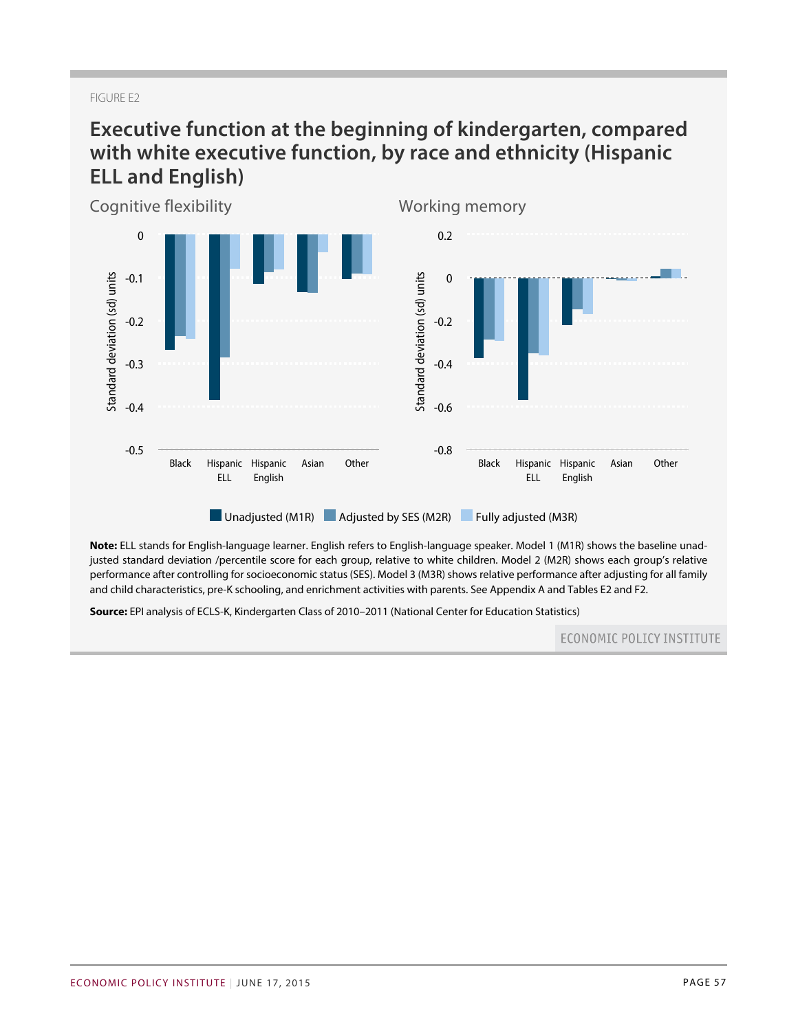FIGURE E2

## Executive function at the beginning of kindergarten, compared with white executive function, by race and ethnicity (Hispanic ELL and English)

Cognitive flexibility

Working memory

Unadjusted (M1R) | Adjusted by SES (M2R) | Fully adjusted (M3R)

**Note:** ELL stands for English-language learner. English refers to English-language speaker. Model 1 (M1R) shows the baseline unadjusted standard deviation /percentile score for each group, relative to white children. Model 2 (M2R) shows each group's relative performance after controlling for socioeconomic status (SES). Model 3 (M3R) shows relative performance after adjusting for all family and child characteristics, pre-K schooling, and enrichment activities with parents. See Appendix A and Tables E2 and F2.

**Source:** EPI analysis of ECLS-K, Kindergarten Class of 2010–2011 (National Center for Education Statistics)

ECONOMIC POLICY INSTITUTE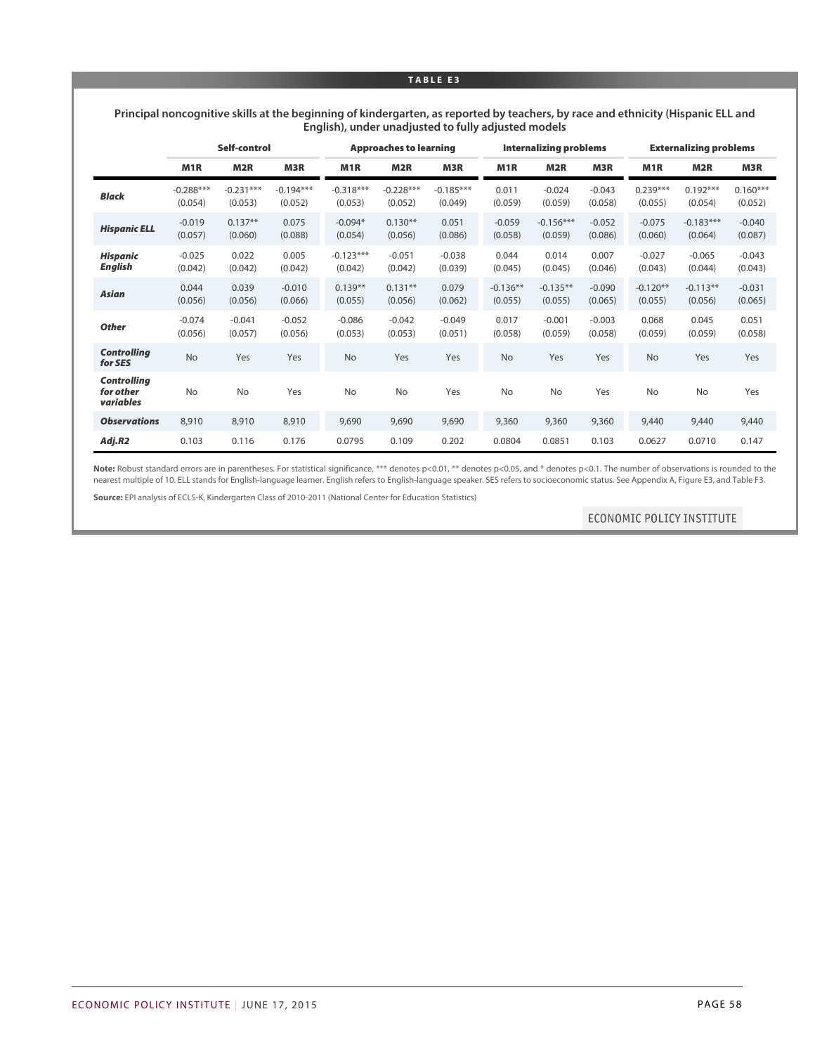**TABLE E3**

**Principal noncognitive skills at the beginning of kindergarten, as reported by teachers, by race and ethnicity (Hispanic ELL and English), under unadjusted to fully adjusted models**

| | Self-control | | | Approaches to learning | | | Internalizing problems | | | Externalizing problems | | |
|---|---|---|---|---|---|---|---|---|---|---|---|---|
| | M1R | M2R | M3R | M1R | M2R | M3R | M1R | M2R | M3R | M1R | M2R | M3R |
| ***Black*** | -0.288*** (0.054) | -0.231*** (0.053) | -0.194*** (0.052) | -0.318*** (0.053) | -0.228*** (0.052) | -0.185*** (0.049) | 0.011 (0.059) | -0.024 (0.059) | -0.043 (0.058) | 0.239*** (0.055) | 0.192*** (0.054) | 0.160*** (0.052) |
| ***Hispanic ELL*** | -0.019 (0.057) | 0.137** (0.060) | 0.075 (0.088) | -0.094* (0.054) | 0.130** (0.056) | 0.051 (0.086) | -0.059 (0.058) | -0.156*** (0.059) | -0.052 (0.086) | -0.075 (0.060) | -0.183*** (0.064) | -0.040 (0.087) |
| ***Hispanic English*** | -0.025 (0.042) | 0.022 (0.042) | 0.005 (0.042) | -0.123*** (0.042) | -0.051 (0.042) | -0.038 (0.039) | 0.044 (0.045) | 0.014 (0.045) | 0.007 (0.046) | -0.027 (0.043) | -0.065 (0.044) | -0.043 (0.043) |
| ***Asian*** | 0.044 (0.056) | 0.039 (0.056) | -0.010 (0.066) | 0.139** (0.055) | 0.131** (0.056) | 0.079 (0.062) | -0.136** (0.055) | -0.135** (0.055) | -0.090 (0.065) | -0.120** (0.055) | -0.113** (0.056) | -0.031 (0.065) |
| ***Other*** | -0.074 (0.056) | -0.041 (0.057) | -0.052 (0.056) | -0.086 (0.053) | -0.042 (0.053) | -0.049 (0.051) | 0.017 (0.058) | -0.001 (0.059) | -0.003 (0.058) | 0.068 (0.059) | 0.045 (0.059) | 0.051 (0.058) |
| ***Controlling for SES*** | No | Yes | Yes | No | Yes | Yes | No | Yes | Yes | No | Yes | Yes |
| ***Controlling for other variables*** | No | No | Yes | No | No | Yes | No | No | Yes | No | No | Yes |
| ***Observations*** | 8,910 | 8,910 | 8,910 | 9,690 | 9,690 | 9,690 | 9,360 | 9,360 | 9,360 | 9,440 | 9,440 | 9,440 |
| ***Adj.R2*** | 0.103 | 0.116 | 0.176 | 0.0795 | 0.109 | 0.202 | 0.0804 | 0.0851 | 0.103 | 0.0627 | 0.0710 | 0.147 |

**Note:** Robust standard errors are in parentheses. For statistical significance, *** denotes p<0.01, ** denotes p<0.05, and * denotes p<0.1. The number of observations is rounded to the nearest multiple of 10. ELL stands for English-language learner. English refers to English-language speaker. SES refers to socioeconomic status. See Appendix A, Figure E3, and Table F3.

**Source:** EPI analysis of ECLS-K, Kindergarten Class of 2010-2011 (National Center for Education Statistics)

ECONOMIC POLICY INSTITUTE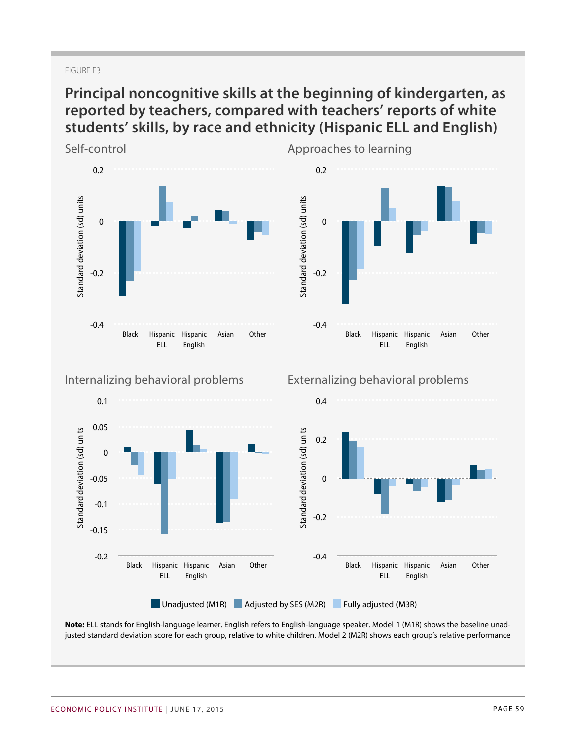FIGURE E3

## Principal noncognitive skills at the beginning of kindergarten, as reported by teachers, compared with teachers' reports of white students' skills, by race and ethnicity (Hispanic ELL and English)

Self-control

Approaches to learning

Internalizing behavioral problems

Externalizing behavioral problems

Unadjusted (M1R) | Adjusted by SES (M2R) | Fully adjusted (M3R)

**Note:** ELL stands for English-language learner. English refers to English-language speaker. Model 1 (M1R) shows the baseline unadjusted standard deviation score for each group, relative to white children. Model 2 (M2R) shows each group's relative performance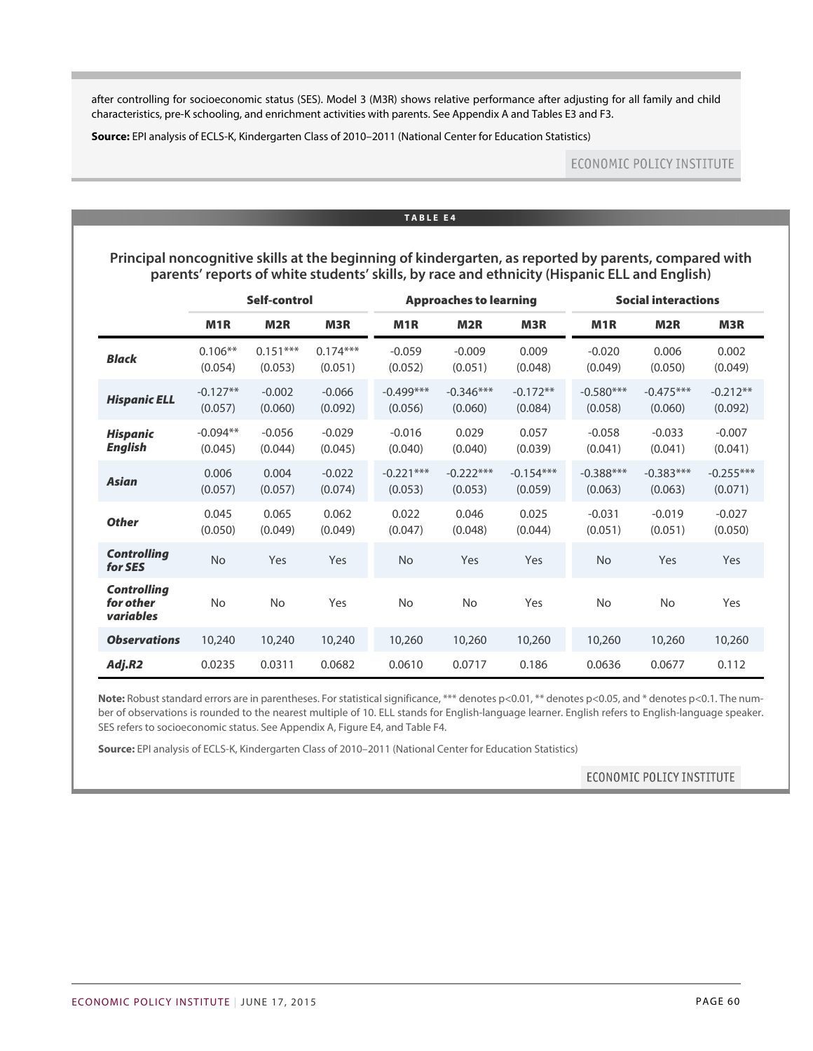after controlling for socioeconomic status (SES). Model 3 (M3R) shows relative performance after adjusting for all family and child characteristics, pre-K schooling, and enrichment activities with parents. See Appendix A and Tables E3 and F3.

**Source:** EPI analysis of ECLS-K, Kindergarten Class of 2010–2011 (National Center for Education Statistics)

ECONOMIC POLICY INSTITUTE

**TABLE E4**

### Principal noncognitive skills at the beginning of kindergarten, as reported by parents, compared with parents' reports of white students' skills, by race and ethnicity (Hispanic ELL and English)

| | Self-control | | | Approaches to learning | | | Social interactions | | |
|---|---|---|---|---|---|---|---|---|---|
| | **M1R** | **M2R** | **M3R** | **M1R** | **M2R** | **M3R** | **M1R** | **M2R** | **M3R** |
| ***Black*** | 0.106** (0.054) | 0.151*** (0.053) | 0.174*** (0.051) | -0.059 (0.052) | -0.009 (0.051) | 0.009 (0.048) | -0.020 (0.049) | 0.006 (0.050) | 0.002 (0.049) |
| ***Hispanic ELL*** | -0.127** (0.057) | -0.002 (0.060) | -0.066 (0.092) | -0.499*** (0.056) | -0.346*** (0.060) | -0.172** (0.084) | -0.580*** (0.058) | -0.475*** (0.060) | -0.212** (0.092) |
| ***Hispanic English*** | -0.094** (0.045) | -0.056 (0.044) | -0.029 (0.045) | -0.016 (0.040) | 0.029 (0.040) | 0.057 (0.039) | -0.058 (0.041) | -0.033 (0.041) | -0.007 (0.041) |
| ***Asian*** | 0.006 (0.057) | 0.004 (0.057) | -0.022 (0.074) | -0.221*** (0.053) | -0.222*** (0.053) | -0.154*** (0.059) | -0.388*** (0.063) | -0.383*** (0.063) | -0.255*** (0.071) |
| ***Other*** | 0.045 (0.050) | 0.065 (0.049) | 0.062 (0.049) | 0.022 (0.047) | 0.046 (0.048) | 0.025 (0.044) | -0.031 (0.051) | -0.019 (0.051) | -0.027 (0.050) |
| ***Controlling for SES*** | No | Yes | Yes | No | Yes | Yes | No | Yes | Yes |
| ***Controlling for other variables*** | No | No | Yes | No | No | Yes | No | No | Yes |
| ***Observations*** | 10,240 | 10,240 | 10,240 | 10,260 | 10,260 | 10,260 | 10,260 | 10,260 | 10,260 |
| ***Adj.R2*** | 0.0235 | 0.0311 | 0.0682 | 0.0610 | 0.0717 | 0.186 | 0.0636 | 0.0677 | 0.112 |

**Note:** Robust standard errors are in parentheses. For statistical significance, *** denotes p<0.01, ** denotes p<0.05, and * denotes p<0.1. The number of observations is rounded to the nearest multiple of 10. ELL stands for English-language learner. English refers to English-language speaker. SES refers to socioeconomic status. See Appendix A, Figure E4, and Table F4.

**Source:** EPI analysis of ECLS-K, Kindergarten Class of 2010–2011 (National Center for Education Statistics)

ECONOMIC POLICY INSTITUTE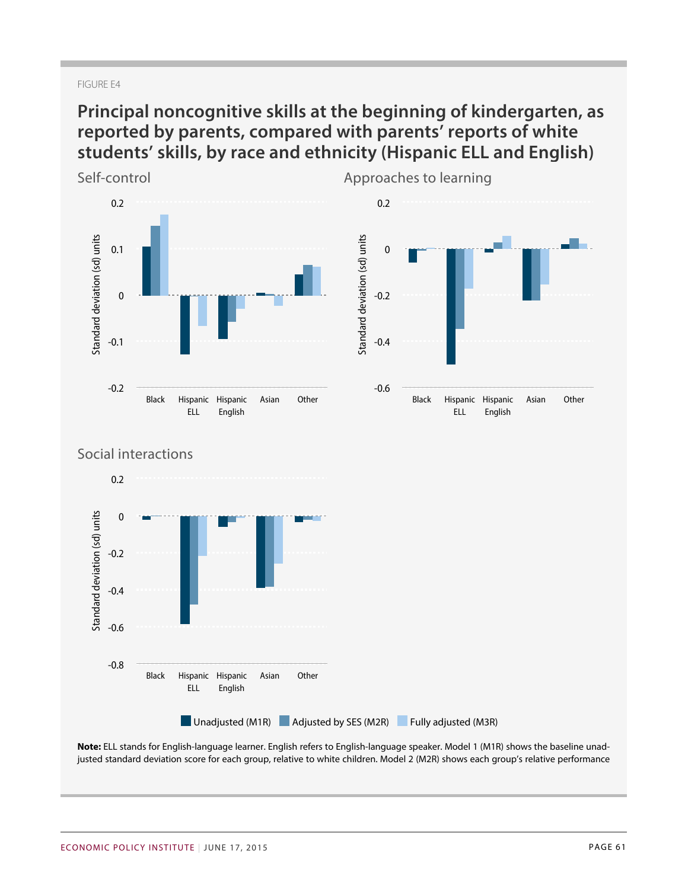FIGURE E4

## Principal noncognitive skills at the beginning of kindergarten, as reported by parents, compared with parents' reports of white students' skills, by race and ethnicity (Hispanic ELL and English)

Self-control

Approaches to learning

Social interactions

Unadjusted (M1R) | Adjusted by SES (M2R) | Fully adjusted (M3R)

**Note:** ELL stands for English-language learner. English refers to English-language speaker. Model 1 (M1R) shows the baseline unadjusted standard deviation score for each group, relative to white children. Model 2 (M2R) shows each group's relative performance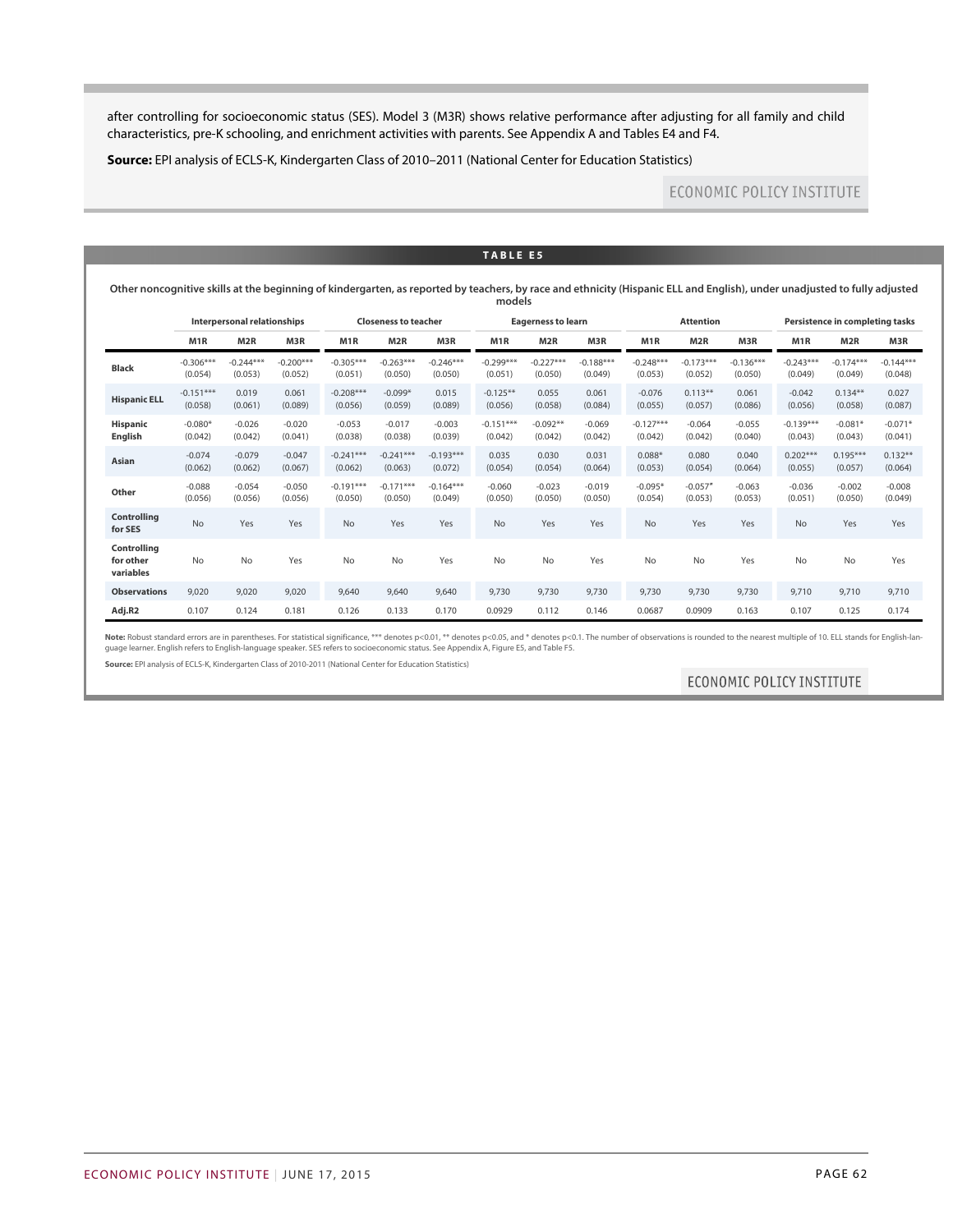after controlling for socioeconomic status (SES). Model 3 (M3R) shows relative performance after adjusting for all family and child characteristics, pre-K schooling, and enrichment activities with parents. See Appendix A and Tables E4 and F4.

**Source:** EPI analysis of ECLS-K, Kindergarten Class of 2010–2011 (National Center for Education Statistics)

**TABLE E5**

**Other noncognitive skills at the beginning of kindergarten, as reported by teachers, by race and ethnicity (Hispanic ELL and English), under unadjusted to fully adjusted models**

| | Interpersonal relationships | | | Closeness to teacher | | | Eagerness to learn | | | Attention | | | Persistence in completing tasks | | |
|---|---|---|---|---|---|---|---|---|---|---|---|---|---|---|---|
| | M1R | M2R | M3R | M1R | M2R | M3R | M1R | M2R | M3R | M1R | M2R | M3R | M1R | M2R | M3R |
| **Black** | -0.306*** (0.054) | -0.244*** (0.053) | -0.200*** (0.052) | -0.305*** (0.051) | -0.263*** (0.050) | -0.246*** (0.050) | -0.299*** (0.051) | -0.227*** (0.050) | -0.188*** (0.049) | -0.248*** (0.053) | -0.173*** (0.052) | -0.136*** (0.050) | -0.243*** (0.049) | -0.174*** (0.049) | -0.144*** (0.048) |
| **Hispanic ELL** | -0.151*** (0.058) | 0.019 (0.061) | 0.061 (0.089) | -0.208*** (0.056) | -0.099* (0.059) | 0.015 (0.089) | -0.125** (0.056) | 0.055 (0.058) | 0.061 (0.084) | -0.076 (0.055) | 0.113** (0.057) | 0.061 (0.086) | -0.042 (0.056) | 0.134** (0.058) | 0.027 (0.087) |
| **Hispanic English** | -0.080* (0.042) | -0.026 (0.042) | -0.020 (0.041) | -0.053 (0.038) | -0.017 (0.038) | -0.003 (0.039) | -0.151*** (0.042) | -0.092** (0.042) | -0.069 (0.042) | -0.127*** (0.042) | -0.064 (0.042) | -0.055 (0.040) | -0.139*** (0.043) | -0.081* (0.043) | -0.071* (0.041) |
| **Asian** | -0.074 (0.062) | -0.079 (0.062) | -0.047 (0.067) | -0.241*** (0.062) | -0.241*** (0.063) | -0.193*** (0.072) | 0.035 (0.054) | 0.030 (0.054) | 0.031 (0.064) | 0.088* (0.053) | 0.080 (0.054) | 0.040 (0.064) | 0.202*** (0.055) | 0.195*** (0.057) | 0.132** (0.064) |
| **Other** | -0.088 (0.056) | -0.054 (0.056) | -0.050 (0.056) | -0.191*** (0.050) | -0.171*** (0.050) | -0.164*** (0.049) | -0.060 (0.050) | -0.023 (0.050) | -0.019 (0.050) | -0.095* (0.054) | -0.057* (0.053) | -0.063 (0.053) | -0.036 (0.051) | -0.002 (0.050) | -0.008 (0.049) |
| **Controlling for SES** | No | Yes | Yes | No | Yes | Yes | No | Yes | Yes | No | Yes | Yes | No | Yes | Yes |
| **Controlling for other variables** | No | No | Yes | No | No | Yes | No | No | Yes | No | No | Yes | No | No | Yes |
| **Observations** | 9,020 | 9,020 | 9,020 | 9,640 | 9,640 | 9,640 | 9,730 | 9,730 | 9,730 | 9,730 | 9,730 | 9,730 | 9,710 | 9,710 | 9,710 |
| **Adj.R2** | 0.107 | 0.124 | 0.181 | 0.126 | 0.133 | 0.170 | 0.0929 | 0.112 | 0.146 | 0.0687 | 0.0909 | 0.163 | 0.107 | 0.125 | 0.174 |

**Note:** Robust standard errors are in parentheses. For statistical significance, *** denotes p<0.01, ** denotes p<0.05, and * denotes p<0.1. The number of observations is rounded to the nearest multiple of 10. ELL stands for English-language learner. English refers to English-language speaker. SES refers to socioeconomic status. See Appendix A, Figure E5, and Table F5.

**Source:** EPI analysis of ECLS-K, Kindergarten Class of 2010-2011 (National Center for Education Statistics)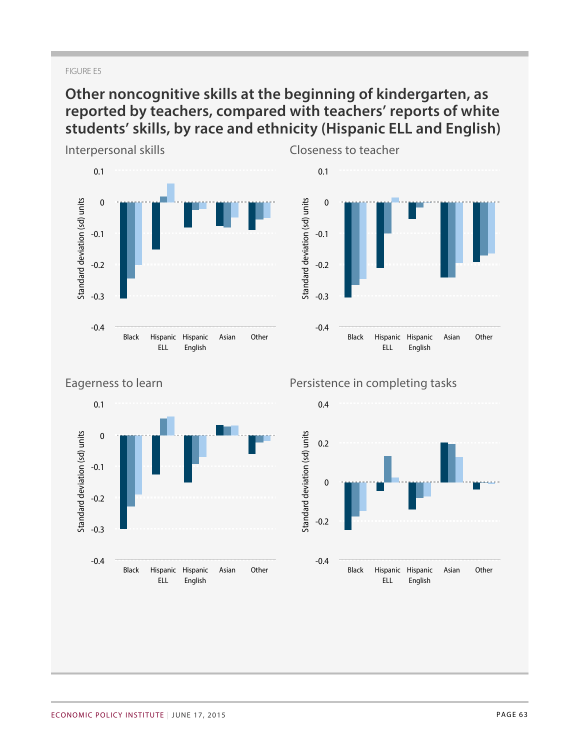FIGURE E5

## Other noncognitive skills at the beginning of kindergarten, as reported by teachers, compared with teachers' reports of white students' skills, by race and ethnicity (Hispanic ELL and English)

Interpersonal skills

Closeness to teacher

Eagerness to learn

Persistence in completing tasks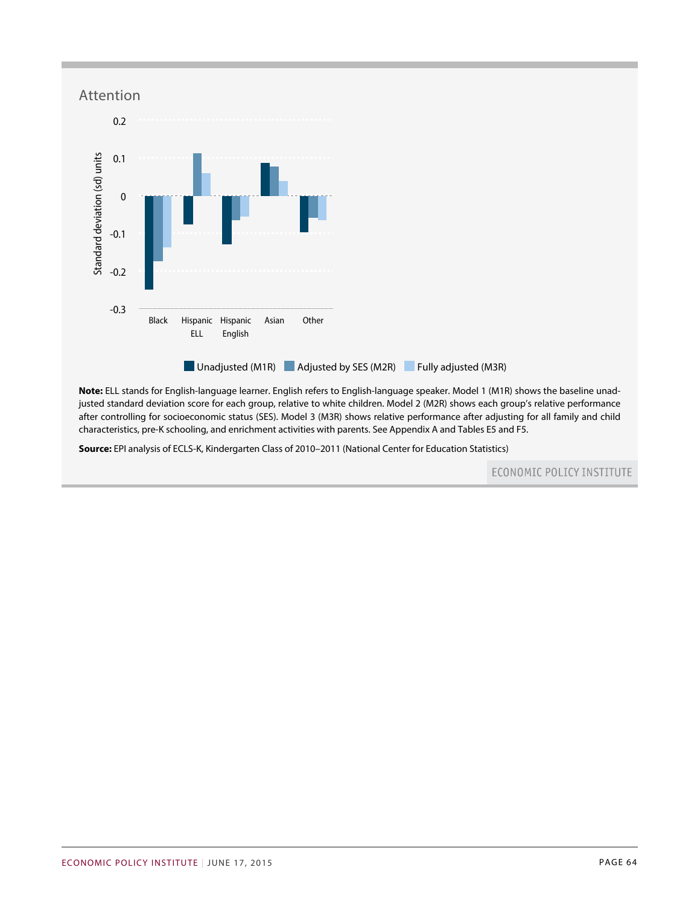## Attention

Standard deviation (sd) units

0.2
0.1
0
-0.1
-0.2
-0.3

Black | Hispanic ELL | Hispanic English | Asian | Other

Unadjusted (M1R) | Adjusted by SES (M2R) | Fully adjusted (M3R)

**Note:** ELL stands for English-language learner. English refers to English-language speaker. Model 1 (M1R) shows the baseline unadjusted standard deviation score for each group, relative to white children. Model 2 (M2R) shows each group's relative performance after controlling for socioeconomic status (SES). Model 3 (M3R) shows relative performance after adjusting for all family and child characteristics, pre-K schooling, and enrichment activities with parents. See Appendix A and Tables E5 and F5.

**Source:** EPI analysis of ECLS-K, Kindergarten Class of 2010–2011 (National Center for Education Statistics)

ECONOMIC POLICY INSTITUTE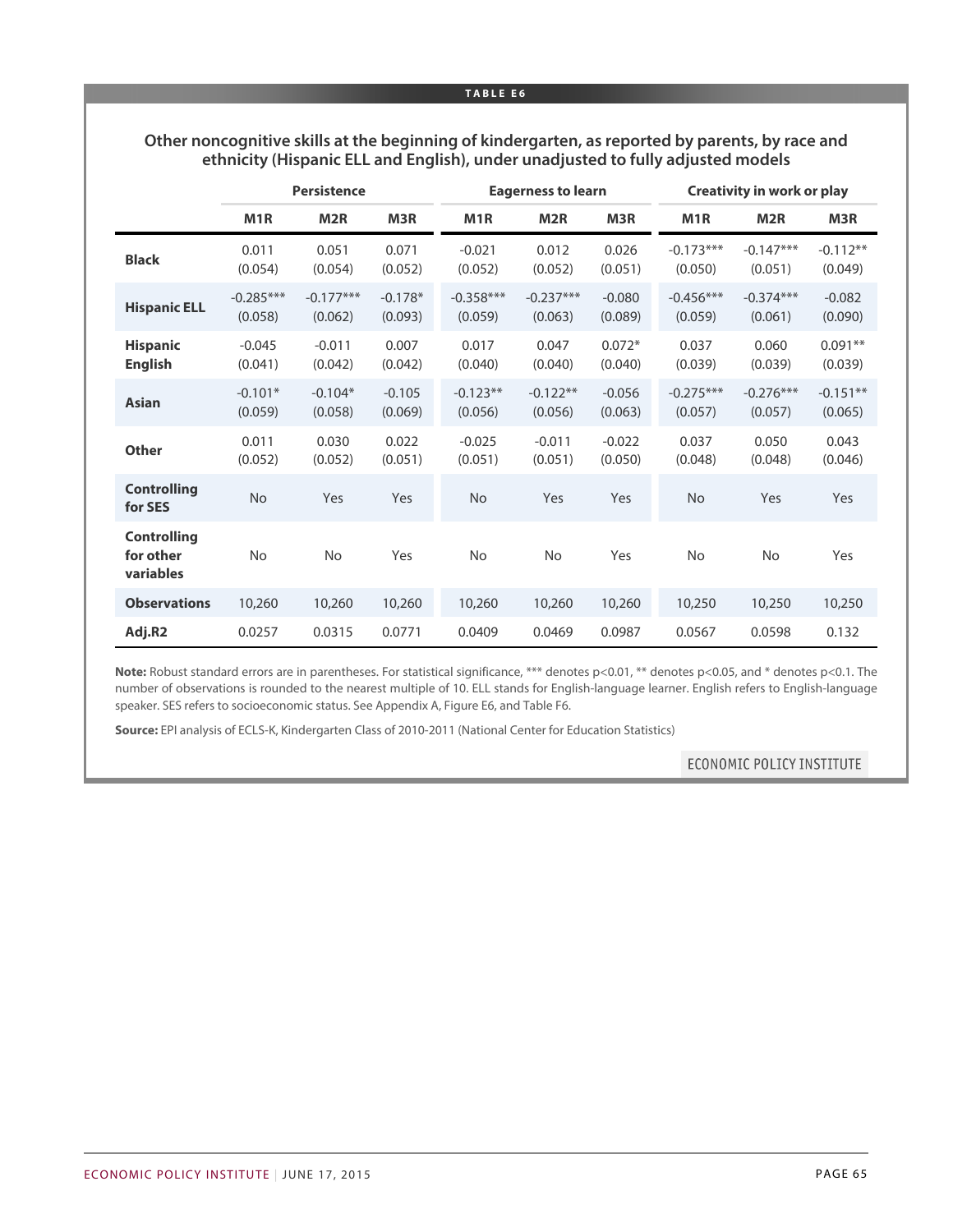**TABLE E6**

**Other noncognitive skills at the beginning of kindergarten, as reported by parents, by race and ethnicity (Hispanic ELL and English), under unadjusted to fully adjusted models**

| | Persistence | | | Eagerness to learn | | | Creativity in work or play | | |
|---|---|---|---|---|---|---|---|---|---|
| | M1R | M2R | M3R | M1R | M2R | M3R | M1R | M2R | M3R |
| **Black** | 0.011<br>(0.054) | 0.051<br>(0.054) | 0.071<br>(0.052) | -0.021<br>(0.052) | 0.012<br>(0.052) | 0.026<br>(0.051) | -0.173***<br>(0.050) | -0.147***<br>(0.051) | -0.112**<br>(0.049) |
| **Hispanic ELL** | -0.285***<br>(0.058) | -0.177***<br>(0.062) | -0.178*<br>(0.093) | -0.358***<br>(0.059) | -0.237***<br>(0.063) | -0.080<br>(0.089) | -0.456***<br>(0.059) | -0.374***<br>(0.061) | -0.082<br>(0.090) |
| **Hispanic English** | -0.045<br>(0.041) | -0.011<br>(0.042) | 0.007<br>(0.042) | 0.017<br>(0.040) | 0.047<br>(0.040) | 0.072*<br>(0.040) | 0.037<br>(0.039) | 0.060<br>(0.039) | 0.091**<br>(0.039) |
| **Asian** | -0.101*<br>(0.059) | -0.104*<br>(0.058) | -0.105<br>(0.069) | -0.123**<br>(0.056) | -0.122**<br>(0.056) | -0.056<br>(0.063) | -0.275***<br>(0.057) | -0.276***<br>(0.057) | -0.151**<br>(0.065) |
| **Other** | 0.011<br>(0.052) | 0.030<br>(0.052) | 0.022<br>(0.051) | -0.025<br>(0.051) | -0.011<br>(0.051) | -0.022<br>(0.050) | 0.037<br>(0.048) | 0.050<br>(0.048) | 0.043<br>(0.046) |
| **Controlling for SES** | No | Yes | Yes | No | Yes | Yes | No | Yes | Yes |
| **Controlling for other variables** | No | No | Yes | No | No | Yes | No | No | Yes |
| **Observations** | 10,260 | 10,260 | 10,260 | 10,260 | 10,260 | 10,260 | 10,250 | 10,250 | 10,250 |
| **Adj.R2** | 0.0257 | 0.0315 | 0.0771 | 0.0409 | 0.0469 | 0.0987 | 0.0567 | 0.0598 | 0.132 |

**Note:** Robust standard errors are in parentheses. For statistical significance, *** denotes p<0.01, ** denotes p<0.05, and * denotes p<0.1. The number of observations is rounded to the nearest multiple of 10. ELL stands for English-language learner. English refers to English-language speaker. SES refers to socioeconomic status. See Appendix A, Figure E6, and Table F6.

**Source:** EPI analysis of ECLS-K, Kindergarten Class of 2010-2011 (National Center for Education Statistics)

ECONOMIC POLICY INSTITUTE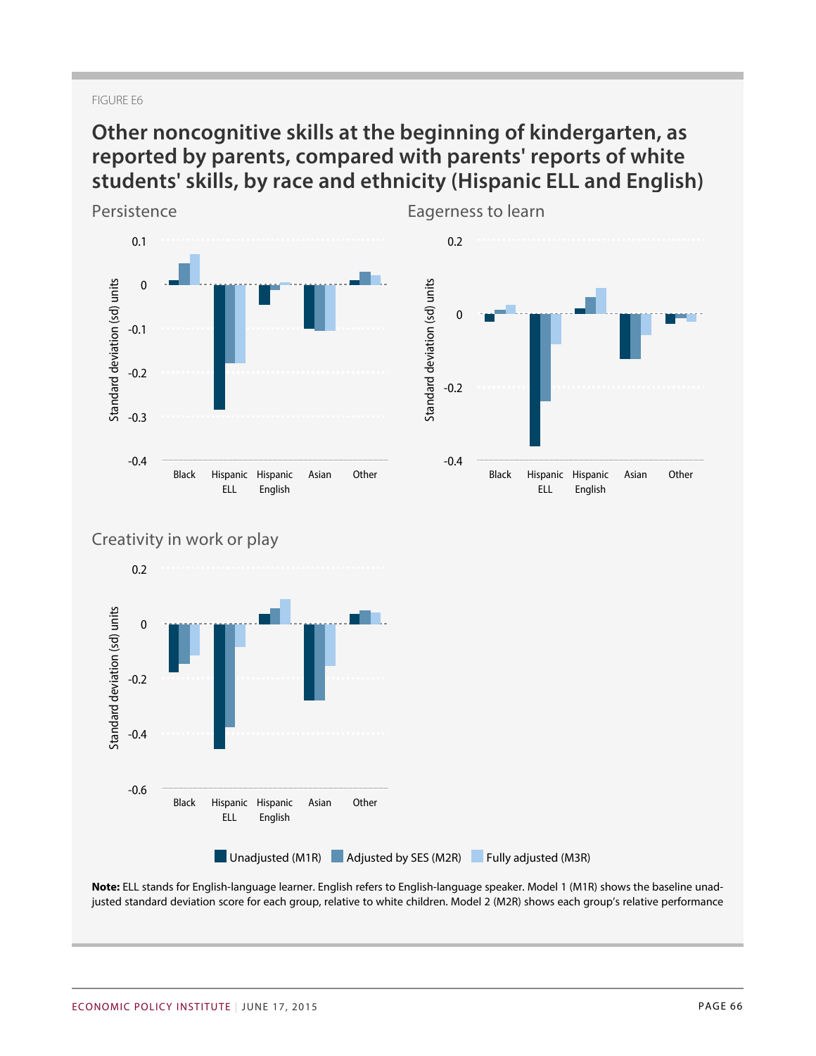FIGURE E6

## Other noncognitive skills at the beginning of kindergarten, as reported by parents, compared with parents' reports of white students' skills, by race and ethnicity (Hispanic ELL and English)

Persistence

Eagerness to learn

Creativity in work or play

Unadjusted (M1R) | Adjusted by SES (M2R) | Fully adjusted (M3R)

**Note:** ELL stands for English-language learner. English refers to English-language speaker. Model 1 (M1R) shows the baseline unadjusted standard deviation score for each group, relative to white children. Model 2 (M2R) shows each group's relative performance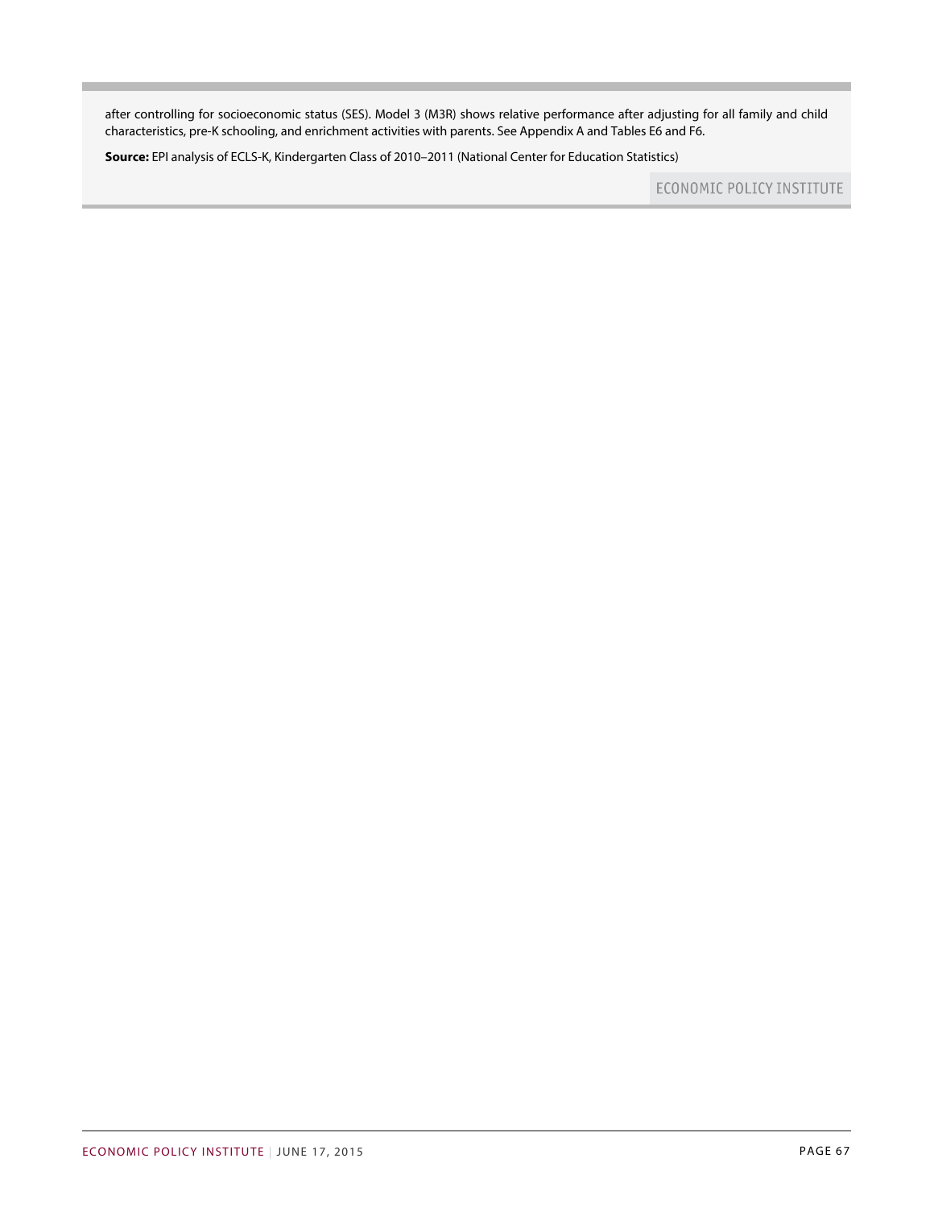after controlling for socioeconomic status (SES). Model 3 (M3R) shows relative performance after adjusting for all family and child characteristics, pre-K schooling, and enrichment activities with parents. See Appendix A and Tables E6 and F6.

**Source:** EPI analysis of ECLS-K, Kindergarten Class of 2010–2011 (National Center for Education Statistics)

ECONOMIC POLICY INSTITUTE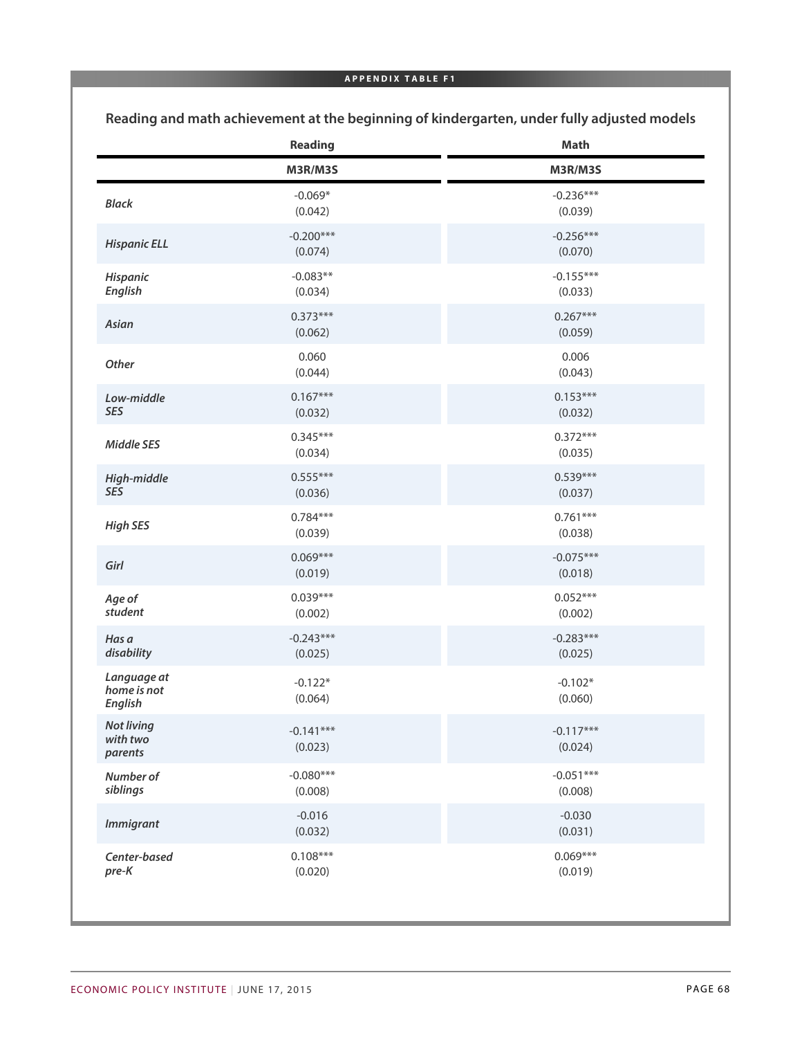**APPENDIX TABLE F1**

## Reading and math achievement at the beginning of kindergarten, under fully adjusted models

| | Reading | Math |
|---|---|---|
| | M3R/M3S | M3R/M3S |
| *Black* | -0.069*<br>(0.042) | -0.236***<br>(0.039) |
| *Hispanic ELL* | -0.200***<br>(0.074) | -0.256***<br>(0.070) |
| *Hispanic English* | -0.083**<br>(0.034) | -0.155***<br>(0.033) |
| *Asian* | 0.373***<br>(0.062) | 0.267***<br>(0.059) |
| *Other* | 0.060<br>(0.044) | 0.006<br>(0.043) |
| *Low-middle SES* | 0.167***<br>(0.032) | 0.153***<br>(0.032) |
| *Middle SES* | 0.345***<br>(0.034) | 0.372***<br>(0.035) |
| *High-middle SES* | 0.555***<br>(0.036) | 0.539***<br>(0.037) |
| *High SES* | 0.784***<br>(0.039) | 0.761***<br>(0.038) |
| *Girl* | 0.069***<br>(0.019) | -0.075***<br>(0.018) |
| *Age of student* | 0.039***<br>(0.002) | 0.052***<br>(0.002) |
| *Has a disability* | -0.243***<br>(0.025) | -0.283***<br>(0.025) |
| *Language at home is not English* | -0.122*<br>(0.064) | -0.102*<br>(0.060) |
| *Not living with two parents* | -0.141***<br>(0.023) | -0.117***<br>(0.024) |
| *Number of siblings* | -0.080***<br>(0.008) | -0.051***<br>(0.008) |
| *Immigrant* | -0.016<br>(0.032) | -0.030<br>(0.031) |
| *Center-based pre-K* | 0.108***<br>(0.020) | 0.069***<br>(0.019) |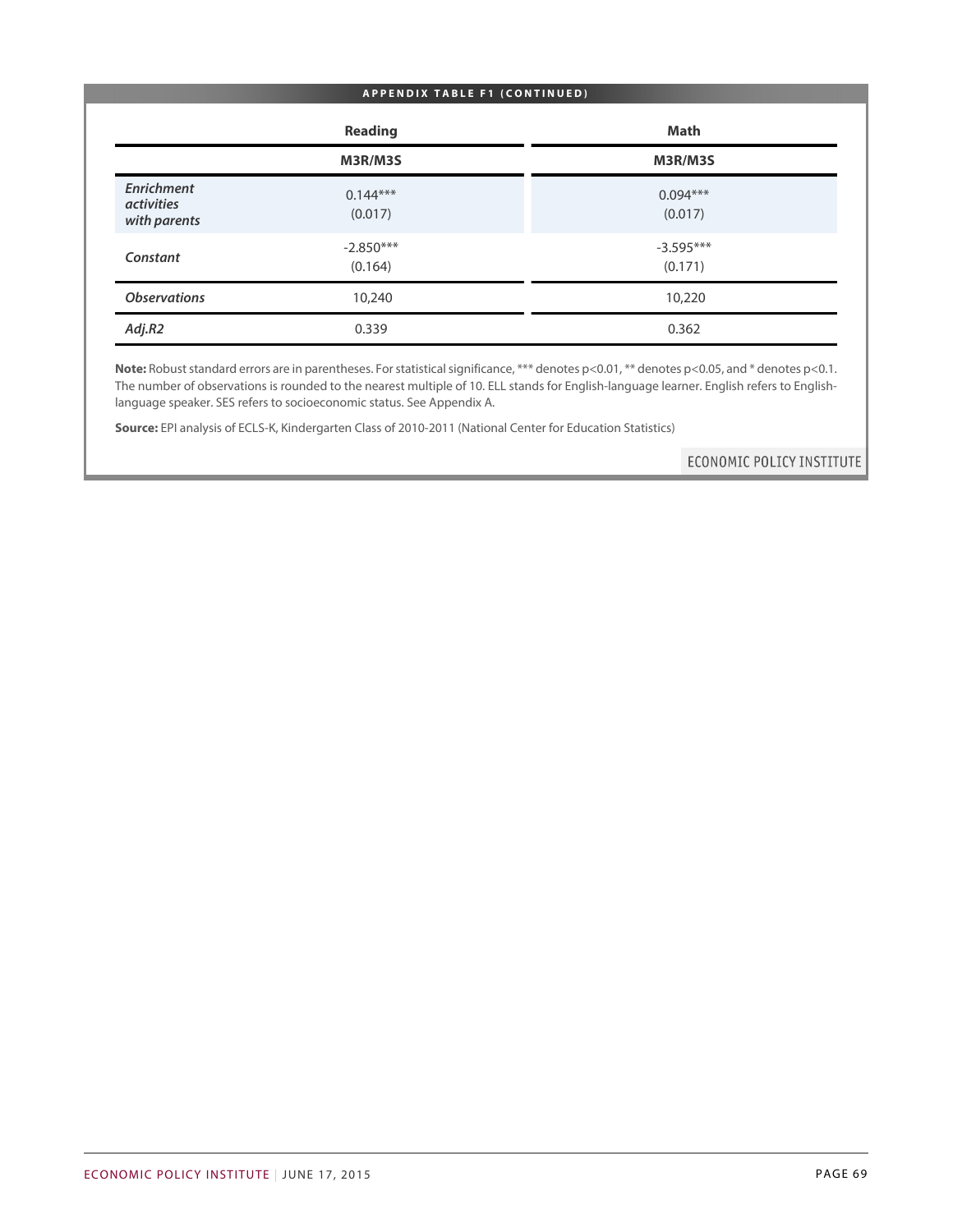**APPENDIX TABLE F1 (CONTINUED)**

| | Reading | Math |
|---|---|---|
| | **M3R/M3S** | **M3R/M3S** |
| ***Enrichment activities with parents*** | 0.144*** (0.017) | 0.094*** (0.017) |
| ***Constant*** | -2.850*** (0.164) | -3.595*** (0.171) |
| ***Observations*** | 10,240 | 10,220 |
| ***Adj.R2*** | 0.339 | 0.362 |

**Note:** Robust standard errors are in parentheses. For statistical significance, *** denotes p<0.01, ** denotes p<0.05, and * denotes p<0.1. The number of observations is rounded to the nearest multiple of 10. ELL stands for English-language learner. English refers to English-language speaker. SES refers to socioeconomic status. See Appendix A.

**Source:** EPI analysis of ECLS-K, Kindergarten Class of 2010-2011 (National Center for Education Statistics)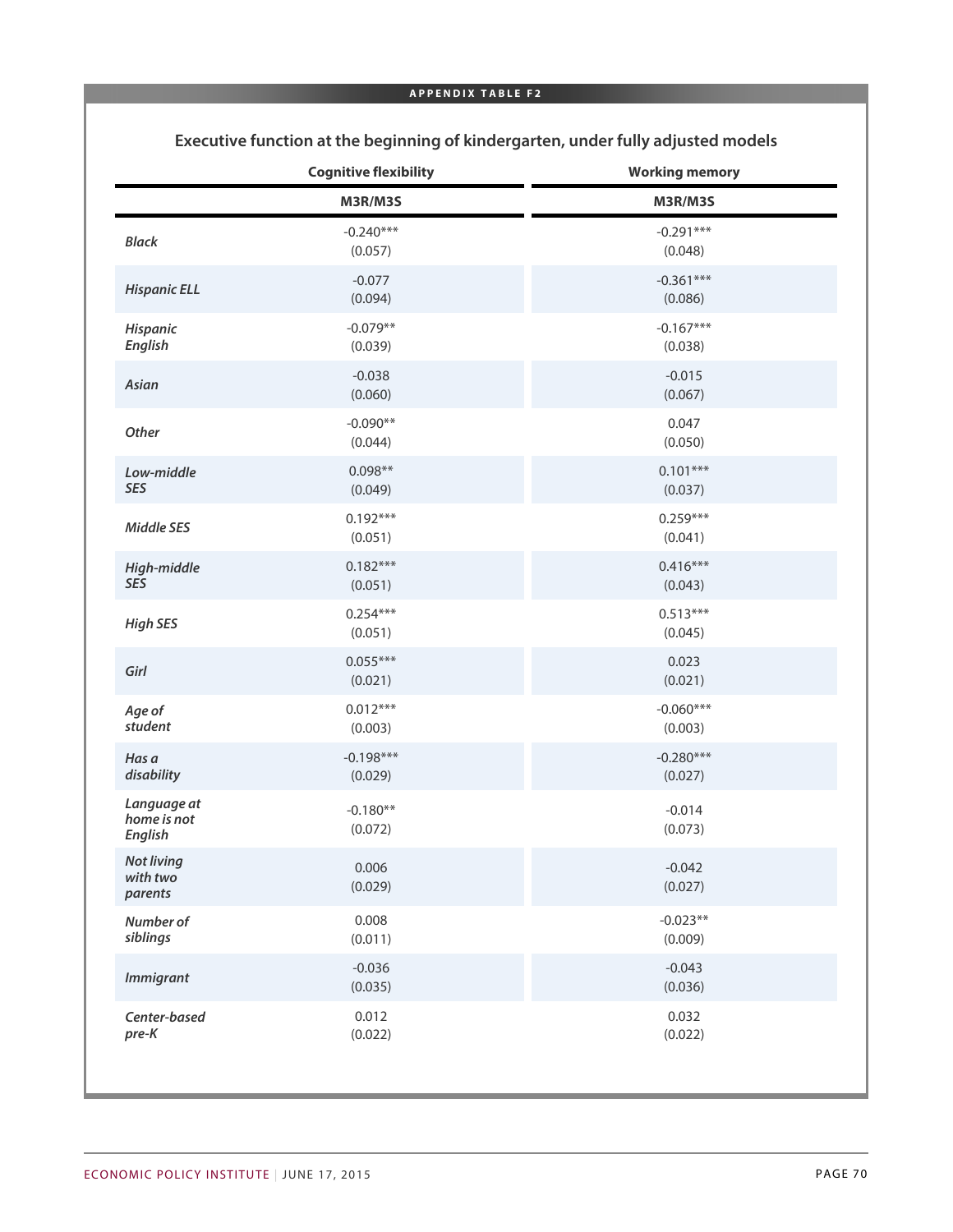APPENDIX TABLE F2

## Executive function at the beginning of kindergarten, under fully adjusted models

| | Cognitive flexibility | Working memory |
|---|---|---|
| | M3R/M3S | M3R/M3S |
| *Black* | -0.240***<br>(0.057) | -0.291***<br>(0.048) |
| *Hispanic ELL* | -0.077<br>(0.094) | -0.361***<br>(0.086) |
| *Hispanic English* | -0.079**<br>(0.039) | -0.167***<br>(0.038) |
| *Asian* | -0.038<br>(0.060) | -0.015<br>(0.067) |
| *Other* | -0.090**<br>(0.044) | 0.047<br>(0.050) |
| *Low-middle SES* | 0.098**<br>(0.049) | 0.101***<br>(0.037) |
| *Middle SES* | 0.192***<br>(0.051) | 0.259***<br>(0.041) |
| *High-middle SES* | 0.182***<br>(0.051) | 0.416***<br>(0.043) |
| *High SES* | 0.254***<br>(0.051) | 0.513***<br>(0.045) |
| *Girl* | 0.055***<br>(0.021) | 0.023<br>(0.021) |
| *Age of student* | 0.012***<br>(0.003) | -0.060***<br>(0.003) |
| *Has a disability* | -0.198***<br>(0.029) | -0.280***<br>(0.027) |
| *Language at home is not English* | -0.180**<br>(0.072) | -0.014<br>(0.073) |
| *Not living with two parents* | 0.006<br>(0.029) | -0.042<br>(0.027) |
| *Number of siblings* | 0.008<br>(0.011) | -0.023**<br>(0.009) |
| *Immigrant* | -0.036<br>(0.035) | -0.043<br>(0.036) |
| *Center-based pre-K* | 0.012<br>(0.022) | 0.032<br>(0.022) |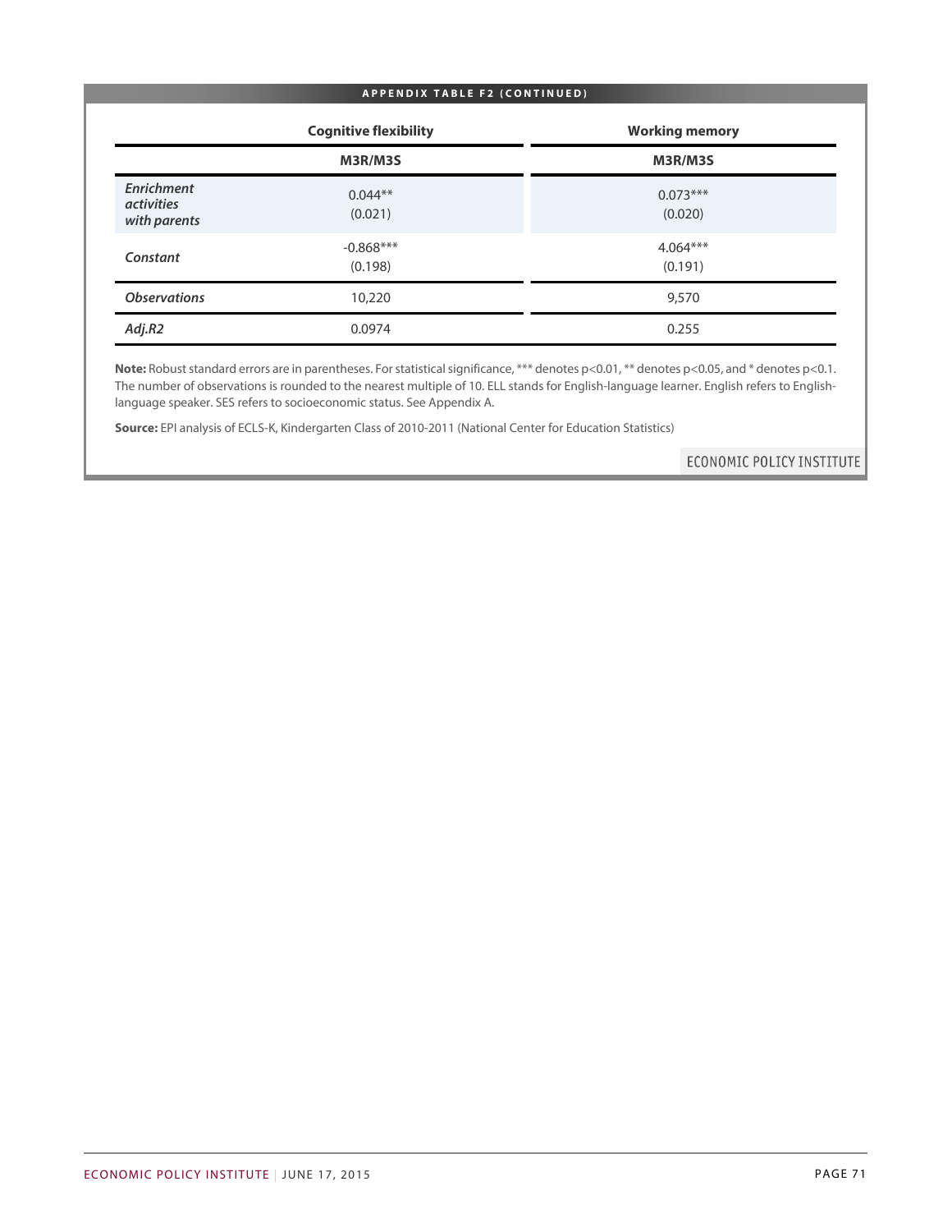**APPENDIX TABLE F2 (CONTINUED)**

| | Cognitive flexibility | Working memory |
|---|---|---|
| | **M3R/M3S** | **M3R/M3S** |
| ***Enrichment activities with parents*** | 0.044** (0.021) | 0.073*** (0.020) |
| ***Constant*** | -0.868*** (0.198) | 4.064*** (0.191) |
| ***Observations*** | 10,220 | 9,570 |
| ***Adj.R2*** | 0.0974 | 0.255 |

**Note:** Robust standard errors are in parentheses. For statistical significance, *** denotes $p<0.01$, ** denotes $p<0.05$, and * denotes $p<0.1$. The number of observations is rounded to the nearest multiple of 10. ELL stands for English-language learner. English refers to English-language speaker. SES refers to socioeconomic status. See Appendix A.

**Source:** EPI analysis of ECLS-K, Kindergarten Class of 2010-2011 (National Center for Education Statistics)

ECONOMIC POLICY INSTITUTE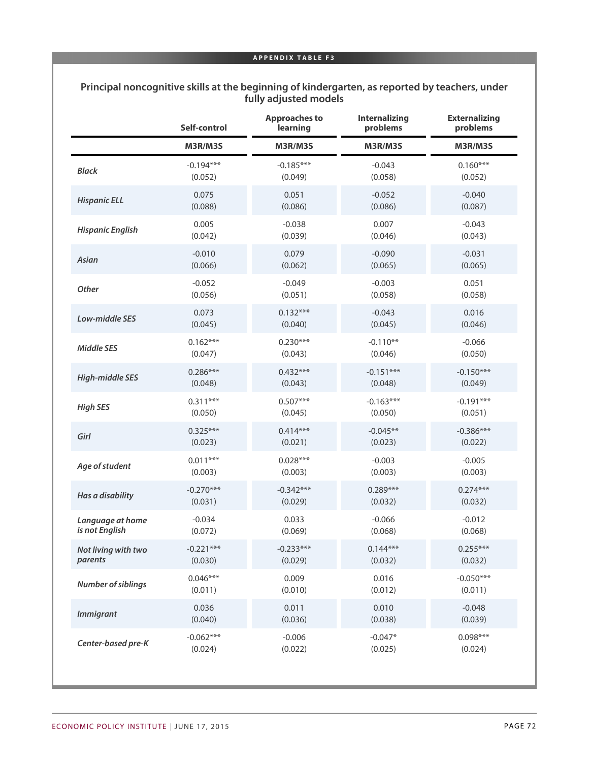**APPENDIX TABLE F3**

## Principal noncognitive skills at the beginning of kindergarten, as reported by teachers, under fully adjusted models

| | Self-control | Approaches to learning | Internalizing problems | Externalizing problems |
|---|---|---|---|---|
| | M3R/M3S | M3R/M3S | M3R/M3S | M3R/M3S |
| *Black* | -0.194***<br>(0.052) | -0.185***<br>(0.049) | -0.043<br>(0.058) | 0.160***<br>(0.052) |
| *Hispanic ELL* | 0.075<br>(0.088) | 0.051<br>(0.086) | -0.052<br>(0.086) | -0.040<br>(0.087) |
| *Hispanic English* | 0.005<br>(0.042) | -0.038<br>(0.039) | 0.007<br>(0.046) | -0.043<br>(0.043) |
| *Asian* | -0.010<br>(0.066) | 0.079<br>(0.062) | -0.090<br>(0.065) | -0.031<br>(0.065) |
| *Other* | -0.052<br>(0.056) | -0.049<br>(0.051) | -0.003<br>(0.058) | 0.051<br>(0.058) |
| *Low-middle SES* | 0.073<br>(0.045) | 0.132***<br>(0.040) | -0.043<br>(0.045) | 0.016<br>(0.046) |
| *Middle SES* | 0.162***<br>(0.047) | 0.230***<br>(0.043) | -0.110**<br>(0.046) | -0.066<br>(0.050) |
| *High-middle SES* | 0.286***<br>(0.048) | 0.432***<br>(0.043) | -0.151***<br>(0.048) | -0.150***<br>(0.049) |
| *High SES* | 0.311***<br>(0.050) | 0.507***<br>(0.045) | -0.163***<br>(0.050) | -0.191***<br>(0.051) |
| *Girl* | 0.325***<br>(0.023) | 0.414***<br>(0.021) | -0.045**<br>(0.023) | -0.386***<br>(0.022) |
| *Age of student* | 0.011***<br>(0.003) | 0.028***<br>(0.003) | -0.003<br>(0.003) | -0.005<br>(0.003) |
| *Has a disability* | -0.270***<br>(0.031) | -0.342***<br>(0.029) | 0.289***<br>(0.032) | 0.274***<br>(0.032) |
| *Language at home is not English* | -0.034<br>(0.072) | 0.033<br>(0.069) | -0.066<br>(0.068) | -0.012<br>(0.068) |
| *Not living with two parents* | -0.221***<br>(0.030) | -0.233***<br>(0.029) | 0.144***<br>(0.032) | 0.255***<br>(0.032) |
| *Number of siblings* | 0.046***<br>(0.011) | 0.009<br>(0.010) | 0.016<br>(0.012) | -0.050***<br>(0.011) |
| *Immigrant* | 0.036<br>(0.040) | 0.011<br>(0.036) | 0.010<br>(0.038) | -0.048<br>(0.039) |
| *Center-based pre-K* | -0.062***<br>(0.024) | -0.006<br>(0.022) | -0.047*<br>(0.025) | 0.098***<br>(0.024) |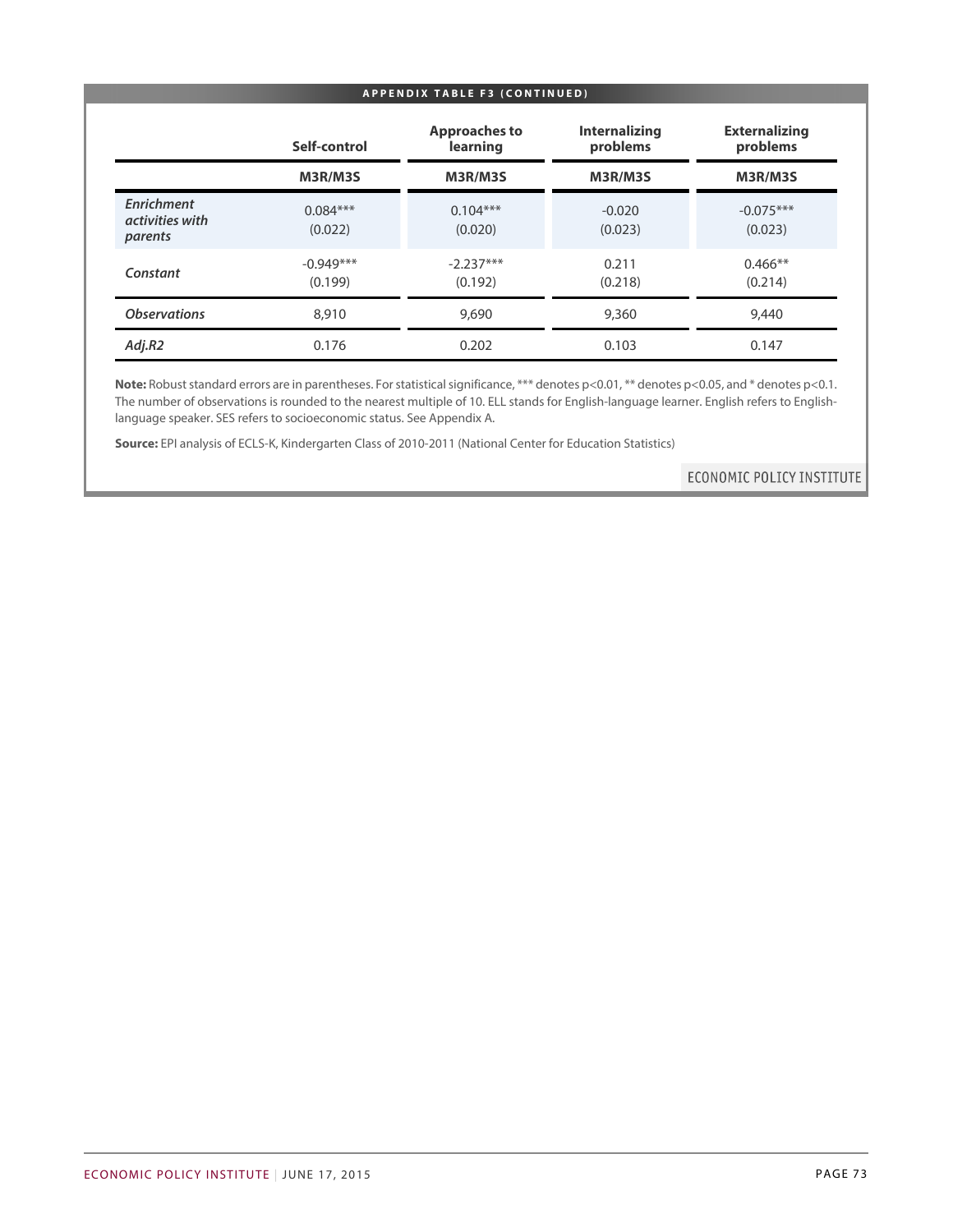**APPENDIX TABLE F3 (CONTINUED)**

| | Self-control | Approaches to learning | Internalizing problems | Externalizing problems |
|---|---|---|---|---|
| | **M3R/M3S** | **M3R/M3S** | **M3R/M3S** | **M3R/M3S** |
| ***Enrichment activities with parents*** | 0.084*** (0.022) | 0.104*** (0.020) | -0.020 (0.023) | -0.075*** (0.023) |
| ***Constant*** | -0.949*** (0.199) | -2.237*** (0.192) | 0.211 (0.218) | 0.466** (0.214) |
| ***Observations*** | 8,910 | 9,690 | 9,360 | 9,440 |
| ***Adj.R2*** | 0.176 | 0.202 | 0.103 | 0.147 |

**Note:** Robust standard errors are in parentheses. For statistical significance, *** denotes p<0.01, ** denotes p<0.05, and * denotes p<0.1. The number of observations is rounded to the nearest multiple of 10. ELL stands for English-language learner. English refers to English-language speaker. SES refers to socioeconomic status. See Appendix A.

**Source:** EPI analysis of ECLS-K, Kindergarten Class of 2010-2011 (National Center for Education Statistics)

ECONOMIC POLICY INSTITUTE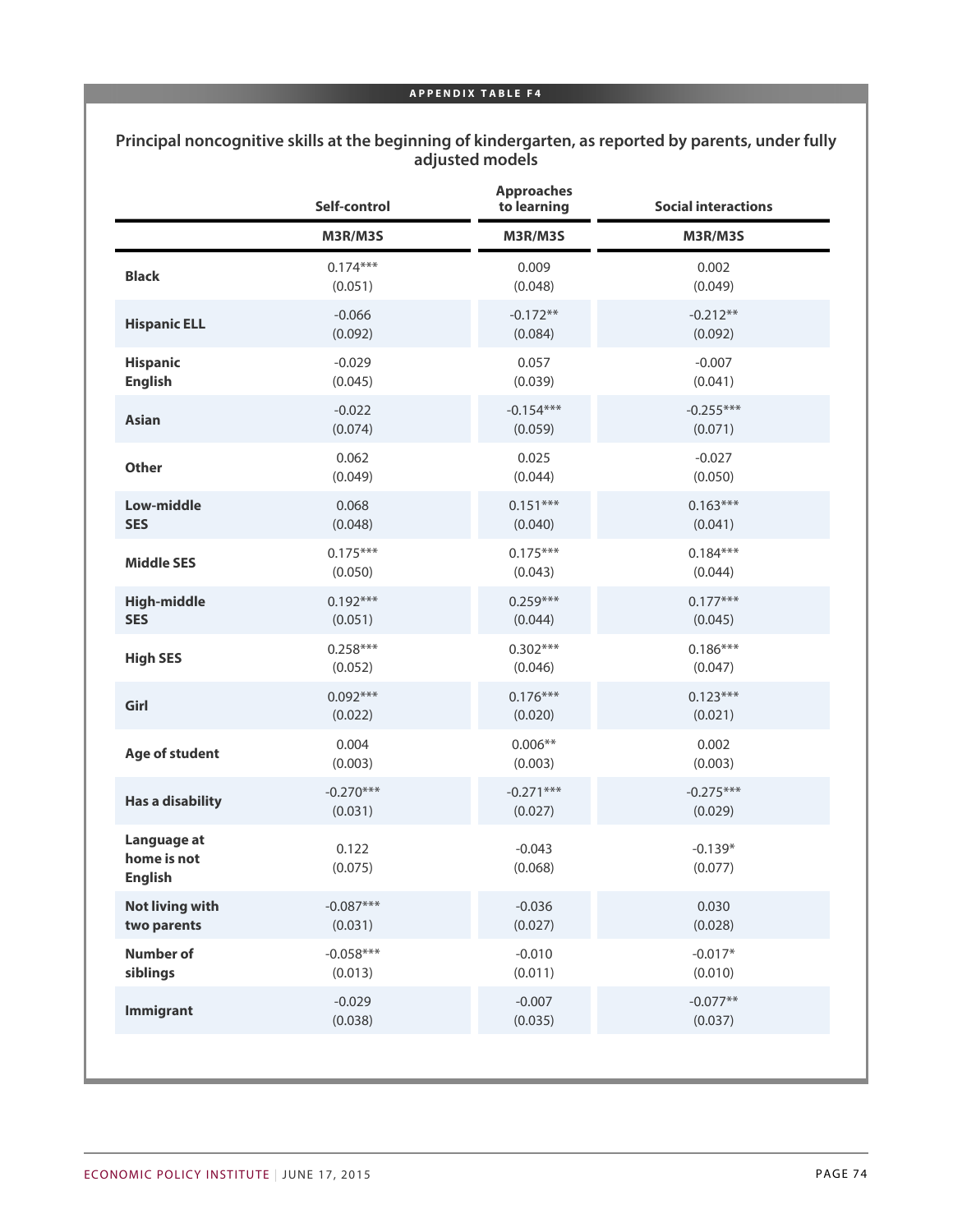**APPENDIX TABLE F4**

## Principal noncognitive skills at the beginning of kindergarten, as reported by parents, under fully adjusted models

| | Self-control | Approaches to learning | Social interactions |
|---|---|---|---|
| | M3R/M3S | M3R/M3S | M3R/M3S |
| **Black** | 0.174*** (0.051) | 0.009 (0.048) | 0.002 (0.049) |
| **Hispanic ELL** | -0.066 (0.092) | -0.172** (0.084) | -0.212** (0.092) |
| **Hispanic English** | -0.029 (0.045) | 0.057 (0.039) | -0.007 (0.041) |
| **Asian** | -0.022 (0.074) | -0.154*** (0.059) | -0.255*** (0.071) |
| **Other** | 0.062 (0.049) | 0.025 (0.044) | -0.027 (0.050) |
| **Low-middle SES** | 0.068 (0.048) | 0.151*** (0.040) | 0.163*** (0.041) |
| **Middle SES** | 0.175*** (0.050) | 0.175*** (0.043) | 0.184*** (0.044) |
| **High-middle SES** | 0.192*** (0.051) | 0.259*** (0.044) | 0.177*** (0.045) |
| **High SES** | 0.258*** (0.052) | 0.302*** (0.046) | 0.186*** (0.047) |
| **Girl** | 0.092*** (0.022) | 0.176*** (0.020) | 0.123*** (0.021) |
| **Age of student** | 0.004 (0.003) | 0.006** (0.003) | 0.002 (0.003) |
| **Has a disability** | -0.270*** (0.031) | -0.271*** (0.027) | -0.275*** (0.029) |
| **Language at home is not English** | 0.122 (0.075) | -0.043 (0.068) | -0.139* (0.077) |
| **Not living with two parents** | -0.087*** (0.031) | -0.036 (0.027) | 0.030 (0.028) |
| **Number of siblings** | -0.058*** (0.013) | -0.010 (0.011) | -0.017* (0.010) |
| **Immigrant** | -0.029 (0.038) | -0.007 (0.035) | -0.077** (0.037) |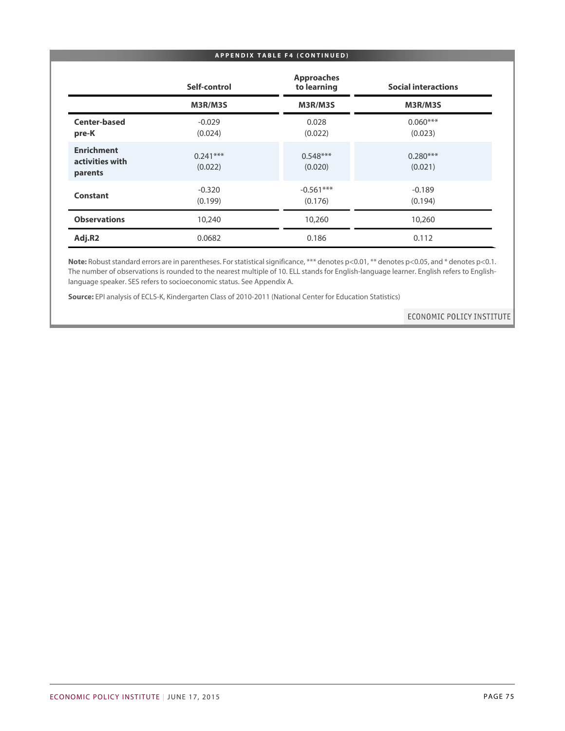**APPENDIX TABLE F4 (CONTINUED)**

| | Self-control | Approaches to learning | Social interactions |
|---|---|---|---|
| | M3R/M3S | M3R/M3S | M3R/M3S |
| **Center-based pre-K** | -0.029<br>(0.024) | 0.028<br>(0.022) | 0.060***<br>(0.023) |
| **Enrichment activities with parents** | 0.241***<br>(0.022) | 0.548***<br>(0.020) | 0.280***<br>(0.021) |
| **Constant** | -0.320<br>(0.199) | -0.561***<br>(0.176) | -0.189<br>(0.194) |
| **Observations** | 10,240 | 10,260 | 10,260 |
| **Adj.R2** | 0.0682 | 0.186 | 0.112 |

**Note:** Robust standard errors are in parentheses. For statistical significance, *** denotes $p<0.01$, ** denotes $p<0.05$, and * denotes $p<0.1$. The number of observations is rounded to the nearest multiple of 10. ELL stands for English-language learner. English refers to English-language speaker. SES refers to socioeconomic status. See Appendix A.

**Source:** EPI analysis of ECLS-K, Kindergarten Class of 2010-2011 (National Center for Education Statistics)

ECONOMIC POLICY INSTITUTE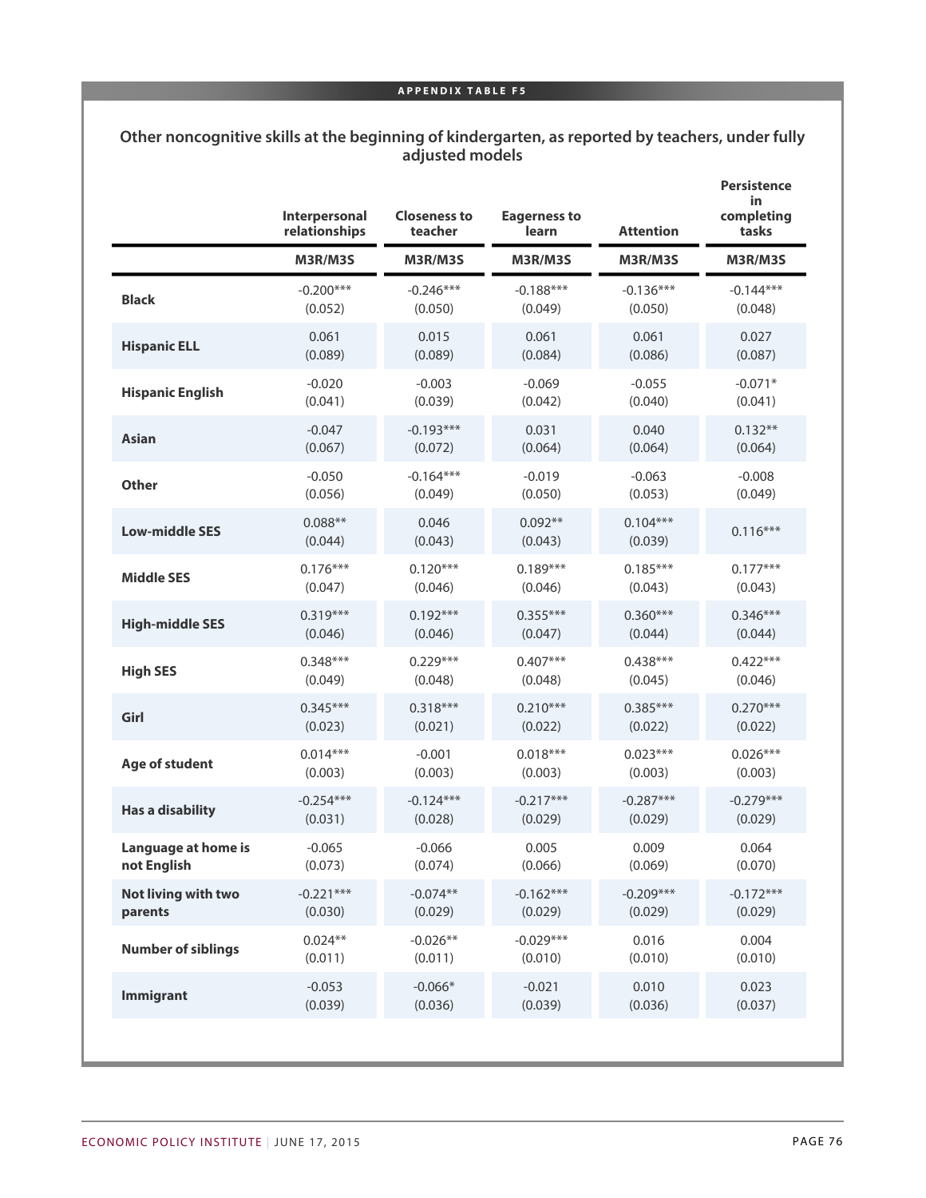APPENDIX TABLE F5

## Other noncognitive skills at the beginning of kindergarten, as reported by teachers, under fully adjusted models

| | Interpersonal relationships | Closeness to teacher | Eagerness to learn | Attention | Persistence in completing tasks |
|---|---|---|---|---|---|
| | M3R/M3S | M3R/M3S | M3R/M3S | M3R/M3S | M3R/M3S |
| **Black** | -0.200***<br>(0.052) | -0.246***<br>(0.050) | -0.188***<br>(0.049) | -0.136***<br>(0.050) | -0.144***<br>(0.048) |
| **Hispanic ELL** | 0.061<br>(0.089) | 0.015<br>(0.089) | 0.061<br>(0.084) | 0.061<br>(0.086) | 0.027<br>(0.087) |
| **Hispanic English** | -0.020<br>(0.041) | -0.003<br>(0.039) | -0.069<br>(0.042) | -0.055<br>(0.040) | -0.071*<br>(0.041) |
| **Asian** | -0.047<br>(0.067) | -0.193***<br>(0.072) | 0.031<br>(0.064) | 0.040<br>(0.064) | 0.132**<br>(0.064) |
| **Other** | -0.050<br>(0.056) | -0.164***<br>(0.049) | -0.019<br>(0.050) | -0.063<br>(0.053) | -0.008<br>(0.049) |
| **Low-middle SES** | 0.088**<br>(0.044) | 0.046<br>(0.043) | 0.092**<br>(0.043) | 0.104***<br>(0.039) | 0.116*** |
| **Middle SES** | 0.176***<br>(0.047) | 0.120***<br>(0.046) | 0.189***<br>(0.046) | 0.185***<br>(0.043) | 0.177***<br>(0.043) |
| **High-middle SES** | 0.319***<br>(0.046) | 0.192***<br>(0.046) | 0.355***<br>(0.047) | 0.360***<br>(0.044) | 0.346***<br>(0.044) |
| **High SES** | 0.348***<br>(0.049) | 0.229***<br>(0.048) | 0.407***<br>(0.048) | 0.438***<br>(0.045) | 0.422***<br>(0.046) |
| **Girl** | 0.345***<br>(0.023) | 0.318***<br>(0.021) | 0.210***<br>(0.022) | 0.385***<br>(0.022) | 0.270***<br>(0.022) |
| **Age of student** | 0.014***<br>(0.003) | -0.001<br>(0.003) | 0.018***<br>(0.003) | 0.023***<br>(0.003) | 0.026***<br>(0.003) |
| **Has a disability** | -0.254***<br>(0.031) | -0.124***<br>(0.028) | -0.217***<br>(0.029) | -0.287***<br>(0.029) | -0.279***<br>(0.029) |
| **Language at home is not English** | -0.065<br>(0.073) | -0.066<br>(0.074) | 0.005<br>(0.066) | 0.009<br>(0.069) | 0.064<br>(0.070) |
| **Not living with two parents** | -0.221***<br>(0.030) | -0.074**<br>(0.029) | -0.162***<br>(0.029) | -0.209***<br>(0.029) | -0.172***<br>(0.029) |
| **Number of siblings** | 0.024**<br>(0.011) | -0.026**<br>(0.011) | -0.029***<br>(0.010) | 0.016<br>(0.010) | 0.004<br>(0.010) |
| **Immigrant** | -0.053<br>(0.039) | -0.066*<br>(0.036) | -0.021<br>(0.039) | 0.010<br>(0.036) | 0.023<br>(0.037) |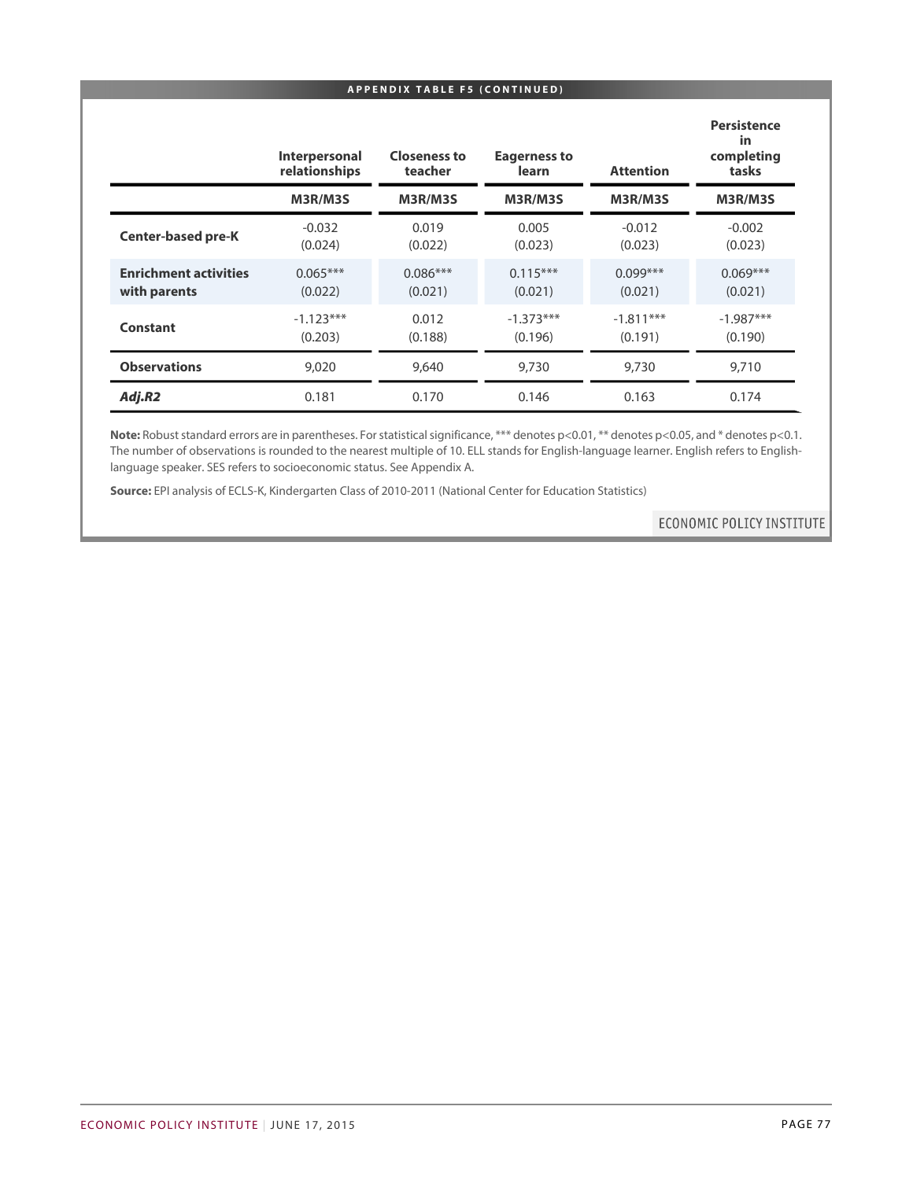**APPENDIX TABLE F5 (CONTINUED)**

| | Interpersonal relationships | Closeness to teacher | Eagerness to learn | Attention | Persistence in completing tasks |
|---|---|---|---|---|---|
| | M3R/M3S | M3R/M3S | M3R/M3S | M3R/M3S | M3R/M3S |
| **Center-based pre-K** | -0.032<br>(0.024) | 0.019<br>(0.022) | 0.005<br>(0.023) | -0.012<br>(0.023) | -0.002<br>(0.023) |
| **Enrichment activities with parents** | 0.065***<br>(0.022) | 0.086***<br>(0.021) | 0.115***<br>(0.021) | 0.099***<br>(0.021) | 0.069***<br>(0.021) |
| **Constant** | -1.123***<br>(0.203) | 0.012<br>(0.188) | -1.373***<br>(0.196) | -1.811***<br>(0.191) | -1.987***<br>(0.190) |
| **Observations** | 9,020 | 9,640 | 9,730 | 9,730 | 9,710 |
| ***Adj.R2*** | 0.181 | 0.170 | 0.146 | 0.163 | 0.174 |

**Note:** Robust standard errors are in parentheses. For statistical significance, *** denotes p<0.01, ** denotes p<0.05, and * denotes p<0.1. The number of observations is rounded to the nearest multiple of 10. ELL stands for English-language learner. English refers to English-language speaker. SES refers to socioeconomic status. See Appendix A.

**Source:** EPI analysis of ECLS-K, Kindergarten Class of 2010-2011 (National Center for Education Statistics)

ECONOMIC POLICY INSTITUTE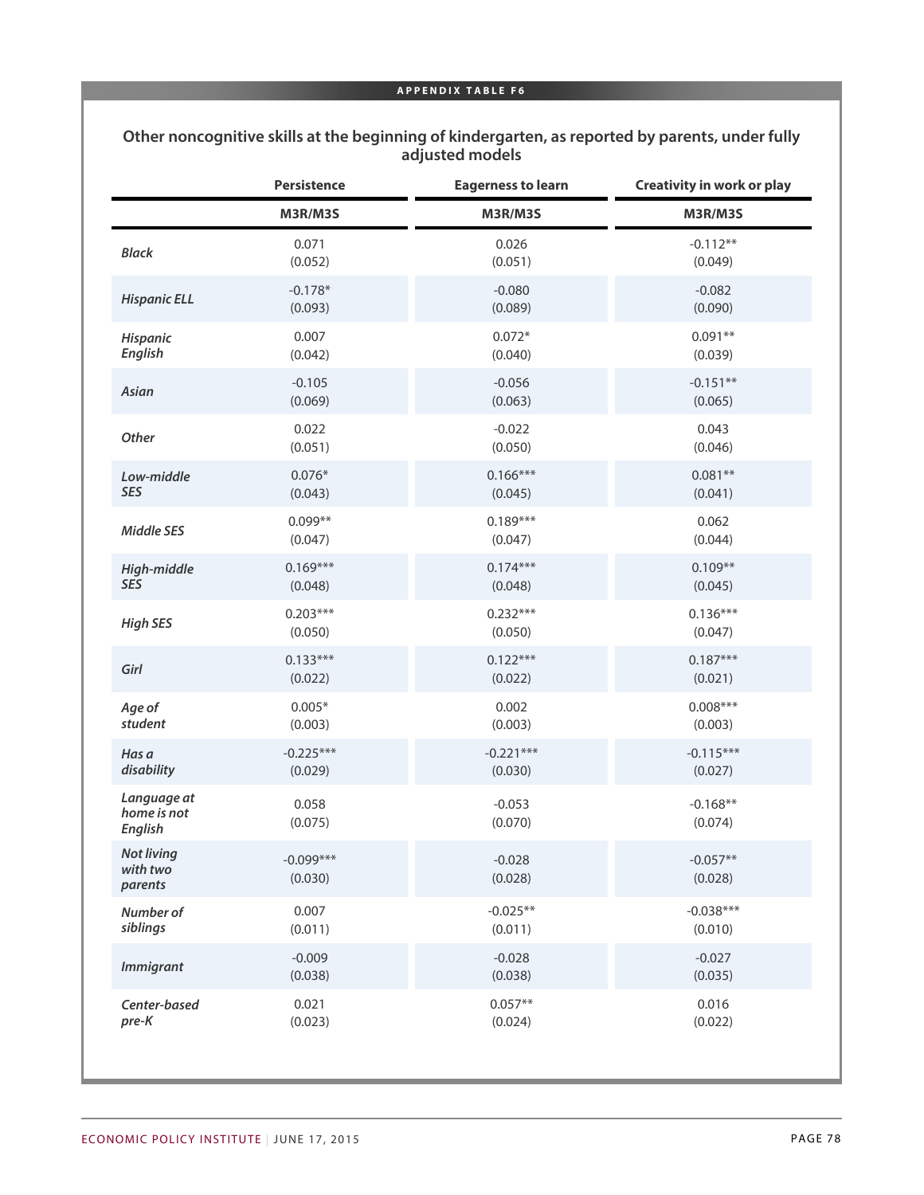**APPENDIX TABLE F6**

## Other noncognitive skills at the beginning of kindergarten, as reported by parents, under fully adjusted models

| | Persistence | Eagerness to learn | Creativity in work or play |
|---|---|---|---|
| | M3R/M3S | M3R/M3S | M3R/M3S |
| *Black* | 0.071<br>(0.052) | 0.026<br>(0.051) | -0.112**<br>(0.049) |
| *Hispanic ELL* | -0.178*<br>(0.093) | -0.080<br>(0.089) | -0.082<br>(0.090) |
| *Hispanic English* | 0.007<br>(0.042) | 0.072*<br>(0.040) | 0.091**<br>(0.039) |
| *Asian* | -0.105<br>(0.069) | -0.056<br>(0.063) | -0.151**<br>(0.065) |
| *Other* | 0.022<br>(0.051) | -0.022<br>(0.050) | 0.043<br>(0.046) |
| *Low-middle SES* | 0.076*<br>(0.043) | 0.166***<br>(0.045) | 0.081**<br>(0.041) |
| *Middle SES* | 0.099**<br>(0.047) | 0.189***<br>(0.047) | 0.062<br>(0.044) |
| *High-middle SES* | 0.169***<br>(0.048) | 0.174***<br>(0.048) | 0.109**<br>(0.045) |
| *High SES* | 0.203***<br>(0.050) | 0.232***<br>(0.050) | 0.136***<br>(0.047) |
| *Girl* | 0.133***<br>(0.022) | 0.122***<br>(0.022) | 0.187***<br>(0.021) |
| *Age of student* | 0.005*<br>(0.003) | 0.002<br>(0.003) | 0.008***<br>(0.003) |
| *Has a disability* | -0.225***<br>(0.029) | -0.221***<br>(0.030) | -0.115***<br>(0.027) |
| *Language at home is not English* | 0.058<br>(0.075) | -0.053<br>(0.070) | -0.168**<br>(0.074) |
| *Not living with two parents* | -0.099***<br>(0.030) | -0.028<br>(0.028) | -0.057**<br>(0.028) |
| *Number of siblings* | 0.007<br>(0.011) | -0.025**<br>(0.011) | -0.038***<br>(0.010) |
| *Immigrant* | -0.009<br>(0.038) | -0.028<br>(0.038) | -0.027<br>(0.035) |
| *Center-based pre-K* | 0.021<br>(0.023) | 0.057**<br>(0.024) | 0.016<br>(0.022) |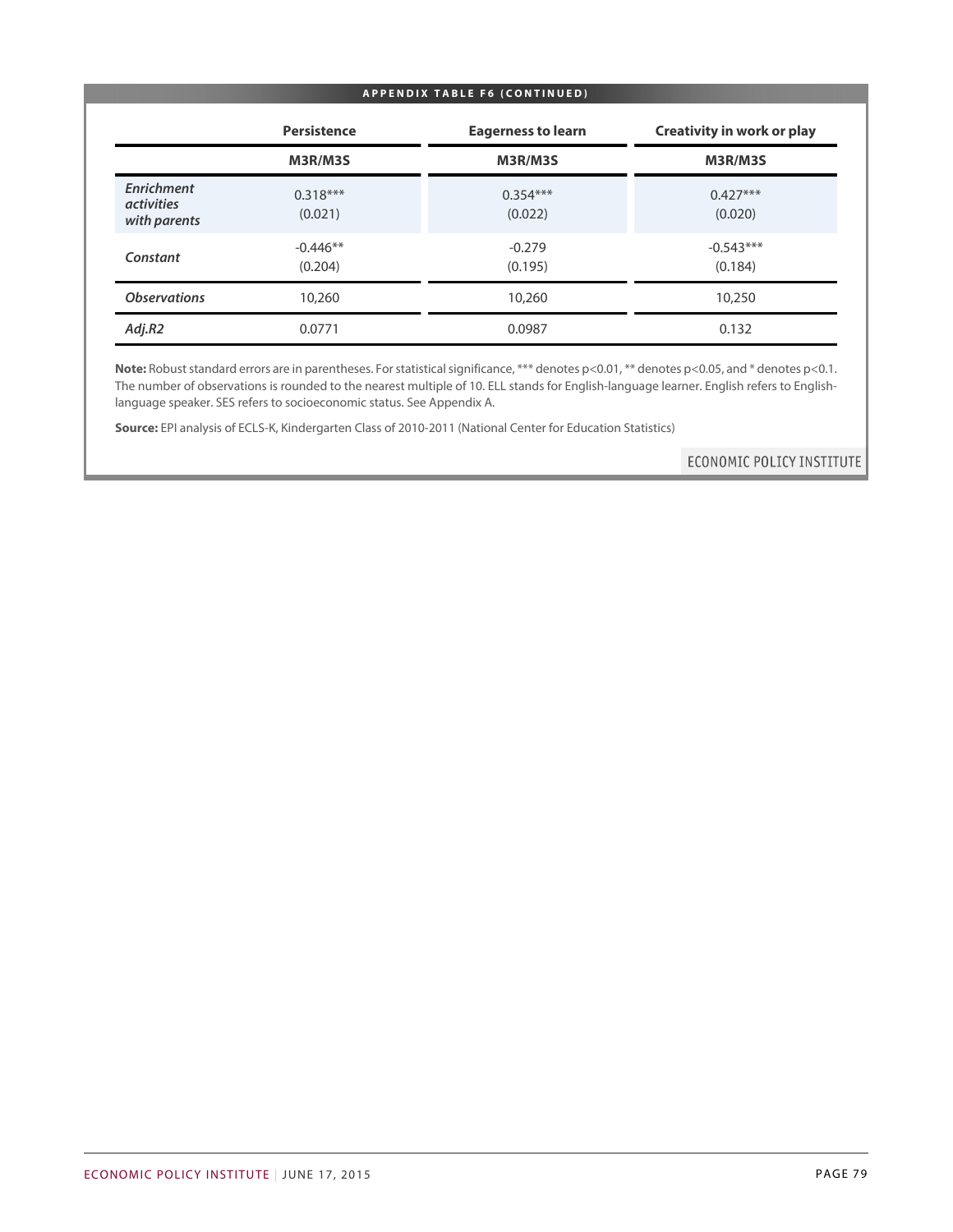**APPENDIX TABLE F6 (CONTINUED)**

| | Persistence | Eagerness to learn | Creativity in work or play |
|---|---|---|---|
| | **M3R/M3S** | **M3R/M3S** | **M3R/M3S** |
| ***Enrichment activities with parents*** | 0.318*** (0.021) | 0.354*** (0.022) | 0.427*** (0.020) |
| ***Constant*** | -0.446** (0.204) | -0.279 (0.195) | -0.543*** (0.184) |
| ***Observations*** | 10,260 | 10,260 | 10,250 |
| ***Adj.R2*** | 0.0771 | 0.0987 | 0.132 |

**Note:** Robust standard errors are in parentheses. For statistical significance, *** denotes p<0.01, ** denotes p<0.05, and * denotes p<0.1. The number of observations is rounded to the nearest multiple of 10. ELL stands for English-language learner. English refers to English-language speaker. SES refers to socioeconomic status. See Appendix A.

**Source:** EPI analysis of ECLS-K, Kindergarten Class of 2010-2011 (National Center for Education Statistics)

ECONOMIC POLICY INSTITUTE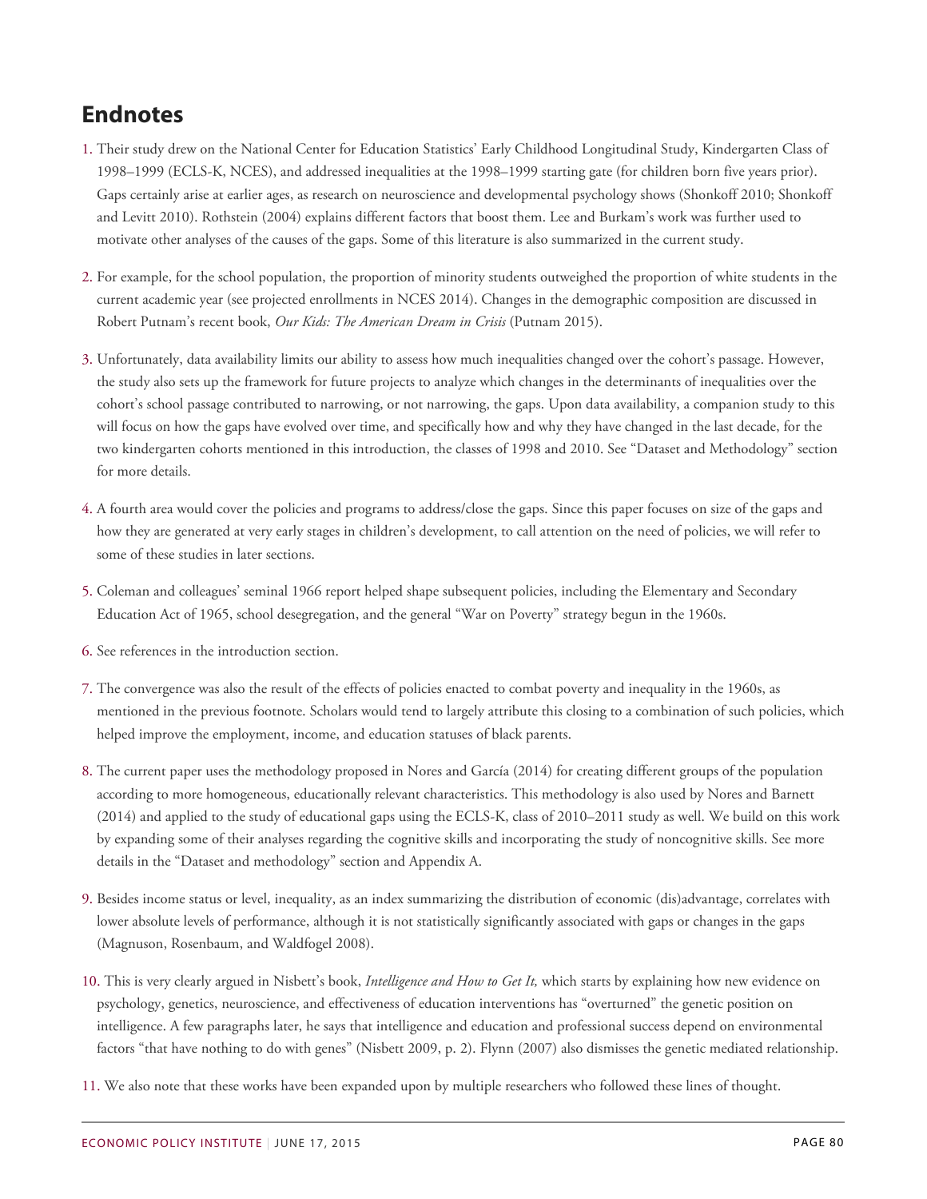## Endnotes

1. Their study drew on the National Center for Education Statistics' Early Childhood Longitudinal Study, Kindergarten Class of 1998–1999 (ECLS-K, NCES), and addressed inequalities at the 1998–1999 starting gate (for children born five years prior). Gaps certainly arise at earlier ages, as research on neuroscience and developmental psychology shows (Shonkoff 2010; Shonkoff and Levitt 2010). Rothstein (2004) explains different factors that boost them. Lee and Burkam's work was further used to motivate other analyses of the causes of the gaps. Some of this literature is also summarized in the current study.

2. For example, for the school population, the proportion of minority students outweighed the proportion of white students in the current academic year (see projected enrollments in NCES 2014). Changes in the demographic composition are discussed in Robert Putnam's recent book, *Our Kids: The American Dream in Crisis* (Putnam 2015).

3. Unfortunately, data availability limits our ability to assess how much inequalities changed over the cohort's passage. However, the study also sets up the framework for future projects to analyze which changes in the determinants of inequalities over the cohort's school passage contributed to narrowing, or not narrowing, the gaps. Upon data availability, a companion study to this will focus on how the gaps have evolved over time, and specifically how and why they have changed in the last decade, for the two kindergarten cohorts mentioned in this introduction, the classes of 1998 and 2010. See "Dataset and Methodology" section for more details.

4. A fourth area would cover the policies and programs to address/close the gaps. Since this paper focuses on size of the gaps and how they are generated at very early stages in children's development, to call attention on the need of policies, we will refer to some of these studies in later sections.

5. Coleman and colleagues' seminal 1966 report helped shape subsequent policies, including the Elementary and Secondary Education Act of 1965, school desegregation, and the general "War on Poverty" strategy begun in the 1960s.

6. See references in the introduction section.

7. The convergence was also the result of the effects of policies enacted to combat poverty and inequality in the 1960s, as mentioned in the previous footnote. Scholars would tend to largely attribute this closing to a combination of such policies, which helped improve the employment, income, and education statuses of black parents.

8. The current paper uses the methodology proposed in Nores and García (2014) for creating different groups of the population according to more homogeneous, educationally relevant characteristics. This methodology is also used by Nores and Barnett (2014) and applied to the study of educational gaps using the ECLS-K, class of 2010–2011 study as well. We build on this work by expanding some of their analyses regarding the cognitive skills and incorporating the study of noncognitive skills. See more details in the "Dataset and methodology" section and Appendix A.

9. Besides income status or level, inequality, as an index summarizing the distribution of economic (dis)advantage, correlates with lower absolute levels of performance, although it is not statistically significantly associated with gaps or changes in the gaps (Magnuson, Rosenbaum, and Waldfogel 2008).

10. This is very clearly argued in Nisbett's book, *Intelligence and How to Get It,* which starts by explaining how new evidence on psychology, genetics, neuroscience, and effectiveness of education interventions has "overturned" the genetic position on intelligence. A few paragraphs later, he says that intelligence and education and professional success depend on environmental factors "that have nothing to do with genes" (Nisbett 2009, p. 2). Flynn (2007) also dismisses the genetic mediated relationship.

11. We also note that these works have been expanded upon by multiple researchers who followed these lines of thought.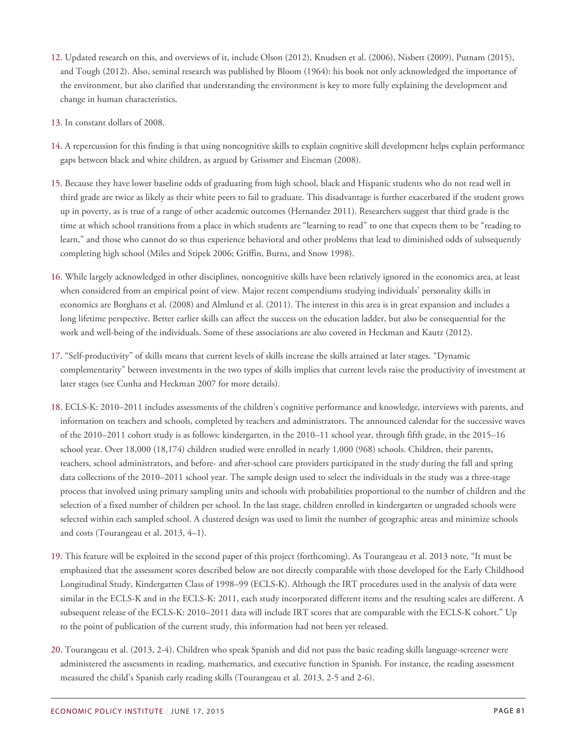12. Updated research on this, and overviews of it, include Olson (2012), Knudsen et al. (2006), Nisbett (2009), Putnam (2015), and Tough (2012). Also, seminal research was published by Bloom (1964): his book not only acknowledged the importance of the environment, but also clarified that understanding the environment is key to more fully explaining the development and change in human characteristics.

13. In constant dollars of 2008.

14. A repercussion for this finding is that using noncognitive skills to explain cognitive skill development helps explain performance gaps between black and white children, as argued by Grissmer and Eiseman (2008).

15. Because they have lower baseline odds of graduating from high school, black and Hispanic students who do not read well in third grade are twice as likely as their white peers to fail to graduate. This disadvantage is further exacerbated if the student grows up in poverty, as is true of a range of other academic outcomes (Hernandez 2011). Researchers suggest that third grade is the time at which school transitions from a place in which students are "learning to read" to one that expects them to be "reading to learn," and those who cannot do so thus experience behavioral and other problems that lead to diminished odds of subsequently completing high school (Miles and Stipek 2006; Griffin, Burns, and Snow 1998).

16. While largely acknowledged in other disciplines, noncognitive skills have been relatively ignored in the economics area, at least when considered from an empirical point of view. Major recent compendiums studying individuals' personality skills in economics are Borghans et al. (2008) and Almlund et al. (2011). The interest in this area is in great expansion and includes a long lifetime perspective. Better earlier skills can affect the success on the education ladder, but also be consequential for the work and well-being of the individuals. Some of these associations are also covered in Heckman and Kautz (2012).

17. "Self-productivity" of skills means that current levels of skills increase the skills attained at later stages. "Dynamic complementarity" between investments in the two types of skills implies that current levels raise the productivity of investment at later stages (see Cunha and Heckman 2007 for more details).

18. ECLS-K: 2010–2011 includes assessments of the children's cognitive performance and knowledge, interviews with parents, and information on teachers and schools, completed by teachers and administrators. The announced calendar for the successive waves of the 2010–2011 cohort study is as follows: kindergarten, in the 2010–11 school year, through fifth grade, in the 2015–16 school year. Over 18,000 (18,174) children studied were enrolled in nearly 1,000 (968) schools. Children, their parents, teachers, school administrators, and before- and after-school care providers participated in the study during the fall and spring data collections of the 2010–2011 school year. The sample design used to select the individuals in the study was a three-stage process that involved using primary sampling units and schools with probabilities proportional to the number of children and the selection of a fixed number of children per school. In the last stage, children enrolled in kindergarten or ungraded schools were selected within each sampled school. A clustered design was used to limit the number of geographic areas and minimize schools and costs (Tourangeau et al. 2013, 4–1).

19. This feature will be exploited in the second paper of this project (forthcoming). As Tourangeau et al. 2013 note, "It must be emphasized that the assessment scores described below are not directly comparable with those developed for the Early Childhood Longitudinal Study, Kindergarten Class of 1998–99 (ECLS-K). Although the IRT procedures used in the analysis of data were similar in the ECLS-K and in the ECLS-K: 2011, each study incorporated different items and the resulting scales are different. A subsequent release of the ECLS-K: 2010–2011 data will include IRT scores that are comparable with the ECLS-K cohort." Up to the point of publication of the current study, this information had not been yet released.

20. Tourangeau et al. (2013, 2-4). Children who speak Spanish and did not pass the basic reading skills language-screener were administered the assessments in reading, mathematics, and executive function in Spanish. For instance, the reading assessment measured the child's Spanish early reading skills (Tourangeau et al. 2013, 2-5 and 2-6).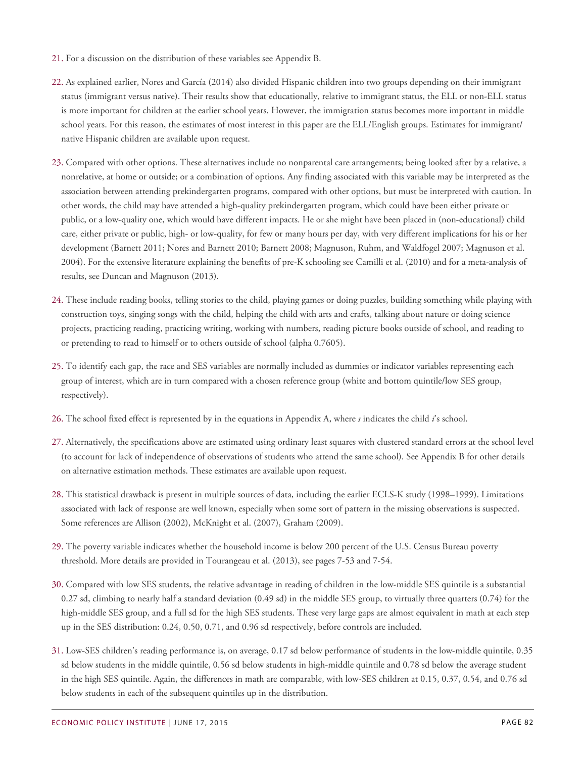21. For a discussion on the distribution of these variables see Appendix B.

22. As explained earlier, Nores and García (2014) also divided Hispanic children into two groups depending on their immigrant status (immigrant versus native). Their results show that educationally, relative to immigrant status, the ELL or non-ELL status is more important for children at the earlier school years. However, the immigration status becomes more important in middle school years. For this reason, the estimates of most interest in this paper are the ELL/English groups. Estimates for immigrant/native Hispanic children are available upon request.

23. Compared with other options. These alternatives include no nonparental care arrangements; being looked after by a relative, a nonrelative, at home or outside; or a combination of options. Any finding associated with this variable may be interpreted as the association between attending prekindergarten programs, compared with other options, but must be interpreted with caution. In other words, the child may have attended a high-quality prekindergarten program, which could have been either private or public, or a low-quality one, which would have different impacts. He or she might have been placed in (non-educational) child care, either private or public, high- or low-quality, for few or many hours per day, with very different implications for his or her development (Barnett 2011; Nores and Barnett 2010; Barnett 2008; Magnuson, Ruhm, and Waldfogel 2007; Magnuson et al. 2004). For the extensive literature explaining the benefits of pre-K schooling see Camilli et al. (2010) and for a meta-analysis of results, see Duncan and Magnuson (2013).

24. These include reading books, telling stories to the child, playing games or doing puzzles, building something while playing with construction toys, singing songs with the child, helping the child with arts and crafts, talking about nature or doing science projects, practicing reading, practicing writing, working with numbers, reading picture books outside of school, and reading to or pretending to read to himself or to others outside of school (alpha 0.7605).

25. To identify each gap, the race and SES variables are normally included as dummies or indicator variables representing each group of interest, which are in turn compared with a chosen reference group (white and bottom quintile/low SES group, respectively).

26. The school fixed effect is represented by in the equations in Appendix A, where *s* indicates the child *i*'s school.

27. Alternatively, the specifications above are estimated using ordinary least squares with clustered standard errors at the school level (to account for lack of independence of observations of students who attend the same school). See Appendix B for other details on alternative estimation methods. These estimates are available upon request.

28. This statistical drawback is present in multiple sources of data, including the earlier ECLS-K study (1998–1999). Limitations associated with lack of response are well known, especially when some sort of pattern in the missing observations is suspected. Some references are Allison (2002), McKnight et al. (2007), Graham (2009).

29. The poverty variable indicates whether the household income is below 200 percent of the U.S. Census Bureau poverty threshold. More details are provided in Tourangeau et al. (2013), see pages 7-53 and 7-54.

30. Compared with low SES students, the relative advantage in reading of children in the low-middle SES quintile is a substantial 0.27 sd, climbing to nearly half a standard deviation (0.49 sd) in the middle SES group, to virtually three quarters (0.74) for the high-middle SES group, and a full sd for the high SES students. These very large gaps are almost equivalent in math at each step up in the SES distribution: 0.24, 0.50, 0.71, and 0.96 sd respectively, before controls are included.

31. Low-SES children's reading performance is, on average, 0.17 sd below performance of students in the low-middle quintile, 0.35 sd below students in the middle quintile, 0.56 sd below students in high-middle quintile and 0.78 sd below the average student in the high SES quintile. Again, the differences in math are comparable, with low-SES children at 0.15, 0.37, 0.54, and 0.76 sd below students in each of the subsequent quintiles up in the distribution.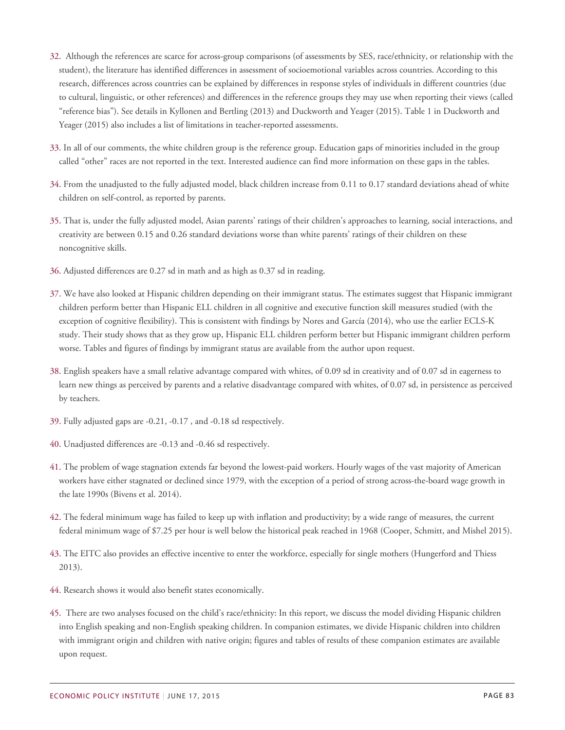32. Although the references are scarce for across-group comparisons (of assessments by SES, race/ethnicity, or relationship with the student), the literature has identified differences in assessment of socioemotional variables across countries. According to this research, differences across countries can be explained by differences in response styles of individuals in different countries (due to cultural, linguistic, or other references) and differences in the reference groups they may use when reporting their views (called "reference bias"). See details in Kyllonen and Bertling (2013) and Duckworth and Yeager (2015). Table 1 in Duckworth and Yeager (2015) also includes a list of limitations in teacher-reported assessments.

33. In all of our comments, the white children group is the reference group. Education gaps of minorities included in the group called "other" races are not reported in the text. Interested audience can find more information on these gaps in the tables.

34. From the unadjusted to the fully adjusted model, black children increase from 0.11 to 0.17 standard deviations ahead of white children on self-control, as reported by parents.

35. That is, under the fully adjusted model, Asian parents' ratings of their children's approaches to learning, social interactions, and creativity are between 0.15 and 0.26 standard deviations worse than white parents' ratings of their children on these noncognitive skills.

36. Adjusted differences are 0.27 sd in math and as high as 0.37 sd in reading.

37. We have also looked at Hispanic children depending on their immigrant status. The estimates suggest that Hispanic immigrant children perform better than Hispanic ELL children in all cognitive and executive function skill measures studied (with the exception of cognitive flexibility). This is consistent with findings by Nores and García (2014), who use the earlier ECLS-K study. Their study shows that as they grow up, Hispanic ELL children perform better but Hispanic immigrant children perform worse. Tables and figures of findings by immigrant status are available from the author upon request.

38. English speakers have a small relative advantage compared with whites, of 0.09 sd in creativity and of 0.07 sd in eagerness to learn new things as perceived by parents and a relative disadvantage compared with whites, of 0.07 sd, in persistence as perceived by teachers.

39. Fully adjusted gaps are -0.21, -0.17 , and -0.18 sd respectively.

40. Unadjusted differences are -0.13 and -0.46 sd respectively.

41. The problem of wage stagnation extends far beyond the lowest-paid workers. Hourly wages of the vast majority of American workers have either stagnated or declined since 1979, with the exception of a period of strong across-the-board wage growth in the late 1990s (Bivens et al. 2014).

42. The federal minimum wage has failed to keep up with inflation and productivity; by a wide range of measures, the current federal minimum wage of $7.25 per hour is well below the historical peak reached in 1968 (Cooper, Schmitt, and Mishel 2015).

43. The EITC also provides an effective incentive to enter the workforce, especially for single mothers (Hungerford and Thiess 2013).

44. Research shows it would also benefit states economically.

45. There are two analyses focused on the child's race/ethnicity: In this report, we discuss the model dividing Hispanic children into English speaking and non-English speaking children. In companion estimates, we divide Hispanic children into children with immigrant origin and children with native origin; figures and tables of results of these companion estimates are available upon request.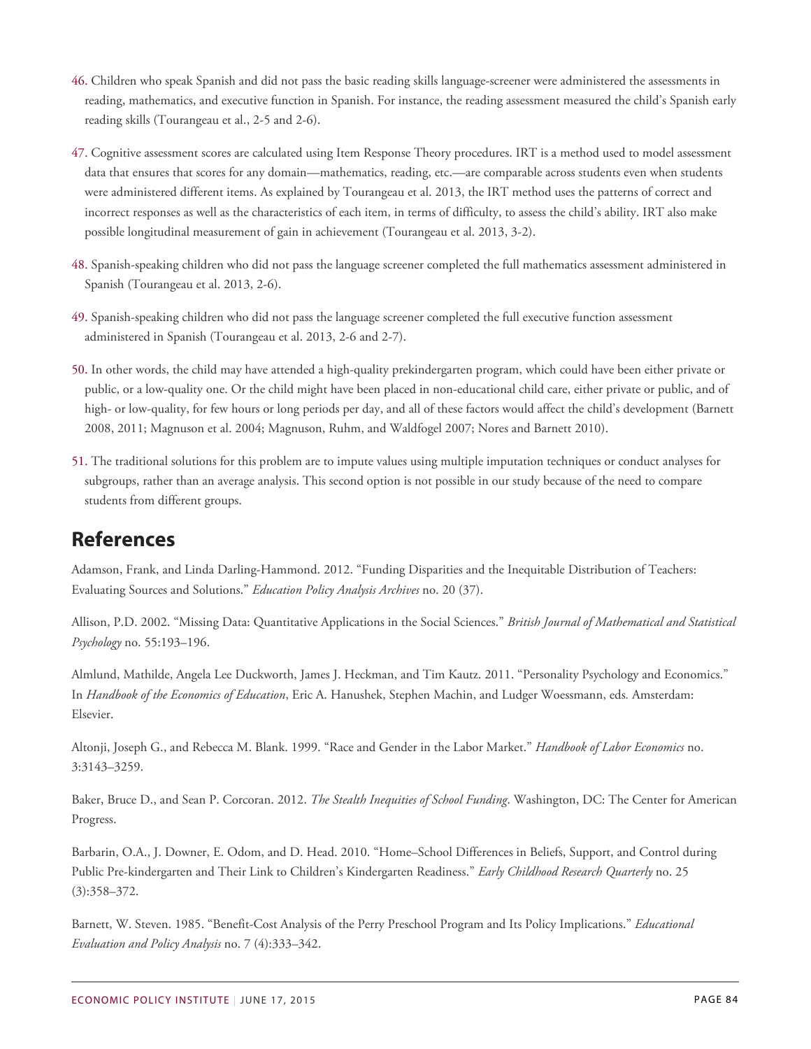46. Children who speak Spanish and did not pass the basic reading skills language-screener were administered the assessments in reading, mathematics, and executive function in Spanish. For instance, the reading assessment measured the child's Spanish early reading skills (Tourangeau et al., 2-5 and 2-6).

47. Cognitive assessment scores are calculated using Item Response Theory procedures. IRT is a method used to model assessment data that ensures that scores for any domain—mathematics, reading, etc.—are comparable across students even when students were administered different items. As explained by Tourangeau et al. 2013, the IRT method uses the patterns of correct and incorrect responses as well as the characteristics of each item, in terms of difficulty, to assess the child's ability. IRT also make possible longitudinal measurement of gain in achievement (Tourangeau et al. 2013, 3-2).

48. Spanish-speaking children who did not pass the language screener completed the full mathematics assessment administered in Spanish (Tourangeau et al. 2013, 2-6).

49. Spanish-speaking children who did not pass the language screener completed the full executive function assessment administered in Spanish (Tourangeau et al. 2013, 2-6 and 2-7).

50. In other words, the child may have attended a high-quality prekindergarten program, which could have been either private or public, or a low-quality one. Or the child might have been placed in non-educational child care, either private or public, and of high- or low-quality, for few hours or long periods per day, and all of these factors would affect the child's development (Barnett 2008, 2011; Magnuson et al. 2004; Magnuson, Ruhm, and Waldfogel 2007; Nores and Barnett 2010).

51. The traditional solutions for this problem are to impute values using multiple imputation techniques or conduct analyses for subgroups, rather than an average analysis. This second option is not possible in our study because of the need to compare students from different groups.

## References

Adamson, Frank, and Linda Darling-Hammond. 2012. "Funding Disparities and the Inequitable Distribution of Teachers: Evaluating Sources and Solutions." *Education Policy Analysis Archives* no. 20 (37).

Allison, P.D. 2002. "Missing Data: Quantitative Applications in the Social Sciences." *British Journal of Mathematical and Statistical Psychology* no. 55:193–196.

Almlund, Mathilde, Angela Lee Duckworth, James J. Heckman, and Tim Kautz. 2011. "Personality Psychology and Economics." In *Handbook of the Economics of Education*, Eric A. Hanushek, Stephen Machin, and Ludger Woessmann, eds. Amsterdam: Elsevier.

Altonji, Joseph G., and Rebecca M. Blank. 1999. "Race and Gender in the Labor Market." *Handbook of Labor Economics* no. 3:3143–3259.

Baker, Bruce D., and Sean P. Corcoran. 2012. *The Stealth Inequities of School Funding*. Washington, DC: The Center for American Progress.

Barbarin, O.A., J. Downer, E. Odom, and D. Head. 2010. "Home–School Differences in Beliefs, Support, and Control during Public Pre-kindergarten and Their Link to Children's Kindergarten Readiness." *Early Childhood Research Quarterly* no. 25 (3):358–372.

Barnett, W. Steven. 1985. "Benefit-Cost Analysis of the Perry Preschool Program and Its Policy Implications." *Educational Evaluation and Policy Analysis* no. 7 (4):333–342.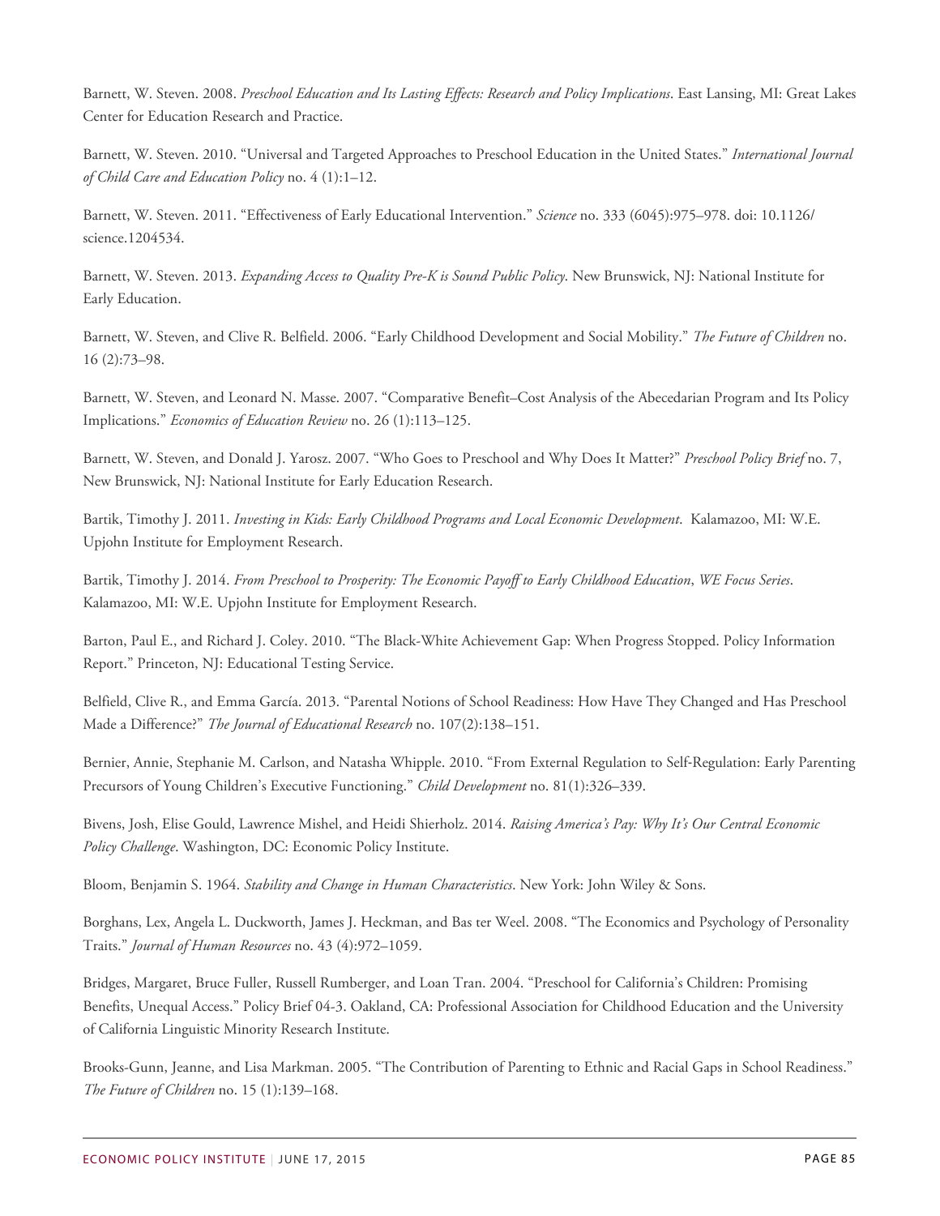Barnett, W. Steven. 2008. *Preschool Education and Its Lasting Effects: Research and Policy Implications*. East Lansing, MI: Great Lakes Center for Education Research and Practice.

Barnett, W. Steven. 2010. "Universal and Targeted Approaches to Preschool Education in the United States." *International Journal of Child Care and Education Policy* no. 4 (1):1–12.

Barnett, W. Steven. 2011. "Effectiveness of Early Educational Intervention." *Science* no. 333 (6045):975–978. doi: 10.1126/science.1204534.

Barnett, W. Steven. 2013. *Expanding Access to Quality Pre-K is Sound Public Policy*. New Brunswick, NJ: National Institute for Early Education.

Barnett, W. Steven, and Clive R. Belfield. 2006. "Early Childhood Development and Social Mobility." *The Future of Children* no. 16 (2):73–98.

Barnett, W. Steven, and Leonard N. Masse. 2007. "Comparative Benefit–Cost Analysis of the Abecedarian Program and Its Policy Implications." *Economics of Education Review* no. 26 (1):113–125.

Barnett, W. Steven, and Donald J. Yarosz. 2007. "Who Goes to Preschool and Why Does It Matter?" *Preschool Policy Brief* no. 7, New Brunswick, NJ: National Institute for Early Education Research.

Bartik, Timothy J. 2011. *Investing in Kids: Early Childhood Programs and Local Economic Development*. Kalamazoo, MI: W.E. Upjohn Institute for Employment Research.

Bartik, Timothy J. 2014. *From Preschool to Prosperity: The Economic Payoff to Early Childhood Education*, *WE Focus Series*. Kalamazoo, MI: W.E. Upjohn Institute for Employment Research.

Barton, Paul E., and Richard J. Coley. 2010. "The Black-White Achievement Gap: When Progress Stopped. Policy Information Report." Princeton, NJ: Educational Testing Service.

Belfield, Clive R., and Emma García. 2013. "Parental Notions of School Readiness: How Have They Changed and Has Preschool Made a Difference?" *The Journal of Educational Research* no. 107(2):138–151.

Bernier, Annie, Stephanie M. Carlson, and Natasha Whipple. 2010. "From External Regulation to Self-Regulation: Early Parenting Precursors of Young Children's Executive Functioning." *Child Development* no. 81(1):326–339.

Bivens, Josh, Elise Gould, Lawrence Mishel, and Heidi Shierholz. 2014. *Raising America's Pay: Why It's Our Central Economic Policy Challenge*. Washington, DC: Economic Policy Institute.

Bloom, Benjamin S. 1964. *Stability and Change in Human Characteristics*. New York: John Wiley & Sons.

Borghans, Lex, Angela L. Duckworth, James J. Heckman, and Bas ter Weel. 2008. "The Economics and Psychology of Personality Traits." *Journal of Human Resources* no. 43 (4):972–1059.

Bridges, Margaret, Bruce Fuller, Russell Rumberger, and Loan Tran. 2004. "Preschool for California's Children: Promising Benefits, Unequal Access." Policy Brief 04-3. Oakland, CA: Professional Association for Childhood Education and the University of California Linguistic Minority Research Institute.

Brooks-Gunn, Jeanne, and Lisa Markman. 2005. "The Contribution of Parenting to Ethnic and Racial Gaps in School Readiness." *The Future of Children* no. 15 (1):139–168.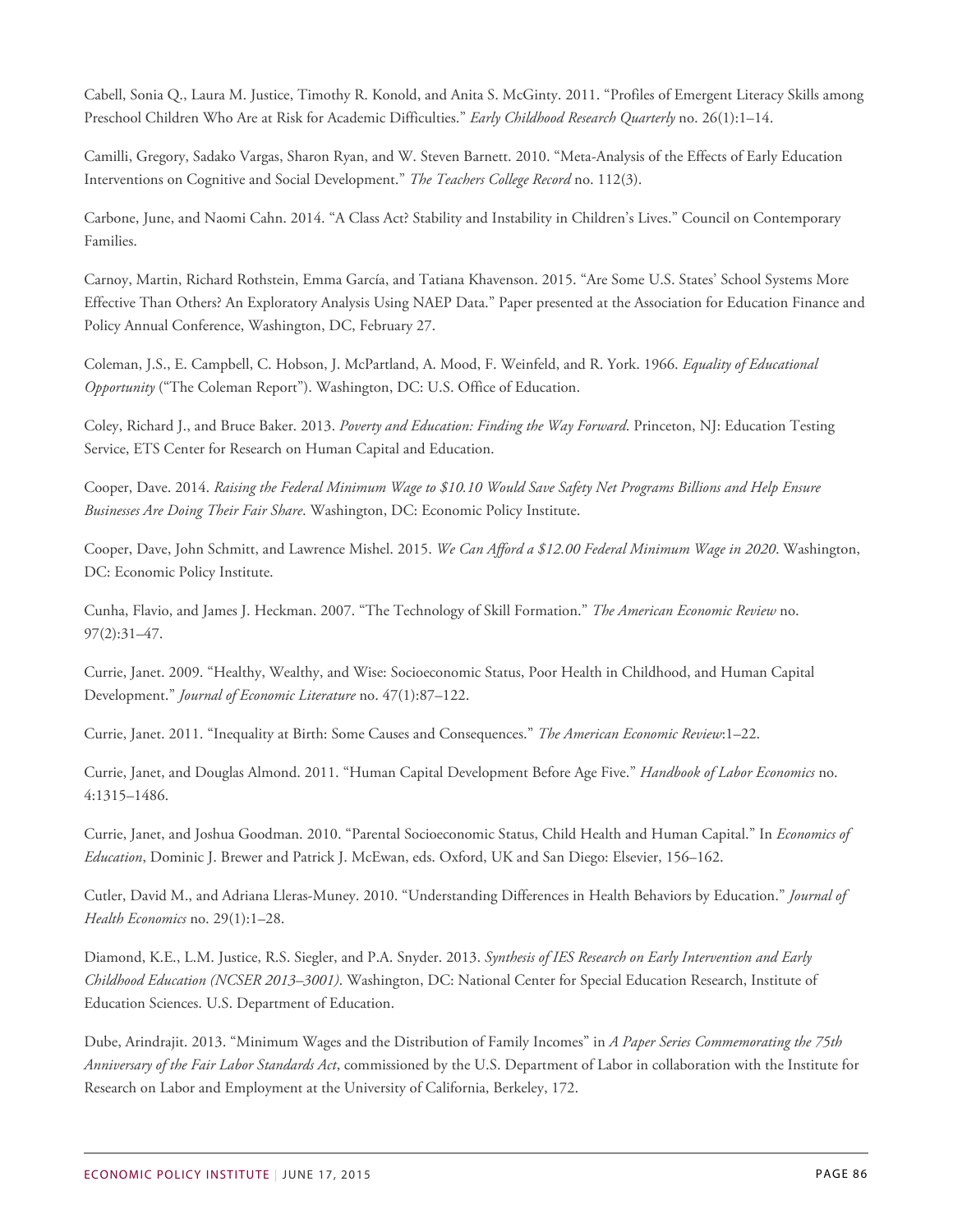Cabell, Sonia Q., Laura M. Justice, Timothy R. Konold, and Anita S. McGinty. 2011. "Profiles of Emergent Literacy Skills among Preschool Children Who Are at Risk for Academic Difficulties." *Early Childhood Research Quarterly* no. 26(1):1–14.

Camilli, Gregory, Sadako Vargas, Sharon Ryan, and W. Steven Barnett. 2010. "Meta-Analysis of the Effects of Early Education Interventions on Cognitive and Social Development." *The Teachers College Record* no. 112(3).

Carbone, June, and Naomi Cahn. 2014. "A Class Act? Stability and Instability in Children's Lives." Council on Contemporary Families.

Carnoy, Martin, Richard Rothstein, Emma García, and Tatiana Khavenson. 2015. "Are Some U.S. States' School Systems More Effective Than Others? An Exploratory Analysis Using NAEP Data." Paper presented at the Association for Education Finance and Policy Annual Conference, Washington, DC, February 27.

Coleman, J.S., E. Campbell, C. Hobson, J. McPartland, A. Mood, F. Weinfeld, and R. York. 1966. *Equality of Educational Opportunity* ("The Coleman Report"). Washington, DC: U.S. Office of Education.

Coley, Richard J., and Bruce Baker. 2013. *Poverty and Education: Finding the Way Forward*. Princeton, NJ: Education Testing Service, ETS Center for Research on Human Capital and Education.

Cooper, Dave. 2014. *Raising the Federal Minimum Wage to $10.10 Would Save Safety Net Programs Billions and Help Ensure Businesses Are Doing Their Fair Share*. Washington, DC: Economic Policy Institute.

Cooper, Dave, John Schmitt, and Lawrence Mishel. 2015. *We Can Afford a $12.00 Federal Minimum Wage in 2020*. Washington, DC: Economic Policy Institute.

Cunha, Flavio, and James J. Heckman. 2007. "The Technology of Skill Formation." *The American Economic Review* no. 97(2):31–47.

Currie, Janet. 2009. "Healthy, Wealthy, and Wise: Socioeconomic Status, Poor Health in Childhood, and Human Capital Development." *Journal of Economic Literature* no. 47(1):87–122.

Currie, Janet. 2011. "Inequality at Birth: Some Causes and Consequences." *The American Economic Review*:1–22.

Currie, Janet, and Douglas Almond. 2011. "Human Capital Development Before Age Five." *Handbook of Labor Economics* no. 4:1315–1486.

Currie, Janet, and Joshua Goodman. 2010. "Parental Socioeconomic Status, Child Health and Human Capital." In *Economics of Education*, Dominic J. Brewer and Patrick J. McEwan, eds. Oxford, UK and San Diego: Elsevier, 156–162.

Cutler, David M., and Adriana Lleras-Muney. 2010. "Understanding Differences in Health Behaviors by Education." *Journal of Health Economics* no. 29(1):1–28.

Diamond, K.E., L.M. Justice, R.S. Siegler, and P.A. Snyder. 2013. *Synthesis of IES Research on Early Intervention and Early Childhood Education (NCSER 2013–3001)*. Washington, DC: National Center for Special Education Research, Institute of Education Sciences. U.S. Department of Education.

Dube, Arindrajit. 2013. "Minimum Wages and the Distribution of Family Incomes" in *A Paper Series Commemorating the 75th Anniversary of the Fair Labor Standards Act*, commissioned by the U.S. Department of Labor in collaboration with the Institute for Research on Labor and Employment at the University of California, Berkeley, 172.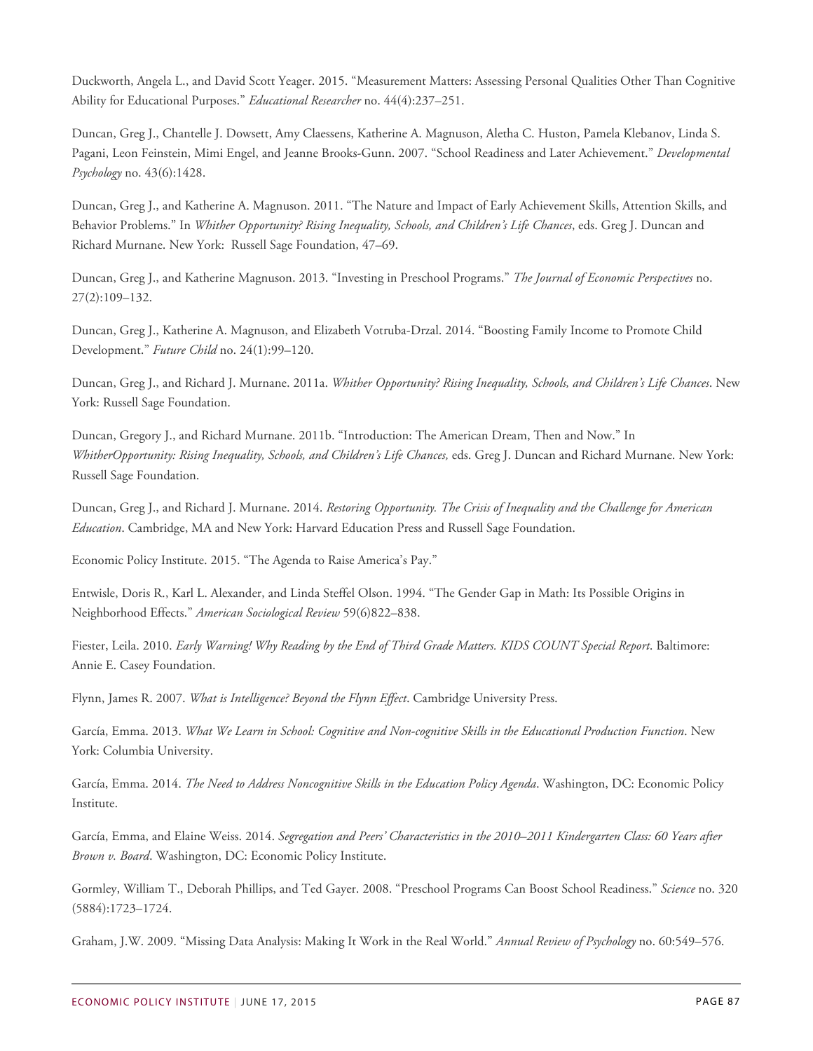Duckworth, Angela L., and David Scott Yeager. 2015. "Measurement Matters: Assessing Personal Qualities Other Than Cognitive Ability for Educational Purposes." *Educational Researcher* no. 44(4):237–251.

Duncan, Greg J., Chantelle J. Dowsett, Amy Claessens, Katherine A. Magnuson, Aletha C. Huston, Pamela Klebanov, Linda S. Pagani, Leon Feinstein, Mimi Engel, and Jeanne Brooks-Gunn. 2007. "School Readiness and Later Achievement." *Developmental Psychology* no. 43(6):1428.

Duncan, Greg J., and Katherine A. Magnuson. 2011. "The Nature and Impact of Early Achievement Skills, Attention Skills, and Behavior Problems." In *Whither Opportunity? Rising Inequality, Schools, and Children's Life Chances*, eds. Greg J. Duncan and Richard Murnane. New York: Russell Sage Foundation, 47–69.

Duncan, Greg J., and Katherine Magnuson. 2013. "Investing in Preschool Programs." *The Journal of Economic Perspectives* no. 27(2):109–132.

Duncan, Greg J., Katherine A. Magnuson, and Elizabeth Votruba-Drzal. 2014. "Boosting Family Income to Promote Child Development." *Future Child* no. 24(1):99–120.

Duncan, Greg J., and Richard J. Murnane. 2011a. *Whither Opportunity? Rising Inequality, Schools, and Children's Life Chances*. New York: Russell Sage Foundation.

Duncan, Gregory J., and Richard Murnane. 2011b. "Introduction: The American Dream, Then and Now." In *WhitherOpportunity: Rising Inequality, Schools, and Children's Life Chances,* eds. Greg J. Duncan and Richard Murnane. New York: Russell Sage Foundation.

Duncan, Greg J., and Richard J. Murnane. 2014. *Restoring Opportunity. The Crisis of Inequality and the Challenge for American Education*. Cambridge, MA and New York: Harvard Education Press and Russell Sage Foundation.

Economic Policy Institute. 2015. "The Agenda to Raise America's Pay."

Entwisle, Doris R., Karl L. Alexander, and Linda Steffel Olson. 1994. "The Gender Gap in Math: Its Possible Origins in Neighborhood Effects." *American Sociological Review* 59(6)822–838.

Fiester, Leila. 2010. *Early Warning! Why Reading by the End of Third Grade Matters. KIDS COUNT Special Report*. Baltimore: Annie E. Casey Foundation.

Flynn, James R. 2007. *What is Intelligence? Beyond the Flynn Effect*. Cambridge University Press.

García, Emma. 2013. *What We Learn in School: Cognitive and Non-cognitive Skills in the Educational Production Function*. New York: Columbia University.

García, Emma. 2014. *The Need to Address Noncognitive Skills in the Education Policy Agenda*. Washington, DC: Economic Policy Institute.

García, Emma, and Elaine Weiss. 2014. *Segregation and Peers' Characteristics in the 2010–2011 Kindergarten Class: 60 Years after Brown v. Board*. Washington, DC: Economic Policy Institute.

Gormley, William T., Deborah Phillips, and Ted Gayer. 2008. "Preschool Programs Can Boost School Readiness." *Science* no. 320 (5884):1723–1724.

Graham, J.W. 2009. "Missing Data Analysis: Making It Work in the Real World." *Annual Review of Psychology* no. 60:549–576.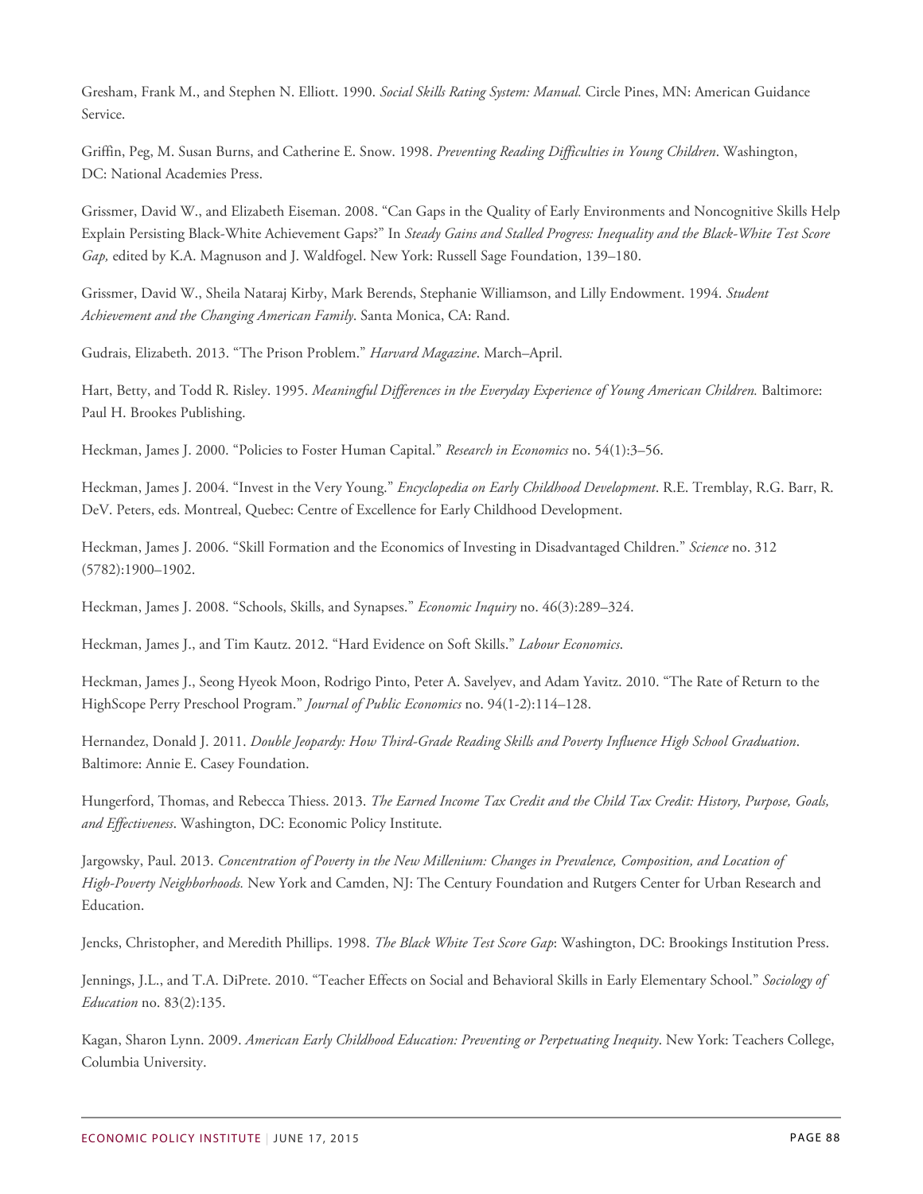Gresham, Frank M., and Stephen N. Elliott. 1990. *Social Skills Rating System: Manual.* Circle Pines, MN: American Guidance Service.

Griffin, Peg, M. Susan Burns, and Catherine E. Snow. 1998. *Preventing Reading Difficulties in Young Children*. Washington, DC: National Academies Press.

Grissmer, David W., and Elizabeth Eiseman. 2008. "Can Gaps in the Quality of Early Environments and Noncognitive Skills Help Explain Persisting Black-White Achievement Gaps?" In *Steady Gains and Stalled Progress: Inequality and the Black-White Test Score Gap,* edited by K.A. Magnuson and J. Waldfogel. New York: Russell Sage Foundation, 139–180.

Grissmer, David W., Sheila Nataraj Kirby, Mark Berends, Stephanie Williamson, and Lilly Endowment. 1994. *Student Achievement and the Changing American Family*. Santa Monica, CA: Rand.

Gudrais, Elizabeth. 2013. "The Prison Problem." *Harvard Magazine*. March–April.

Hart, Betty, and Todd R. Risley. 1995. *Meaningful Differences in the Everyday Experience of Young American Children.* Baltimore: Paul H. Brookes Publishing.

Heckman, James J. 2000. "Policies to Foster Human Capital." *Research in Economics* no. 54(1):3–56.

Heckman, James J. 2004. "Invest in the Very Young." *Encyclopedia on Early Childhood Development*. R.E. Tremblay, R.G. Barr, R. DeV. Peters, eds. Montreal, Quebec: Centre of Excellence for Early Childhood Development.

Heckman, James J. 2006. "Skill Formation and the Economics of Investing in Disadvantaged Children." *Science* no. 312 (5782):1900–1902.

Heckman, James J. 2008. "Schools, Skills, and Synapses." *Economic Inquiry* no. 46(3):289–324.

Heckman, James J., and Tim Kautz. 2012. "Hard Evidence on Soft Skills." *Labour Economics*.

Heckman, James J., Seong Hyeok Moon, Rodrigo Pinto, Peter A. Savelyev, and Adam Yavitz. 2010. "The Rate of Return to the HighScope Perry Preschool Program." *Journal of Public Economics* no. 94(1-2):114–128.

Hernandez, Donald J. 2011. *Double Jeopardy: How Third-Grade Reading Skills and Poverty Influence High School Graduation*. Baltimore: Annie E. Casey Foundation.

Hungerford, Thomas, and Rebecca Thiess. 2013. *The Earned Income Tax Credit and the Child Tax Credit: History, Purpose, Goals, and Effectiveness*. Washington, DC: Economic Policy Institute.

Jargowsky, Paul. 2013. *Concentration of Poverty in the New Millenium: Changes in Prevalence, Composition, and Location of High-Poverty Neighborhoods.* New York and Camden, NJ: The Century Foundation and Rutgers Center for Urban Research and Education.

Jencks, Christopher, and Meredith Phillips. 1998. *The Black White Test Score Gap*: Washington, DC: Brookings Institution Press.

Jennings, J.L., and T.A. DiPrete. 2010. "Teacher Effects on Social and Behavioral Skills in Early Elementary School." *Sociology of Education* no. 83(2):135.

Kagan, Sharon Lynn. 2009. *American Early Childhood Education: Preventing or Perpetuating Inequity*. New York: Teachers College, Columbia University.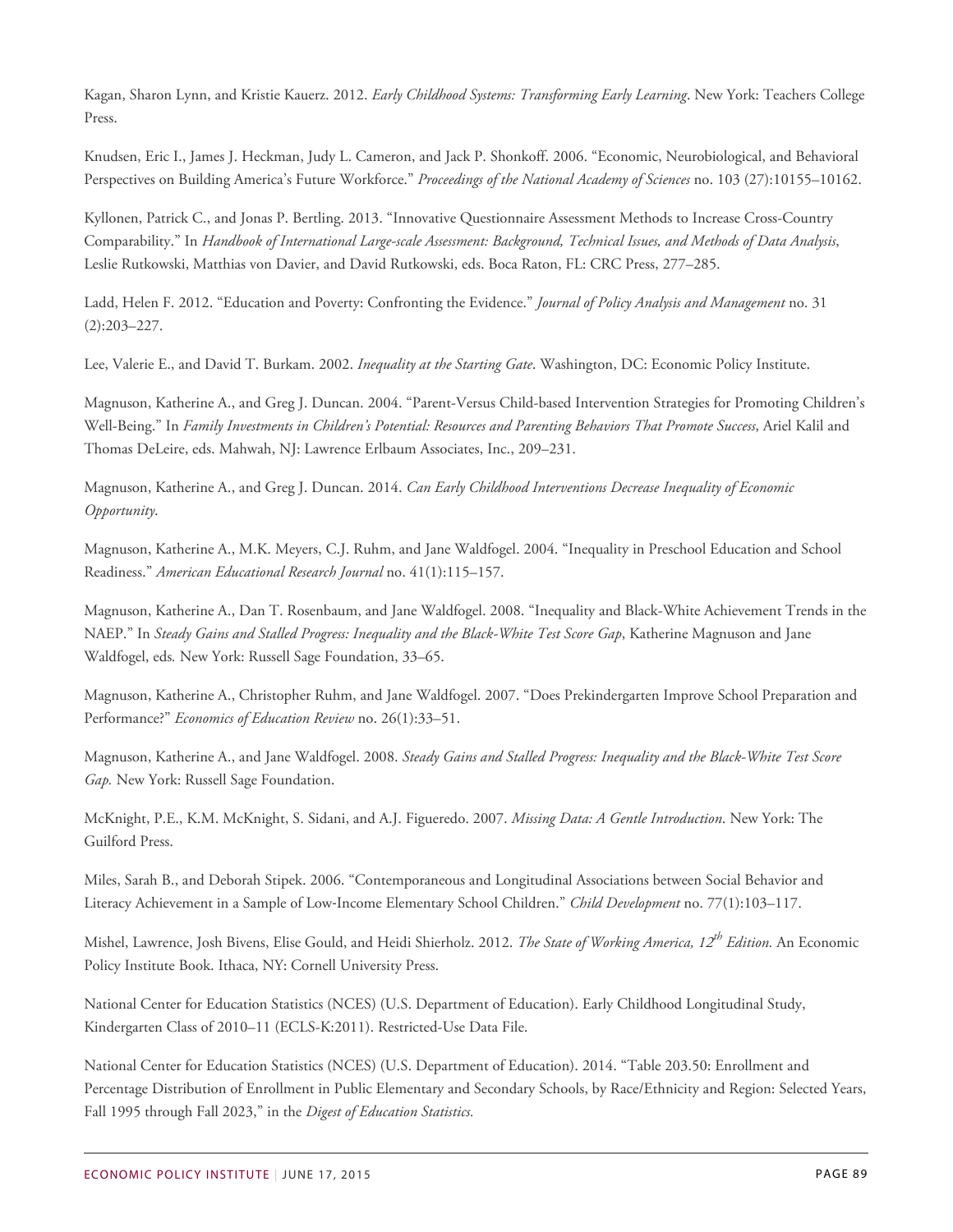Kagan, Sharon Lynn, and Kristie Kauerz. 2012. *Early Childhood Systems: Transforming Early Learning*. New York: Teachers College Press.

Knudsen, Eric I., James J. Heckman, Judy L. Cameron, and Jack P. Shonkoff. 2006. "Economic, Neurobiological, and Behavioral Perspectives on Building America's Future Workforce." *Proceedings of the National Academy of Sciences* no. 103 (27):10155–10162.

Kyllonen, Patrick C., and Jonas P. Bertling. 2013. "Innovative Questionnaire Assessment Methods to Increase Cross-Country Comparability." In *Handbook of International Large-scale Assessment: Background, Technical Issues, and Methods of Data Analysis*, Leslie Rutkowski, Matthias von Davier, and David Rutkowski, eds. Boca Raton, FL: CRC Press, 277–285.

Ladd, Helen F. 2012. "Education and Poverty: Confronting the Evidence." *Journal of Policy Analysis and Management* no. 31 (2):203–227.

Lee, Valerie E., and David T. Burkam. 2002. *Inequality at the Starting Gate*. Washington, DC: Economic Policy Institute.

Magnuson, Katherine A., and Greg J. Duncan. 2004. "Parent-Versus Child-based Intervention Strategies for Promoting Children's Well-Being." In *Family Investments in Children's Potential: Resources and Parenting Behaviors That Promote Success*, Ariel Kalil and Thomas DeLeire, eds. Mahwah, NJ: Lawrence Erlbaum Associates, Inc., 209–231.

Magnuson, Katherine A., and Greg J. Duncan. 2014. *Can Early Childhood Interventions Decrease Inequality of Economic Opportunity*.

Magnuson, Katherine A., M.K. Meyers, C.J. Ruhm, and Jane Waldfogel. 2004. "Inequality in Preschool Education and School Readiness." *American Educational Research Journal* no. 41(1):115–157.

Magnuson, Katherine A., Dan T. Rosenbaum, and Jane Waldfogel. 2008. "Inequality and Black-White Achievement Trends in the NAEP." In *Steady Gains and Stalled Progress: Inequality and the Black-White Test Score Gap*, Katherine Magnuson and Jane Waldfogel, eds. New York: Russell Sage Foundation, 33–65.

Magnuson, Katherine A., Christopher Ruhm, and Jane Waldfogel. 2007. "Does Prekindergarten Improve School Preparation and Performance?" *Economics of Education Review* no. 26(1):33–51.

Magnuson, Katherine A., and Jane Waldfogel. 2008. *Steady Gains and Stalled Progress: Inequality and the Black-White Test Score Gap.* New York: Russell Sage Foundation.

McKnight, P.E., K.M. McKnight, S. Sidani, and A.J. Figueredo. 2007. *Missing Data: A Gentle Introduction*. New York: The Guilford Press.

Miles, Sarah B., and Deborah Stipek. 2006. "Contemporaneous and Longitudinal Associations between Social Behavior and Literacy Achievement in a Sample of Low-Income Elementary School Children." *Child Development* no. 77(1):103–117.

Mishel, Lawrence, Josh Bivens, Elise Gould, and Heidi Shierholz. 2012. *The State of Working America, 12th Edition.* An Economic Policy Institute Book. Ithaca, NY: Cornell University Press.

National Center for Education Statistics (NCES) (U.S. Department of Education). Early Childhood Longitudinal Study, Kindergarten Class of 2010–11 (ECLS-K:2011). Restricted-Use Data File.

National Center for Education Statistics (NCES) (U.S. Department of Education). 2014. "Table 203.50: Enrollment and Percentage Distribution of Enrollment in Public Elementary and Secondary Schools, by Race/Ethnicity and Region: Selected Years, Fall 1995 through Fall 2023," in the *Digest of Education Statistics.*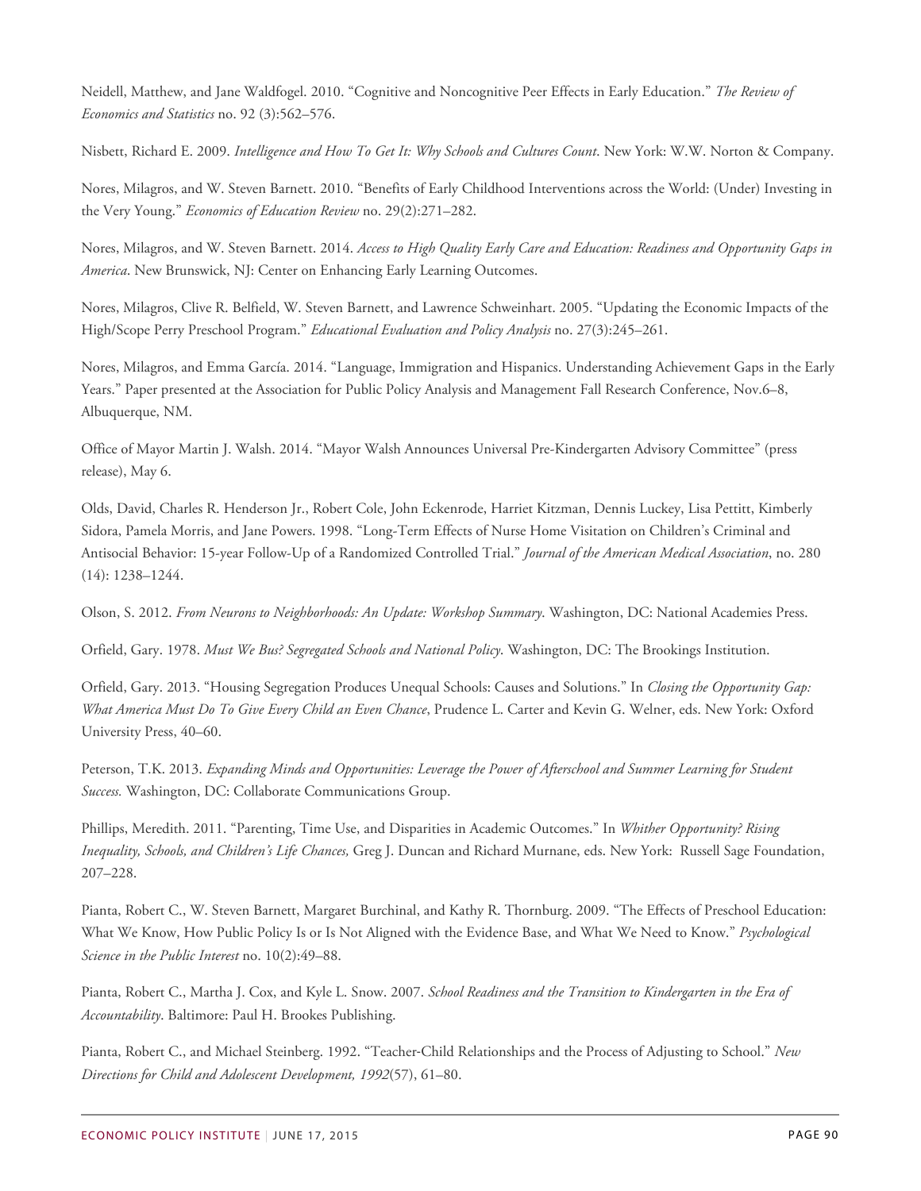Neidell, Matthew, and Jane Waldfogel. 2010. "Cognitive and Noncognitive Peer Effects in Early Education." *The Review of Economics and Statistics* no. 92 (3):562–576.

Nisbett, Richard E. 2009. *Intelligence and How To Get It: Why Schools and Cultures Count*. New York: W.W. Norton & Company.

Nores, Milagros, and W. Steven Barnett. 2010. "Benefits of Early Childhood Interventions across the World: (Under) Investing in the Very Young." *Economics of Education Review* no. 29(2):271–282.

Nores, Milagros, and W. Steven Barnett. 2014. *Access to High Quality Early Care and Education: Readiness and Opportunity Gaps in America*. New Brunswick, NJ: Center on Enhancing Early Learning Outcomes.

Nores, Milagros, Clive R. Belfield, W. Steven Barnett, and Lawrence Schweinhart. 2005. "Updating the Economic Impacts of the High/Scope Perry Preschool Program." *Educational Evaluation and Policy Analysis* no. 27(3):245–261.

Nores, Milagros, and Emma García. 2014. "Language, Immigration and Hispanics. Understanding Achievement Gaps in the Early Years." Paper presented at the Association for Public Policy Analysis and Management Fall Research Conference, Nov.6–8, Albuquerque, NM.

Office of Mayor Martin J. Walsh. 2014. "Mayor Walsh Announces Universal Pre-Kindergarten Advisory Committee" (press release), May 6.

Olds, David, Charles R. Henderson Jr., Robert Cole, John Eckenrode, Harriet Kitzman, Dennis Luckey, Lisa Pettitt, Kimberly Sidora, Pamela Morris, and Jane Powers. 1998. "Long-Term Effects of Nurse Home Visitation on Children's Criminal and Antisocial Behavior: 15-year Follow-Up of a Randomized Controlled Trial." *Journal of the American Medical Association*, no. 280 (14): 1238–1244.

Olson, S. 2012. *From Neurons to Neighborhoods: An Update: Workshop Summary*. Washington, DC: National Academies Press.

Orfield, Gary. 1978. *Must We Bus? Segregated Schools and National Policy*. Washington, DC: The Brookings Institution.

Orfield, Gary. 2013. "Housing Segregation Produces Unequal Schools: Causes and Solutions." In *Closing the Opportunity Gap: What America Must Do To Give Every Child an Even Chance*, Prudence L. Carter and Kevin G. Welner, eds. New York: Oxford University Press, 40–60.

Peterson, T.K. 2013. *Expanding Minds and Opportunities: Leverage the Power of Afterschool and Summer Learning for Student Success.* Washington, DC: Collaborate Communications Group.

Phillips, Meredith. 2011. "Parenting, Time Use, and Disparities in Academic Outcomes." In *Whither Opportunity? Rising Inequality, Schools, and Children's Life Chances,* Greg J. Duncan and Richard Murnane, eds. New York: Russell Sage Foundation, 207–228.

Pianta, Robert C., W. Steven Barnett, Margaret Burchinal, and Kathy R. Thornburg. 2009. "The Effects of Preschool Education: What We Know, How Public Policy Is or Is Not Aligned with the Evidence Base, and What We Need to Know." *Psychological Science in the Public Interest* no. 10(2):49–88.

Pianta, Robert C., Martha J. Cox, and Kyle L. Snow. 2007. *School Readiness and the Transition to Kindergarten in the Era of Accountability*. Baltimore: Paul H. Brookes Publishing.

Pianta, Robert C., and Michael Steinberg. 1992. "Teacher-Child Relationships and the Process of Adjusting to School." *New Directions for Child and Adolescent Development, 1992*(57), 61–80.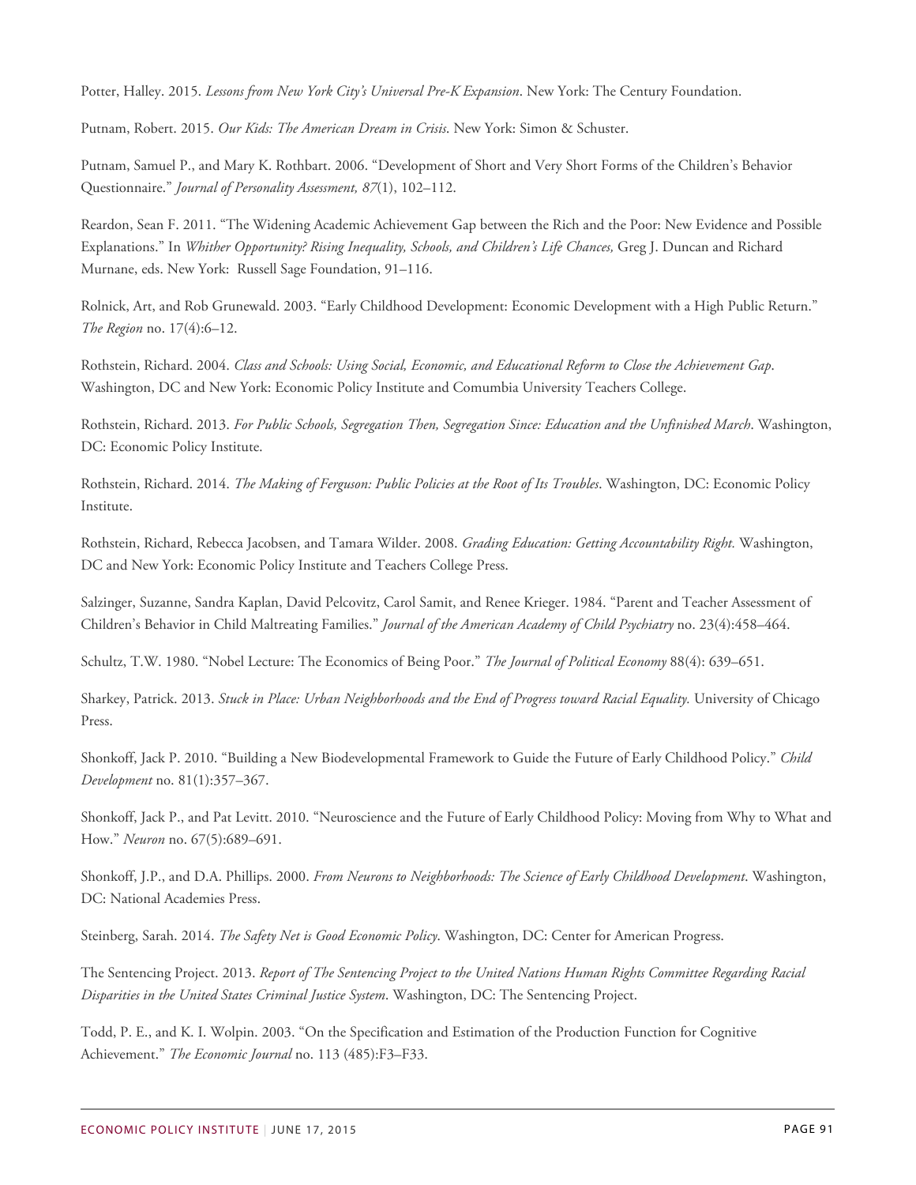Potter, Halley. 2015. *Lessons from New York City's Universal Pre-K Expansion*. New York: The Century Foundation.

Putnam, Robert. 2015. *Our Kids: The American Dream in Crisis*. New York: Simon & Schuster.

Putnam, Samuel P., and Mary K. Rothbart. 2006. "Development of Short and Very Short Forms of the Children's Behavior Questionnaire." *Journal of Personality Assessment, 87*(1), 102–112.

Reardon, Sean F. 2011. "The Widening Academic Achievement Gap between the Rich and the Poor: New Evidence and Possible Explanations." In *Whither Opportunity? Rising Inequality, Schools, and Children's Life Chances,* Greg J. Duncan and Richard Murnane, eds. New York: Russell Sage Foundation, 91–116.

Rolnick, Art, and Rob Grunewald. 2003. "Early Childhood Development: Economic Development with a High Public Return." *The Region* no. 17(4):6–12.

Rothstein, Richard. 2004. *Class and Schools: Using Social, Economic, and Educational Reform to Close the Achievement Gap*. Washington, DC and New York: Economic Policy Institute and Comumbia University Teachers College.

Rothstein, Richard. 2013. *For Public Schools, Segregation Then, Segregation Since: Education and the Unfinished March*. Washington, DC: Economic Policy Institute.

Rothstein, Richard. 2014. *The Making of Ferguson: Public Policies at the Root of Its Troubles*. Washington, DC: Economic Policy Institute.

Rothstein, Richard, Rebecca Jacobsen, and Tamara Wilder. 2008. *Grading Education: Getting Accountability Right.* Washington, DC and New York: Economic Policy Institute and Teachers College Press.

Salzinger, Suzanne, Sandra Kaplan, David Pelcovitz, Carol Samit, and Renee Krieger. 1984. "Parent and Teacher Assessment of Children's Behavior in Child Maltreating Families." *Journal of the American Academy of Child Psychiatry* no. 23(4):458–464.

Schultz, T.W. 1980. "Nobel Lecture: The Economics of Being Poor." *The Journal of Political Economy* 88(4): 639–651.

Sharkey, Patrick. 2013. *Stuck in Place: Urban Neighborhoods and the End of Progress toward Racial Equality.* University of Chicago Press.

Shonkoff, Jack P. 2010. "Building a New Biodevelopmental Framework to Guide the Future of Early Childhood Policy." *Child Development* no. 81(1):357–367.

Shonkoff, Jack P., and Pat Levitt. 2010. "Neuroscience and the Future of Early Childhood Policy: Moving from Why to What and How." *Neuron* no. 67(5):689–691.

Shonkoff, J.P., and D.A. Phillips. 2000. *From Neurons to Neighborhoods: The Science of Early Childhood Development*. Washington, DC: National Academies Press.

Steinberg, Sarah. 2014. *The Safety Net is Good Economic Policy*. Washington, DC: Center for American Progress.

The Sentencing Project. 2013. *Report of The Sentencing Project to the United Nations Human Rights Committee Regarding Racial Disparities in the United States Criminal Justice System*. Washington, DC: The Sentencing Project.

Todd, P. E., and K. I. Wolpin. 2003. "On the Specification and Estimation of the Production Function for Cognitive Achievement." *The Economic Journal* no. 113 (485):F3–F33.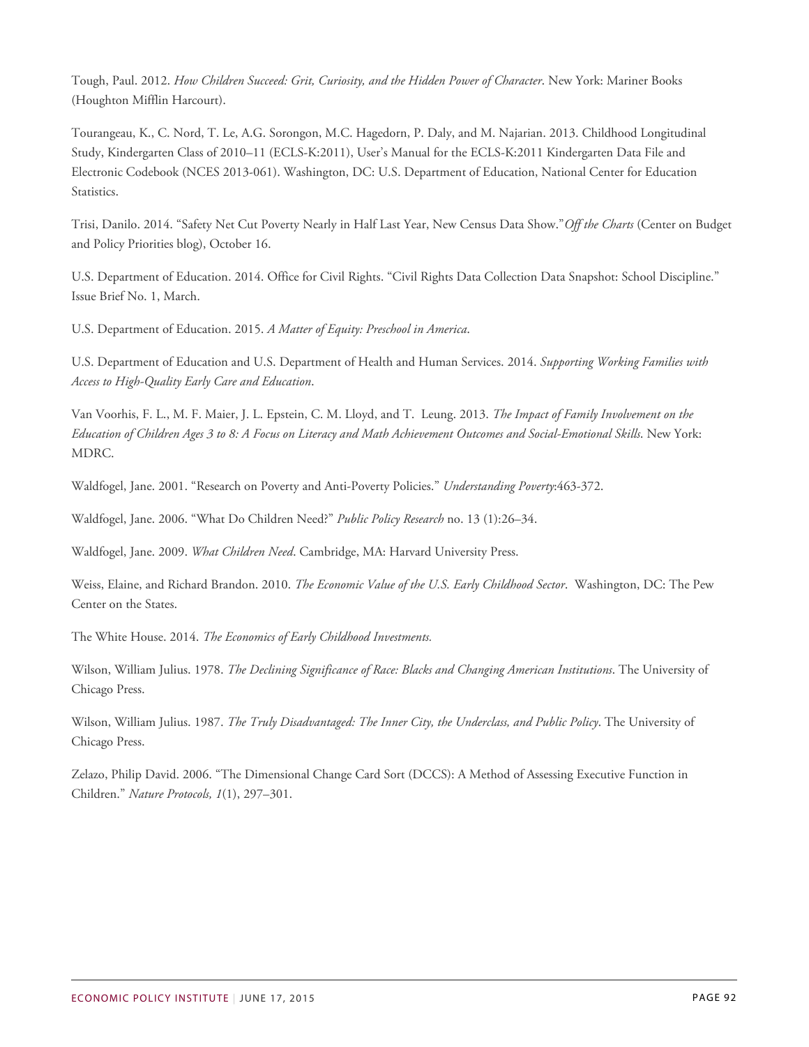Tough, Paul. 2012. *How Children Succeed: Grit, Curiosity, and the Hidden Power of Character*. New York: Mariner Books (Houghton Mifflin Harcourt).

Tourangeau, K., C. Nord, T. Le, A.G. Sorongon, M.C. Hagedorn, P. Daly, and M. Najarian. 2013. Childhood Longitudinal Study, Kindergarten Class of 2010–11 (ECLS-K:2011), User's Manual for the ECLS-K:2011 Kindergarten Data File and Electronic Codebook (NCES 2013-061). Washington, DC: U.S. Department of Education, National Center for Education Statistics.

Trisi, Danilo. 2014. "Safety Net Cut Poverty Nearly in Half Last Year, New Census Data Show." *Off the Charts* (Center on Budget and Policy Priorities blog), October 16.

U.S. Department of Education. 2014. Office for Civil Rights. "Civil Rights Data Collection Data Snapshot: School Discipline." Issue Brief No. 1, March.

U.S. Department of Education. 2015. *A Matter of Equity: Preschool in America*.

U.S. Department of Education and U.S. Department of Health and Human Services. 2014. *Supporting Working Families with Access to High-Quality Early Care and Education*.

Van Voorhis, F. L., M. F. Maier, J. L. Epstein, C. M. Lloyd, and T. Leung. 2013. *The Impact of Family Involvement on the Education of Children Ages 3 to 8: A Focus on Literacy and Math Achievement Outcomes and Social-Emotional Skills*. New York: MDRC.

Waldfogel, Jane. 2001. "Research on Poverty and Anti-Poverty Policies." *Understanding Poverty*:463-372.

Waldfogel, Jane. 2006. "What Do Children Need?" *Public Policy Research* no. 13 (1):26–34.

Waldfogel, Jane. 2009. *What Children Need*. Cambridge, MA: Harvard University Press.

Weiss, Elaine, and Richard Brandon. 2010. *The Economic Value of the U.S. Early Childhood Sector*. Washington, DC: The Pew Center on the States.

The White House. 2014. *The Economics of Early Childhood Investments.*

Wilson, William Julius. 1978. *The Declining Significance of Race: Blacks and Changing American Institutions*. The University of Chicago Press.

Wilson, William Julius. 1987. *The Truly Disadvantaged: The Inner City, the Underclass, and Public Policy*. The University of Chicago Press.

Zelazo, Philip David. 2006. "The Dimensional Change Card Sort (DCCS): A Method of Assessing Executive Function in Children." *Nature Protocols, 1*(1), 297–301.